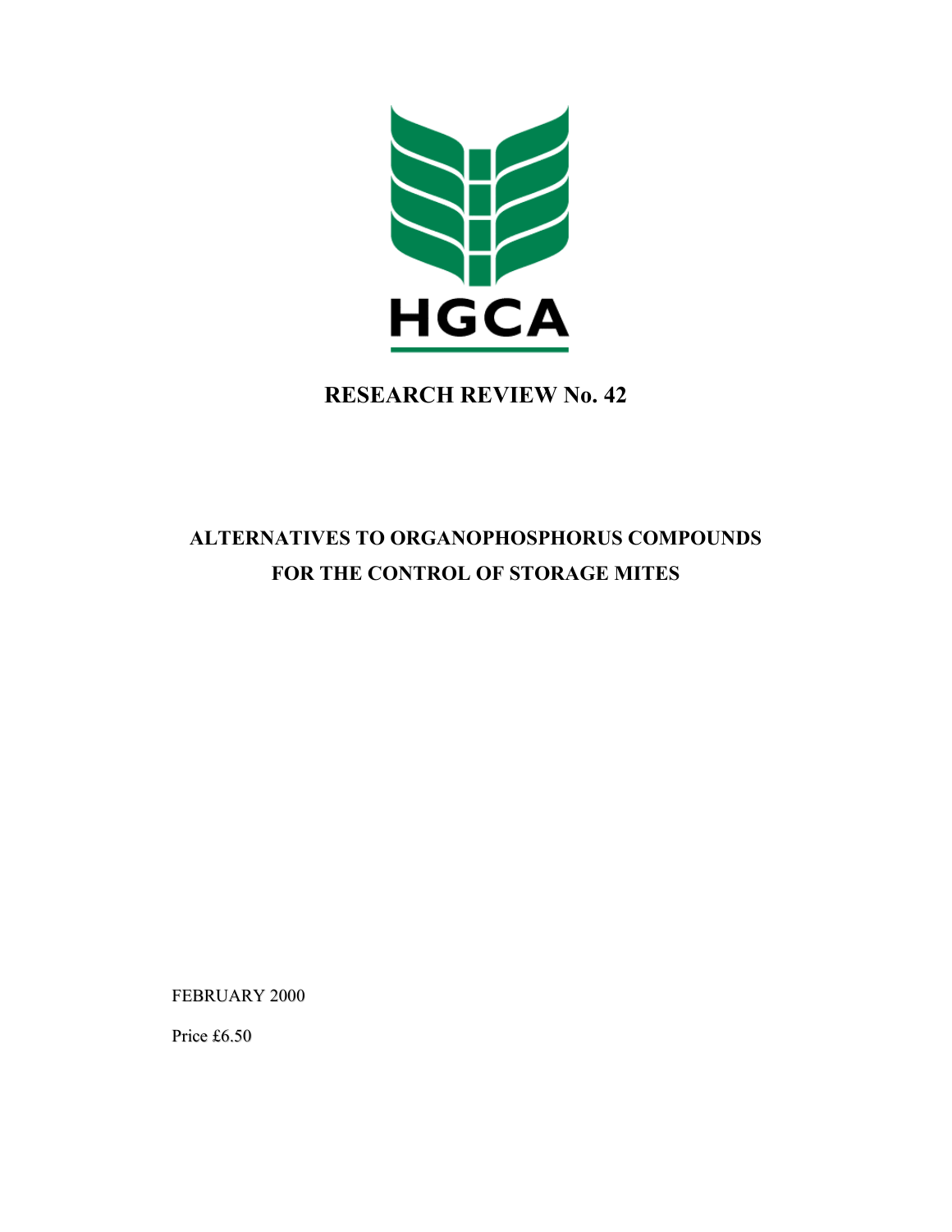HGCA

# RESEARCH REVIEW No. 42

## ALTERNATIVES TO ORGANOPHOSPHORUS COMPOUNDS FOR THE CONTROL OF STORAGE MITES

FEBRUARY 2000

Price £6.50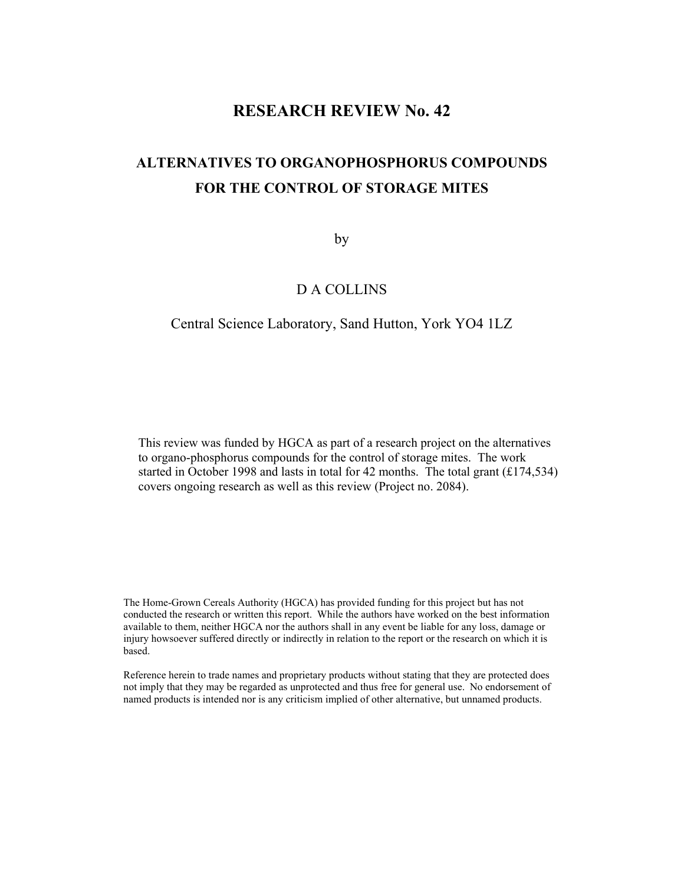# RESEARCH REVIEW No. 42

## ALTERNATIVES TO ORGANOPHOSPHORUS COMPOUNDS FOR THE CONTROL OF STORAGE MITES

by

D A COLLINS

Central Science Laboratory, Sand Hutton, York YO4 1LZ

This review was funded by HGCA as part of a research project on the alternatives to organo-phosphorus compounds for the control of storage mites. The work started in October 1998 and lasts in total for 42 months. The total grant (£174,534) covers ongoing research as well as this review (Project no. 2084).

The Home-Grown Cereals Authority (HGCA) has provided funding for this project but has not conducted the research or written this report. While the authors have worked on the best information available to them, neither HGCA nor the authors shall in any event be liable for any loss, damage or injury howsoever suffered directly or indirectly in relation to the report or the research on which it is based.

Reference herein to trade names and proprietary products without stating that they are protected does not imply that they may be regarded as unprotected and thus free for general use. No endorsement of named products is intended nor is any criticism implied of other alternative, but unnamed products.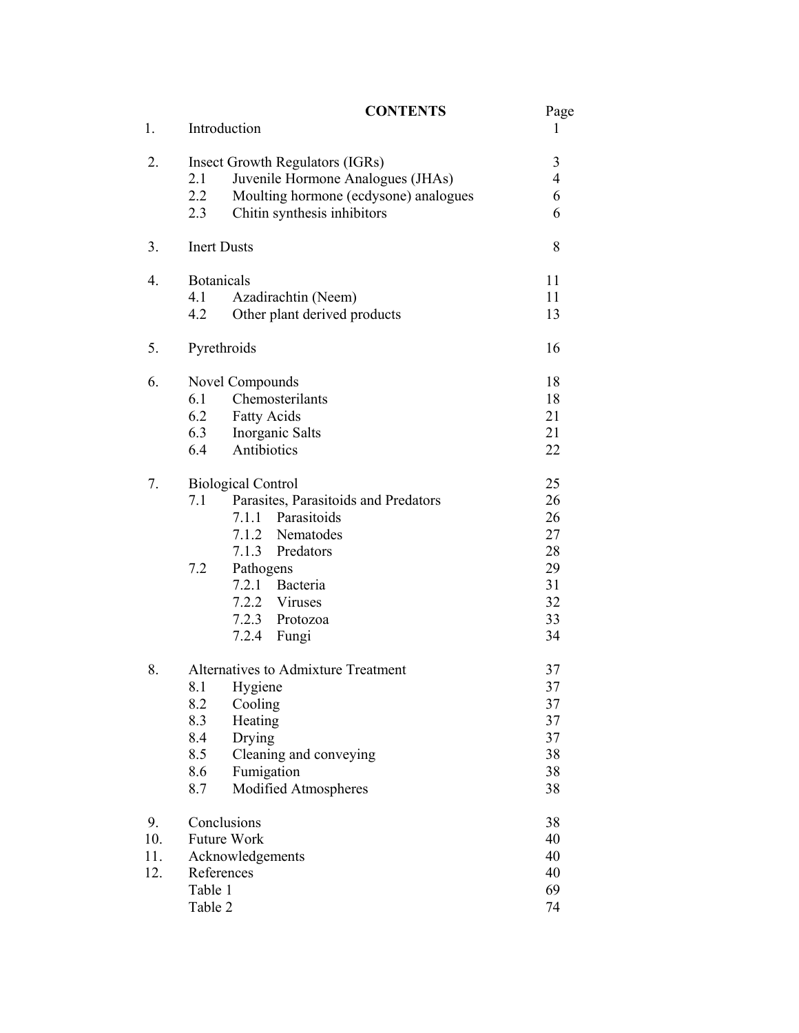# CONTENTS

| | | Page |
|---|---|---|
| 1. | Introduction | 1 |
| 2. | Insect Growth Regulators (IGRs) | 3 |
| | 2.1 Juvenile Hormone Analogues (JHAs) | 4 |
| | 2.2 Moulting hormone (ecdysone) analogues | 6 |
| | 2.3 Chitin synthesis inhibitors | 6 |
| 3. | Inert Dusts | 8 |
| 4. | Botanicals | 11 |
| | 4.1 Azadirachtin (Neem) | 11 |
| | 4.2 Other plant derived products | 13 |
| 5. | Pyrethroids | 16 |
| 6. | Novel Compounds | 18 |
| | 6.1 Chemosterilants | 18 |
| | 6.2 Fatty Acids | 21 |
| | 6.3 Inorganic Salts | 21 |
| | 6.4 Antibiotics | 22 |
| 7. | Biological Control | 25 |
| | 7.1 Parasites, Parasitoids and Predators | 26 |
| | 7.1.1 Parasitoids | 26 |
| | 7.1.2 Nematodes | 27 |
| | 7.1.3 Predators | 28 |
| | 7.2 Pathogens | 29 |
| | 7.2.1 Bacteria | 31 |
| | 7.2.2 Viruses | 32 |
| | 7.2.3 Protozoa | 33 |
| | 7.2.4 Fungi | 34 |
| 8. | Alternatives to Admixture Treatment | 37 |
| | 8.1 Hygiene | 37 |
| | 8.2 Cooling | 37 |
| | 8.3 Heating | 37 |
| | 8.4 Drying | 37 |
| | 8.5 Cleaning and conveying | 38 |
| | 8.6 Fumigation | 38 |
| | 8.7 Modified Atmospheres | 38 |
| 9. | Conclusions | 38 |
| 10. | Future Work | 40 |
| 11. | Acknowledgements | 40 |
| 12. | References | 40 |
| | Table 1 | 69 |
| | Table 2 | 74 |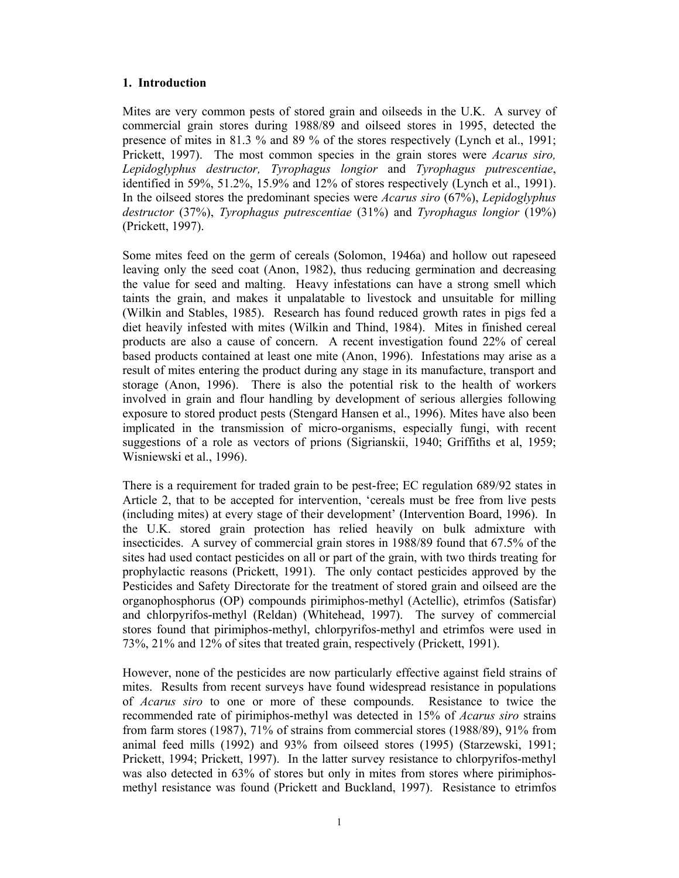## 1. Introduction

Mites are very common pests of stored grain and oilseeds in the U.K. A survey of commercial grain stores during 1988/89 and oilseed stores in 1995, detected the presence of mites in 81.3 % and 89 % of the stores respectively (Lynch et al., 1991; Prickett, 1997). The most common species in the grain stores were *Acarus siro, Lepidoglyphus destructor, Tyrophagus longior* and *Tyrophagus putrescentiae*, identified in 59%, 51.2%, 15.9% and 12% of stores respectively (Lynch et al., 1991). In the oilseed stores the predominant species were *Acarus siro* (67%), *Lepidoglyphus destructor* (37%), *Tyrophagus putrescentiae* (31%) and *Tyrophagus longior* (19%) (Prickett, 1997).

Some mites feed on the germ of cereals (Solomon, 1946a) and hollow out rapeseed leaving only the seed coat (Anon, 1982), thus reducing germination and decreasing the value for seed and malting. Heavy infestations can have a strong smell which taints the grain, and makes it unpalatable to livestock and unsuitable for milling (Wilkin and Stables, 1985). Research has found reduced growth rates in pigs fed a diet heavily infested with mites (Wilkin and Thind, 1984). Mites in finished cereal products are also a cause of concern. A recent investigation found 22% of cereal based products contained at least one mite (Anon, 1996). Infestations may arise as a result of mites entering the product during any stage in its manufacture, transport and storage (Anon, 1996). There is also the potential risk to the health of workers involved in grain and flour handling by development of serious allergies following exposure to stored product pests (Stengard Hansen et al., 1996). Mites have also been implicated in the transmission of micro-organisms, especially fungi, with recent suggestions of a role as vectors of prions (Sigrianskii, 1940; Griffiths et al, 1959; Wisniewski et al., 1996).

There is a requirement for traded grain to be pest-free; EC regulation 689/92 states in Article 2, that to be accepted for intervention, 'cereals must be free from live pests (including mites) at every stage of their development' (Intervention Board, 1996). In the U.K. stored grain protection has relied heavily on bulk admixture with insecticides. A survey of commercial grain stores in 1988/89 found that 67.5% of the sites had used contact pesticides on all or part of the grain, with two thirds treating for prophylactic reasons (Prickett, 1991). The only contact pesticides approved by the Pesticides and Safety Directorate for the treatment of stored grain and oilseed are the organophosphorus (OP) compounds pirimiphos-methyl (Actellic), etrimfos (Satisfar) and chlorpyrifos-methyl (Reldan) (Whitehead, 1997). The survey of commercial stores found that pirimiphos-methyl, chlorpyrifos-methyl and etrimfos were used in 73%, 21% and 12% of sites that treated grain, respectively (Prickett, 1991).

However, none of the pesticides are now particularly effective against field strains of mites. Results from recent surveys have found widespread resistance in populations of *Acarus siro* to one or more of these compounds. Resistance to twice the recommended rate of pirimiphos-methyl was detected in 15% of *Acarus siro* strains from farm stores (1987), 71% of strains from commercial stores (1988/89), 91% from animal feed mills (1992) and 93% from oilseed stores (1995) (Starzewski, 1991; Prickett, 1994; Prickett, 1997). In the latter survey resistance to chlorpyrifos-methyl was also detected in 63% of stores but only in mites from stores where pirimiphos-methyl resistance was found (Prickett and Buckland, 1997). Resistance to etrimfos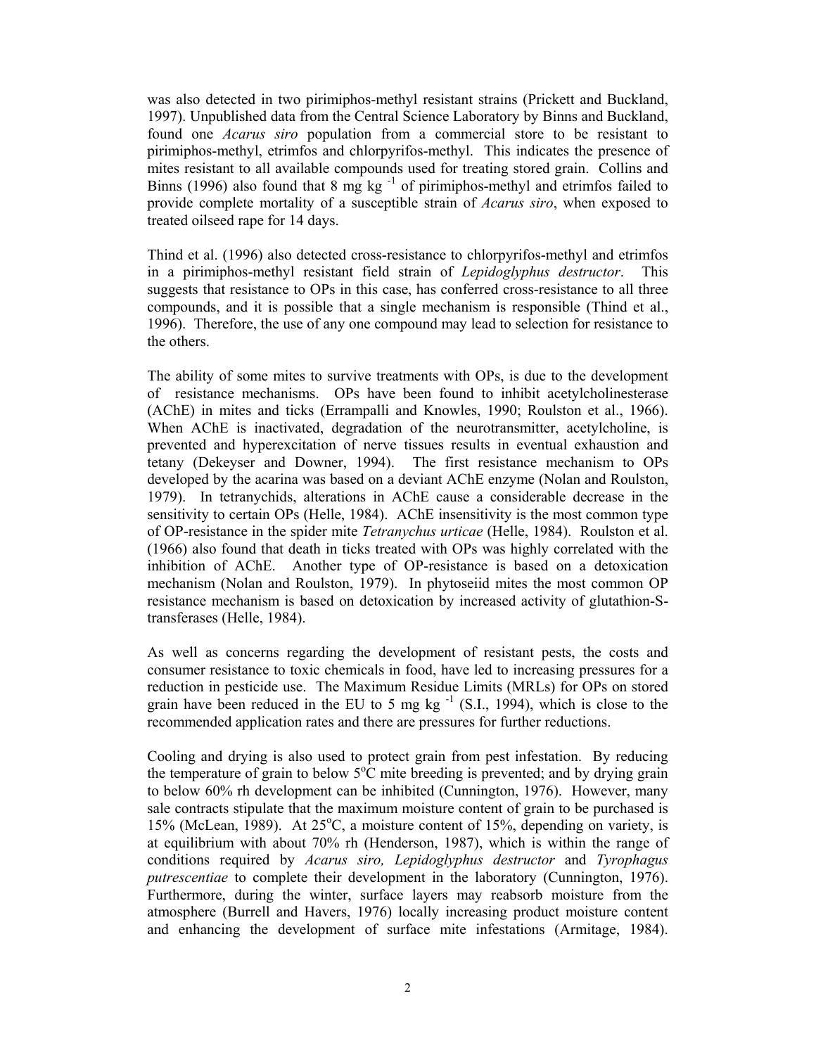was also detected in two pirimiphos-methyl resistant strains (Prickett and Buckland, 1997). Unpublished data from the Central Science Laboratory by Binns and Buckland, found one *Acarus siro* population from a commercial store to be resistant to pirimiphos-methyl, etrimfos and chlorpyrifos-methyl. This indicates the presence of mites resistant to all available compounds used for treating stored grain. Collins and Binns (1996) also found that 8 mg kg $^{-1}$ of pirimiphos-methyl and etrimfos failed to provide complete mortality of a susceptible strain of *Acarus siro*, when exposed to treated oilseed rape for 14 days.

Thind et al. (1996) also detected cross-resistance to chlorpyrifos-methyl and etrimfos in a pirimiphos-methyl resistant field strain of *Lepidoglyphus destructor*. This suggests that resistance to OPs in this case, has conferred cross-resistance to all three compounds, and it is possible that a single mechanism is responsible (Thind et al., 1996). Therefore, the use of any one compound may lead to selection for resistance to the others.

The ability of some mites to survive treatments with OPs, is due to the development of resistance mechanisms. OPs have been found to inhibit acetylcholinesterase (AChE) in mites and ticks (Errampalli and Knowles, 1990; Roulston et al., 1966). When AChE is inactivated, degradation of the neurotransmitter, acetylcholine, is prevented and hyperexcitation of nerve tissues results in eventual exhaustion and tetany (Dekeyser and Downer, 1994). The first resistance mechanism to OPs developed by the acarina was based on a deviant AChE enzyme (Nolan and Roulston, 1979). In tetranychids, alterations in AChE cause a considerable decrease in the sensitivity to certain OPs (Helle, 1984). AChE insensitivity is the most common type of OP-resistance in the spider mite *Tetranychus urticae* (Helle, 1984). Roulston et al. (1966) also found that death in ticks treated with OPs was highly correlated with the inhibition of AChE. Another type of OP-resistance is based on a detoxication mechanism (Nolan and Roulston, 1979). In phytoseiid mites the most common OP resistance mechanism is based on detoxication by increased activity of glutathion-S-transferases (Helle, 1984).

As well as concerns regarding the development of resistant pests, the costs and consumer resistance to toxic chemicals in food, have led to increasing pressures for a reduction in pesticide use. The Maximum Residue Limits (MRLs) for OPs on stored grain have been reduced in the EU to 5 mg kg $^{-1}$ (S.I., 1994), which is close to the recommended application rates and there are pressures for further reductions.

Cooling and drying is also used to protect grain from pest infestation. By reducing the temperature of grain to below 5°C mite breeding is prevented; and by drying grain to below 60% rh development can be inhibited (Cunnington, 1976). However, many sale contracts stipulate that the maximum moisture content of grain to be purchased is 15% (McLean, 1989). At 25°C, a moisture content of 15%, depending on variety, is at equilibrium with about 70% rh (Henderson, 1987), which is within the range of conditions required by *Acarus siro, Lepidoglyphus destructor* and *Tyrophagus putrescentiae* to complete their development in the laboratory (Cunnington, 1976). Furthermore, during the winter, surface layers may reabsorb moisture from the atmosphere (Burrell and Havers, 1976) locally increasing product moisture content and enhancing the development of surface mite infestations (Armitage, 1984).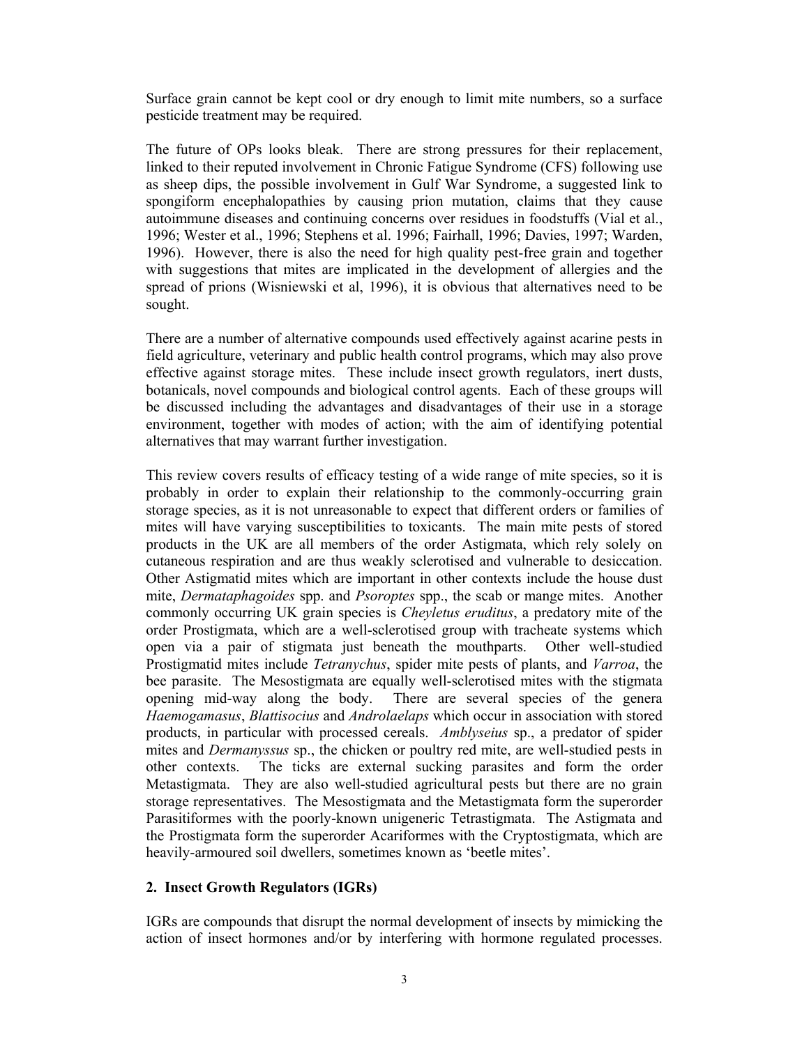Surface grain cannot be kept cool or dry enough to limit mite numbers, so a surface pesticide treatment may be required.

The future of OPs looks bleak. There are strong pressures for their replacement, linked to their reputed involvement in Chronic Fatigue Syndrome (CFS) following use as sheep dips, the possible involvement in Gulf War Syndrome, a suggested link to spongiform encephalopathies by causing prion mutation, claims that they cause autoimmune diseases and continuing concerns over residues in foodstuffs (Vial et al., 1996; Wester et al., 1996; Stephens et al. 1996; Fairhall, 1996; Davies, 1997; Warden, 1996). However, there is also the need for high quality pest-free grain and together with suggestions that mites are implicated in the development of allergies and the spread of prions (Wisniewski et al, 1996), it is obvious that alternatives need to be sought.

There are a number of alternative compounds used effectively against acarine pests in field agriculture, veterinary and public health control programs, which may also prove effective against storage mites. These include insect growth regulators, inert dusts, botanicals, novel compounds and biological control agents. Each of these groups will be discussed including the advantages and disadvantages of their use in a storage environment, together with modes of action; with the aim of identifying potential alternatives that may warrant further investigation.

This review covers results of efficacy testing of a wide range of mite species, so it is probably in order to explain their relationship to the commonly-occurring grain storage species, as it is not unreasonable to expect that different orders or families of mites will have varying susceptibilities to toxicants. The main mite pests of stored products in the UK are all members of the order Astigmata, which rely solely on cutaneous respiration and are thus weakly sclerotised and vulnerable to desiccation. Other Astigmatid mites which are important in other contexts include the house dust mite, *Dermataphagoides* spp. and *Psoroptes* spp., the scab or mange mites. Another commonly occurring UK grain species is *Cheyletus eruditus*, a predatory mite of the order Prostigmata, which are a well-sclerotised group with tracheate systems which open via a pair of stigmata just beneath the mouthparts. Other well-studied Prostigmatid mites include *Tetranychus*, spider mite pests of plants, and *Varroa*, the bee parasite. The Mesostigmata are equally well-sclerotised mites with the stigmata opening mid-way along the body. There are several species of the genera *Haemogamasus*, *Blattisocius* and *Androlaelaps* which occur in association with stored products, in particular with processed cereals. *Amblyseius* sp., a predator of spider mites and *Dermanyssus* sp., the chicken or poultry red mite, are well-studied pests in other contexts. The ticks are external sucking parasites and form the order Metastigmata. They are also well-studied agricultural pests but there are no grain storage representatives. The Mesostigmata and the Metastigmata form the superorder Parasitiformes with the poorly-known unigeneric Tetrastigmata. The Astigmata and the Prostigmata form the superorder Acariformes with the Cryptostigmata, which are heavily-armoured soil dwellers, sometimes known as 'beetle mites'.

## 2. Insect Growth Regulators (IGRs)

IGRs are compounds that disrupt the normal development of insects by mimicking the action of insect hormones and/or by interfering with hormone regulated processes.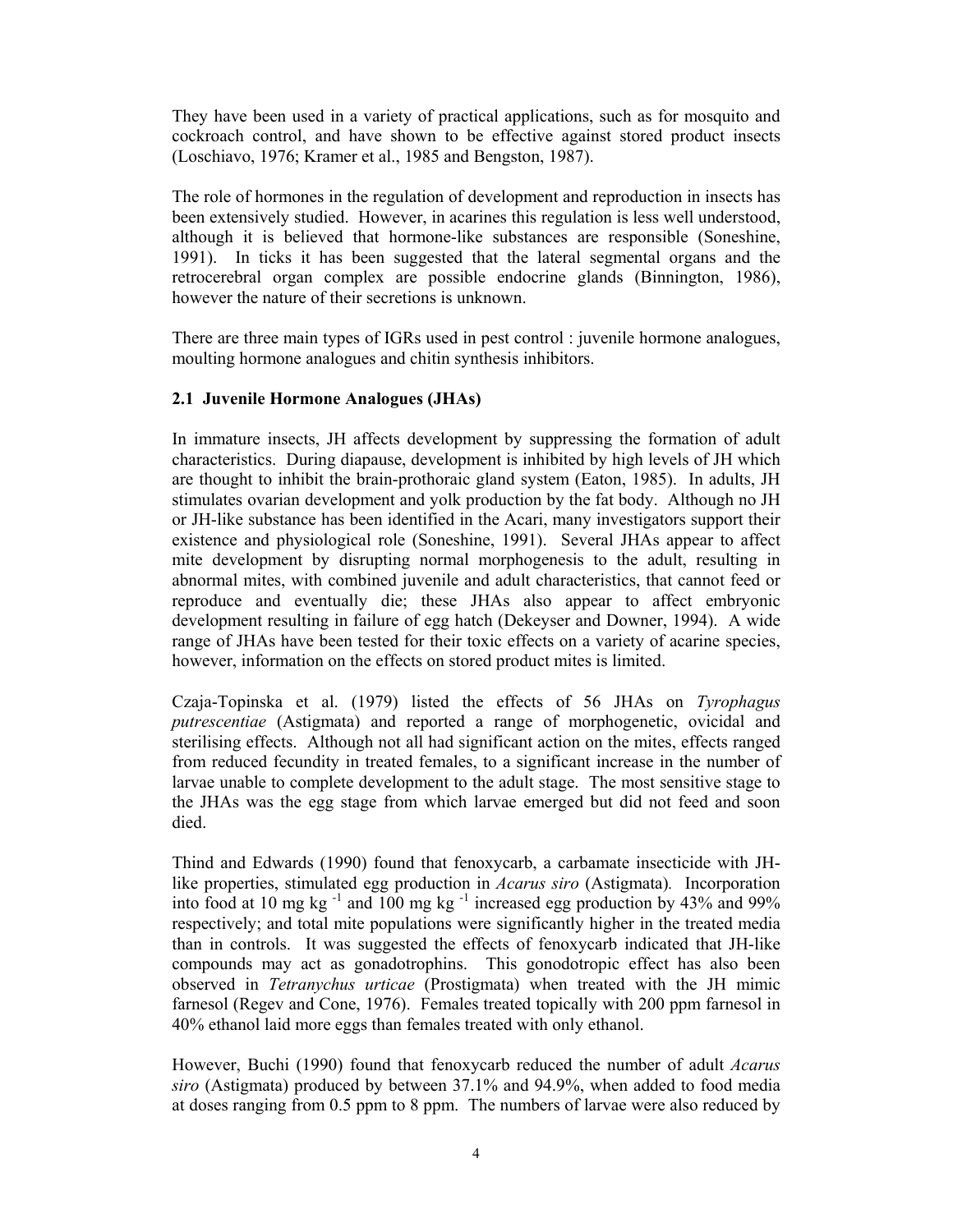They have been used in a variety of practical applications, such as for mosquito and cockroach control, and have shown to be effective against stored product insects (Loschiavo, 1976; Kramer et al., 1985 and Bengston, 1987).

The role of hormones in the regulation of development and reproduction in insects has been extensively studied. However, in acarines this regulation is less well understood, although it is believed that hormone-like substances are responsible (Soneshine, 1991). In ticks it has been suggested that the lateral segmental organs and the retrocerebral organ complex are possible endocrine glands (Binnington, 1986), however the nature of their secretions is unknown.

There are three main types of IGRs used in pest control : juvenile hormone analogues, moulting hormone analogues and chitin synthesis inhibitors.

### 2.1 Juvenile Hormone Analogues (JHAs)

In immature insects, JH affects development by suppressing the formation of adult characteristics. During diapause, development is inhibited by high levels of JH which are thought to inhibit the brain-prothoraic gland system (Eaton, 1985). In adults, JH stimulates ovarian development and yolk production by the fat body. Although no JH or JH-like substance has been identified in the Acari, many investigators support their existence and physiological role (Soneshine, 1991). Several JHAs appear to affect mite development by disrupting normal morphogenesis to the adult, resulting in abnormal mites, with combined juvenile and adult characteristics, that cannot feed or reproduce and eventually die; these JHAs also appear to affect embryonic development resulting in failure of egg hatch (Dekeyser and Downer, 1994). A wide range of JHAs have been tested for their toxic effects on a variety of acarine species, however, information on the effects on stored product mites is limited.

Czaja-Topinska et al. (1979) listed the effects of 56 JHAs on *Tyrophagus putrescentiae* (Astigmata) and reported a range of morphogenetic, ovicidal and sterilising effects. Although not all had significant action on the mites, effects ranged from reduced fecundity in treated females, to a significant increase in the number of larvae unable to complete development to the adult stage. The most sensitive stage to the JHAs was the egg stage from which larvae emerged but did not feed and soon died.

Thind and Edwards (1990) found that fenoxycarb, a carbamate insecticide with JH-like properties, stimulated egg production in *Acarus siro* (Astigmata). Incorporation into food at 10 mg kg $^{-1}$ and 100 mg kg $^{-1}$ increased egg production by 43% and 99% respectively; and total mite populations were significantly higher in the treated media than in controls. It was suggested the effects of fenoxycarb indicated that JH-like compounds may act as gonadotrophins. This gonodotropic effect has also been observed in *Tetranychus urticae* (Prostigmata) when treated with the JH mimic farnesol (Regev and Cone, 1976). Females treated topically with 200 ppm farnesol in 40% ethanol laid more eggs than females treated with only ethanol.

However, Buchi (1990) found that fenoxycarb reduced the number of adult *Acarus siro* (Astigmata) produced by between 37.1% and 94.9%, when added to food media at doses ranging from 0.5 ppm to 8 ppm. The numbers of larvae were also reduced by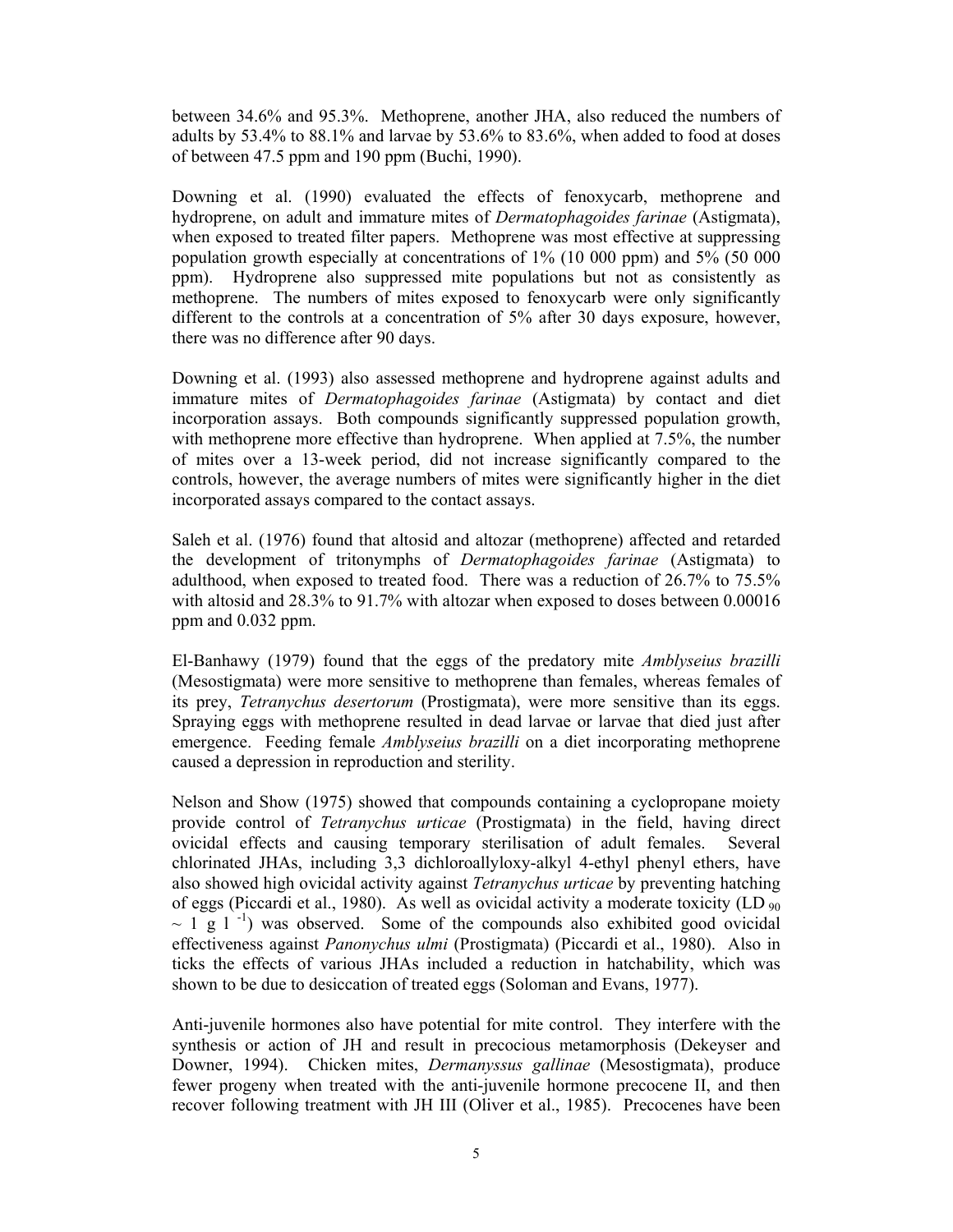between 34.6% and 95.3%. Methoprene, another JHA, also reduced the numbers of adults by 53.4% to 88.1% and larvae by 53.6% to 83.6%, when added to food at doses of between 47.5 ppm and 190 ppm (Buchi, 1990).

Downing et al. (1990) evaluated the effects of fenoxycarb, methoprene and hydroprene, on adult and immature mites of *Dermatophagoides farinae* (Astigmata), when exposed to treated filter papers. Methoprene was most effective at suppressing population growth especially at concentrations of 1% (10 000 ppm) and 5% (50 000 ppm). Hydroprene also suppressed mite populations but not as consistently as methoprene. The numbers of mites exposed to fenoxycarb were only significantly different to the controls at a concentration of 5% after 30 days exposure, however, there was no difference after 90 days.

Downing et al. (1993) also assessed methoprene and hydroprene against adults and immature mites of *Dermatophagoides farinae* (Astigmata) by contact and diet incorporation assays. Both compounds significantly suppressed population growth, with methoprene more effective than hydroprene. When applied at 7.5%, the number of mites over a 13-week period, did not increase significantly compared to the controls, however, the average numbers of mites were significantly higher in the diet incorporated assays compared to the contact assays.

Saleh et al. (1976) found that altosid and altozar (methoprene) affected and retarded the development of tritonymphs of *Dermatophagoides farinae* (Astigmata) to adulthood, when exposed to treated food. There was a reduction of 26.7% to 75.5% with altosid and 28.3% to 91.7% with altozar when exposed to doses between 0.00016 ppm and 0.032 ppm.

El-Banhawy (1979) found that the eggs of the predatory mite *Amblyseius brazilli* (Mesostigmata) were more sensitive to methoprene than females, whereas females of its prey, *Tetranychus desertorum* (Prostigmata), were more sensitive than its eggs. Spraying eggs with methoprene resulted in dead larvae or larvae that died just after emergence. Feeding female *Amblyseius brazilli* on a diet incorporating methoprene caused a depression in reproduction and sterility.

Nelson and Show (1975) showed that compounds containing a cyclopropane moiety provide control of *Tetranychus urticae* (Prostigmata) in the field, having direct ovicidal effects and causing temporary sterilisation of adult females. Several chlorinated JHAs, including 3,3 dichloroallyloxy-alkyl 4-ethyl phenyl ethers, have also showed high ovicidal activity against *Tetranychus urticae* by preventing hatching of eggs (Piccardi et al., 1980). As well as ovicidal activity a moderate toxicity ($LD_{90} \sim 1 \text{ g l}^{-1}$) was observed. Some of the compounds also exhibited good ovicidal effectiveness against *Panonychus ulmi* (Prostigmata) (Piccardi et al., 1980). Also in ticks the effects of various JHAs included a reduction in hatchability, which was shown to be due to desiccation of treated eggs (Soloman and Evans, 1977).

Anti-juvenile hormones also have potential for mite control. They interfere with the synthesis or action of JH and result in precocious metamorphosis (Dekeyser and Downer, 1994). Chicken mites, *Dermanyssus gallinae* (Mesostigmata), produce fewer progeny when treated with the anti-juvenile hormone precocene II, and then recover following treatment with JH III (Oliver et al., 1985). Precocenes have been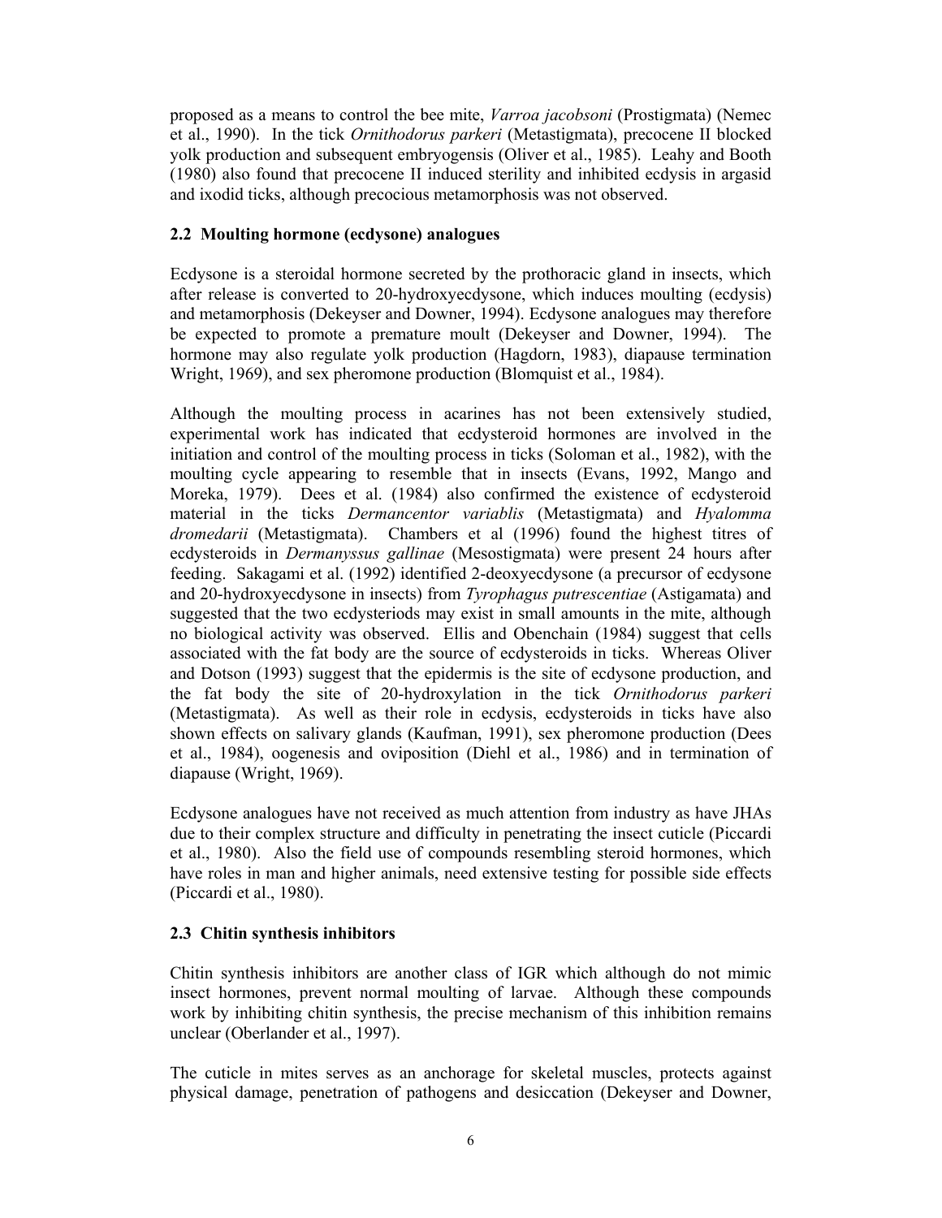proposed as a means to control the bee mite, *Varroa jacobsoni* (Prostigmata) (Nemec et al., 1990). In the tick *Ornithodorus parkeri* (Metastigmata), precocene II blocked yolk production and subsequent embryogensis (Oliver et al., 1985). Leahy and Booth (1980) also found that precocene II induced sterility and inhibited ecdysis in argasid and ixodid ticks, although precocious metamorphosis was not observed.

### 2.2 Moulting hormone (ecdysone) analogues

Ecdysone is a steroidal hormone secreted by the prothoracic gland in insects, which after release is converted to 20-hydroxyecdysone, which induces moulting (ecdysis) and metamorphosis (Dekeyser and Downer, 1994). Ecdysone analogues may therefore be expected to promote a premature moult (Dekeyser and Downer, 1994). The hormone may also regulate yolk production (Hagdorn, 1983), diapause termination Wright, 1969), and sex pheromone production (Blomquist et al., 1984).

Although the moulting process in acarines has not been extensively studied, experimental work has indicated that ecdysteroid hormones are involved in the initiation and control of the moulting process in ticks (Soloman et al., 1982), with the moulting cycle appearing to resemble that in insects (Evans, 1992, Mango and Moreka, 1979). Dees et al. (1984) also confirmed the existence of ecdysteroid material in the ticks *Dermancentor variablis* (Metastigmata) and *Hyalomma dromedarii* (Metastigmata). Chambers et al (1996) found the highest titres of ecdysteroids in *Dermanyssus gallinae* (Mesostigmata) were present 24 hours after feeding. Sakagami et al. (1992) identified 2-deoxyecdysone (a precursor of ecdysone and 20-hydroxyecdysone in insects) from *Tyrophagus putrescentiae* (Astigamata) and suggested that the two ecdysteriods may exist in small amounts in the mite, although no biological activity was observed. Ellis and Obenchain (1984) suggest that cells associated with the fat body are the source of ecdysteroids in ticks. Whereas Oliver and Dotson (1993) suggest that the epidermis is the site of ecdysone production, and the fat body the site of 20-hydroxylation in the tick *Ornithodorus parkeri* (Metastigmata). As well as their role in ecdysis, ecdysteroids in ticks have also shown effects on salivary glands (Kaufman, 1991), sex pheromone production (Dees et al., 1984), oogenesis and oviposition (Diehl et al., 1986) and in termination of diapause (Wright, 1969).

Ecdysone analogues have not received as much attention from industry as have JHAs due to their complex structure and difficulty in penetrating the insect cuticle (Piccardi et al., 1980). Also the field use of compounds resembling steroid hormones, which have roles in man and higher animals, need extensive testing for possible side effects (Piccardi et al., 1980).

### 2.3 Chitin synthesis inhibitors

Chitin synthesis inhibitors are another class of IGR which although do not mimic insect hormones, prevent normal moulting of larvae. Although these compounds work by inhibiting chitin synthesis, the precise mechanism of this inhibition remains unclear (Oberlander et al., 1997).

The cuticle in mites serves as an anchorage for skeletal muscles, protects against physical damage, penetration of pathogens and desiccation (Dekeyser and Downer,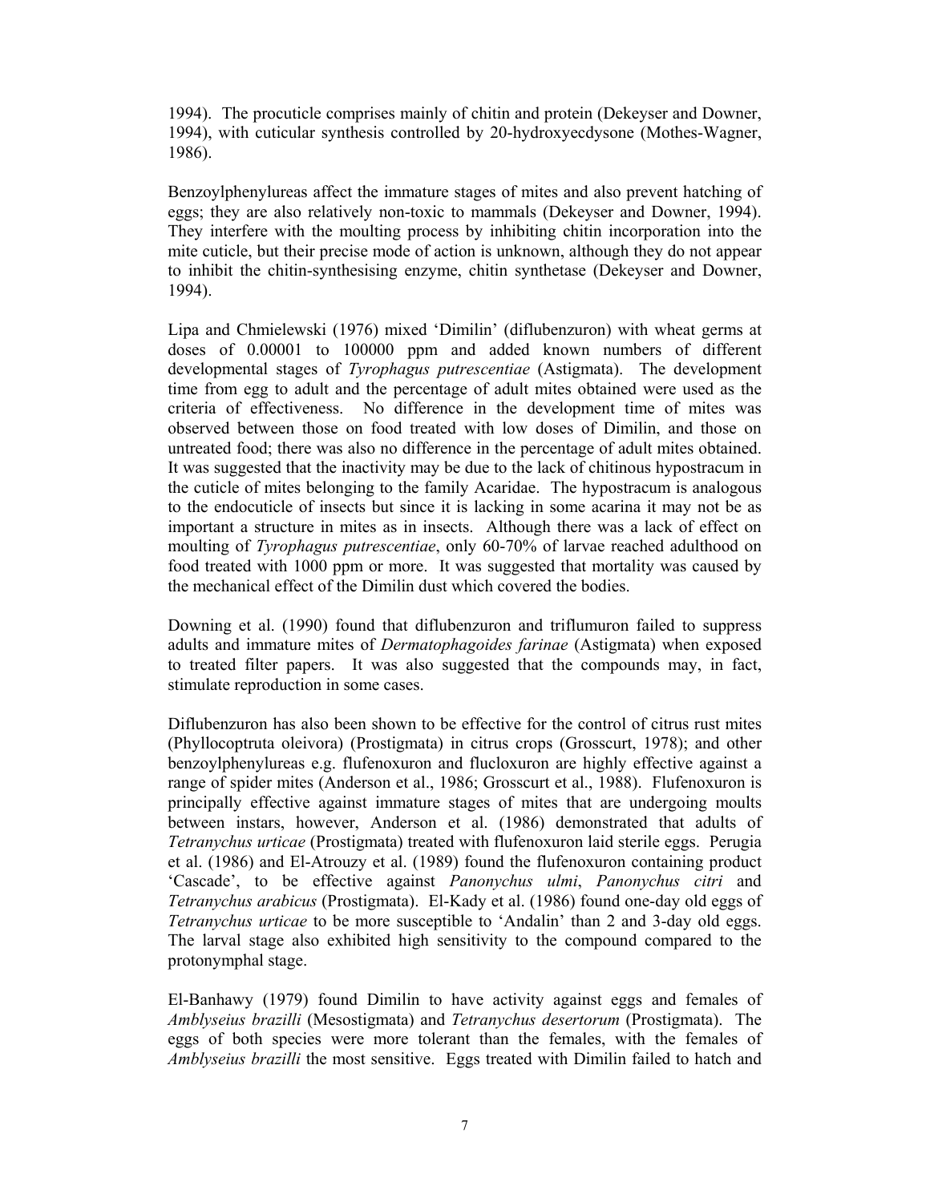1994). The procuticle comprises mainly of chitin and protein (Dekeyser and Downer, 1994), with cuticular synthesis controlled by 20-hydroxyecdysone (Mothes-Wagner, 1986).

Benzoylphenylureas affect the immature stages of mites and also prevent hatching of eggs; they are also relatively non-toxic to mammals (Dekeyser and Downer, 1994). They interfere with the moulting process by inhibiting chitin incorporation into the mite cuticle, but their precise mode of action is unknown, although they do not appear to inhibit the chitin-synthesising enzyme, chitin synthetase (Dekeyser and Downer, 1994).

Lipa and Chmielewski (1976) mixed 'Dimilin' (diflubenzuron) with wheat germs at doses of 0.00001 to 100000 ppm and added known numbers of different developmental stages of *Tyrophagus putrescentiae* (Astigmata). The development time from egg to adult and the percentage of adult mites obtained were used as the criteria of effectiveness. No difference in the development time of mites was observed between those on food treated with low doses of Dimilin, and those on untreated food; there was also no difference in the percentage of adult mites obtained. It was suggested that the inactivity may be due to the lack of chitinous hypostracum in the cuticle of mites belonging to the family Acaridae. The hypostracum is analogous to the endocuticle of insects but since it is lacking in some acarina it may not be as important a structure in mites as in insects. Although there was a lack of effect on moulting of *Tyrophagus putrescentiae*, only 60-70% of larvae reached adulthood on food treated with 1000 ppm or more. It was suggested that mortality was caused by the mechanical effect of the Dimilin dust which covered the bodies.

Downing et al. (1990) found that diflubenzuron and triflumuron failed to suppress adults and immature mites of *Dermatophagoides farinae* (Astigmata) when exposed to treated filter papers. It was also suggested that the compounds may, in fact, stimulate reproduction in some cases.

Diflubenzuron has also been shown to be effective for the control of citrus rust mites (Phyllocoptruta oleivora) (Prostigmata) in citrus crops (Grosscurt, 1978); and other benzoylphenylureas e.g. flufenoxuron and flucloxuron are highly effective against a range of spider mites (Anderson et al., 1986; Grosscurt et al., 1988). Flufenoxuron is principally effective against immature stages of mites that are undergoing moults between instars, however, Anderson et al. (1986) demonstrated that adults of *Tetranychus urticae* (Prostigmata) treated with flufenoxuron laid sterile eggs. Perugia et al. (1986) and El-Atrouzy et al. (1989) found the flufenoxuron containing product 'Cascade', to be effective against *Panonychus ulmi*, *Panonychus citri* and *Tetranychus arabicus* (Prostigmata). El-Kady et al. (1986) found one-day old eggs of *Tetranychus urticae* to be more susceptible to 'Andalin' than 2 and 3-day old eggs. The larval stage also exhibited high sensitivity to the compound compared to the protonymphal stage.

El-Banhawy (1979) found Dimilin to have activity against eggs and females of *Amblyseius brazilli* (Mesostigmata) and *Tetranychus desertorum* (Prostigmata). The eggs of both species were more tolerant than the females, with the females of *Amblyseius brazilli* the most sensitive. Eggs treated with Dimilin failed to hatch and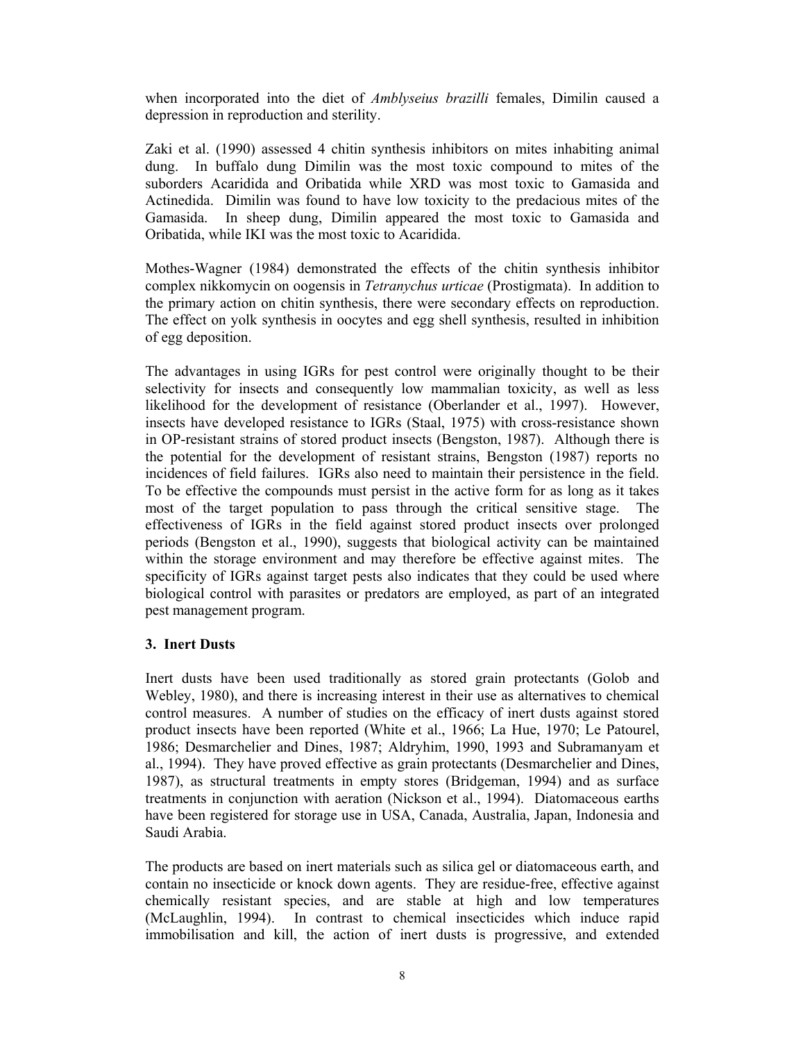when incorporated into the diet of *Amblyseius brazilli* females, Dimilin caused a depression in reproduction and sterility.

Zaki et al. (1990) assessed 4 chitin synthesis inhibitors on mites inhabiting animal dung. In buffalo dung Dimilin was the most toxic compound to mites of the suborders Acaridida and Oribatida while XRD was most toxic to Gamasida and Actinedida. Dimilin was found to have low toxicity to the predacious mites of the Gamasida. In sheep dung, Dimilin appeared the most toxic to Gamasida and Oribatida, while IKI was the most toxic to Acaridida.

Mothes-Wagner (1984) demonstrated the effects of the chitin synthesis inhibitor complex nikkomycin on oogensis in *Tetranychus urticae* (Prostigmata). In addition to the primary action on chitin synthesis, there were secondary effects on reproduction. The effect on yolk synthesis in oocytes and egg shell synthesis, resulted in inhibition of egg deposition.

The advantages in using IGRs for pest control were originally thought to be their selectivity for insects and consequently low mammalian toxicity, as well as less likelihood for the development of resistance (Oberlander et al., 1997). However, insects have developed resistance to IGRs (Staal, 1975) with cross-resistance shown in OP-resistant strains of stored product insects (Bengston, 1987). Although there is the potential for the development of resistant strains, Bengston (1987) reports no incidences of field failures. IGRs also need to maintain their persistence in the field. To be effective the compounds must persist in the active form for as long as it takes most of the target population to pass through the critical sensitive stage. The effectiveness of IGRs in the field against stored product insects over prolonged periods (Bengston et al., 1990), suggests that biological activity can be maintained within the storage environment and may therefore be effective against mites. The specificity of IGRs against target pests also indicates that they could be used where biological control with parasites or predators are employed, as part of an integrated pest management program.

### 3. Inert Dusts

Inert dusts have been used traditionally as stored grain protectants (Golob and Webley, 1980), and there is increasing interest in their use as alternatives to chemical control measures. A number of studies on the efficacy of inert dusts against stored product insects have been reported (White et al., 1966; La Hue, 1970; Le Patourel, 1986; Desmarchelier and Dines, 1987; Aldryhim, 1990, 1993 and Subramanyam et al., 1994). They have proved effective as grain protectants (Desmarchelier and Dines, 1987), as structural treatments in empty stores (Bridgeman, 1994) and as surface treatments in conjunction with aeration (Nickson et al., 1994). Diatomaceous earths have been registered for storage use in USA, Canada, Australia, Japan, Indonesia and Saudi Arabia.

The products are based on inert materials such as silica gel or diatomaceous earth, and contain no insecticide or knock down agents. They are residue-free, effective against chemically resistant species, and are stable at high and low temperatures (McLaughlin, 1994). In contrast to chemical insecticides which induce rapid immobilisation and kill, the action of inert dusts is progressive, and extended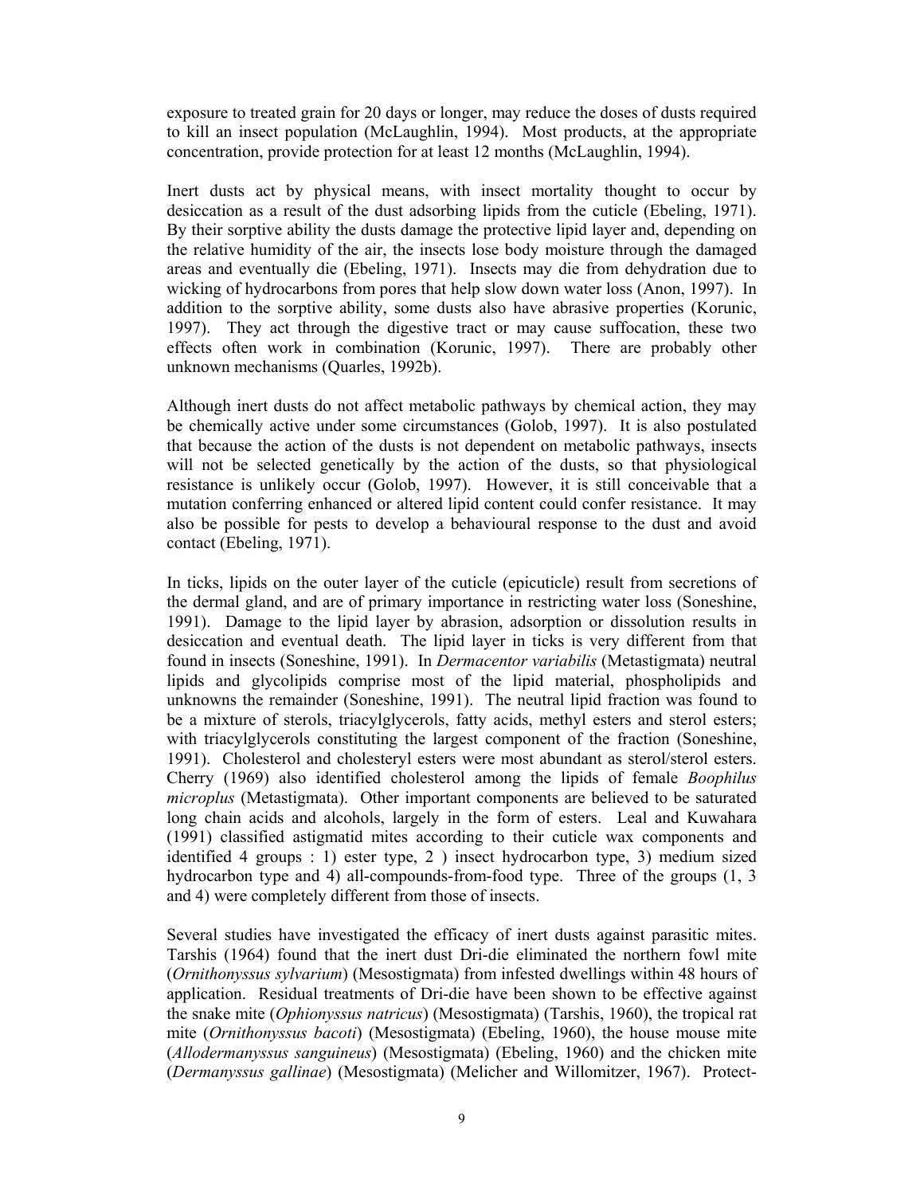exposure to treated grain for 20 days or longer, may reduce the doses of dusts required to kill an insect population (McLaughlin, 1994). Most products, at the appropriate concentration, provide protection for at least 12 months (McLaughlin, 1994).

Inert dusts act by physical means, with insect mortality thought to occur by desiccation as a result of the dust adsorbing lipids from the cuticle (Ebeling, 1971). By their sorptive ability the dusts damage the protective lipid layer and, depending on the relative humidity of the air, the insects lose body moisture through the damaged areas and eventually die (Ebeling, 1971). Insects may die from dehydration due to wicking of hydrocarbons from pores that help slow down water loss (Anon, 1997). In addition to the sorptive ability, some dusts also have abrasive properties (Korunic, 1997). They act through the digestive tract or may cause suffocation, these two effects often work in combination (Korunic, 1997). There are probably other unknown mechanisms (Quarles, 1992b).

Although inert dusts do not affect metabolic pathways by chemical action, they may be chemically active under some circumstances (Golob, 1997). It is also postulated that because the action of the dusts is not dependent on metabolic pathways, insects will not be selected genetically by the action of the dusts, so that physiological resistance is unlikely occur (Golob, 1997). However, it is still conceivable that a mutation conferring enhanced or altered lipid content could confer resistance. It may also be possible for pests to develop a behavioural response to the dust and avoid contact (Ebeling, 1971).

In ticks, lipids on the outer layer of the cuticle (epicuticle) result from secretions of the dermal gland, and are of primary importance in restricting water loss (Soneshine, 1991). Damage to the lipid layer by abrasion, adsorption or dissolution results in desiccation and eventual death. The lipid layer in ticks is very different from that found in insects (Soneshine, 1991). In *Dermacentor variabilis* (Metastigmata) neutral lipids and glycolipids comprise most of the lipid material, phospholipids and unknowns the remainder (Soneshine, 1991). The neutral lipid fraction was found to be a mixture of sterols, triacylglycerols, fatty acids, methyl esters and sterol esters; with triacylglycerols constituting the largest component of the fraction (Soneshine, 1991). Cholesterol and cholesteryl esters were most abundant as sterol/sterol esters. Cherry (1969) also identified cholesterol among the lipids of female *Boophilus microplus* (Metastigmata). Other important components are believed to be saturated long chain acids and alcohols, largely in the form of esters. Leal and Kuwahara (1991) classified astigmatid mites according to their cuticle wax components and identified 4 groups : 1) ester type, 2 ) insect hydrocarbon type, 3) medium sized hydrocarbon type and 4) all-compounds-from-food type. Three of the groups (1, 3 and 4) were completely different from those of insects.

Several studies have investigated the efficacy of inert dusts against parasitic mites. Tarshis (1964) found that the inert dust Dri-die eliminated the northern fowl mite (*Ornithonyssus sylvarium*) (Mesostigmata) from infested dwellings within 48 hours of application. Residual treatments of Dri-die have been shown to be effective against the snake mite (*Ophionyssus natricus*) (Mesostigmata) (Tarshis, 1960), the tropical rat mite (*Ornithonyssus bacoti*) (Mesostigmata) (Ebeling, 1960), the house mouse mite (*Allodermanyssus sanguineus*) (Mesostigmata) (Ebeling, 1960) and the chicken mite (*Dermanyssus gallinae*) (Mesostigmata) (Melicher and Willomitzer, 1967). Protect-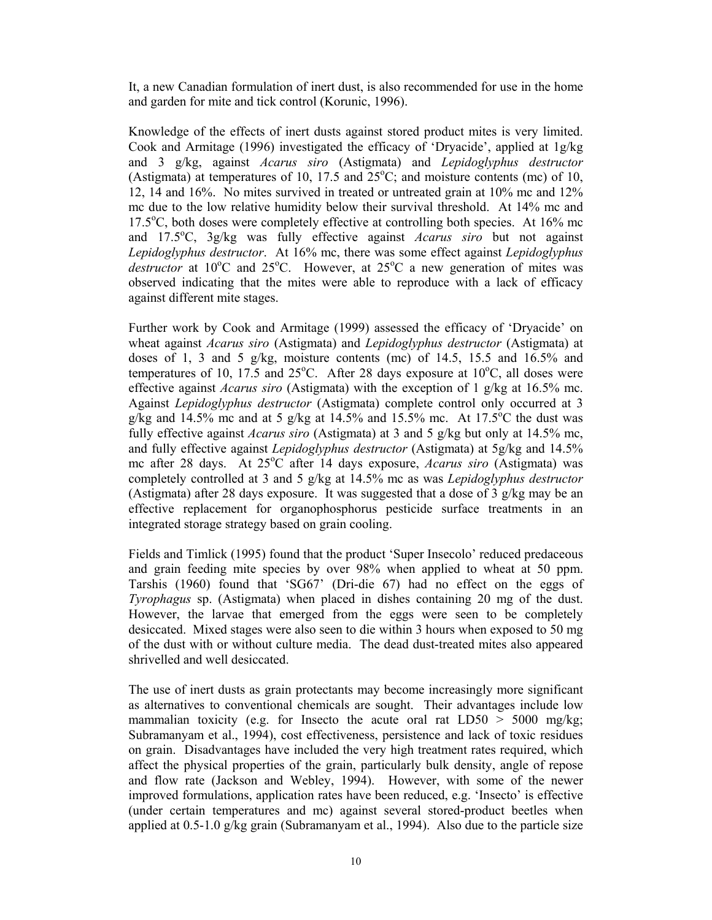It, a new Canadian formulation of inert dust, is also recommended for use in the home and garden for mite and tick control (Korunic, 1996).

Knowledge of the effects of inert dusts against stored product mites is very limited. Cook and Armitage (1996) investigated the efficacy of 'Dryacide', applied at 1g/kg and 3 g/kg, against *Acarus siro* (Astigmata) and *Lepidoglyphus destructor* (Astigmata) at temperatures of 10, 17.5 and 25°C; and moisture contents (mc) of 10, 12, 14 and 16%. No mites survived in treated or untreated grain at 10% mc and 12% mc due to the low relative humidity below their survival threshold. At 14% mc and 17.5°C, both doses were completely effective at controlling both species. At 16% mc and 17.5°C, 3g/kg was fully effective against *Acarus siro* but not against *Lepidoglyphus destructor*. At 16% mc, there was some effect against *Lepidoglyphus destructor* at 10°C and 25°C. However, at 25°C a new generation of mites was observed indicating that the mites were able to reproduce with a lack of efficacy against different mite stages.

Further work by Cook and Armitage (1999) assessed the efficacy of 'Dryacide' on wheat against *Acarus siro* (Astigmata) and *Lepidoglyphus destructor* (Astigmata) at doses of 1, 3 and 5 g/kg, moisture contents (mc) of 14.5, 15.5 and 16.5% and temperatures of 10, 17.5 and 25°C. After 28 days exposure at 10°C, all doses were effective against *Acarus siro* (Astigmata) with the exception of 1 g/kg at 16.5% mc. Against *Lepidoglyphus destructor* (Astigmata) complete control only occurred at 3 g/kg and 14.5% mc and at 5 g/kg at 14.5% and 15.5% mc. At 17.5°C the dust was fully effective against *Acarus siro* (Astigmata) at 3 and 5 g/kg but only at 14.5% mc, and fully effective against *Lepidoglyphus destructor* (Astigmata) at 5g/kg and 14.5% mc after 28 days. At 25°C after 14 days exposure, *Acarus siro* (Astigmata) was completely controlled at 3 and 5 g/kg at 14.5% mc as was *Lepidoglyphus destructor* (Astigmata) after 28 days exposure. It was suggested that a dose of 3 g/kg may be an effective replacement for organophosphorus pesticide surface treatments in an integrated storage strategy based on grain cooling.

Fields and Timlick (1995) found that the product 'Super Insecolo' reduced predaceous and grain feeding mite species by over 98% when applied to wheat at 50 ppm. Tarshis (1960) found that 'SG67' (Dri-die 67) had no effect on the eggs of *Tyrophagus* sp. (Astigmata) when placed in dishes containing 20 mg of the dust. However, the larvae that emerged from the eggs were seen to be completely desiccated. Mixed stages were also seen to die within 3 hours when exposed to 50 mg of the dust with or without culture media. The dead dust-treated mites also appeared shrivelled and well desiccated.

The use of inert dusts as grain protectants may become increasingly more significant as alternatives to conventional chemicals are sought. Their advantages include low mammalian toxicity (e.g. for Insecto the acute oral rat $LD50 > 5000$ mg/kg; Subramanyam et al., 1994), cost effectiveness, persistence and lack of toxic residues on grain. Disadvantages have included the very high treatment rates required, which affect the physical properties of the grain, particularly bulk density, angle of repose and flow rate (Jackson and Webley, 1994). However, with some of the newer improved formulations, application rates have been reduced, e.g. 'Insecto' is effective (under certain temperatures and mc) against several stored-product beetles when applied at 0.5-1.0 g/kg grain (Subramanyam et al., 1994). Also due to the particle size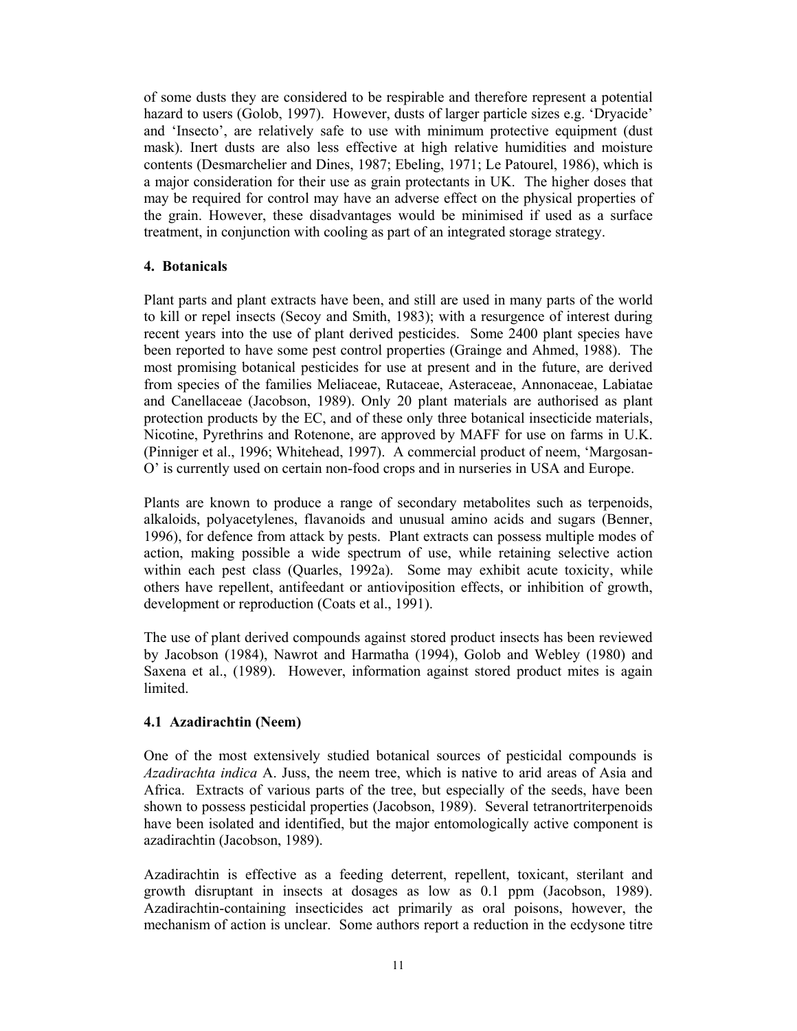of some dusts they are considered to be respirable and therefore represent a potential hazard to users (Golob, 1997). However, dusts of larger particle sizes e.g. 'Dryacide' and 'Insecto', are relatively safe to use with minimum protective equipment (dust mask). Inert dusts are also less effective at high relative humidities and moisture contents (Desmarchelier and Dines, 1987; Ebeling, 1971; Le Patourel, 1986), which is a major consideration for their use as grain protectants in UK. The higher doses that may be required for control may have an adverse effect on the physical properties of the grain. However, these disadvantages would be minimised if used as a surface treatment, in conjunction with cooling as part of an integrated storage strategy.

## 4. Botanicals

Plant parts and plant extracts have been, and still are used in many parts of the world to kill or repel insects (Secoy and Smith, 1983); with a resurgence of interest during recent years into the use of plant derived pesticides. Some 2400 plant species have been reported to have some pest control properties (Grainge and Ahmed, 1988). The most promising botanical pesticides for use at present and in the future, are derived from species of the families Meliaceae, Rutaceae, Asteraceae, Annonaceae, Labiatae and Canellaceae (Jacobson, 1989). Only 20 plant materials are authorised as plant protection products by the EC, and of these only three botanical insecticide materials, Nicotine, Pyrethrins and Rotenone, are approved by MAFF for use on farms in U.K. (Pinniger et al., 1996; Whitehead, 1997). A commercial product of neem, 'Margosan-O' is currently used on certain non-food crops and in nurseries in USA and Europe.

Plants are known to produce a range of secondary metabolites such as terpenoids, alkaloids, polyacetylenes, flavanoids and unusual amino acids and sugars (Benner, 1996), for defence from attack by pests. Plant extracts can possess multiple modes of action, making possible a wide spectrum of use, while retaining selective action within each pest class (Quarles, 1992a). Some may exhibit acute toxicity, while others have repellent, antifeedant or antioviposition effects, or inhibition of growth, development or reproduction (Coats et al., 1991).

The use of plant derived compounds against stored product insects has been reviewed by Jacobson (1984), Nawrot and Harmatha (1994), Golob and Webley (1980) and Saxena et al., (1989). However, information against stored product mites is again limited.

### 4.1 Azadirachtin (Neem)

One of the most extensively studied botanical sources of pesticidal compounds is *Azadirachta indica* A. Juss, the neem tree, which is native to arid areas of Asia and Africa. Extracts of various parts of the tree, but especially of the seeds, have been shown to possess pesticidal properties (Jacobson, 1989). Several tetranortriterpenoids have been isolated and identified, but the major entomologically active component is azadirachtin (Jacobson, 1989).

Azadirachtin is effective as a feeding deterrent, repellent, toxicant, sterilant and growth disruptant in insects at dosages as low as 0.1 ppm (Jacobson, 1989). Azadirachtin-containing insecticides act primarily as oral poisons, however, the mechanism of action is unclear. Some authors report a reduction in the ecdysone titre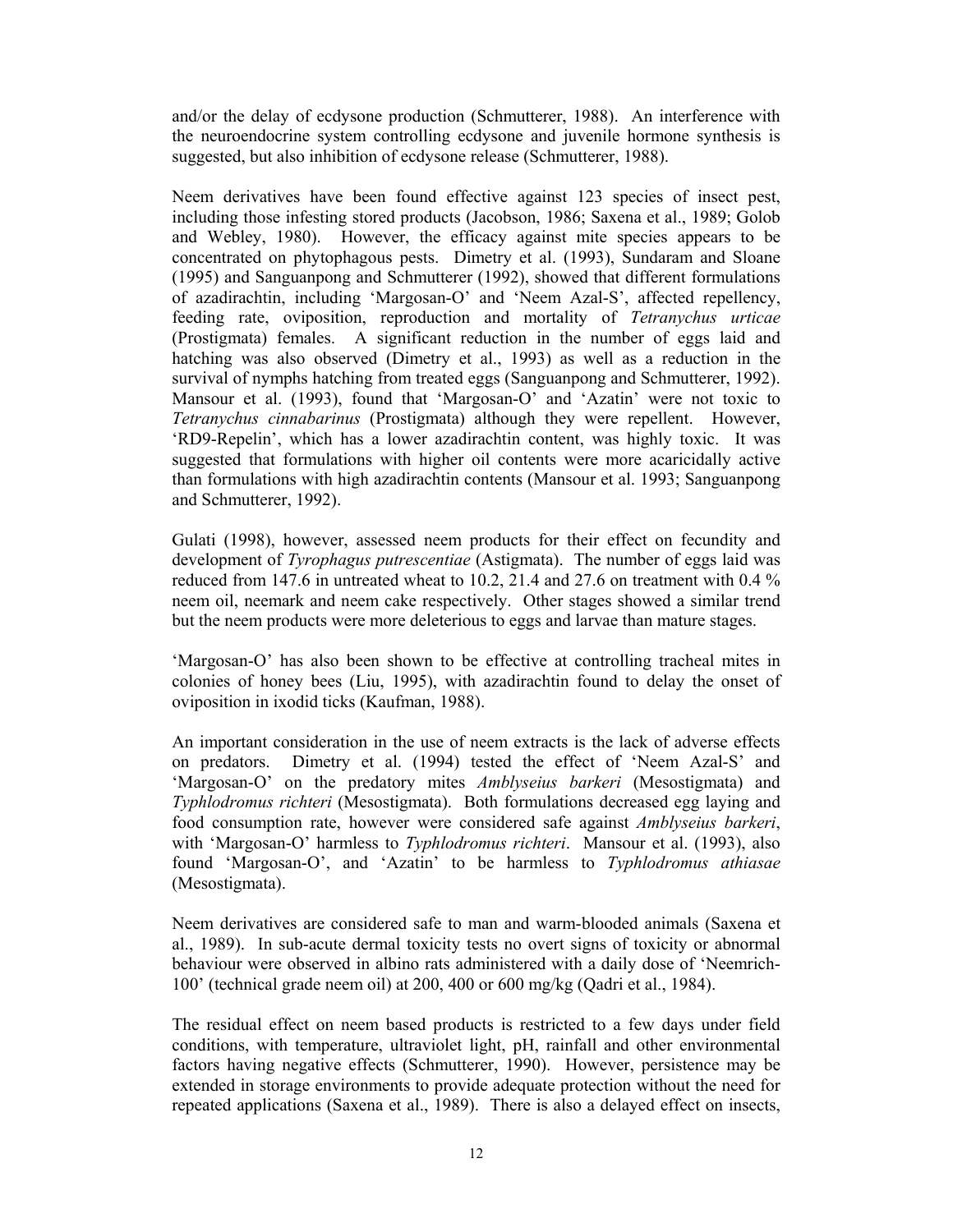and/or the delay of ecdysone production (Schmutterer, 1988). An interference with the neuroendocrine system controlling ecdysone and juvenile hormone synthesis is suggested, but also inhibition of ecdysone release (Schmutterer, 1988).

Neem derivatives have been found effective against 123 species of insect pest, including those infesting stored products (Jacobson, 1986; Saxena et al., 1989; Golob and Webley, 1980). However, the efficacy against mite species appears to be concentrated on phytophagous pests. Dimetry et al. (1993), Sundaram and Sloane (1995) and Sanguanpong and Schmutterer (1992), showed that different formulations of azadirachtin, including 'Margosan-O' and 'Neem Azal-S', affected repellency, feeding rate, oviposition, reproduction and mortality of *Tetranychus urticae* (Prostigmata) females. A significant reduction in the number of eggs laid and hatching was also observed (Dimetry et al., 1993) as well as a reduction in the survival of nymphs hatching from treated eggs (Sanguanpong and Schmutterer, 1992). Mansour et al. (1993), found that 'Margosan-O' and 'Azatin' were not toxic to *Tetranychus cinnabarinus* (Prostigmata) although they were repellent. However, 'RD9-Repelin', which has a lower azadirachtin content, was highly toxic. It was suggested that formulations with higher oil contents were more acaricidally active than formulations with high azadirachtin contents (Mansour et al. 1993; Sanguanpong and Schmutterer, 1992).

Gulati (1998), however, assessed neem products for their effect on fecundity and development of *Tyrophagus putrescentiae* (Astigmata). The number of eggs laid was reduced from 147.6 in untreated wheat to 10.2, 21.4 and 27.6 on treatment with 0.4 % neem oil, neemark and neem cake respectively. Other stages showed a similar trend but the neem products were more deleterious to eggs and larvae than mature stages.

'Margosan-O' has also been shown to be effective at controlling tracheal mites in colonies of honey bees (Liu, 1995), with azadirachtin found to delay the onset of oviposition in ixodid ticks (Kaufman, 1988).

An important consideration in the use of neem extracts is the lack of adverse effects on predators. Dimetry et al. (1994) tested the effect of 'Neem Azal-S' and 'Margosan-O' on the predatory mites *Amblyseius barkeri* (Mesostigmata) and *Typhlodromus richteri* (Mesostigmata). Both formulations decreased egg laying and food consumption rate, however were considered safe against *Amblyseius barkeri*, with 'Margosan-O' harmless to *Typhlodromus richteri*. Mansour et al. (1993), also found 'Margosan-O', and 'Azatin' to be harmless to *Typhlodromus athiasae* (Mesostigmata).

Neem derivatives are considered safe to man and warm-blooded animals (Saxena et al., 1989). In sub-acute dermal toxicity tests no overt signs of toxicity or abnormal behaviour were observed in albino rats administered with a daily dose of 'Neemrich-100' (technical grade neem oil) at 200, 400 or 600 mg/kg (Qadri et al., 1984).

The residual effect on neem based products is restricted to a few days under field conditions, with temperature, ultraviolet light, pH, rainfall and other environmental factors having negative effects (Schmutterer, 1990). However, persistence may be extended in storage environments to provide adequate protection without the need for repeated applications (Saxena et al., 1989). There is also a delayed effect on insects,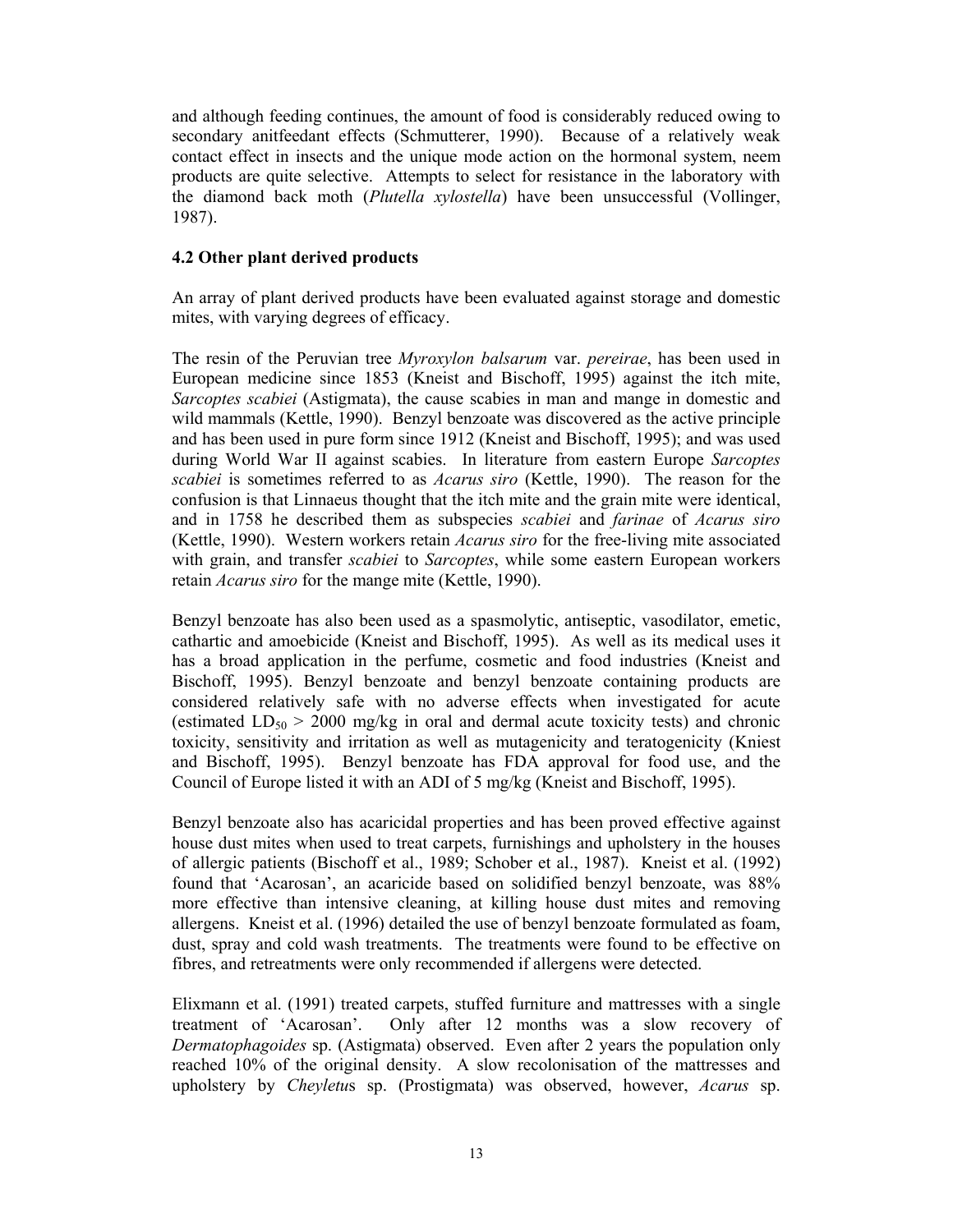and although feeding continues, the amount of food is considerably reduced owing to secondary anitfeedant effects (Schmutterer, 1990). Because of a relatively weak contact effect in insects and the unique mode action on the hormonal system, neem products are quite selective. Attempts to select for resistance in the laboratory with the diamond back moth (*Plutella xylostella*) have been unsuccessful (Vollinger, 1987).

### 4.2 Other plant derived products

An array of plant derived products have been evaluated against storage and domestic mites, with varying degrees of efficacy.

The resin of the Peruvian tree *Myroxylon balsarum* var. *pereirae*, has been used in European medicine since 1853 (Kneist and Bischoff, 1995) against the itch mite, *Sarcoptes scabiei* (Astigmata), the cause scabies in man and mange in domestic and wild mammals (Kettle, 1990). Benzyl benzoate was discovered as the active principle and has been used in pure form since 1912 (Kneist and Bischoff, 1995); and was used during World War II against scabies. In literature from eastern Europe *Sarcoptes scabiei* is sometimes referred to as *Acarus siro* (Kettle, 1990). The reason for the confusion is that Linnaeus thought that the itch mite and the grain mite were identical, and in 1758 he described them as subspecies *scabiei* and *farinae* of *Acarus siro* (Kettle, 1990). Western workers retain *Acarus siro* for the free-living mite associated with grain, and transfer *scabiei* to *Sarcoptes*, while some eastern European workers retain *Acarus siro* for the mange mite (Kettle, 1990).

Benzyl benzoate has also been used as a spasmolytic, antiseptic, vasodilator, emetic, cathartic and amoebicide (Kneist and Bischoff, 1995). As well as its medical uses it has a broad application in the perfume, cosmetic and food industries (Kneist and Bischoff, 1995). Benzyl benzoate and benzyl benzoate containing products are considered relatively safe with no adverse effects when investigated for acute (estimated $LD_{50}$ > 2000 mg/kg in oral and dermal acute toxicity tests) and chronic toxicity, sensitivity and irritation as well as mutagenicity and teratogenicity (Kniest and Bischoff, 1995). Benzyl benzoate has FDA approval for food use, and the Council of Europe listed it with an ADI of 5 mg/kg (Kneist and Bischoff, 1995).

Benzyl benzoate also has acaricidal properties and has been proved effective against house dust mites when used to treat carpets, furnishings and upholstery in the houses of allergic patients (Bischoff et al., 1989; Schober et al., 1987). Kneist et al. (1992) found that 'Acarosan', an acaricide based on solidified benzyl benzoate, was 88% more effective than intensive cleaning, at killing house dust mites and removing allergens. Kneist et al. (1996) detailed the use of benzyl benzoate formulated as foam, dust, spray and cold wash treatments. The treatments were found to be effective on fibres, and retreatments were only recommended if allergens were detected.

Elixmann et al. (1991) treated carpets, stuffed furniture and mattresses with a single treatment of 'Acarosan'. Only after 12 months was a slow recovery of *Dermatophagoides* sp. (Astigmata) observed. Even after 2 years the population only reached 10% of the original density. A slow recolonisation of the mattresses and upholstery by *Cheyletus* sp. (Prostigmata) was observed, however, *Acarus* sp.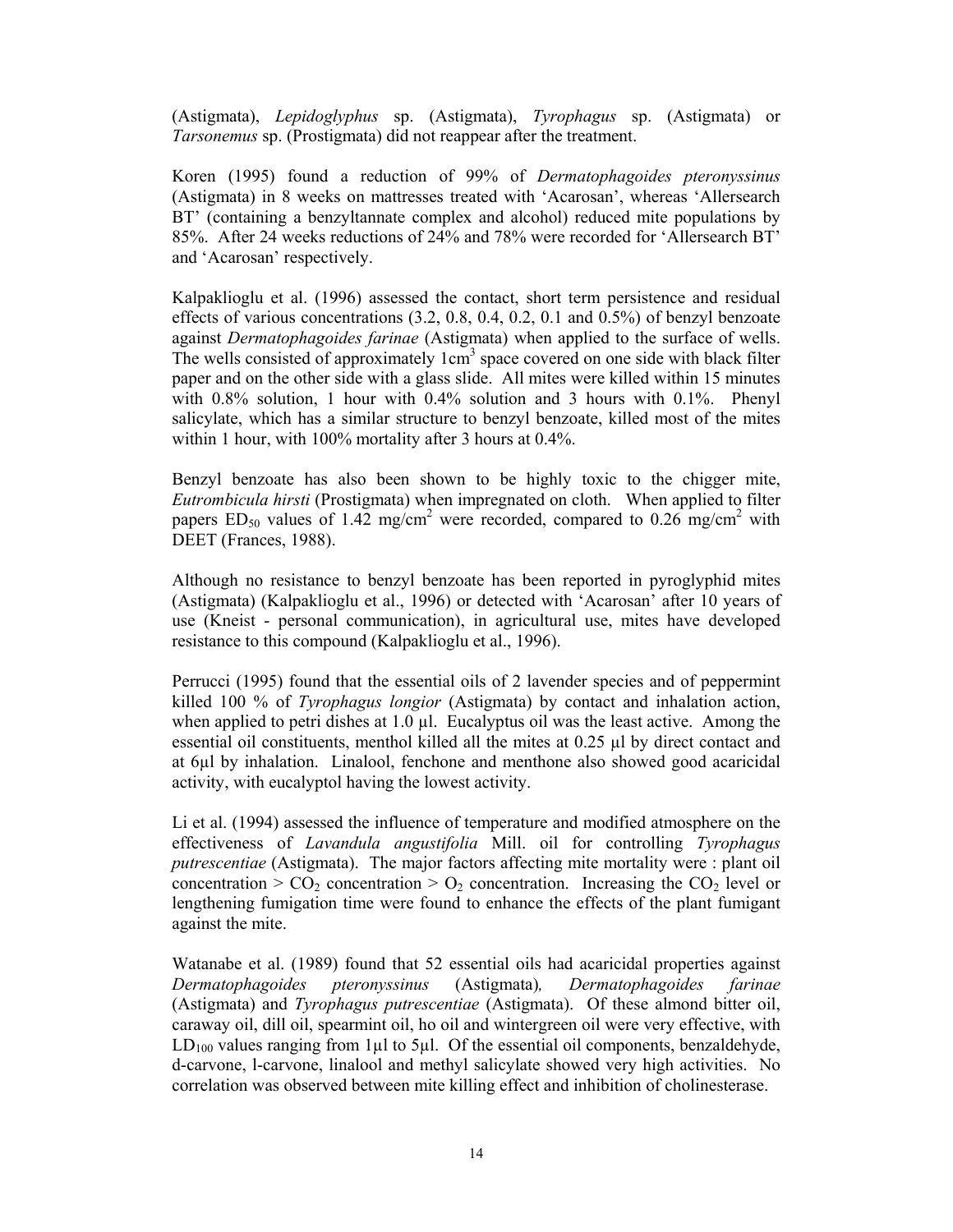(Astigmata), *Lepidoglyphus* sp. (Astigmata), *Tyrophagus* sp. (Astigmata) or *Tarsonemus* sp. (Prostigmata) did not reappear after the treatment.

Koren (1995) found a reduction of 99% of *Dermatophagoides pteronyssinus* (Astigmata) in 8 weeks on mattresses treated with 'Acarosan', whereas 'Allersearch BT' (containing a benzyltannate complex and alcohol) reduced mite populations by 85%. After 24 weeks reductions of 24% and 78% were recorded for 'Allersearch BT' and 'Acarosan' respectively.

Kalpaklioglu et al. (1996) assessed the contact, short term persistence and residual effects of various concentrations (3.2, 0.8, 0.4, 0.2, 0.1 and 0.5%) of benzyl benzoate against *Dermatophagoides farinae* (Astigmata) when applied to the surface of wells. The wells consisted of approximately 1cm$^3$ space covered on one side with black filter paper and on the other side with a glass slide. All mites were killed within 15 minutes with 0.8% solution, 1 hour with 0.4% solution and 3 hours with 0.1%. Phenyl salicylate, which has a similar structure to benzyl benzoate, killed most of the mites within 1 hour, with 100% mortality after 3 hours at 0.4%.

Benzyl benzoate has also been shown to be highly toxic to the chigger mite, *Eutrombicula hirsti* (Prostigmata) when impregnated on cloth. When applied to filter papers $ED_{50}$ values of 1.42 mg/cm$^2$ were recorded, compared to 0.26 mg/cm$^2$ with DEET (Frances, 1988).

Although no resistance to benzyl benzoate has been reported in pyroglyphid mites (Astigmata) (Kalpaklioglu et al., 1996) or detected with 'Acarosan' after 10 years of use (Kneist - personal communication), in agricultural use, mites have developed resistance to this compound (Kalpaklioglu et al., 1996).

Perrucci (1995) found that the essential oils of 2 lavender species and of peppermint killed 100 % of *Tyrophagus longior* (Astigmata) by contact and inhalation action, when applied to petri dishes at 1.0 µl. Eucalyptus oil was the least active. Among the essential oil constituents, menthol killed all the mites at 0.25 µl by direct contact and at 6µl by inhalation. Linalool, fenchone and menthone also showed good acaricidal activity, with eucalyptol having the lowest activity.

Li et al. (1994) assessed the influence of temperature and modified atmosphere on the effectiveness of *Lavandula angustifolia* Mill. oil for controlling *Tyrophagus putrescentiae* (Astigmata). The major factors affecting mite mortality were : plant oil concentration > $CO_2$ concentration > $O_2$ concentration. Increasing the $CO_2$ level or lengthening fumigation time were found to enhance the effects of the plant fumigant against the mite.

Watanabe et al. (1989) found that 52 essential oils had acaricidal properties against *Dermatophagoides pteronyssinus* (Astigmata), *Dermatophagoides farinae* (Astigmata) and *Tyrophagus putrescentiae* (Astigmata). Of these almond bitter oil, caraway oil, dill oil, spearmint oil, ho oil and wintergreen oil were very effective, with $LD_{100}$ values ranging from 1µl to 5µl. Of the essential oil components, benzaldehyde, d-carvone, l-carvone, linalool and methyl salicylate showed very high activities. No correlation was observed between mite killing effect and inhibition of cholinesterase.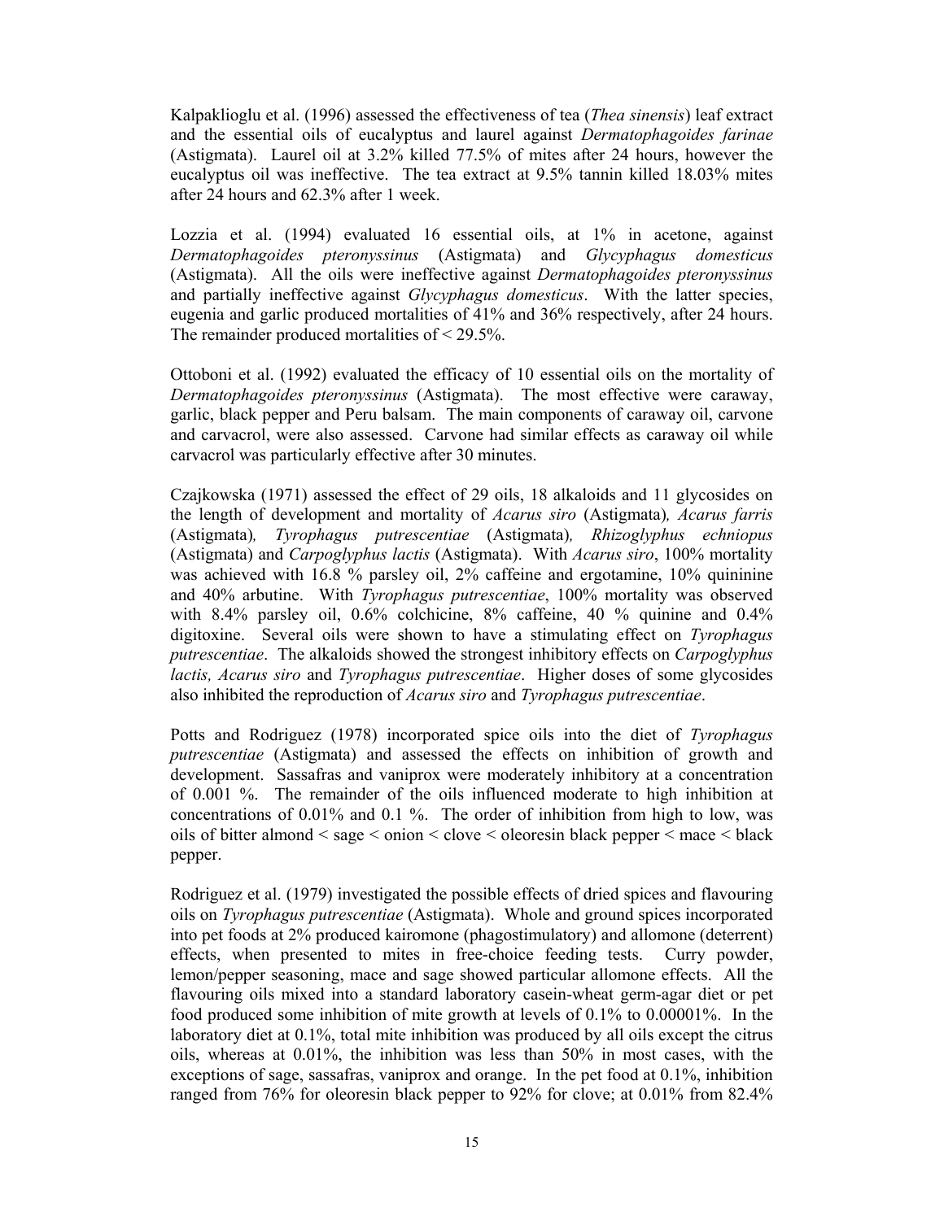Kalpaklioglu et al. (1996) assessed the effectiveness of tea (*Thea sinensis*) leaf extract and the essential oils of eucalyptus and laurel against *Dermatophagoides farinae* (Astigmata). Laurel oil at 3.2% killed 77.5% of mites after 24 hours, however the eucalyptus oil was ineffective. The tea extract at 9.5% tannin killed 18.03% mites after 24 hours and 62.3% after 1 week.

Lozzia et al. (1994) evaluated 16 essential oils, at 1% in acetone, against *Dermatophagoides pteronyssinus* (Astigmata) and *Glycyphagus domesticus* (Astigmata). All the oils were ineffective against *Dermatophagoides pteronyssinus* and partially ineffective against *Glycyphagus domesticus*. With the latter species, eugenia and garlic produced mortalities of 41% and 36% respectively, after 24 hours. The remainder produced mortalities of < 29.5%.

Ottoboni et al. (1992) evaluated the efficacy of 10 essential oils on the mortality of *Dermatophagoides pteronyssinus* (Astigmata). The most effective were caraway, garlic, black pepper and Peru balsam. The main components of caraway oil, carvone and carvacrol, were also assessed. Carvone had similar effects as caraway oil while carvacrol was particularly effective after 30 minutes.

Czajkowska (1971) assessed the effect of 29 oils, 18 alkaloids and 11 glycosides on the length of development and mortality of *Acarus siro* (Astigmata)*, Acarus farris* (Astigmata)*, Tyrophagus putrescentiae* (Astigmata)*, Rhizoglyphus echniopus* (Astigmata) and *Carpoglyphus lactis* (Astigmata). With *Acarus siro*, 100% mortality was achieved with 16.8 % parsley oil, 2% caffeine and ergotamine, 10% quininine and 40% arbutine. With *Tyrophagus putrescentiae*, 100% mortality was observed with 8.4% parsley oil, 0.6% colchicine, 8% caffeine, 40 % quinine and 0.4% digitoxine. Several oils were shown to have a stimulating effect on *Tyrophagus putrescentiae*. The alkaloids showed the strongest inhibitory effects on *Carpoglyphus lactis, Acarus siro* and *Tyrophagus putrescentiae*. Higher doses of some glycosides also inhibited the reproduction of *Acarus siro* and *Tyrophagus putrescentiae*.

Potts and Rodriguez (1978) incorporated spice oils into the diet of *Tyrophagus putrescentiae* (Astigmata) and assessed the effects on inhibition of growth and development. Sassafras and vaniprox were moderately inhibitory at a concentration of 0.001 %. The remainder of the oils influenced moderate to high inhibition at concentrations of 0.01% and 0.1 %. The order of inhibition from high to low, was oils of bitter almond < sage < onion < clove < oleoresin black pepper < mace < black pepper.

Rodriguez et al. (1979) investigated the possible effects of dried spices and flavouring oils on *Tyrophagus putrescentiae* (Astigmata). Whole and ground spices incorporated into pet foods at 2% produced kairomone (phagostimulatory) and allomone (deterrent) effects, when presented to mites in free-choice feeding tests. Curry powder, lemon/pepper seasoning, mace and sage showed particular allomone effects. All the flavouring oils mixed into a standard laboratory casein-wheat germ-agar diet or pet food produced some inhibition of mite growth at levels of 0.1% to 0.00001%. In the laboratory diet at 0.1%, total mite inhibition was produced by all oils except the citrus oils, whereas at 0.01%, the inhibition was less than 50% in most cases, with the exceptions of sage, sassafras, vaniprox and orange. In the pet food at 0.1%, inhibition ranged from 76% for oleoresin black pepper to 92% for clove; at 0.01% from 82.4%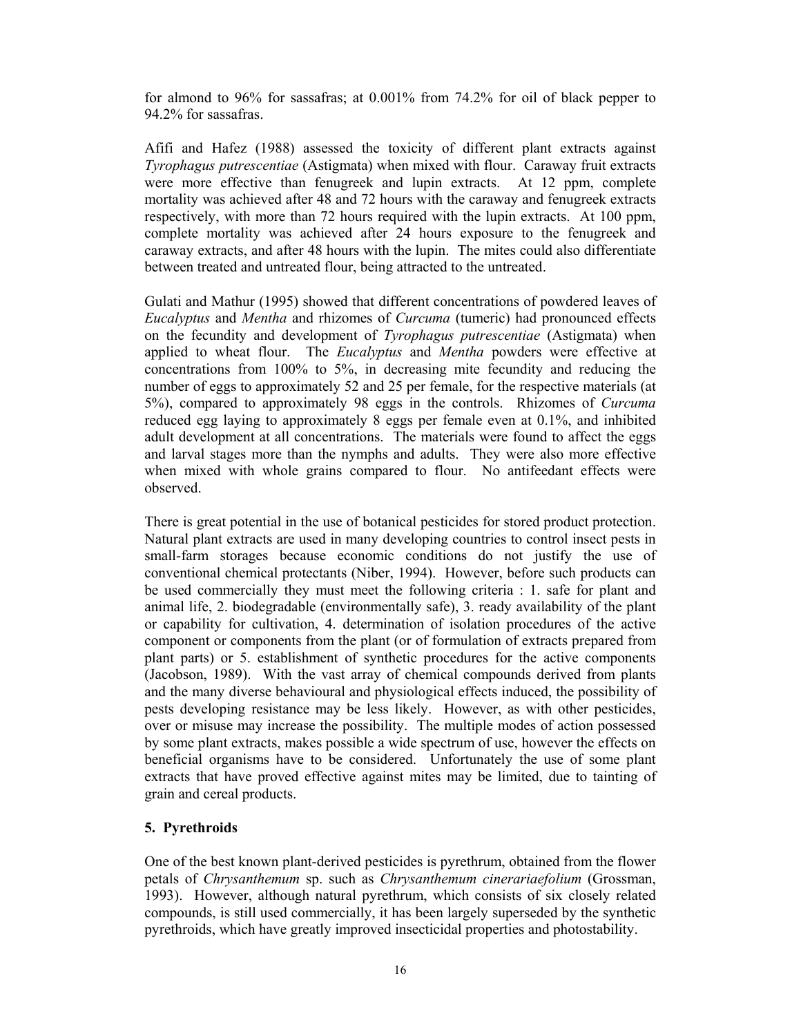for almond to 96% for sassafras; at 0.001% from 74.2% for oil of black pepper to 94.2% for sassafras.

Afifi and Hafez (1988) assessed the toxicity of different plant extracts against *Tyrophagus putrescentiae* (Astigmata) when mixed with flour. Caraway fruit extracts were more effective than fenugreek and lupin extracts. At 12 ppm, complete mortality was achieved after 48 and 72 hours with the caraway and fenugreek extracts respectively, with more than 72 hours required with the lupin extracts. At 100 ppm, complete mortality was achieved after 24 hours exposure to the fenugreek and caraway extracts, and after 48 hours with the lupin. The mites could also differentiate between treated and untreated flour, being attracted to the untreated.

Gulati and Mathur (1995) showed that different concentrations of powdered leaves of *Eucalyptus* and *Mentha* and rhizomes of *Curcuma* (tumeric) had pronounced effects on the fecundity and development of *Tyrophagus putrescentiae* (Astigmata) when applied to wheat flour. The *Eucalyptus* and *Mentha* powders were effective at concentrations from 100% to 5%, in decreasing mite fecundity and reducing the number of eggs to approximately 52 and 25 per female, for the respective materials (at 5%), compared to approximately 98 eggs in the controls. Rhizomes of *Curcuma* reduced egg laying to approximately 8 eggs per female even at 0.1%, and inhibited adult development at all concentrations. The materials were found to affect the eggs and larval stages more than the nymphs and adults. They were also more effective when mixed with whole grains compared to flour. No antifeedant effects were observed.

There is great potential in the use of botanical pesticides for stored product protection. Natural plant extracts are used in many developing countries to control insect pests in small-farm storages because economic conditions do not justify the use of conventional chemical protectants (Niber, 1994). However, before such products can be used commercially they must meet the following criteria : 1. safe for plant and animal life, 2. biodegradable (environmentally safe), 3. ready availability of the plant or capability for cultivation, 4. determination of isolation procedures of the active component or components from the plant (or of formulation of extracts prepared from plant parts) or 5. establishment of synthetic procedures for the active components (Jacobson, 1989). With the vast array of chemical compounds derived from plants and the many diverse behavioural and physiological effects induced, the possibility of pests developing resistance may be less likely. However, as with other pesticides, over or misuse may increase the possibility. The multiple modes of action possessed by some plant extracts, makes possible a wide spectrum of use, however the effects on beneficial organisms have to be considered. Unfortunately the use of some plant extracts that have proved effective against mites may be limited, due to tainting of grain and cereal products.

## 5. Pyrethroids

One of the best known plant-derived pesticides is pyrethrum, obtained from the flower petals of *Chrysanthemum* sp. such as *Chrysanthemum cinerariaefolium* (Grossman, 1993). However, although natural pyrethrum, which consists of six closely related compounds, is still used commercially, it has been largely superseded by the synthetic pyrethroids, which have greatly improved insecticidal properties and photostability.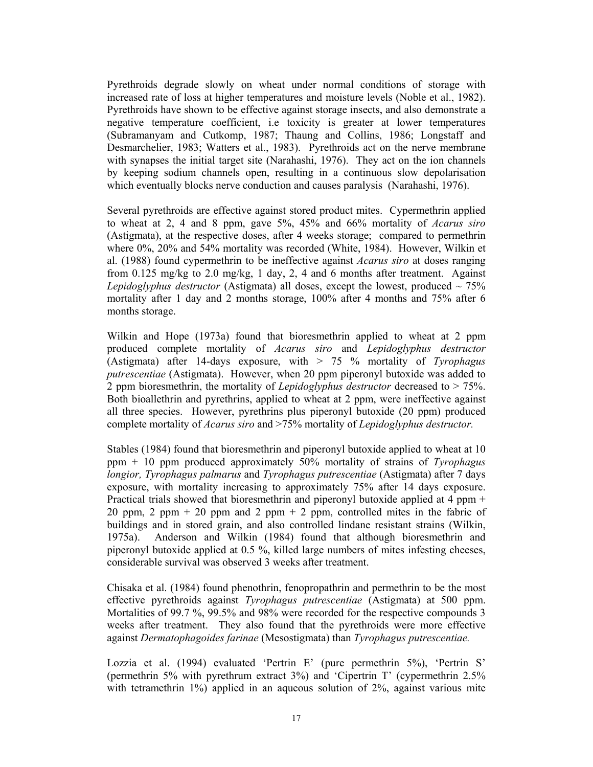Pyrethroids degrade slowly on wheat under normal conditions of storage with increased rate of loss at higher temperatures and moisture levels (Noble et al., 1982). Pyrethroids have shown to be effective against storage insects, and also demonstrate a negative temperature coefficient, i.e toxicity is greater at lower temperatures (Subramanyam and Cutkomp, 1987; Thaung and Collins, 1986; Longstaff and Desmarchelier, 1983; Watters et al., 1983). Pyrethroids act on the nerve membrane with synapses the initial target site (Narahashi, 1976). They act on the ion channels by keeping sodium channels open, resulting in a continuous slow depolarisation which eventually blocks nerve conduction and causes paralysis (Narahashi, 1976).

Several pyrethroids are effective against stored product mites. Cypermethrin applied to wheat at 2, 4 and 8 ppm, gave 5%, 45% and 66% mortality of *Acarus siro* (Astigmata), at the respective doses, after 4 weeks storage; compared to permethrin where 0%, 20% and 54% mortality was recorded (White, 1984). However, Wilkin et al. (1988) found cypermethrin to be ineffective against *Acarus siro* at doses ranging from 0.125 mg/kg to 2.0 mg/kg, 1 day, 2, 4 and 6 months after treatment. Against *Lepidoglyphus destructor* (Astigmata) all doses, except the lowest, produced ~ 75% mortality after 1 day and 2 months storage, 100% after 4 months and 75% after 6 months storage.

Wilkin and Hope (1973a) found that bioresmethrin applied to wheat at 2 ppm produced complete mortality of *Acarus siro* and *Lepidoglyphus destructor* (Astigmata) after 14-days exposure, with > 75 % mortality of *Tyrophagus putrescentiae* (Astigmata). However, when 20 ppm piperonyl butoxide was added to 2 ppm bioresmethrin, the mortality of *Lepidoglyphus destructor* decreased to > 75%. Both bioallethrin and pyrethrins, applied to wheat at 2 ppm, were ineffective against all three species. However, pyrethrins plus piperonyl butoxide (20 ppm) produced complete mortality of *Acarus siro* and >75% mortality of *Lepidoglyphus destructor.*

Stables (1984) found that bioresmethrin and piperonyl butoxide applied to wheat at 10 ppm + 10 ppm produced approximately 50% mortality of strains of *Tyrophagus longior, Tyrophagus palmarus* and *Tyrophagus putrescentiae* (Astigmata) after 7 days exposure, with mortality increasing to approximately 75% after 14 days exposure. Practical trials showed that bioresmethrin and piperonyl butoxide applied at 4 ppm + 20 ppm, 2 ppm + 20 ppm and 2 ppm + 2 ppm, controlled mites in the fabric of buildings and in stored grain, and also controlled lindane resistant strains (Wilkin, 1975a). Anderson and Wilkin (1984) found that although bioresmethrin and piperonyl butoxide applied at 0.5 %, killed large numbers of mites infesting cheeses, considerable survival was observed 3 weeks after treatment.

Chisaka et al. (1984) found phenothrin, fenopropathrin and permethrin to be the most effective pyrethroids against *Tyrophagus putrescentiae* (Astigmata) at 500 ppm. Mortalities of 99.7 %, 99.5% and 98% were recorded for the respective compounds 3 weeks after treatment. They also found that the pyrethroids were more effective against *Dermatophagoides farinae* (Mesostigmata) than *Tyrophagus putrescentiae.*

Lozzia et al. (1994) evaluated 'Pertrin E' (pure permethrin 5%), 'Pertrin S' (permethrin 5% with pyrethrum extract 3%) and 'Cipertrin T' (cypermethrin 2.5% with tetramethrin 1%) applied in an aqueous solution of 2%, against various mite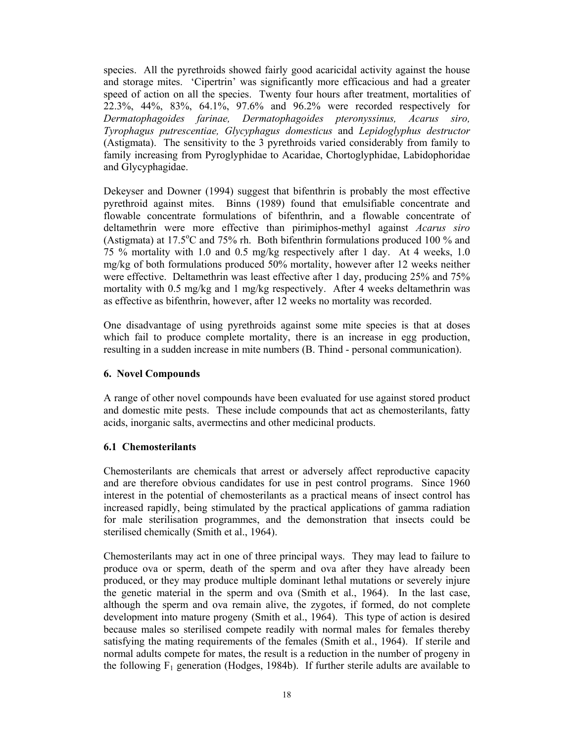species. All the pyrethroids showed fairly good acaricidal activity against the house and storage mites. 'Cipertrin' was significantly more efficacious and had a greater speed of action on all the species. Twenty four hours after treatment, mortalities of 22.3%, 44%, 83%, 64.1%, 97.6% and 96.2% were recorded respectively for *Dermatophagoides farinae, Dermatophagoides pteronyssinus, Acarus siro, Tyrophagus putrescentiae, Glycyphagus domesticus* and *Lepidoglyphus destructor* (Astigmata). The sensitivity to the 3 pyrethroids varied considerably from family to family increasing from Pyroglyphidae to Acaridae, Chortoglyphidae, Labidophoridae and Glycyphagidae.

Dekeyser and Downer (1994) suggest that bifenthrin is probably the most effective pyrethroid against mites. Binns (1989) found that emulsifiable concentrate and flowable concentrate formulations of bifenthrin, and a flowable concentrate of deltamethrin were more effective than pirimiphos-methyl against *Acarus siro* (Astigmata) at 17.5°C and 75% rh. Both bifenthrin formulations produced 100 % and 75 % mortality with 1.0 and 0.5 mg/kg respectively after 1 day. At 4 weeks, 1.0 mg/kg of both formulations produced 50% mortality, however after 12 weeks neither were effective. Deltamethrin was least effective after 1 day, producing 25% and 75% mortality with 0.5 mg/kg and 1 mg/kg respectively. After 4 weeks deltamethrin was as effective as bifenthrin, however, after 12 weeks no mortality was recorded.

One disadvantage of using pyrethroids against some mite species is that at doses which fail to produce complete mortality, there is an increase in egg production, resulting in a sudden increase in mite numbers (B. Thind - personal communication).

## 6. Novel Compounds

A range of other novel compounds have been evaluated for use against stored product and domestic mite pests. These include compounds that act as chemosterilants, fatty acids, inorganic salts, avermectins and other medicinal products.

### 6.1 Chemosterilants

Chemosterilants are chemicals that arrest or adversely affect reproductive capacity and are therefore obvious candidates for use in pest control programs. Since 1960 interest in the potential of chemosterilants as a practical means of insect control has increased rapidly, being stimulated by the practical applications of gamma radiation for male sterilisation programmes, and the demonstration that insects could be sterilised chemically (Smith et al., 1964).

Chemosterilants may act in one of three principal ways. They may lead to failure to produce ova or sperm, death of the sperm and ova after they have already been produced, or they may produce multiple dominant lethal mutations or severely injure the genetic material in the sperm and ova (Smith et al., 1964). In the last case, although the sperm and ova remain alive, the zygotes, if formed, do not complete development into mature progeny (Smith et al., 1964). This type of action is desired because males so sterilised compete readily with normal males for females thereby satisfying the mating requirements of the females (Smith et al., 1964). If sterile and normal adults compete for mates, the result is a reduction in the number of progeny in the following $F_1$ generation (Hodges, 1984b). If further sterile adults are available to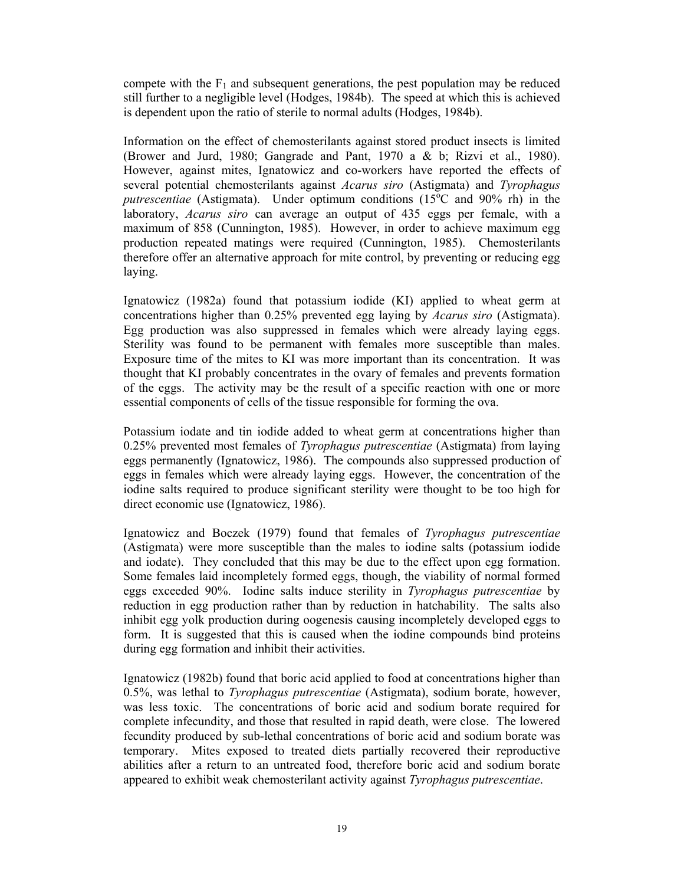compete with the $F_1$ and subsequent generations, the pest population may be reduced still further to a negligible level (Hodges, 1984b). The speed at which this is achieved is dependent upon the ratio of sterile to normal adults (Hodges, 1984b).

Information on the effect of chemosterilants against stored product insects is limited (Brower and Jurd, 1980; Gangrade and Pant, 1970 a & b; Rizvi et al., 1980). However, against mites, Ignatowicz and co-workers have reported the effects of several potential chemosterilants against *Acarus siro* (Astigmata) and *Tyrophagus putrescentiae* (Astigmata). Under optimum conditions (15°C and 90% rh) in the laboratory, *Acarus siro* can average an output of 435 eggs per female, with a maximum of 858 (Cunnington, 1985). However, in order to achieve maximum egg production repeated matings were required (Cunnington, 1985). Chemosterilants therefore offer an alternative approach for mite control, by preventing or reducing egg laying.

Ignatowicz (1982a) found that potassium iodide (KI) applied to wheat germ at concentrations higher than 0.25% prevented egg laying by *Acarus siro* (Astigmata). Egg production was also suppressed in females which were already laying eggs. Sterility was found to be permanent with females more susceptible than males. Exposure time of the mites to KI was more important than its concentration. It was thought that KI probably concentrates in the ovary of females and prevents formation of the eggs. The activity may be the result of a specific reaction with one or more essential components of cells of the tissue responsible for forming the ova.

Potassium iodate and tin iodide added to wheat germ at concentrations higher than 0.25% prevented most females of *Tyrophagus putrescentiae* (Astigmata) from laying eggs permanently (Ignatowicz, 1986). The compounds also suppressed production of eggs in females which were already laying eggs. However, the concentration of the iodine salts required to produce significant sterility were thought to be too high for direct economic use (Ignatowicz, 1986).

Ignatowicz and Boczek (1979) found that females of *Tyrophagus putrescentiae* (Astigmata) were more susceptible than the males to iodine salts (potassium iodide and iodate). They concluded that this may be due to the effect upon egg formation. Some females laid incompletely formed eggs, though, the viability of normal formed eggs exceeded 90%. Iodine salts induce sterility in *Tyrophagus putrescentiae* by reduction in egg production rather than by reduction in hatchability. The salts also inhibit egg yolk production during oogenesis causing incompletely developed eggs to form. It is suggested that this is caused when the iodine compounds bind proteins during egg formation and inhibit their activities.

Ignatowicz (1982b) found that boric acid applied to food at concentrations higher than 0.5%, was lethal to *Tyrophagus putrescentiae* (Astigmata), sodium borate, however, was less toxic. The concentrations of boric acid and sodium borate required for complete infecundity, and those that resulted in rapid death, were close. The lowered fecundity produced by sub-lethal concentrations of boric acid and sodium borate was temporary. Mites exposed to treated diets partially recovered their reproductive abilities after a return to an untreated food, therefore boric acid and sodium borate appeared to exhibit weak chemosterilant activity against *Tyrophagus putrescentiae*.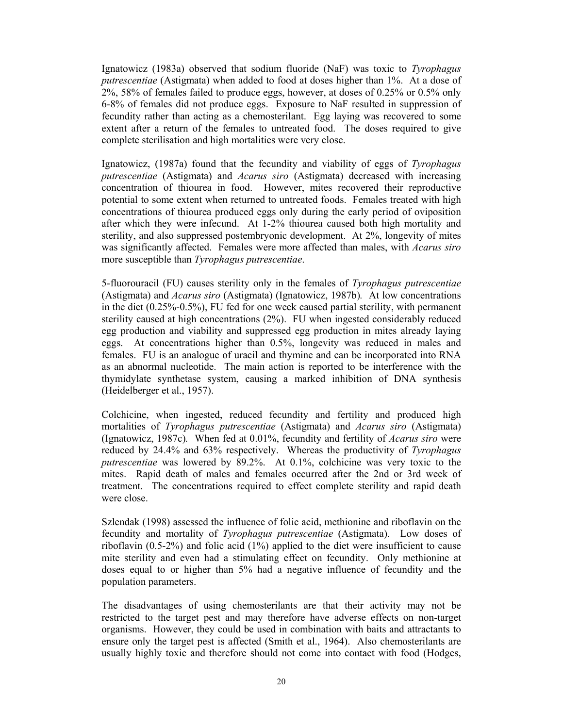Ignatowicz (1983a) observed that sodium fluoride (NaF) was toxic to *Tyrophagus putrescentiae* (Astigmata) when added to food at doses higher than 1%. At a dose of 2%, 58% of females failed to produce eggs, however, at doses of 0.25% or 0.5% only 6-8% of females did not produce eggs. Exposure to NaF resulted in suppression of fecundity rather than acting as a chemosterilant. Egg laying was recovered to some extent after a return of the females to untreated food. The doses required to give complete sterilisation and high mortalities were very close.

Ignatowicz, (1987a) found that the fecundity and viability of eggs of *Tyrophagus putrescentiae* (Astigmata) and *Acarus siro* (Astigmata) decreased with increasing concentration of thiourea in food. However, mites recovered their reproductive potential to some extent when returned to untreated foods. Females treated with high concentrations of thiourea produced eggs only during the early period of oviposition after which they were infecund. At 1-2% thiourea caused both high mortality and sterility, and also suppressed postembryonic development. At 2%, longevity of mites was significantly affected. Females were more affected than males, with *Acarus siro* more susceptible than *Tyrophagus putrescentiae*.

5-fluorouracil (FU) causes sterility only in the females of *Tyrophagus putrescentiae* (Astigmata) and *Acarus siro* (Astigmata) (Ignatowicz, 1987b). At low concentrations in the diet (0.25%-0.5%), FU fed for one week caused partial sterility, with permanent sterility caused at high concentrations (2%). FU when ingested considerably reduced egg production and viability and suppressed egg production in mites already laying eggs. At concentrations higher than 0.5%, longevity was reduced in males and females. FU is an analogue of uracil and thymine and can be incorporated into RNA as an abnormal nucleotide. The main action is reported to be interference with the thymidylate synthetase system, causing a marked inhibition of DNA synthesis (Heidelberger et al., 1957).

Colchicine, when ingested, reduced fecundity and fertility and produced high mortalities of *Tyrophagus putrescentiae* (Astigmata) and *Acarus siro* (Astigmata) (Ignatowicz, 1987c). When fed at 0.01%, fecundity and fertility of *Acarus siro* were reduced by 24.4% and 63% respectively. Whereas the productivity of *Tyrophagus putrescentiae* was lowered by 89.2%. At 0.1%, colchicine was very toxic to the mites. Rapid death of males and females occurred after the 2nd or 3rd week of treatment. The concentrations required to effect complete sterility and rapid death were close.

Szlendak (1998) assessed the influence of folic acid, methionine and riboflavin on the fecundity and mortality of *Tyrophagus putrescentiae* (Astigmata). Low doses of riboflavin (0.5-2%) and folic acid (1%) applied to the diet were insufficient to cause mite sterility and even had a stimulating effect on fecundity. Only methionine at doses equal to or higher than 5% had a negative influence of fecundity and the population parameters.

The disadvantages of using chemosterilants are that their activity may not be restricted to the target pest and may therefore have adverse effects on non-target organisms. However, they could be used in combination with baits and attractants to ensure only the target pest is affected (Smith et al., 1964). Also chemosterilants are usually highly toxic and therefore should not come into contact with food (Hodges,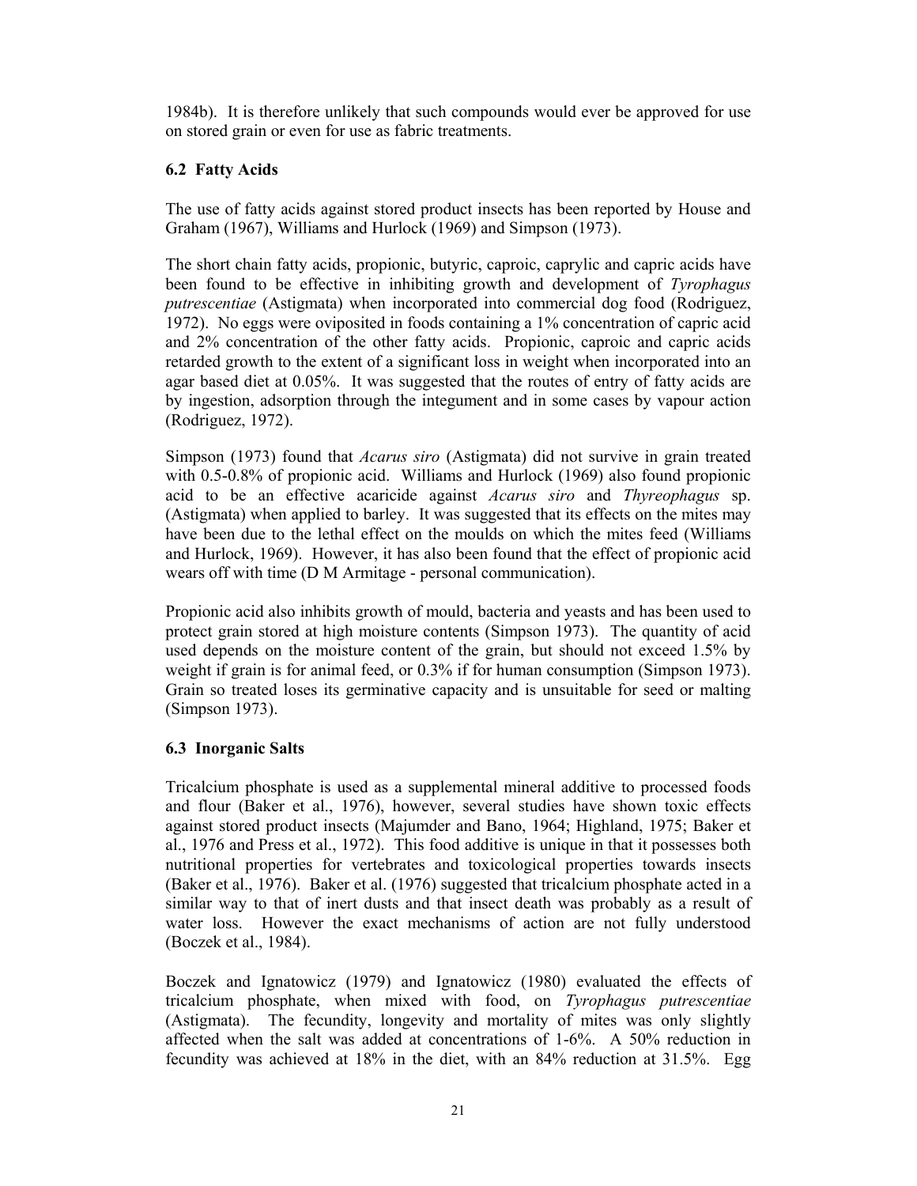1984b). It is therefore unlikely that such compounds would ever be approved for use on stored grain or even for use as fabric treatments.

### 6.2 Fatty Acids

The use of fatty acids against stored product insects has been reported by House and Graham (1967), Williams and Hurlock (1969) and Simpson (1973).

The short chain fatty acids, propionic, butyric, caproic, caprylic and capric acids have been found to be effective in inhibiting growth and development of *Tyrophagus putrescentiae* (Astigmata) when incorporated into commercial dog food (Rodriguez, 1972). No eggs were oviposited in foods containing a 1% concentration of capric acid and 2% concentration of the other fatty acids. Propionic, caproic and capric acids retarded growth to the extent of a significant loss in weight when incorporated into an agar based diet at 0.05%. It was suggested that the routes of entry of fatty acids are by ingestion, adsorption through the integument and in some cases by vapour action (Rodriguez, 1972).

Simpson (1973) found that *Acarus siro* (Astigmata) did not survive in grain treated with 0.5-0.8% of propionic acid. Williams and Hurlock (1969) also found propionic acid to be an effective acaricide against *Acarus siro* and *Thyreophagus* sp. (Astigmata) when applied to barley. It was suggested that its effects on the mites may have been due to the lethal effect on the moulds on which the mites feed (Williams and Hurlock, 1969). However, it has also been found that the effect of propionic acid wears off with time (D M Armitage - personal communication).

Propionic acid also inhibits growth of mould, bacteria and yeasts and has been used to protect grain stored at high moisture contents (Simpson 1973). The quantity of acid used depends on the moisture content of the grain, but should not exceed 1.5% by weight if grain is for animal feed, or 0.3% if for human consumption (Simpson 1973). Grain so treated loses its germinative capacity and is unsuitable for seed or malting (Simpson 1973).

### 6.3 Inorganic Salts

Tricalcium phosphate is used as a supplemental mineral additive to processed foods and flour (Baker et al., 1976), however, several studies have shown toxic effects against stored product insects (Majumder and Bano, 1964; Highland, 1975; Baker et al., 1976 and Press et al., 1972). This food additive is unique in that it possesses both nutritional properties for vertebrates and toxicological properties towards insects (Baker et al., 1976). Baker et al. (1976) suggested that tricalcium phosphate acted in a similar way to that of inert dusts and that insect death was probably as a result of water loss. However the exact mechanisms of action are not fully understood (Boczek et al., 1984).

Boczek and Ignatowicz (1979) and Ignatowicz (1980) evaluated the effects of tricalcium phosphate, when mixed with food, on *Tyrophagus putrescentiae* (Astigmata). The fecundity, longevity and mortality of mites was only slightly affected when the salt was added at concentrations of 1-6%. A 50% reduction in fecundity was achieved at 18% in the diet, with an 84% reduction at 31.5%. Egg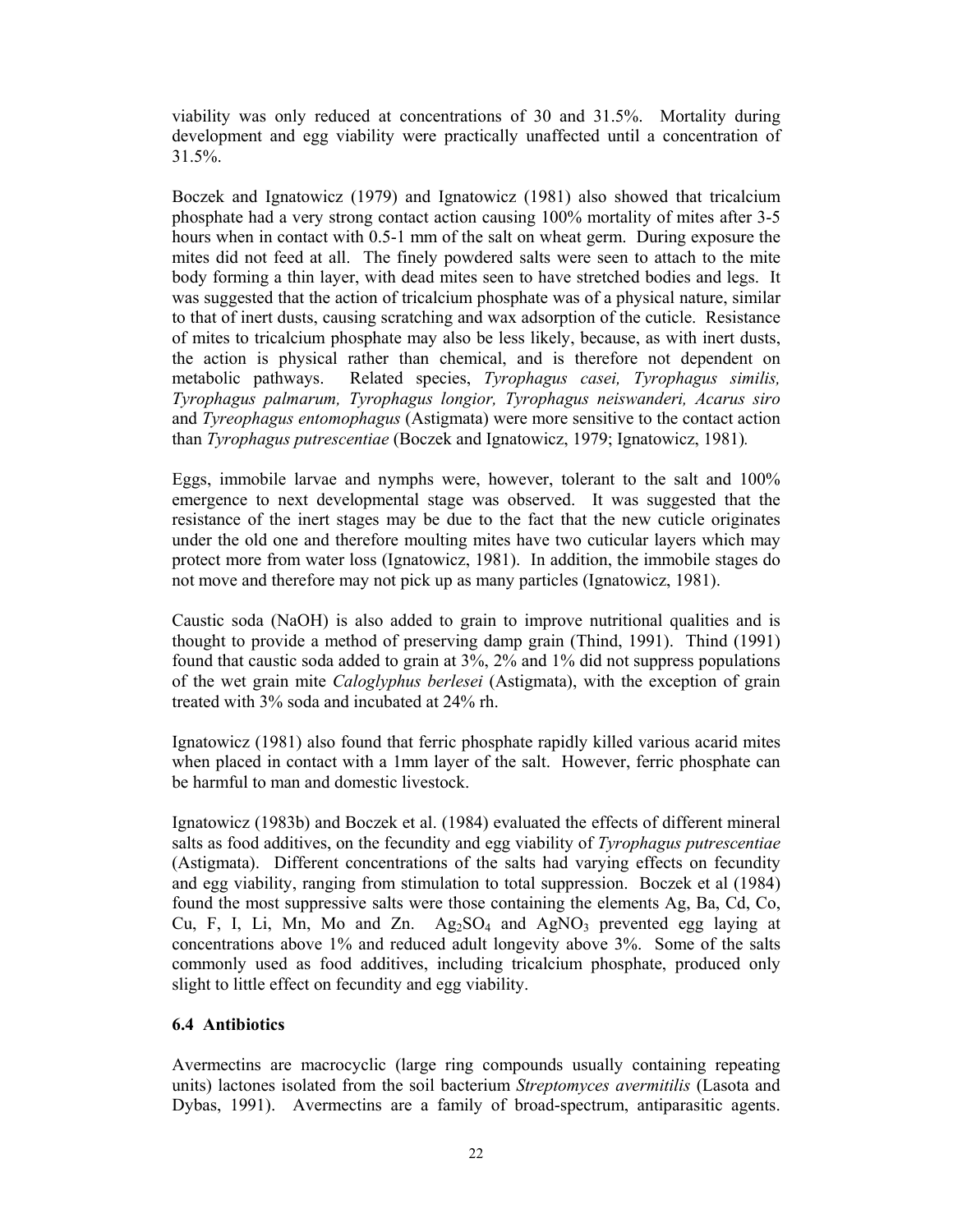viability was only reduced at concentrations of 30 and 31.5%. Mortality during development and egg viability were practically unaffected until a concentration of 31.5%.

Boczek and Ignatowicz (1979) and Ignatowicz (1981) also showed that tricalcium phosphate had a very strong contact action causing 100% mortality of mites after 3-5 hours when in contact with 0.5-1 mm of the salt on wheat germ. During exposure the mites did not feed at all. The finely powdered salts were seen to attach to the mite body forming a thin layer, with dead mites seen to have stretched bodies and legs. It was suggested that the action of tricalcium phosphate was of a physical nature, similar to that of inert dusts, causing scratching and wax adsorption of the cuticle. Resistance of mites to tricalcium phosphate may also be less likely, because, as with inert dusts, the action is physical rather than chemical, and is therefore not dependent on metabolic pathways. Related species, *Tyrophagus casei, Tyrophagus similis, Tyrophagus palmarum, Tyrophagus longior, Tyrophagus neiswanderi, Acarus siro* and *Tyreophagus entomophagus* (Astigmata) were more sensitive to the contact action than *Tyrophagus putrescentiae* (Boczek and Ignatowicz, 1979; Ignatowicz, 1981).

Eggs, immobile larvae and nymphs were, however, tolerant to the salt and 100% emergence to next developmental stage was observed. It was suggested that the resistance of the inert stages may be due to the fact that the new cuticle originates under the old one and therefore moulting mites have two cuticular layers which may protect more from water loss (Ignatowicz, 1981). In addition, the immobile stages do not move and therefore may not pick up as many particles (Ignatowicz, 1981).

Caustic soda (NaOH) is also added to grain to improve nutritional qualities and is thought to provide a method of preserving damp grain (Thind, 1991). Thind (1991) found that caustic soda added to grain at 3%, 2% and 1% did not suppress populations of the wet grain mite *Caloglyphus berlesei* (Astigmata), with the exception of grain treated with 3% soda and incubated at 24% rh.

Ignatowicz (1981) also found that ferric phosphate rapidly killed various acarid mites when placed in contact with a 1mm layer of the salt. However, ferric phosphate can be harmful to man and domestic livestock.

Ignatowicz (1983b) and Boczek et al. (1984) evaluated the effects of different mineral salts as food additives, on the fecundity and egg viability of *Tyrophagus putrescentiae* (Astigmata). Different concentrations of the salts had varying effects on fecundity and egg viability, ranging from stimulation to total suppression. Boczek et al (1984) found the most suppressive salts were those containing the elements Ag, Ba, Cd, Co, Cu, F, I, Li, Mn, Mo and Zn. $Ag_2SO_4$ and $AgNO_3$ prevented egg laying at concentrations above 1% and reduced adult longevity above 3%. Some of the salts commonly used as food additives, including tricalcium phosphate, produced only slight to little effect on fecundity and egg viability.

### 6.4 Antibiotics

Avermectins are macrocyclic (large ring compounds usually containing repeating units) lactones isolated from the soil bacterium *Streptomyces avermitilis* (Lasota and Dybas, 1991). Avermectins are a family of broad-spectrum, antiparasitic agents.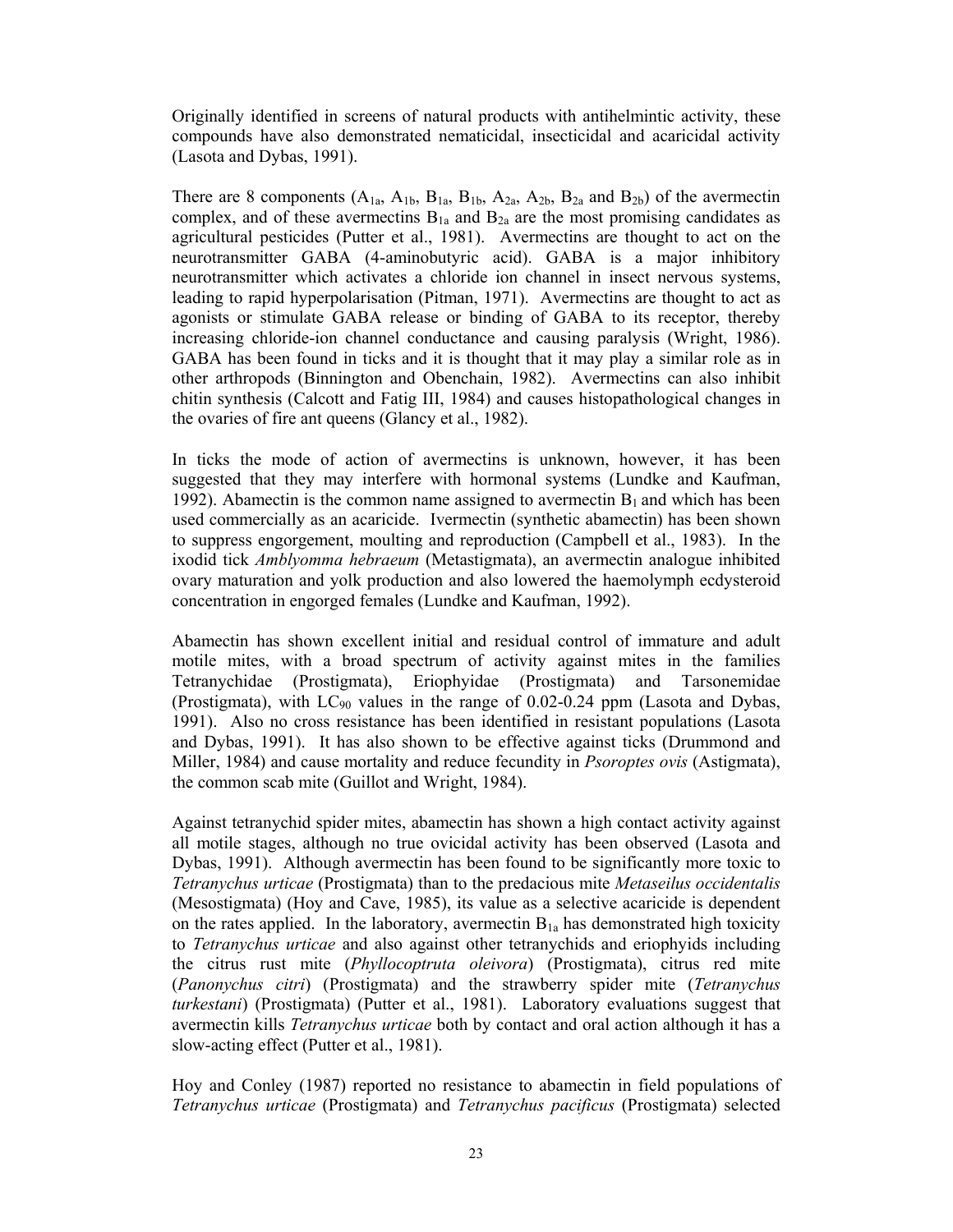Originally identified in screens of natural products with antihelmintic activity, these compounds have also demonstrated nematicidal, insecticidal and acaricidal activity (Lasota and Dybas, 1991).

There are 8 components ($A_{1a}$, $A_{1b}$, $B_{1a}$, $B_{1b}$, $A_{2a}$, $A_{2b}$, $B_{2a}$ and $B_{2b}$) of the avermectin complex, and of these avermectins $B_{1a}$ and $B_{2a}$ are the most promising candidates as agricultural pesticides (Putter et al., 1981). Avermectins are thought to act on the neurotransmitter GABA (4-aminobutyric acid). GABA is a major inhibitory neurotransmitter which activates a chloride ion channel in insect nervous systems, leading to rapid hyperpolarisation (Pitman, 1971). Avermectins are thought to act as agonists or stimulate GABA release or binding of GABA to its receptor, thereby increasing chloride-ion channel conductance and causing paralysis (Wright, 1986). GABA has been found in ticks and it is thought that it may play a similar role as in other arthropods (Binnington and Obenchain, 1982). Avermectins can also inhibit chitin synthesis (Calcott and Fatig III, 1984) and causes histopathological changes in the ovaries of fire ant queens (Glancy et al., 1982).

In ticks the mode of action of avermectins is unknown, however, it has been suggested that they may interfere with hormonal systems (Lundke and Kaufman, 1992). Abamectin is the common name assigned to avermectin $B_1$ and which has been used commercially as an acaricide. Ivermectin (synthetic abamectin) has been shown to suppress engorgement, moulting and reproduction (Campbell et al., 1983). In the ixodid tick *Amblyomma hebraeum* (Metastigmata), an avermectin analogue inhibited ovary maturation and yolk production and also lowered the haemolymph ecdysteroid concentration in engorged females (Lundke and Kaufman, 1992).

Abamectin has shown excellent initial and residual control of immature and adult motile mites, with a broad spectrum of activity against mites in the families Tetranychidae (Prostigmata), Eriophyidae (Prostigmata) and Tarsonemidae (Prostigmata), with $LC_{90}$ values in the range of 0.02-0.24 ppm (Lasota and Dybas, 1991). Also no cross resistance has been identified in resistant populations (Lasota and Dybas, 1991). It has also shown to be effective against ticks (Drummond and Miller, 1984) and cause mortality and reduce fecundity in *Psoroptes ovis* (Astigmata), the common scab mite (Guillot and Wright, 1984).

Against tetranychid spider mites, abamectin has shown a high contact activity against all motile stages, although no true ovicidal activity has been observed (Lasota and Dybas, 1991). Although avermectin has been found to be significantly more toxic to *Tetranychus urticae* (Prostigmata) than to the predacious mite *Metaseilus occidentalis* (Mesostigmata) (Hoy and Cave, 1985), its value as a selective acaricide is dependent on the rates applied. In the laboratory, avermectin $B_{1a}$ has demonstrated high toxicity to *Tetranychus urticae* and also against other tetranychids and eriophyids including the citrus rust mite (*Phyllocoptruta oleivora*) (Prostigmata), citrus red mite (*Panonychus citri*) (Prostigmata) and the strawberry spider mite (*Tetranychus turkestani*) (Prostigmata) (Putter et al., 1981). Laboratory evaluations suggest that avermectin kills *Tetranychus urticae* both by contact and oral action although it has a slow-acting effect (Putter et al., 1981).

Hoy and Conley (1987) reported no resistance to abamectin in field populations of *Tetranychus urticae* (Prostigmata) and *Tetranychus pacificus* (Prostigmata) selected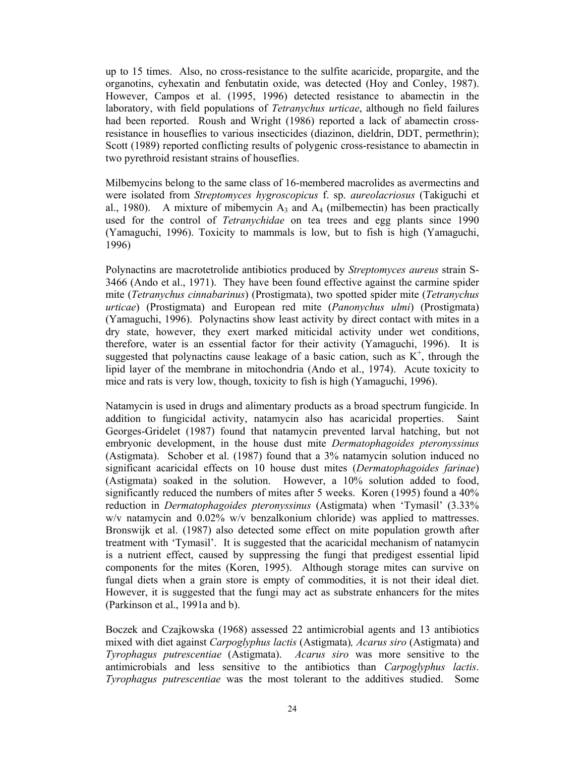up to 15 times. Also, no cross-resistance to the sulfite acaricide, propargite, and the organotins, cyhexatin and fenbutatin oxide, was detected (Hoy and Conley, 1987). However, Campos et al. (1995, 1996) detected resistance to abamectin in the laboratory, with field populations of *Tetranychus urticae*, although no field failures had been reported. Roush and Wright (1986) reported a lack of abamectin cross-resistance in houseflies to various insecticides (diazinon, dieldrin, DDT, permethrin); Scott (1989) reported conflicting results of polygenic cross-resistance to abamectin in two pyrethroid resistant strains of houseflies.

Milbemycins belong to the same class of 16-membered macrolides as avermectins and were isolated from *Streptomyces hygroscopicus* f. sp. *aureolacriosus* (Takiguchi et al., 1980). A mixture of mibemycin $A_3$ and $A_4$ (milbemectin) has been practically used for the control of *Tetranychidae* on tea trees and egg plants since 1990 (Yamaguchi, 1996). Toxicity to mammals is low, but to fish is high (Yamaguchi, 1996)

Polynactins are macrotetrolide antibiotics produced by *Streptomyces aureus* strain S-3466 (Ando et al., 1971). They have been found effective against the carmine spider mite (*Tetranychus cinnabarinus*) (Prostigmata), two spotted spider mite (*Tetranychus urticae*) (Prostigmata) and European red mite (*Panonychus ulmi*) (Prostigmata) (Yamaguchi, 1996). Polynactins show least activity by direct contact with mites in a dry state, however, they exert marked miticidal activity under wet conditions, therefore, water is an essential factor for their activity (Yamaguchi, 1996). It is suggested that polynactins cause leakage of a basic cation, such as $K^+$, through the lipid layer of the membrane in mitochondria (Ando et al., 1974). Acute toxicity to mice and rats is very low, though, toxicity to fish is high (Yamaguchi, 1996).

Natamycin is used in drugs and alimentary products as a broad spectrum fungicide. In addition to fungicidal activity, natamycin also has acaricidal properties. Saint Georges-Gridelet (1987) found that natamycin prevented larval hatching, but not embryonic development, in the house dust mite *Dermatophagoides pteronyssinus* (Astigmata). Schober et al. (1987) found that a 3% natamycin solution induced no significant acaricidal effects on 10 house dust mites (*Dermatophagoides farinae*) (Astigmata) soaked in the solution. However, a 10% solution added to food, significantly reduced the numbers of mites after 5 weeks. Koren (1995) found a 40% reduction in *Dermatophagoides pteronyssinus* (Astigmata) when 'Tymasil' (3.33% w/v natamycin and 0.02% w/v benzalkonium chloride) was applied to mattresses. Bronswijk et al. (1987) also detected some effect on mite population growth after treatment with 'Tymasil'. It is suggested that the acaricidal mechanism of natamycin is a nutrient effect, caused by suppressing the fungi that predigest essential lipid components for the mites (Koren, 1995). Although storage mites can survive on fungal diets when a grain store is empty of commodities, it is not their ideal diet. However, it is suggested that the fungi may act as substrate enhancers for the mites (Parkinson et al., 1991a and b).

Boczek and Czajkowska (1968) assessed 22 antimicrobial agents and 13 antibiotics mixed with diet against *Carpoglyphus lactis* (Astigmata)*, Acarus siro* (Astigmata) and *Tyrophagus putrescentiae* (Astigmata). *Acarus siro* was more sensitive to the antimicrobials and less sensitive to the antibiotics than *Carpoglyphus lactis*. *Tyrophagus putrescentiae* was the most tolerant to the additives studied. Some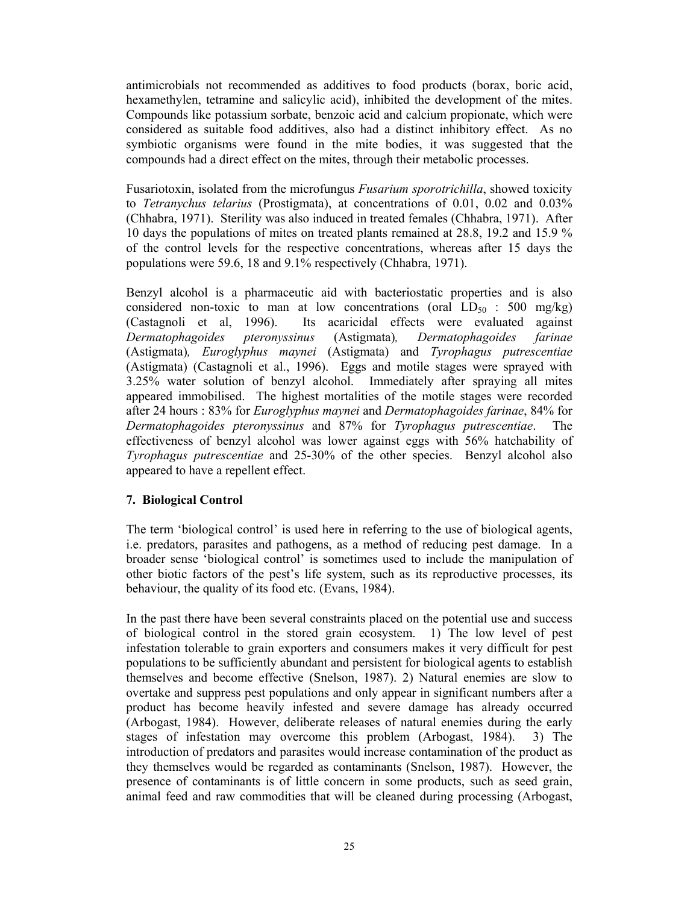antimicrobials not recommended as additives to food products (borax, boric acid, hexamethylen, tetramine and salicylic acid), inhibited the development of the mites. Compounds like potassium sorbate, benzoic acid and calcium propionate, which were considered as suitable food additives, also had a distinct inhibitory effect. As no symbiotic organisms were found in the mite bodies, it was suggested that the compounds had a direct effect on the mites, through their metabolic processes.

Fusariotoxin, isolated from the microfungus *Fusarium sporotrichilla*, showed toxicity to *Tetranychus telarius* (Prostigmata), at concentrations of 0.01, 0.02 and 0.03% (Chhabra, 1971). Sterility was also induced in treated females (Chhabra, 1971). After 10 days the populations of mites on treated plants remained at 28.8, 19.2 and 15.9 % of the control levels for the respective concentrations, whereas after 15 days the populations were 59.6, 18 and 9.1% respectively (Chhabra, 1971).

Benzyl alcohol is a pharmaceutic aid with bacteriostatic properties and is also considered non-toxic to man at low concentrations (oral $LD_{50}$ : 500 mg/kg) (Castagnoli et al, 1996). Its acaricidal effects were evaluated against *Dermatophagoides pteronyssinus* (Astigmata)*, Dermatophagoides farinae* (Astigmata)*, Euroglyphus maynei* (Astigmata) and *Tyrophagus putrescentiae* (Astigmata) (Castagnoli et al., 1996). Eggs and motile stages were sprayed with 3.25% water solution of benzyl alcohol. Immediately after spraying all mites appeared immobilised. The highest mortalities of the motile stages were recorded after 24 hours : 83% for *Euroglyphus maynei* and *Dermatophagoides farinae*, 84% for *Dermatophagoides pteronyssinus* and 87% for *Tyrophagus putrescentiae*. The effectiveness of benzyl alcohol was lower against eggs with 56% hatchability of *Tyrophagus putrescentiae* and 25-30% of the other species. Benzyl alcohol also appeared to have a repellent effect.

## 7. Biological Control

The term 'biological control' is used here in referring to the use of biological agents, i.e. predators, parasites and pathogens, as a method of reducing pest damage. In a broader sense 'biological control' is sometimes used to include the manipulation of other biotic factors of the pest's life system, such as its reproductive processes, its behaviour, the quality of its food etc. (Evans, 1984).

In the past there have been several constraints placed on the potential use and success of biological control in the stored grain ecosystem. 1) The low level of pest infestation tolerable to grain exporters and consumers makes it very difficult for pest populations to be sufficiently abundant and persistent for biological agents to establish themselves and become effective (Snelson, 1987). 2) Natural enemies are slow to overtake and suppress pest populations and only appear in significant numbers after a product has become heavily infested and severe damage has already occurred (Arbogast, 1984). However, deliberate releases of natural enemies during the early stages of infestation may overcome this problem (Arbogast, 1984). 3) The introduction of predators and parasites would increase contamination of the product as they themselves would be regarded as contaminants (Snelson, 1987). However, the presence of contaminants is of little concern in some products, such as seed grain, animal feed and raw commodities that will be cleaned during processing (Arbogast,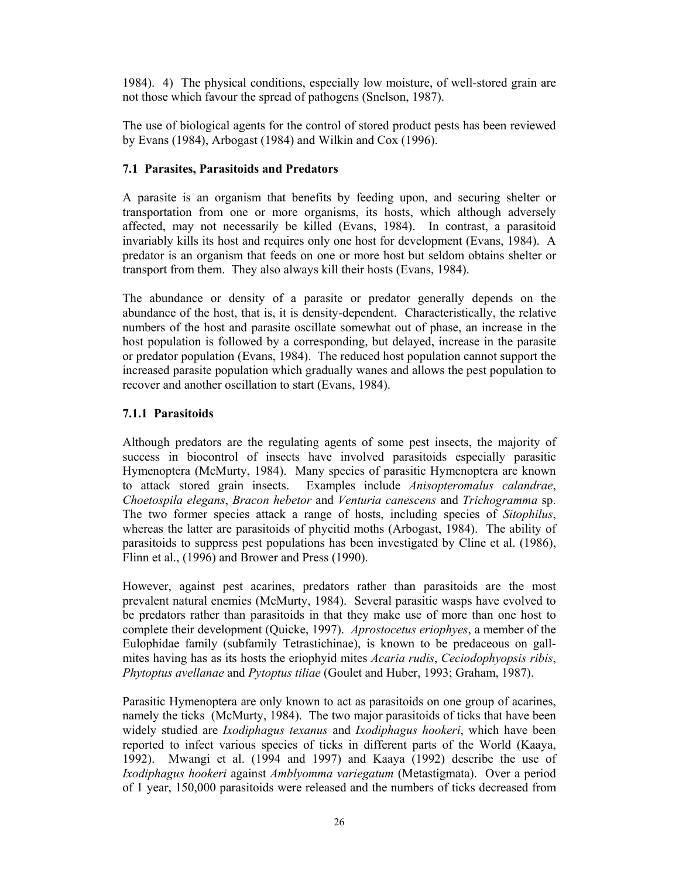1984). 4) The physical conditions, especially low moisture, of well-stored grain are not those which favour the spread of pathogens (Snelson, 1987).

The use of biological agents for the control of stored product pests has been reviewed by Evans (1984), Arbogast (1984) and Wilkin and Cox (1996).

### 7.1 Parasites, Parasitoids and Predators

A parasite is an organism that benefits by feeding upon, and securing shelter or transportation from one or more organisms, its hosts, which although adversely affected, may not necessarily be killed (Evans, 1984). In contrast, a parasitoid invariably kills its host and requires only one host for development (Evans, 1984). A predator is an organism that feeds on one or more host but seldom obtains shelter or transport from them. They also always kill their hosts (Evans, 1984).

The abundance or density of a parasite or predator generally depends on the abundance of the host, that is, it is density-dependent. Characteristically, the relative numbers of the host and parasite oscillate somewhat out of phase, an increase in the host population is followed by a corresponding, but delayed, increase in the parasite or predator population (Evans, 1984). The reduced host population cannot support the increased parasite population which gradually wanes and allows the pest population to recover and another oscillation to start (Evans, 1984).

#### 7.1.1 Parasitoids

Although predators are the regulating agents of some pest insects, the majority of success in biocontrol of insects have involved parasitoids especially parasitic Hymenoptera (McMurty, 1984). Many species of parasitic Hymenoptera are known to attack stored grain insects. Examples include *Anisopteromalus calandrae*, *Choetospila elegans*, *Bracon hebetor* and *Venturia canescens* and *Trichogramma* sp. The two former species attack a range of hosts, including species of *Sitophilus*, whereas the latter are parasitoids of phycitid moths (Arbogast, 1984). The ability of parasitoids to suppress pest populations has been investigated by Cline et al. (1986), Flinn et al., (1996) and Brower and Press (1990).

However, against pest acarines, predators rather than parasitoids are the most prevalent natural enemies (McMurty, 1984). Several parasitic wasps have evolved to be predators rather than parasitoids in that they make use of more than one host to complete their development (Quicke, 1997). *Aprostocetus eriophyes*, a member of the Eulophidae family (subfamily Tetrastichinae), is known to be predaceous on gall-mites having has as its hosts the eriophyid mites *Acaria rudis*, *Ceciodophyopsis ribis*, *Phytoptus avellanae* and *Pytoptus tiliae* (Goulet and Huber, 1993; Graham, 1987).

Parasitic Hymenoptera are only known to act as parasitoids on one group of acarines, namely the ticks (McMurty, 1984). The two major parasitoids of ticks that have been widely studied are *Ixodiphagus texanus* and *Ixodiphagus hookeri*, which have been reported to infect various species of ticks in different parts of the World (Kaaya, 1992). Mwangi et al. (1994 and 1997) and Kaaya (1992) describe the use of *Ixodiphagus hookeri* against *Amblyomma variegatum* (Metastigmata). Over a period of 1 year, 150,000 parasitoids were released and the numbers of ticks decreased from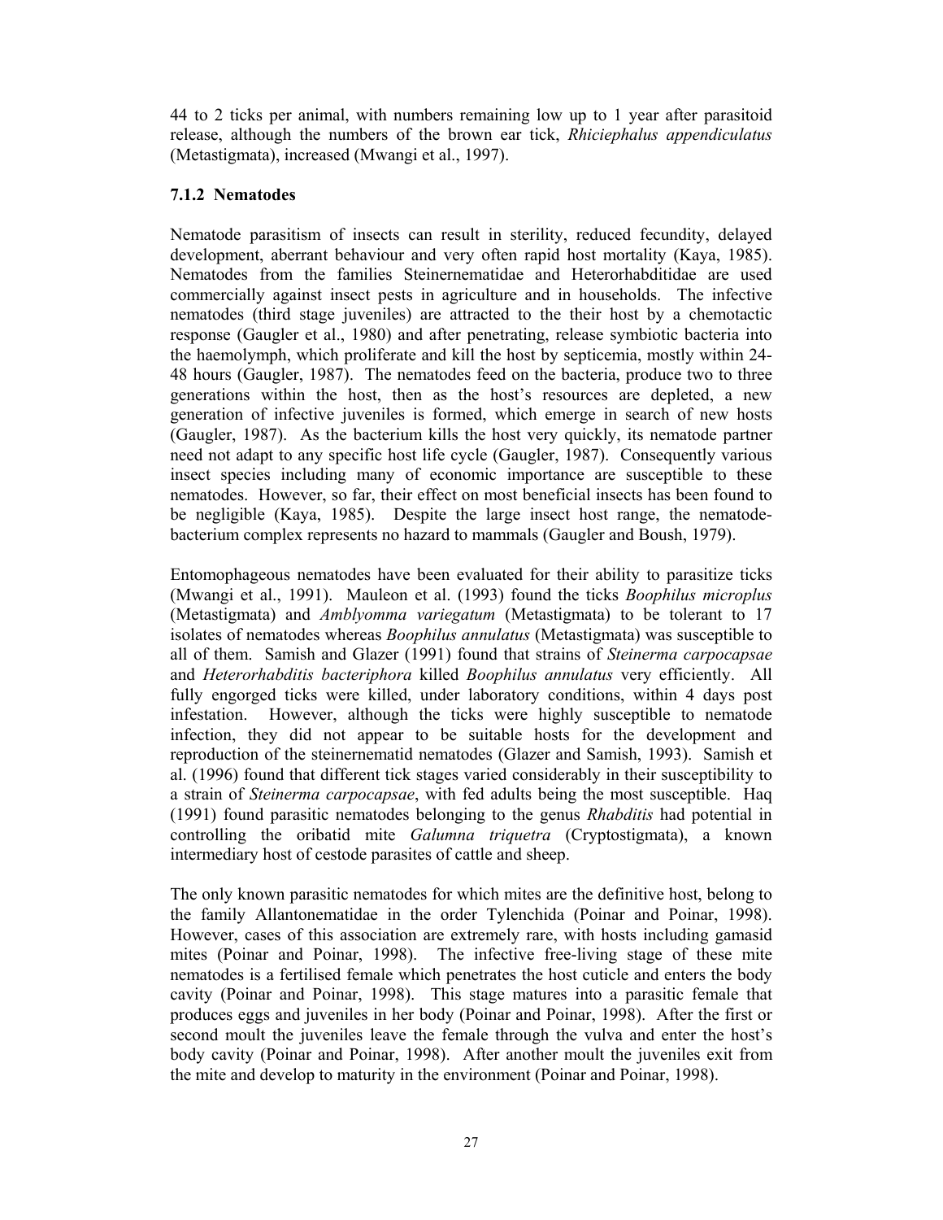44 to 2 ticks per animal, with numbers remaining low up to 1 year after parasitoid release, although the numbers of the brown ear tick, *Rhiciephalus appendiculatus* (Metastigmata), increased (Mwangi et al., 1997).

### 7.1.2 Nematodes

Nematode parasitism of insects can result in sterility, reduced fecundity, delayed development, aberrant behaviour and very often rapid host mortality (Kaya, 1985). Nematodes from the families Steinernematidae and Heterorhabditidae are used commercially against insect pests in agriculture and in households. The infective nematodes (third stage juveniles) are attracted to the their host by a chemotactic response (Gaugler et al., 1980) and after penetrating, release symbiotic bacteria into the haemolymph, which proliferate and kill the host by septicemia, mostly within 24-48 hours (Gaugler, 1987). The nematodes feed on the bacteria, produce two to three generations within the host, then as the host's resources are depleted, a new generation of infective juveniles is formed, which emerge in search of new hosts (Gaugler, 1987). As the bacterium kills the host very quickly, its nematode partner need not adapt to any specific host life cycle (Gaugler, 1987). Consequently various insect species including many of economic importance are susceptible to these nematodes. However, so far, their effect on most beneficial insects has been found to be negligible (Kaya, 1985). Despite the large insect host range, the nematode-bacterium complex represents no hazard to mammals (Gaugler and Boush, 1979).

Entomophageous nematodes have been evaluated for their ability to parasitize ticks (Mwangi et al., 1991). Mauleon et al. (1993) found the ticks *Boophilus microplus* (Metastigmata) and *Amblyomma variegatum* (Metastigmata) to be tolerant to 17 isolates of nematodes whereas *Boophilus annulatus* (Metastigmata) was susceptible to all of them. Samish and Glazer (1991) found that strains of *Steinerma carpocapsae* and *Heterorhabditis bacteriphora* killed *Boophilus annulatus* very efficiently. All fully engorged ticks were killed, under laboratory conditions, within 4 days post infestation. However, although the ticks were highly susceptible to nematode infection, they did not appear to be suitable hosts for the development and reproduction of the steinernematid nematodes (Glazer and Samish, 1993). Samish et al. (1996) found that different tick stages varied considerably in their susceptibility to a strain of *Steinerma carpocapsae*, with fed adults being the most susceptible. Haq (1991) found parasitic nematodes belonging to the genus *Rhabditis* had potential in controlling the oribatid mite *Galumna triquetra* (Cryptostigmata), a known intermediary host of cestode parasites of cattle and sheep.

The only known parasitic nematodes for which mites are the definitive host, belong to the family Allantonematidae in the order Tylenchida (Poinar and Poinar, 1998). However, cases of this association are extremely rare, with hosts including gamasid mites (Poinar and Poinar, 1998). The infective free-living stage of these mite nematodes is a fertilised female which penetrates the host cuticle and enters the body cavity (Poinar and Poinar, 1998). This stage matures into a parasitic female that produces eggs and juveniles in her body (Poinar and Poinar, 1998). After the first or second moult the juveniles leave the female through the vulva and enter the host's body cavity (Poinar and Poinar, 1998). After another moult the juveniles exit from the mite and develop to maturity in the environment (Poinar and Poinar, 1998).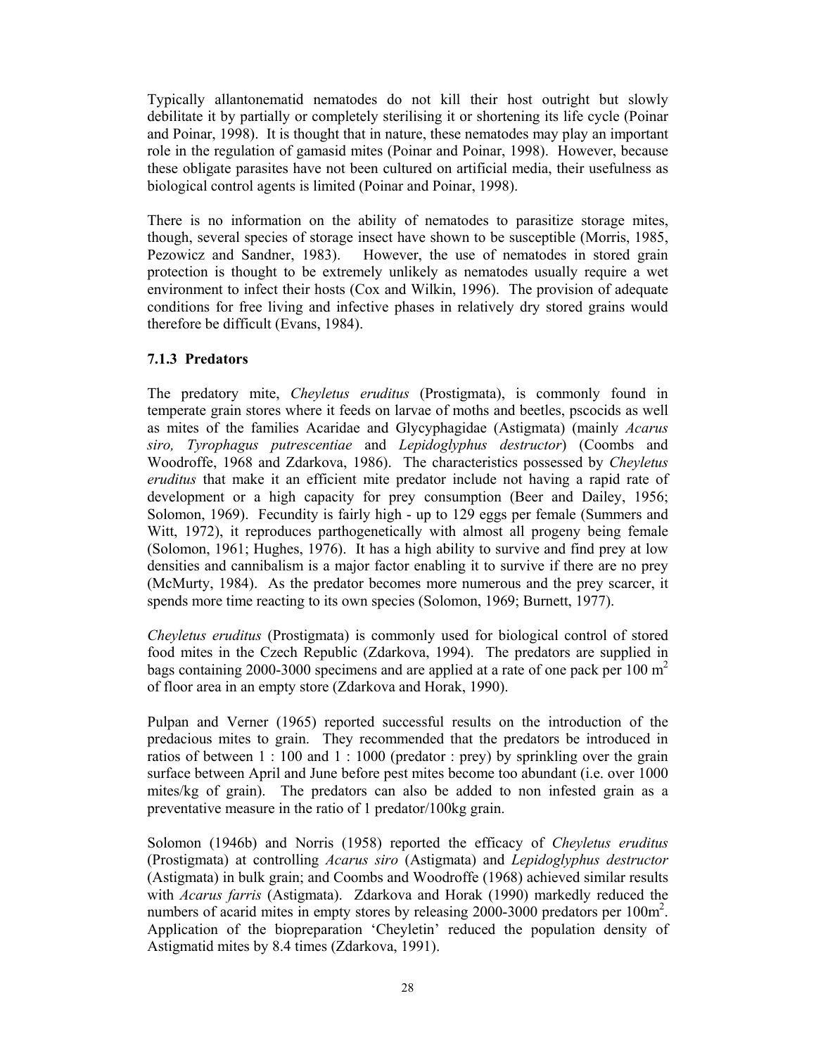Typically allantonematid nematodes do not kill their host outright but slowly debilitate it by partially or completely sterilising it or shortening its life cycle (Poinar and Poinar, 1998). It is thought that in nature, these nematodes may play an important role in the regulation of gamasid mites (Poinar and Poinar, 1998). However, because these obligate parasites have not been cultured on artificial media, their usefulness as biological control agents is limited (Poinar and Poinar, 1998).

There is no information on the ability of nematodes to parasitize storage mites, though, several species of storage insect have shown to be susceptible (Morris, 1985, Pezowicz and Sandner, 1983). However, the use of nematodes in stored grain protection is thought to be extremely unlikely as nematodes usually require a wet environment to infect their hosts (Cox and Wilkin, 1996). The provision of adequate conditions for free living and infective phases in relatively dry stored grains would therefore be difficult (Evans, 1984).

### 7.1.3 Predators

The predatory mite, *Cheyletus eruditus* (Prostigmata), is commonly found in temperate grain stores where it feeds on larvae of moths and beetles, pscocids as well as mites of the families Acaridae and Glycyphagidae (Astigmata) (mainly *Acarus siro, Tyrophagus putrescentiae* and *Lepidoglyphus destructor*) (Coombs and Woodroffe, 1968 and Zdarkova, 1986). The characteristics possessed by *Cheyletus eruditus* that make it an efficient mite predator include not having a rapid rate of development or a high capacity for prey consumption (Beer and Dailey, 1956; Solomon, 1969). Fecundity is fairly high - up to 129 eggs per female (Summers and Witt, 1972), it reproduces parthogenetically with almost all progeny being female (Solomon, 1961; Hughes, 1976). It has a high ability to survive and find prey at low densities and cannibalism is a major factor enabling it to survive if there are no prey (McMurty, 1984). As the predator becomes more numerous and the prey scarcer, it spends more time reacting to its own species (Solomon, 1969; Burnett, 1977).

*Cheyletus eruditus* (Prostigmata) is commonly used for biological control of stored food mites in the Czech Republic (Zdarkova, 1994). The predators are supplied in bags containing 2000-3000 specimens and are applied at a rate of one pack per 100 $m^2$ of floor area in an empty store (Zdarkova and Horak, 1990).

Pulpan and Verner (1965) reported successful results on the introduction of the predacious mites to grain. They recommended that the predators be introduced in ratios of between 1 : 100 and 1 : 1000 (predator : prey) by sprinkling over the grain surface between April and June before pest mites become too abundant (i.e. over 1000 mites/kg of grain). The predators can also be added to non infested grain as a preventative measure in the ratio of 1 predator/100kg grain.

Solomon (1946b) and Norris (1958) reported the efficacy of *Cheyletus eruditus* (Prostigmata) at controlling *Acarus siro* (Astigmata) and *Lepidoglyphus destructor* (Astigmata) in bulk grain; and Coombs and Woodroffe (1968) achieved similar results with *Acarus farris* (Astigmata). Zdarkova and Horak (1990) markedly reduced the numbers of acarid mites in empty stores by releasing 2000-3000 predators per 100$m^2$. Application of the biopreparation 'Cheyletin' reduced the population density of Astigmatid mites by 8.4 times (Zdarkova, 1991).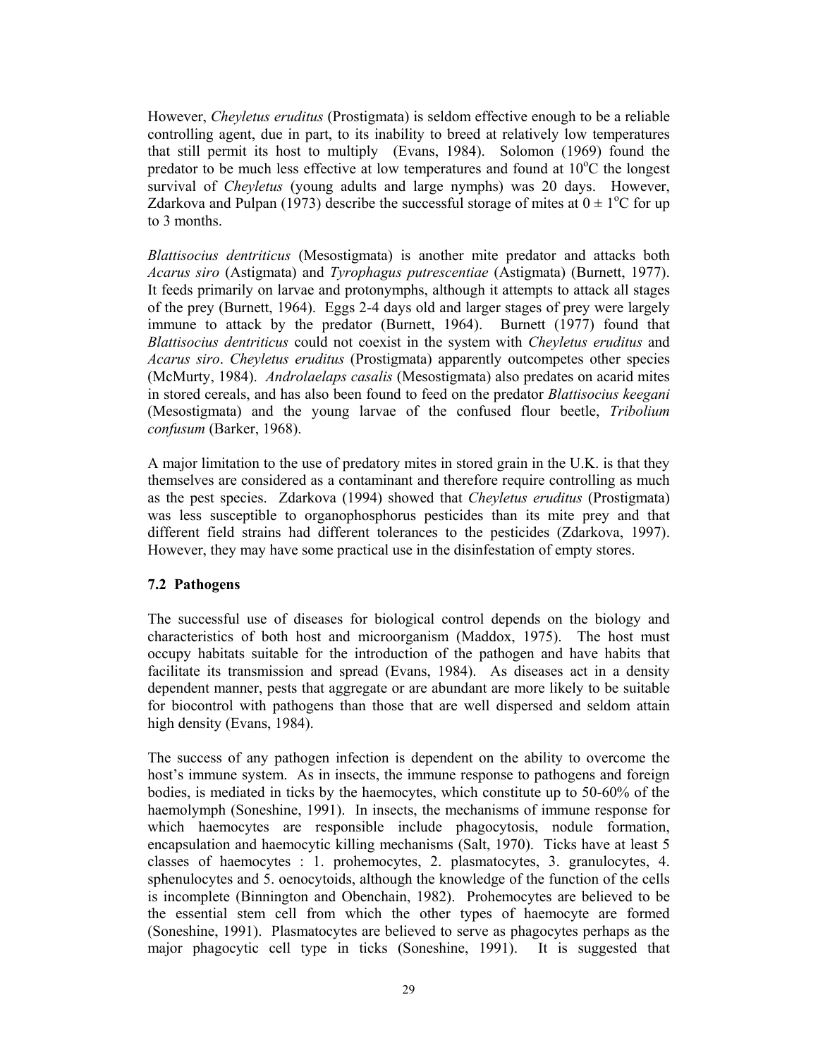However, *Cheyletus eruditus* (Prostigmata) is seldom effective enough to be a reliable controlling agent, due in part, to its inability to breed at relatively low temperatures that still permit its host to multiply (Evans, 1984). Solomon (1969) found the predator to be much less effective at low temperatures and found at 10$^{o}$C the longest survival of *Cheyletus* (young adults and large nymphs) was 20 days. However, Zdarkova and Pulpan (1973) describe the successful storage of mites at $0 \pm 1^{o}$C for up to 3 months.

*Blattisocius dentriticus* (Mesostigmata) is another mite predator and attacks both *Acarus siro* (Astigmata) and *Tyrophagus putrescentiae* (Astigmata) (Burnett, 1977). It feeds primarily on larvae and protonymphs, although it attempts to attack all stages of the prey (Burnett, 1964). Eggs 2-4 days old and larger stages of prey were largely immune to attack by the predator (Burnett, 1964). Burnett (1977) found that *Blattisocius dentriticus* could not coexist in the system with *Cheyletus eruditus* and *Acarus siro*. *Cheyletus eruditus* (Prostigmata) apparently outcompetes other species (McMurty, 1984). *Androlaelaps casalis* (Mesostigmata) also predates on acarid mites in stored cereals, and has also been found to feed on the predator *Blattisocius keegani* (Mesostigmata) and the young larvae of the confused flour beetle, *Tribolium confusum* (Barker, 1968).

A major limitation to the use of predatory mites in stored grain in the U.K. is that they themselves are considered as a contaminant and therefore require controlling as much as the pest species. Zdarkova (1994) showed that *Cheyletus eruditus* (Prostigmata) was less susceptible to organophosphorus pesticides than its mite prey and that different field strains had different tolerances to the pesticides (Zdarkova, 1997). However, they may have some practical use in the disinfestation of empty stores.

### 7.2 Pathogens

The successful use of diseases for biological control depends on the biology and characteristics of both host and microorganism (Maddox, 1975). The host must occupy habitats suitable for the introduction of the pathogen and have habits that facilitate its transmission and spread (Evans, 1984). As diseases act in a density dependent manner, pests that aggregate or are abundant are more likely to be suitable for biocontrol with pathogens than those that are well dispersed and seldom attain high density (Evans, 1984).

The success of any pathogen infection is dependent on the ability to overcome the host's immune system. As in insects, the immune response to pathogens and foreign bodies, is mediated in ticks by the haemocytes, which constitute up to 50-60% of the haemolymph (Soneshine, 1991). In insects, the mechanisms of immune response for which haemocytes are responsible include phagocytosis, nodule formation, encapsulation and haemocytic killing mechanisms (Salt, 1970). Ticks have at least 5 classes of haemocytes : 1. prohemocytes, 2. plasmatocytes, 3. granulocytes, 4. sphenulocytes and 5. oenocytoids, although the knowledge of the function of the cells is incomplete (Binnington and Obenchain, 1982). Prohemocytes are believed to be the essential stem cell from which the other types of haemocyte are formed (Soneshine, 1991). Plasmatocytes are believed to serve as phagocytes perhaps as the major phagocytic cell type in ticks (Soneshine, 1991). It is suggested that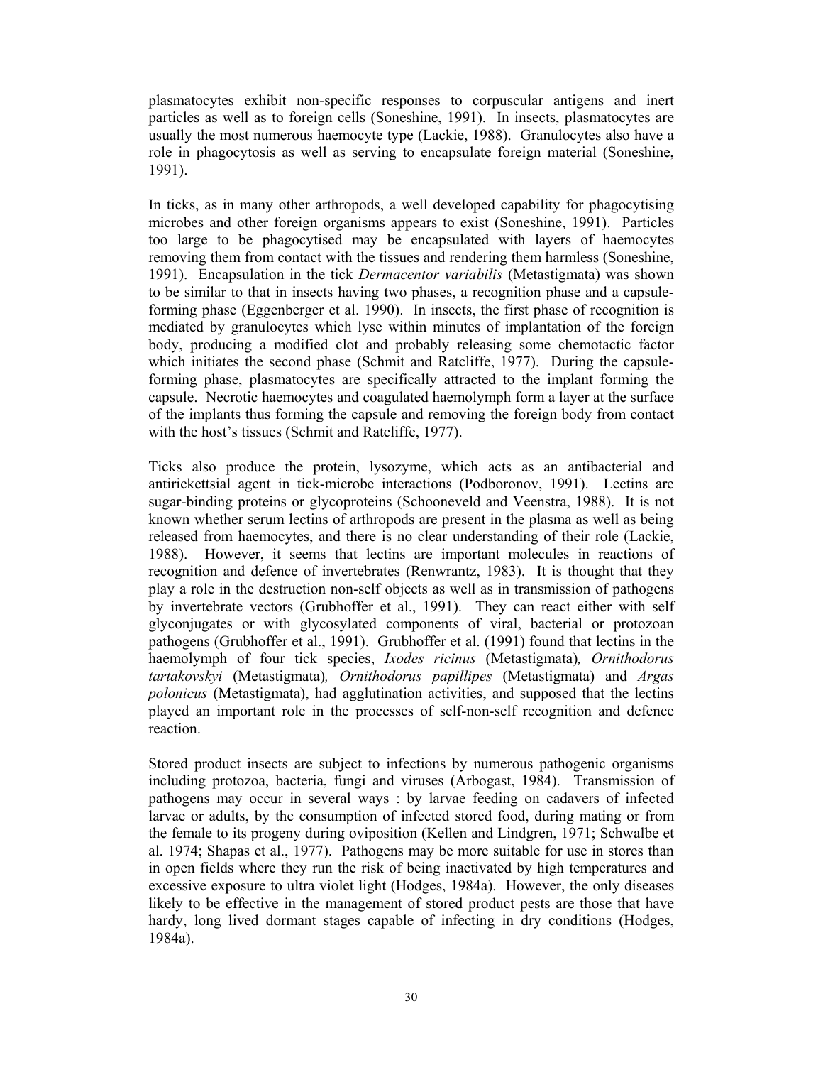plasmatocytes exhibit non-specific responses to corpuscular antigens and inert particles as well as to foreign cells (Soneshine, 1991). In insects, plasmatocytes are usually the most numerous haemocyte type (Lackie, 1988). Granulocytes also have a role in phagocytosis as well as serving to encapsulate foreign material (Soneshine, 1991).

In ticks, as in many other arthropods, a well developed capability for phagocytising microbes and other foreign organisms appears to exist (Soneshine, 1991). Particles too large to be phagocytised may be encapsulated with layers of haemocytes removing them from contact with the tissues and rendering them harmless (Soneshine, 1991). Encapsulation in the tick *Dermacentor variabilis* (Metastigmata) was shown to be similar to that in insects having two phases, a recognition phase and a capsule-forming phase (Eggenberger et al. 1990). In insects, the first phase of recognition is mediated by granulocytes which lyse within minutes of implantation of the foreign body, producing a modified clot and probably releasing some chemotactic factor which initiates the second phase (Schmit and Ratcliffe, 1977). During the capsule-forming phase, plasmatocytes are specifically attracted to the implant forming the capsule. Necrotic haemocytes and coagulated haemolymph form a layer at the surface of the implants thus forming the capsule and removing the foreign body from contact with the host's tissues (Schmit and Ratcliffe, 1977).

Ticks also produce the protein, lysozyme, which acts as an antibacterial and antirickettsial agent in tick-microbe interactions (Podboronov, 1991). Lectins are sugar-binding proteins or glycoproteins (Schooneveld and Veenstra, 1988). It is not known whether serum lectins of arthropods are present in the plasma as well as being released from haemocytes, and there is no clear understanding of their role (Lackie, 1988). However, it seems that lectins are important molecules in reactions of recognition and defence of invertebrates (Renwrantz, 1983). It is thought that they play a role in the destruction non-self objects as well as in transmission of pathogens by invertebrate vectors (Grubhoffer et al., 1991). They can react either with self glyconjugates or with glycosylated components of viral, bacterial or protozoan pathogens (Grubhoffer et al., 1991). Grubhoffer et al. (1991) found that lectins in the haemolymph of four tick species, *Ixodes ricinus* (Metastigmata)*, Ornithodorus tartakovskyi* (Metastigmata)*, Ornithodorus papillipes* (Metastigmata) and *Argas polonicus* (Metastigmata), had agglutination activities, and supposed that the lectins played an important role in the processes of self-non-self recognition and defence reaction.

Stored product insects are subject to infections by numerous pathogenic organisms including protozoa, bacteria, fungi and viruses (Arbogast, 1984). Transmission of pathogens may occur in several ways : by larvae feeding on cadavers of infected larvae or adults, by the consumption of infected stored food, during mating or from the female to its progeny during oviposition (Kellen and Lindgren, 1971; Schwalbe et al. 1974; Shapas et al., 1977). Pathogens may be more suitable for use in stores than in open fields where they run the risk of being inactivated by high temperatures and excessive exposure to ultra violet light (Hodges, 1984a). However, the only diseases likely to be effective in the management of stored product pests are those that have hardy, long lived dormant stages capable of infecting in dry conditions (Hodges, 1984a).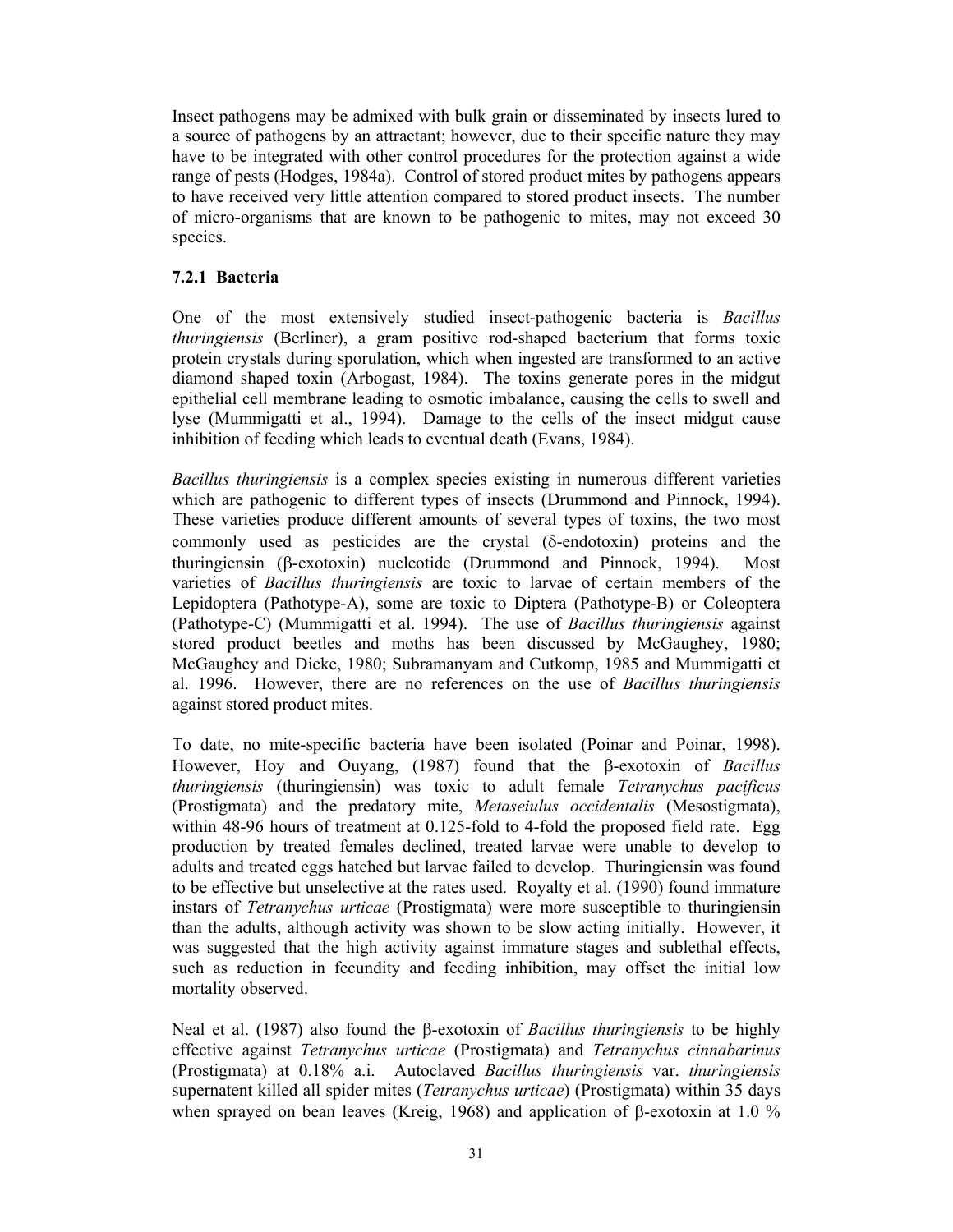Insect pathogens may be admixed with bulk grain or disseminated by insects lured to a source of pathogens by an attractant; however, due to their specific nature they may have to be integrated with other control procedures for the protection against a wide range of pests (Hodges, 1984a). Control of stored product mites by pathogens appears to have received very little attention compared to stored product insects. The number of micro-organisms that are known to be pathogenic to mites, may not exceed 30 species.

### 7.2.1 Bacteria

One of the most extensively studied insect-pathogenic bacteria is *Bacillus thuringiensis* (Berliner), a gram positive rod-shaped bacterium that forms toxic protein crystals during sporulation, which when ingested are transformed to an active diamond shaped toxin (Arbogast, 1984). The toxins generate pores in the midgut epithelial cell membrane leading to osmotic imbalance, causing the cells to swell and lyse (Mummigatti et al., 1994). Damage to the cells of the insect midgut cause inhibition of feeding which leads to eventual death (Evans, 1984).

*Bacillus thuringiensis* is a complex species existing in numerous different varieties which are pathogenic to different types of insects (Drummond and Pinnock, 1994). These varieties produce different amounts of several types of toxins, the two most commonly used as pesticides are the crystal (δ-endotoxin) proteins and the thuringiensin (β-exotoxin) nucleotide (Drummond and Pinnock, 1994). Most varieties of *Bacillus thuringiensis* are toxic to larvae of certain members of the Lepidoptera (Pathotype-A), some are toxic to Diptera (Pathotype-B) or Coleoptera (Pathotype-C) (Mummigatti et al. 1994). The use of *Bacillus thuringiensis* against stored product beetles and moths has been discussed by McGaughey, 1980; McGaughey and Dicke, 1980; Subramanyam and Cutkomp, 1985 and Mummigatti et al. 1996. However, there are no references on the use of *Bacillus thuringiensis* against stored product mites.

To date, no mite-specific bacteria have been isolated (Poinar and Poinar, 1998). However, Hoy and Ouyang, (1987) found that the β-exotoxin of *Bacillus thuringiensis* (thuringiensin) was toxic to adult female *Tetranychus pacificus* (Prostigmata) and the predatory mite, *Metaseiulus occidentalis* (Mesostigmata), within 48-96 hours of treatment at 0.125-fold to 4-fold the proposed field rate. Egg production by treated females declined, treated larvae were unable to develop to adults and treated eggs hatched but larvae failed to develop. Thuringiensin was found to be effective but unselective at the rates used. Royalty et al. (1990) found immature instars of *Tetranychus urticae* (Prostigmata) were more susceptible to thuringiensin than the adults, although activity was shown to be slow acting initially. However, it was suggested that the high activity against immature stages and sublethal effects, such as reduction in fecundity and feeding inhibition, may offset the initial low mortality observed.

Neal et al. (1987) also found the β-exotoxin of *Bacillus thuringiensis* to be highly effective against *Tetranychus urticae* (Prostigmata) and *Tetranychus cinnabarinus* (Prostigmata) at 0.18% a.i. Autoclaved *Bacillus thuringiensis* var. *thuringiensis* supernatent killed all spider mites (*Tetranychus urticae*) (Prostigmata) within 35 days when sprayed on bean leaves (Kreig, 1968) and application of β-exotoxin at 1.0 %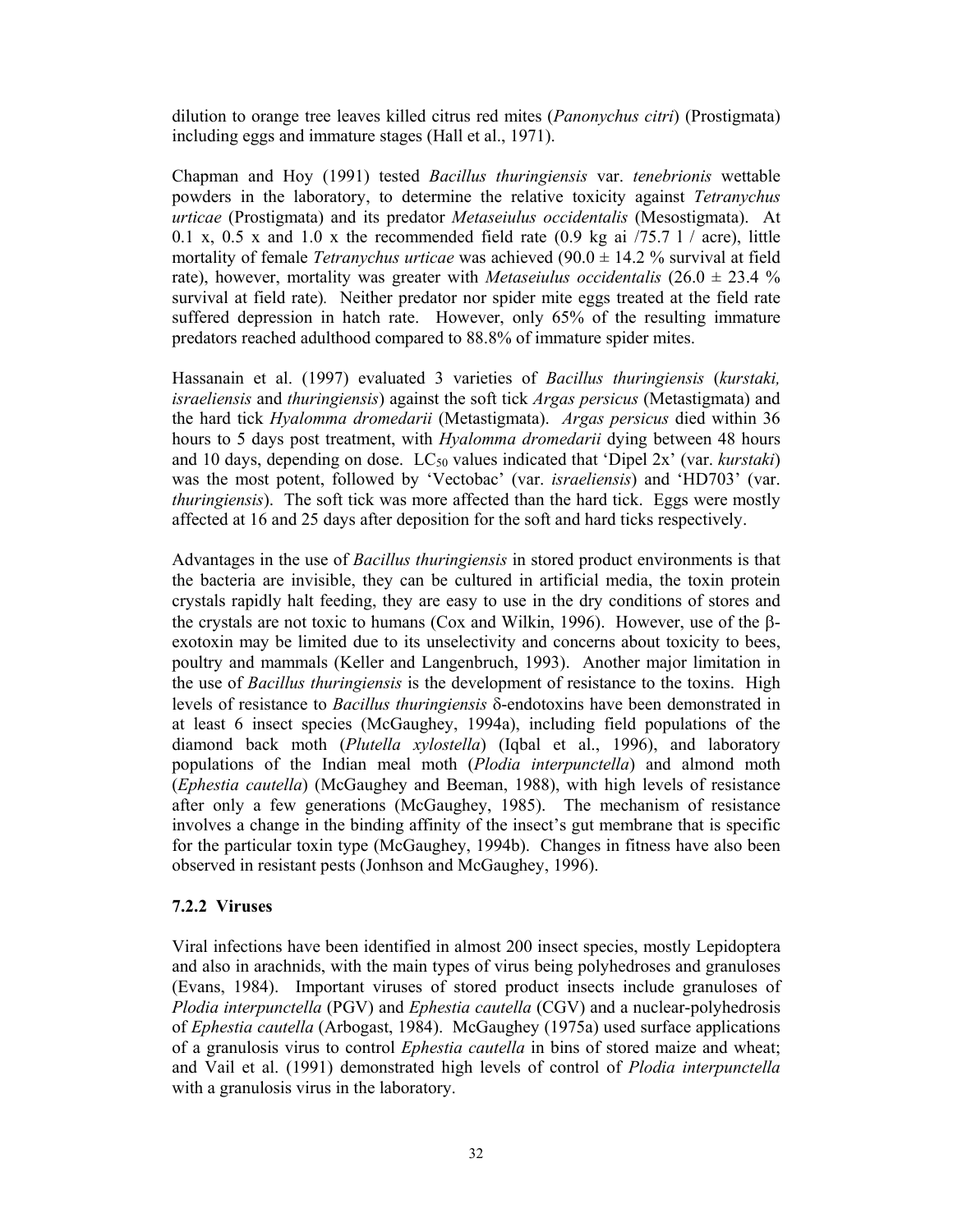dilution to orange tree leaves killed citrus red mites (*Panonychus citri*) (Prostigmata) including eggs and immature stages (Hall et al., 1971).

Chapman and Hoy (1991) tested *Bacillus thuringiensis* var. *tenebrionis* wettable powders in the laboratory, to determine the relative toxicity against *Tetranychus urticae* (Prostigmata) and its predator *Metaseiulus occidentalis* (Mesostigmata). At 0.1 x, 0.5 x and 1.0 x the recommended field rate (0.9 kg ai /75.7 l / acre), little mortality of female *Tetranychus urticae* was achieved (90.0 ± 14.2 % survival at field rate), however, mortality was greater with *Metaseiulus occidentalis* (26.0 ± 23.4 % survival at field rate). Neither predator nor spider mite eggs treated at the field rate suffered depression in hatch rate. However, only 65% of the resulting immature predators reached adulthood compared to 88.8% of immature spider mites.

Hassanain et al. (1997) evaluated 3 varieties of *Bacillus thuringiensis* (*kurstaki, israeliensis* and *thuringiensis*) against the soft tick *Argas persicus* (Metastigmata) and the hard tick *Hyalomma dromedarii* (Metastigmata). *Argas persicus* died within 36 hours to 5 days post treatment, with *Hyalomma dromedarii* dying between 48 hours and 10 days, depending on dose. $LC_{50}$ values indicated that 'Dipel 2x' (var. *kurstaki*) was the most potent, followed by 'Vectobac' (var. *israeliensis*) and 'HD703' (var. *thuringiensis*). The soft tick was more affected than the hard tick. Eggs were mostly affected at 16 and 25 days after deposition for the soft and hard ticks respectively.

Advantages in the use of *Bacillus thuringiensis* in stored product environments is that the bacteria are invisible, they can be cultured in artificial media, the toxin protein crystals rapidly halt feeding, they are easy to use in the dry conditions of stores and the crystals are not toxic to humans (Cox and Wilkin, 1996). However, use of the β-exotoxin may be limited due to its unselectivity and concerns about toxicity to bees, poultry and mammals (Keller and Langenbruch, 1993). Another major limitation in the use of *Bacillus thuringiensis* is the development of resistance to the toxins. High levels of resistance to *Bacillus thuringiensis* δ-endotoxins have been demonstrated in at least 6 insect species (McGaughey, 1994a), including field populations of the diamond back moth (*Plutella xylostella*) (Iqbal et al., 1996), and laboratory populations of the Indian meal moth (*Plodia interpunctella*) and almond moth (*Ephestia cautella*) (McGaughey and Beeman, 1988), with high levels of resistance after only a few generations (McGaughey, 1985). The mechanism of resistance involves a change in the binding affinity of the insect's gut membrane that is specific for the particular toxin type (McGaughey, 1994b). Changes in fitness have also been observed in resistant pests (Jonhson and McGaughey, 1996).

### 7.2.2 Viruses

Viral infections have been identified in almost 200 insect species, mostly Lepidoptera and also in arachnids, with the main types of virus being polyhedroses and granuloses (Evans, 1984). Important viruses of stored product insects include granuloses of *Plodia interpunctella* (PGV) and *Ephestia cautella* (CGV) and a nuclear-polyhedrosis of *Ephestia cautella* (Arbogast, 1984). McGaughey (1975a) used surface applications of a granulosis virus to control *Ephestia cautella* in bins of stored maize and wheat; and Vail et al. (1991) demonstrated high levels of control of *Plodia interpunctella* with a granulosis virus in the laboratory.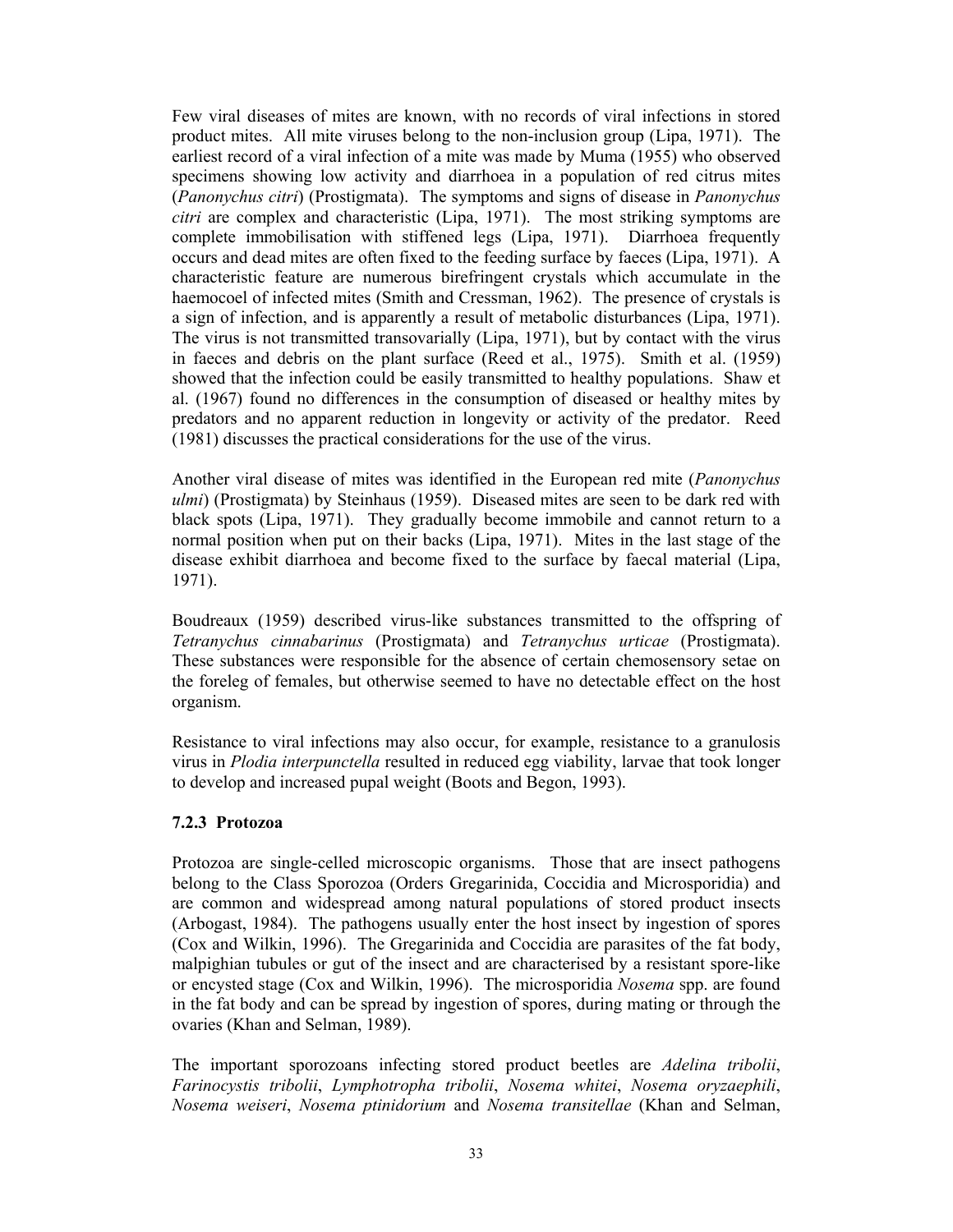Few viral diseases of mites are known, with no records of viral infections in stored product mites. All mite viruses belong to the non-inclusion group (Lipa, 1971). The earliest record of a viral infection of a mite was made by Muma (1955) who observed specimens showing low activity and diarrhoea in a population of red citrus mites (*Panonychus citri*) (Prostigmata). The symptoms and signs of disease in *Panonychus citri* are complex and characteristic (Lipa, 1971). The most striking symptoms are complete immobilisation with stiffened legs (Lipa, 1971). Diarrhoea frequently occurs and dead mites are often fixed to the feeding surface by faeces (Lipa, 1971). A characteristic feature are numerous birefringent crystals which accumulate in the haemocoel of infected mites (Smith and Cressman, 1962). The presence of crystals is a sign of infection, and is apparently a result of metabolic disturbances (Lipa, 1971). The virus is not transmitted transovarially (Lipa, 1971), but by contact with the virus in faeces and debris on the plant surface (Reed et al., 1975). Smith et al. (1959) showed that the infection could be easily transmitted to healthy populations. Shaw et al. (1967) found no differences in the consumption of diseased or healthy mites by predators and no apparent reduction in longevity or activity of the predator. Reed (1981) discusses the practical considerations for the use of the virus.

Another viral disease of mites was identified in the European red mite (*Panonychus ulmi*) (Prostigmata) by Steinhaus (1959). Diseased mites are seen to be dark red with black spots (Lipa, 1971). They gradually become immobile and cannot return to a normal position when put on their backs (Lipa, 1971). Mites in the last stage of the disease exhibit diarrhoea and become fixed to the surface by faecal material (Lipa, 1971).

Boudreaux (1959) described virus-like substances transmitted to the offspring of *Tetranychus cinnabarinus* (Prostigmata) and *Tetranychus urticae* (Prostigmata). These substances were responsible for the absence of certain chemosensory setae on the foreleg of females, but otherwise seemed to have no detectable effect on the host organism.

Resistance to viral infections may also occur, for example, resistance to a granulosis virus in *Plodia interpunctella* resulted in reduced egg viability, larvae that took longer to develop and increased pupal weight (Boots and Begon, 1993).

### 7.2.3 Protozoa

Protozoa are single-celled microscopic organisms. Those that are insect pathogens belong to the Class Sporozoa (Orders Gregarinida, Coccidia and Microsporidia) and are common and widespread among natural populations of stored product insects (Arbogast, 1984). The pathogens usually enter the host insect by ingestion of spores (Cox and Wilkin, 1996). The Gregarinida and Coccidia are parasites of the fat body, malpighian tubules or gut of the insect and are characterised by a resistant spore-like or encysted stage (Cox and Wilkin, 1996). The microsporidia *Nosema* spp. are found in the fat body and can be spread by ingestion of spores, during mating or through the ovaries (Khan and Selman, 1989).

The important sporozoans infecting stored product beetles are *Adelina tribolii*, *Farinocystis tribolii*, *Lymphotropha tribolii*, *Nosema whitei*, *Nosema oryzaephili*, *Nosema weiseri*, *Nosema ptinidorium* and *Nosema transitellae* (Khan and Selman,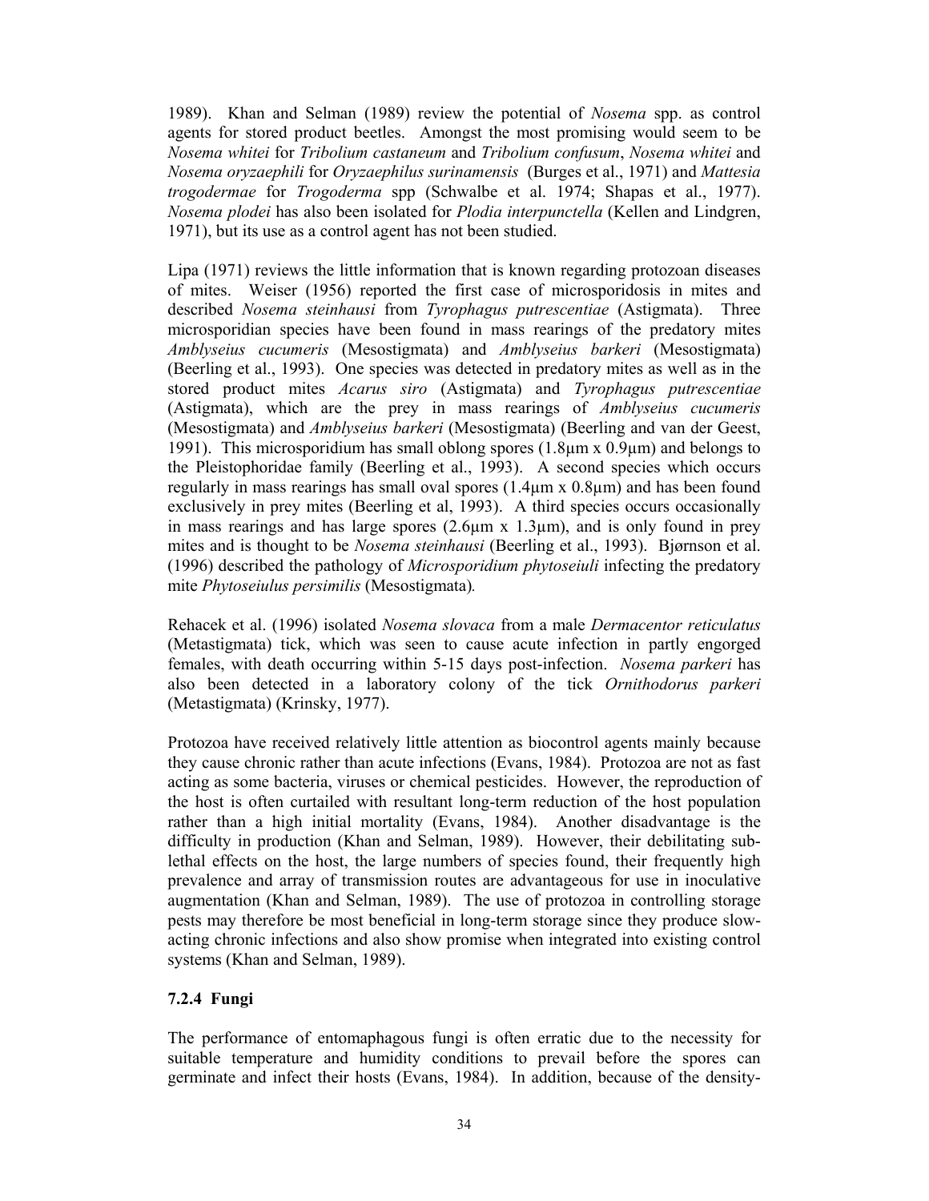1989). Khan and Selman (1989) review the potential of *Nosema* spp. as control agents for stored product beetles. Amongst the most promising would seem to be *Nosema whitei* for *Tribolium castaneum* and *Tribolium confusum*, *Nosema whitei* and *Nosema oryzaephili* for *Oryzaephilus surinamensis* (Burges et al., 1971) and *Mattesia trogodermae* for *Trogoderma* spp (Schwalbe et al. 1974; Shapas et al., 1977). *Nosema plodei* has also been isolated for *Plodia interpunctella* (Kellen and Lindgren, 1971), but its use as a control agent has not been studied.

Lipa (1971) reviews the little information that is known regarding protozoan diseases of mites. Weiser (1956) reported the first case of microsporidosis in mites and described *Nosema steinhausi* from *Tyrophagus putrescentiae* (Astigmata). Three microsporidian species have been found in mass rearings of the predatory mites *Amblyseius cucumeris* (Mesostigmata) and *Amblyseius barkeri* (Mesostigmata) (Beerling et al., 1993). One species was detected in predatory mites as well as in the stored product mites *Acarus siro* (Astigmata) and *Tyrophagus putrescentiae* (Astigmata), which are the prey in mass rearings of *Amblyseius cucumeris* (Mesostigmata) and *Amblyseius barkeri* (Mesostigmata) (Beerling and van der Geest, 1991). This microsporidium has small oblong spores (1.8μm x 0.9μm) and belongs to the Pleistophoridae family (Beerling et al., 1993). A second species which occurs regularly in mass rearings has small oval spores (1.4μm x 0.8μm) and has been found exclusively in prey mites (Beerling et al, 1993). A third species occurs occasionally in mass rearings and has large spores (2.6μm x 1.3μm), and is only found in prey mites and is thought to be *Nosema steinhausi* (Beerling et al., 1993). Bjørnson et al. (1996) described the pathology of *Microsporidium phytoseiuli* infecting the predatory mite *Phytoseiulus persimilis* (Mesostigmata).

Rehacek et al. (1996) isolated *Nosema slovaca* from a male *Dermacentor reticulatus* (Metastigmata) tick, which was seen to cause acute infection in partly engorged females, with death occurring within 5-15 days post-infection. *Nosema parkeri* has also been detected in a laboratory colony of the tick *Ornithodorus parkeri* (Metastigmata) (Krinsky, 1977).

Protozoa have received relatively little attention as biocontrol agents mainly because they cause chronic rather than acute infections (Evans, 1984). Protozoa are not as fast acting as some bacteria, viruses or chemical pesticides. However, the reproduction of the host is often curtailed with resultant long-term reduction of the host population rather than a high initial mortality (Evans, 1984). Another disadvantage is the difficulty in production (Khan and Selman, 1989). However, their debilitating sub-lethal effects on the host, the large numbers of species found, their frequently high prevalence and array of transmission routes are advantageous for use in inoculative augmentation (Khan and Selman, 1989). The use of protozoa in controlling storage pests may therefore be most beneficial in long-term storage since they produce slow-acting chronic infections and also show promise when integrated into existing control systems (Khan and Selman, 1989).

### 7.2.4 Fungi

The performance of entomaphagous fungi is often erratic due to the necessity for suitable temperature and humidity conditions to prevail before the spores can germinate and infect their hosts (Evans, 1984). In addition, because of the density-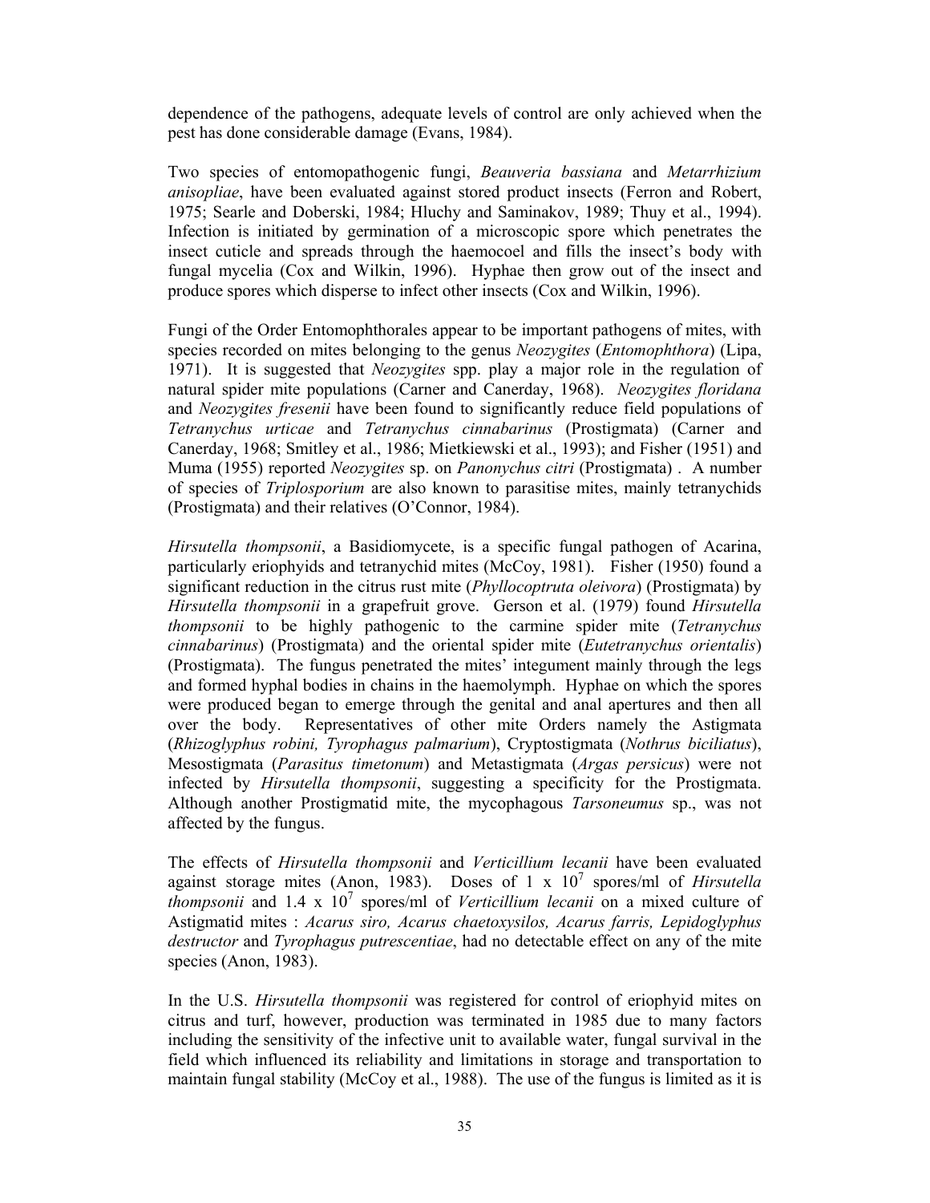dependence of the pathogens, adequate levels of control are only achieved when the pest has done considerable damage (Evans, 1984).

Two species of entomopathogenic fungi, *Beauveria bassiana* and *Metarrhizium anisopliae*, have been evaluated against stored product insects (Ferron and Robert, 1975; Searle and Doberski, 1984; Hluchy and Saminakov, 1989; Thuy et al., 1994). Infection is initiated by germination of a microscopic spore which penetrates the insect cuticle and spreads through the haemocoel and fills the insect's body with fungal mycelia (Cox and Wilkin, 1996). Hyphae then grow out of the insect and produce spores which disperse to infect other insects (Cox and Wilkin, 1996).

Fungi of the Order Entomophthorales appear to be important pathogens of mites, with species recorded on mites belonging to the genus *Neozygites* (*Entomophthora*) (Lipa, 1971). It is suggested that *Neozygites* spp. play a major role in the regulation of natural spider mite populations (Carner and Canerday, 1968). *Neozygites floridana* and *Neozygites fresenii* have been found to significantly reduce field populations of *Tetranychus urticae* and *Tetranychus cinnabarinus* (Prostigmata) (Carner and Canerday, 1968; Smitley et al., 1986; Mietkiewski et al., 1993); and Fisher (1951) and Muma (1955) reported *Neozygites* sp. on *Panonychus citri* (Prostigmata) . A number of species of *Triplosporium* are also known to parasitise mites, mainly tetranychids (Prostigmata) and their relatives (O'Connor, 1984).

*Hirsutella thompsonii*, a Basidiomycete, is a specific fungal pathogen of Acarina, particularly eriophyids and tetranychid mites (McCoy, 1981). Fisher (1950) found a significant reduction in the citrus rust mite (*Phyllocoptruta oleivora*) (Prostigmata) by *Hirsutella thompsonii* in a grapefruit grove. Gerson et al. (1979) found *Hirsutella thompsonii* to be highly pathogenic to the carmine spider mite (*Tetranychus cinnabarinus*) (Prostigmata) and the oriental spider mite (*Eutetranychus orientalis*) (Prostigmata). The fungus penetrated the mites' integument mainly through the legs and formed hyphal bodies in chains in the haemolymph. Hyphae on which the spores were produced began to emerge through the genital and anal apertures and then all over the body. Representatives of other mite Orders namely the Astigmata (*Rhizoglyphus robini, Tyrophagus palmarium*), Cryptostigmata (*Nothrus biciliatus*), Mesostigmata (*Parasitus timetonum*) and Metastigmata (*Argas persicus*) were not infected by *Hirsutella thompsonii*, suggesting a specificity for the Prostigmata. Although another Prostigmatid mite, the mycophagous *Tarsoneumus* sp., was not affected by the fungus.

The effects of *Hirsutella thompsonii* and *Verticillium lecanii* have been evaluated against storage mites (Anon, 1983). Doses of $1 \times 10^7$ spores/ml of *Hirsutella thompsonii* and $1.4 \times 10^7$ spores/ml of *Verticillium lecanii* on a mixed culture of Astigmatid mites : *Acarus siro, Acarus chaetoxysilos, Acarus farris, Lepidoglyphus destructor* and *Tyrophagus putrescentiae*, had no detectable effect on any of the mite species (Anon, 1983).

In the U.S. *Hirsutella thompsonii* was registered for control of eriophyid mites on citrus and turf, however, production was terminated in 1985 due to many factors including the sensitivity of the infective unit to available water, fungal survival in the field which influenced its reliability and limitations in storage and transportation to maintain fungal stability (McCoy et al., 1988). The use of the fungus is limited as it is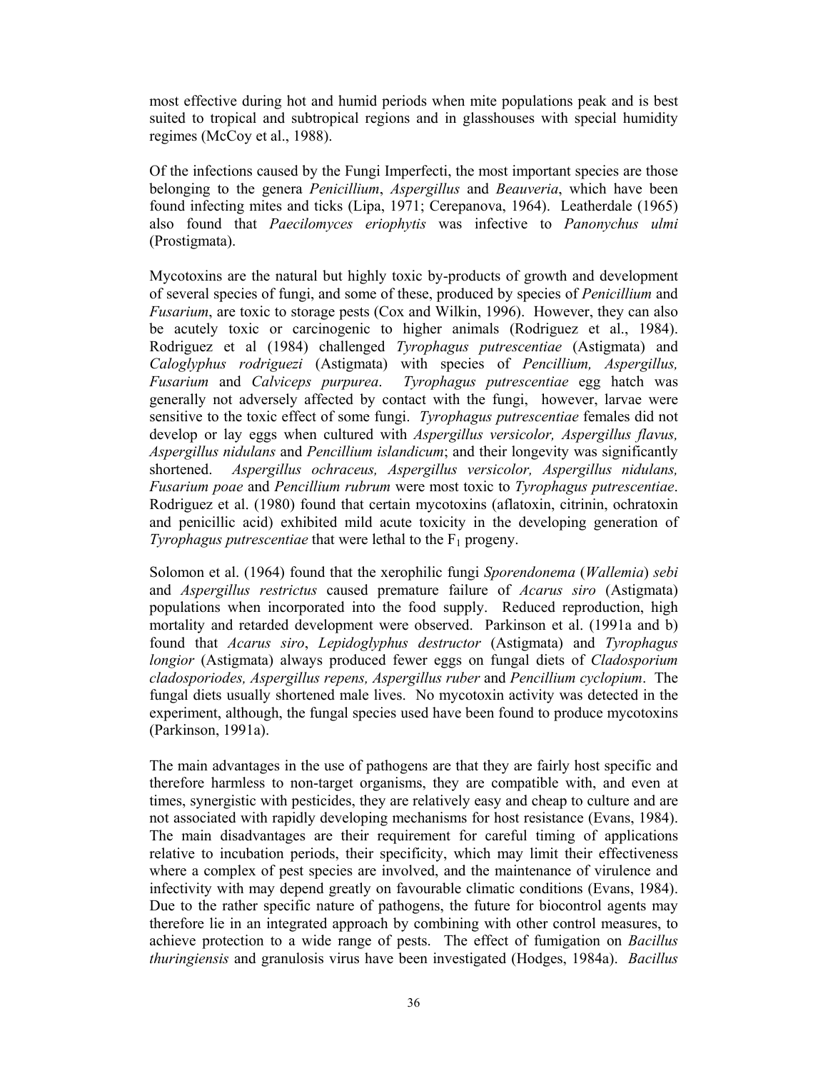most effective during hot and humid periods when mite populations peak and is best suited to tropical and subtropical regions and in glasshouses with special humidity regimes (McCoy et al., 1988).

Of the infections caused by the Fungi Imperfecti, the most important species are those belonging to the genera *Penicillium*, *Aspergillus* and *Beauveria*, which have been found infecting mites and ticks (Lipa, 1971; Cerepanova, 1964). Leatherdale (1965) also found that *Paecilomyces eriophytis* was infective to *Panonychus ulmi* (Prostigmata).

Mycotoxins are the natural but highly toxic by-products of growth and development of several species of fungi, and some of these, produced by species of *Penicillium* and *Fusarium*, are toxic to storage pests (Cox and Wilkin, 1996). However, they can also be acutely toxic or carcinogenic to higher animals (Rodriguez et al., 1984). Rodriguez et al (1984) challenged *Tyrophagus putrescentiae* (Astigmata) and *Caloglyphus rodriguezi* (Astigmata) with species of *Pencillium, Aspergillus, Fusarium* and *Calviceps purpurea*. *Tyrophagus putrescentiae* egg hatch was generally not adversely affected by contact with the fungi, however, larvae were sensitive to the toxic effect of some fungi. *Tyrophagus putrescentiae* females did not develop or lay eggs when cultured with *Aspergillus versicolor, Aspergillus flavus, Aspergillus nidulans* and *Pencillium islandicum*; and their longevity was significantly shortened. *Aspergillus ochraceus, Aspergillus versicolor, Aspergillus nidulans, Fusarium poae* and *Pencillium rubrum* were most toxic to *Tyrophagus putrescentiae*. Rodriguez et al. (1980) found that certain mycotoxins (aflatoxin, citrinin, ochratoxin and penicillic acid) exhibited mild acute toxicity in the developing generation of *Tyrophagus putrescentiae* that were lethal to the $F_1$ progeny.

Solomon et al. (1964) found that the xerophilic fungi *Sporendonema* (*Wallemia*) *sebi* and *Aspergillus restrictus* caused premature failure of *Acarus siro* (Astigmata) populations when incorporated into the food supply. Reduced reproduction, high mortality and retarded development were observed. Parkinson et al. (1991a and b) found that *Acarus siro*, *Lepidoglyphus destructor* (Astigmata) and *Tyrophagus longior* (Astigmata) always produced fewer eggs on fungal diets of *Cladosporium cladosporiodes, Aspergillus repens, Aspergillus ruber* and *Pencillium cyclopium*. The fungal diets usually shortened male lives. No mycotoxin activity was detected in the experiment, although, the fungal species used have been found to produce mycotoxins (Parkinson, 1991a).

The main advantages in the use of pathogens are that they are fairly host specific and therefore harmless to non-target organisms, they are compatible with, and even at times, synergistic with pesticides, they are relatively easy and cheap to culture and are not associated with rapidly developing mechanisms for host resistance (Evans, 1984). The main disadvantages are their requirement for careful timing of applications relative to incubation periods, their specificity, which may limit their effectiveness where a complex of pest species are involved, and the maintenance of virulence and infectivity with may depend greatly on favourable climatic conditions (Evans, 1984). Due to the rather specific nature of pathogens, the future for biocontrol agents may therefore lie in an integrated approach by combining with other control measures, to achieve protection to a wide range of pests. The effect of fumigation on *Bacillus thuringiensis* and granulosis virus have been investigated (Hodges, 1984a). *Bacillus*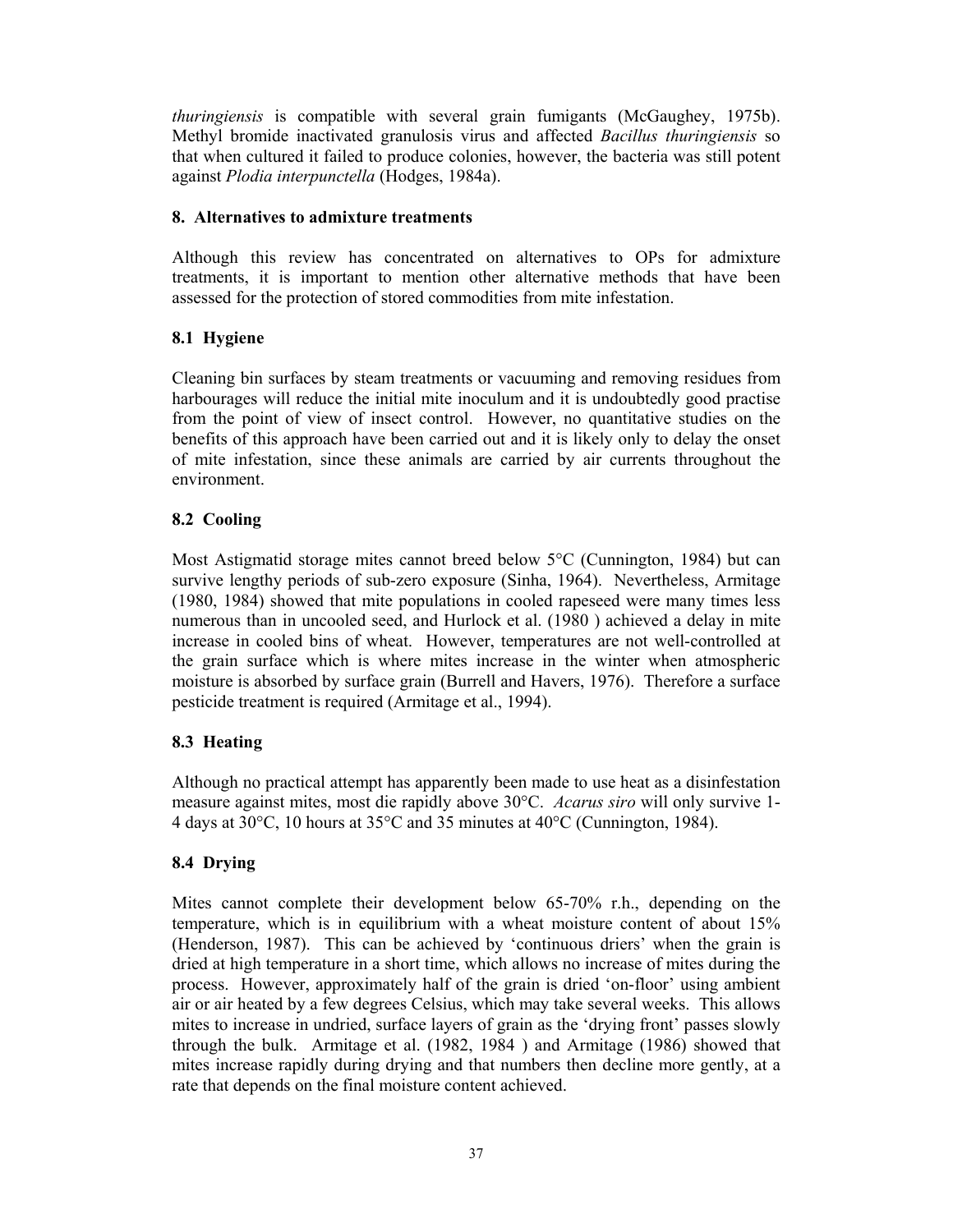*thuringiensis* is compatible with several grain fumigants (McGaughey, 1975b). Methyl bromide inactivated granulosis virus and affected *Bacillus thuringiensis* so that when cultured it failed to produce colonies, however, the bacteria was still potent against *Plodia interpunctella* (Hodges, 1984a).

## 8. Alternatives to admixture treatments

Although this review has concentrated on alternatives to OPs for admixture treatments, it is important to mention other alternative methods that have been assessed for the protection of stored commodities from mite infestation.

### 8.1 Hygiene

Cleaning bin surfaces by steam treatments or vacuuming and removing residues from harbourages will reduce the initial mite inoculum and it is undoubtedly good practise from the point of view of insect control. However, no quantitative studies on the benefits of this approach have been carried out and it is likely only to delay the onset of mite infestation, since these animals are carried by air currents throughout the environment.

### 8.2 Cooling

Most Astigmatid storage mites cannot breed below 5°C (Cunnington, 1984) but can survive lengthy periods of sub-zero exposure (Sinha, 1964). Nevertheless, Armitage (1980, 1984) showed that mite populations in cooled rapeseed were many times less numerous than in uncooled seed, and Hurlock et al. (1980 ) achieved a delay in mite increase in cooled bins of wheat. However, temperatures are not well-controlled at the grain surface which is where mites increase in the winter when atmospheric moisture is absorbed by surface grain (Burrell and Havers, 1976). Therefore a surface pesticide treatment is required (Armitage et al., 1994).

### 8.3 Heating

Although no practical attempt has apparently been made to use heat as a disinfestation measure against mites, most die rapidly above 30°C. *Acarus siro* will only survive 1-4 days at 30°C, 10 hours at 35°C and 35 minutes at 40°C (Cunnington, 1984).

### 8.4 Drying

Mites cannot complete their development below 65-70% r.h., depending on the temperature, which is in equilibrium with a wheat moisture content of about 15% (Henderson, 1987). This can be achieved by 'continuous driers' when the grain is dried at high temperature in a short time, which allows no increase of mites during the process. However, approximately half of the grain is dried 'on-floor' using ambient air or air heated by a few degrees Celsius, which may take several weeks. This allows mites to increase in undried, surface layers of grain as the 'drying front' passes slowly through the bulk. Armitage et al. (1982, 1984 ) and Armitage (1986) showed that mites increase rapidly during drying and that numbers then decline more gently, at a rate that depends on the final moisture content achieved.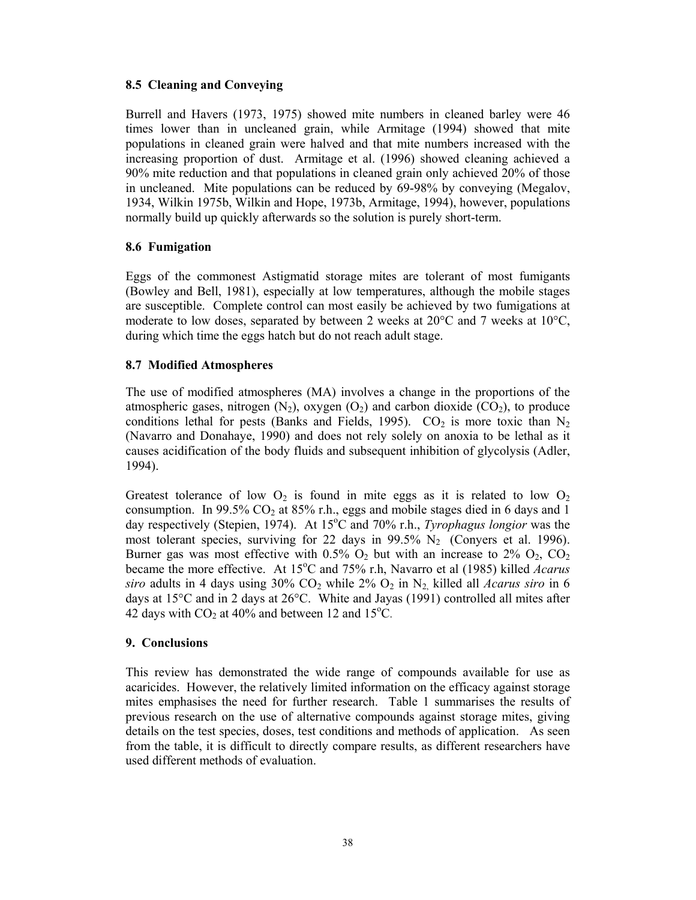### 8.5 Cleaning and Conveying

Burrell and Havers (1973, 1975) showed mite numbers in cleaned barley were 46 times lower than in uncleaned grain, while Armitage (1994) showed that mite populations in cleaned grain were halved and that mite numbers increased with the increasing proportion of dust. Armitage et al. (1996) showed cleaning achieved a 90% mite reduction and that populations in cleaned grain only achieved 20% of those in uncleaned. Mite populations can be reduced by 69-98% by conveying (Megalov, 1934, Wilkin 1975b, Wilkin and Hope, 1973b, Armitage, 1994), however, populations normally build up quickly afterwards so the solution is purely short-term.

### 8.6 Fumigation

Eggs of the commonest Astigmatid storage mites are tolerant of most fumigants (Bowley and Bell, 1981), especially at low temperatures, although the mobile stages are susceptible. Complete control can most easily be achieved by two fumigations at moderate to low doses, separated by between 2 weeks at 20°C and 7 weeks at 10°C, during which time the eggs hatch but do not reach adult stage.

### 8.7 Modified Atmospheres

The use of modified atmospheres (MA) involves a change in the proportions of the atmospheric gases, nitrogen ($N_2$), oxygen ($O_2$) and carbon dioxide ($CO_2$), to produce conditions lethal for pests (Banks and Fields, 1995). $CO_2$ is more toxic than $N_2$ (Navarro and Donahaye, 1990) and does not rely solely on anoxia to be lethal as it causes acidification of the body fluids and subsequent inhibition of glycolysis (Adler, 1994).

Greatest tolerance of low $O_2$ is found in mite eggs as it is related to low $O_2$ consumption. In 99.5% $CO_2$ at 85% r.h., eggs and mobile stages died in 6 days and 1 day respectively (Stepien, 1974). At 15°C and 70% r.h., *Tyrophagus longior* was the most tolerant species, surviving for 22 days in 99.5% $N_2$ (Conyers et al. 1996). Burner gas was most effective with 0.5% $O_2$ but with an increase to 2% $O_2$, $CO_2$ became the more effective. At 15°C and 75% r.h, Navarro et al (1985) killed *Acarus siro* adults in 4 days using 30% $CO_2$ while 2% $O_2$ in $N_2$, killed all *Acarus siro* in 6 days at 15°C and in 2 days at 26°C. White and Jayas (1991) controlled all mites after 42 days with $CO_2$ at 40% and between 12 and 15°C.

## 9. Conclusions

This review has demonstrated the wide range of compounds available for use as acaricides. However, the relatively limited information on the efficacy against storage mites emphasises the need for further research. Table 1 summarises the results of previous research on the use of alternative compounds against storage mites, giving details on the test species, doses, test conditions and methods of application. As seen from the table, it is difficult to directly compare results, as different researchers have used different methods of evaluation.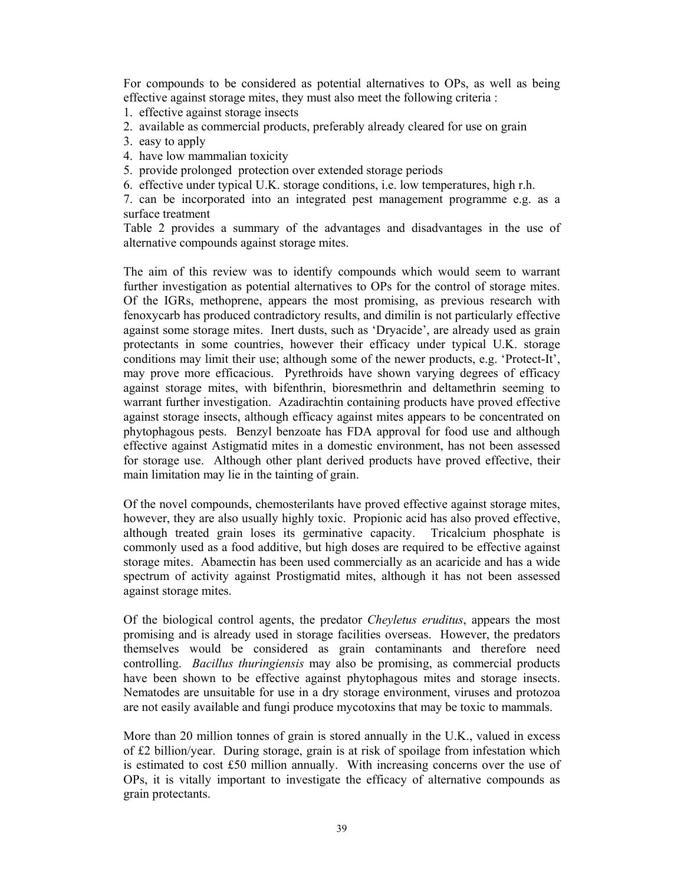For compounds to be considered as potential alternatives to OPs, as well as being effective against storage mites, they must also meet the following criteria :

1. effective against storage insects
2. available as commercial products, preferably already cleared for use on grain
3. easy to apply
4. have low mammalian toxicity
5. provide prolonged protection over extended storage periods
6. effective under typical U.K. storage conditions, i.e. low temperatures, high r.h.
7. can be incorporated into an integrated pest management programme e.g. as a surface treatment

Table 2 provides a summary of the advantages and disadvantages in the use of alternative compounds against storage mites.

The aim of this review was to identify compounds which would seem to warrant further investigation as potential alternatives to OPs for the control of storage mites. Of the IGRs, methoprene, appears the most promising, as previous research with fenoxycarb has produced contradictory results, and dimilin is not particularly effective against some storage mites. Inert dusts, such as 'Dryacide', are already used as grain protectants in some countries, however their efficacy under typical U.K. storage conditions may limit their use; although some of the newer products, e.g. 'Protect-It', may prove more efficacious. Pyrethroids have shown varying degrees of efficacy against storage mites, with bifenthrin, bioresmethrin and deltamethrin seeming to warrant further investigation. Azadirachtin containing products have proved effective against storage insects, although efficacy against mites appears to be concentrated on phytophagous pests. Benzyl benzoate has FDA approval for food use and although effective against Astigmatid mites in a domestic environment, has not been assessed for storage use. Although other plant derived products have proved effective, their main limitation may lie in the tainting of grain.

Of the novel compounds, chemosterilants have proved effective against storage mites, however, they are also usually highly toxic. Propionic acid has also proved effective, although treated grain loses its germinative capacity. Tricalcium phosphate is commonly used as a food additive, but high doses are required to be effective against storage mites. Abamectin has been used commercially as an acaricide and has a wide spectrum of activity against Prostigmatid mites, although it has not been assessed against storage mites.

Of the biological control agents, the predator *Cheyletus eruditus*, appears the most promising and is already used in storage facilities overseas. However, the predators themselves would be considered as grain contaminants and therefore need controlling. *Bacillus thuringiensis* may also be promising, as commercial products have been shown to be effective against phytophagous mites and storage insects. Nematodes are unsuitable for use in a dry storage environment, viruses and protozoa are not easily available and fungi produce mycotoxins that may be toxic to mammals.

More than 20 million tonnes of grain is stored annually in the U.K., valued in excess of £2 billion/year. During storage, grain is at risk of spoilage from infestation which is estimated to cost £50 million annually. With increasing concerns over the use of OPs, it is vitally important to investigate the efficacy of alternative compounds as grain protectants.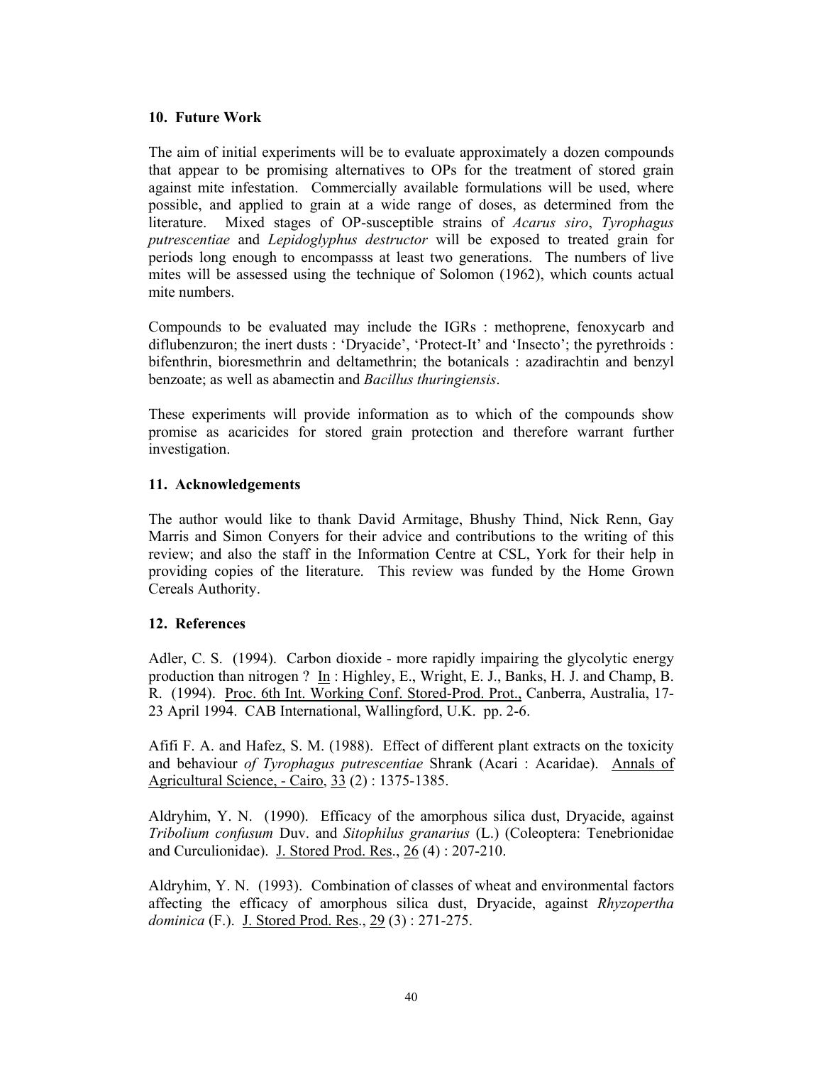## 10. Future Work

The aim of initial experiments will be to evaluate approximately a dozen compounds that appear to be promising alternatives to OPs for the treatment of stored grain against mite infestation. Commercially available formulations will be used, where possible, and applied to grain at a wide range of doses, as determined from the literature. Mixed stages of OP-susceptible strains of *Acarus siro*, *Tyrophagus putrescentiae* and *Lepidoglyphus destructor* will be exposed to treated grain for periods long enough to encompasss at least two generations. The numbers of live mites will be assessed using the technique of Solomon (1962), which counts actual mite numbers.

Compounds to be evaluated may include the IGRs : methoprene, fenoxycarb and diflubenzuron; the inert dusts : 'Dryacide', 'Protect-It' and 'Insecto'; the pyrethroids : bifenthrin, bioresmethrin and deltamethrin; the botanicals : azadirachtin and benzyl benzoate; as well as abamectin and *Bacillus thuringiensis*.

These experiments will provide information as to which of the compounds show promise as acaricides for stored grain protection and therefore warrant further investigation.

## 11. Acknowledgements

The author would like to thank David Armitage, Bhushy Thind, Nick Renn, Gay Marris and Simon Conyers for their advice and contributions to the writing of this review; and also the staff in the Information Centre at CSL, York for their help in providing copies of the literature. This review was funded by the Home Grown Cereals Authority.

## 12. References

Adler, C. S. (1994). Carbon dioxide - more rapidly impairing the glycolytic energy production than nitrogen ? In : Highley, E., Wright, E. J., Banks, H. J. and Champ, B. R. (1994). Proc. 6th Int. Working Conf. Stored-Prod. Prot., Canberra, Australia, 17-23 April 1994. CAB International, Wallingford, U.K. pp. 2-6.

Afifi F. A. and Hafez, S. M. (1988). Effect of different plant extracts on the toxicity and behaviour *of Tyrophagus putrescentiae* Shrank (Acari : Acaridae). Annals of Agricultural Science, - Cairo, 33 (2) : 1375-1385.

Aldryhim, Y. N. (1990). Efficacy of the amorphous silica dust, Dryacide, against *Tribolium confusum* Duv. and *Sitophilus granarius* (L.) (Coleoptera: Tenebrionidae and Curculionidae). J. Stored Prod. Res., 26 (4) : 207-210.

Aldryhim, Y. N. (1993). Combination of classes of wheat and environmental factors affecting the efficacy of amorphous silica dust, Dryacide, against *Rhyzopertha dominica* (F.). J. Stored Prod. Res., 29 (3) : 271-275.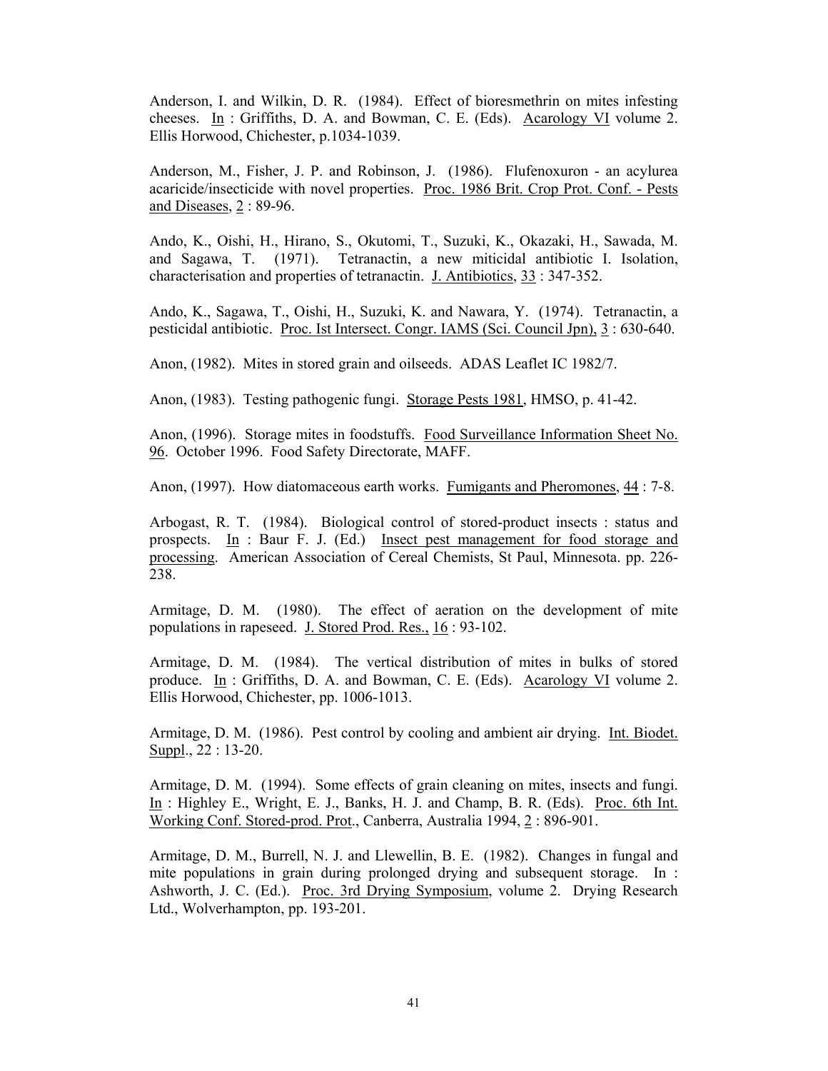Anderson, I. and Wilkin, D. R. (1984). Effect of bioresmethrin on mites infesting cheeses. In : Griffiths, D. A. and Bowman, C. E. (Eds). Acarology VI volume 2. Ellis Horwood, Chichester, p.1034-1039.

Anderson, M., Fisher, J. P. and Robinson, J. (1986). Flufenoxuron - an acylurea acaricide/insecticide with novel properties. Proc. 1986 Brit. Crop Prot. Conf. - Pests and Diseases, 2 : 89-96.

Ando, K., Oishi, H., Hirano, S., Okutomi, T., Suzuki, K., Okazaki, H., Sawada, M. and Sagawa, T. (1971). Tetranactin, a new miticidal antibiotic I. Isolation, characterisation and properties of tetranactin. J. Antibiotics, 33 : 347-352.

Ando, K., Sagawa, T., Oishi, H., Suzuki, K. and Nawara, Y. (1974). Tetranactin, a pesticidal antibiotic. Proc. Ist Intersect. Congr. IAMS (Sci. Council Jpn), 3 : 630-640.

Anon, (1982). Mites in stored grain and oilseeds. ADAS Leaflet IC 1982/7.

Anon, (1983). Testing pathogenic fungi. Storage Pests 1981, HMSO, p. 41-42.

Anon, (1996). Storage mites in foodstuffs. Food Surveillance Information Sheet No. 96. October 1996. Food Safety Directorate, MAFF.

Anon, (1997). How diatomaceous earth works. Fumigants and Pheromones, 44 : 7-8.

Arbogast, R. T. (1984). Biological control of stored-product insects : status and prospects. In : Baur F. J. (Ed.) Insect pest management for food storage and processing. American Association of Cereal Chemists, St Paul, Minnesota. pp. 226-238.

Armitage, D. M. (1980). The effect of aeration on the development of mite populations in rapeseed. J. Stored Prod. Res., 16 : 93-102.

Armitage, D. M. (1984). The vertical distribution of mites in bulks of stored produce. In : Griffiths, D. A. and Bowman, C. E. (Eds). Acarology VI volume 2. Ellis Horwood, Chichester, pp. 1006-1013.

Armitage, D. M. (1986). Pest control by cooling and ambient air drying. Int. Biodet. Suppl., 22 : 13-20.

Armitage, D. M. (1994). Some effects of grain cleaning on mites, insects and fungi. In : Highley E., Wright, E. J., Banks, H. J. and Champ, B. R. (Eds). Proc. 6th Int. Working Conf. Stored-prod. Prot., Canberra, Australia 1994, 2 : 896-901.

Armitage, D. M., Burrell, N. J. and Llewellin, B. E. (1982). Changes in fungal and mite populations in grain during prolonged drying and subsequent storage. In : Ashworth, J. C. (Ed.). Proc. 3rd Drying Symposium, volume 2. Drying Research Ltd., Wolverhampton, pp. 193-201.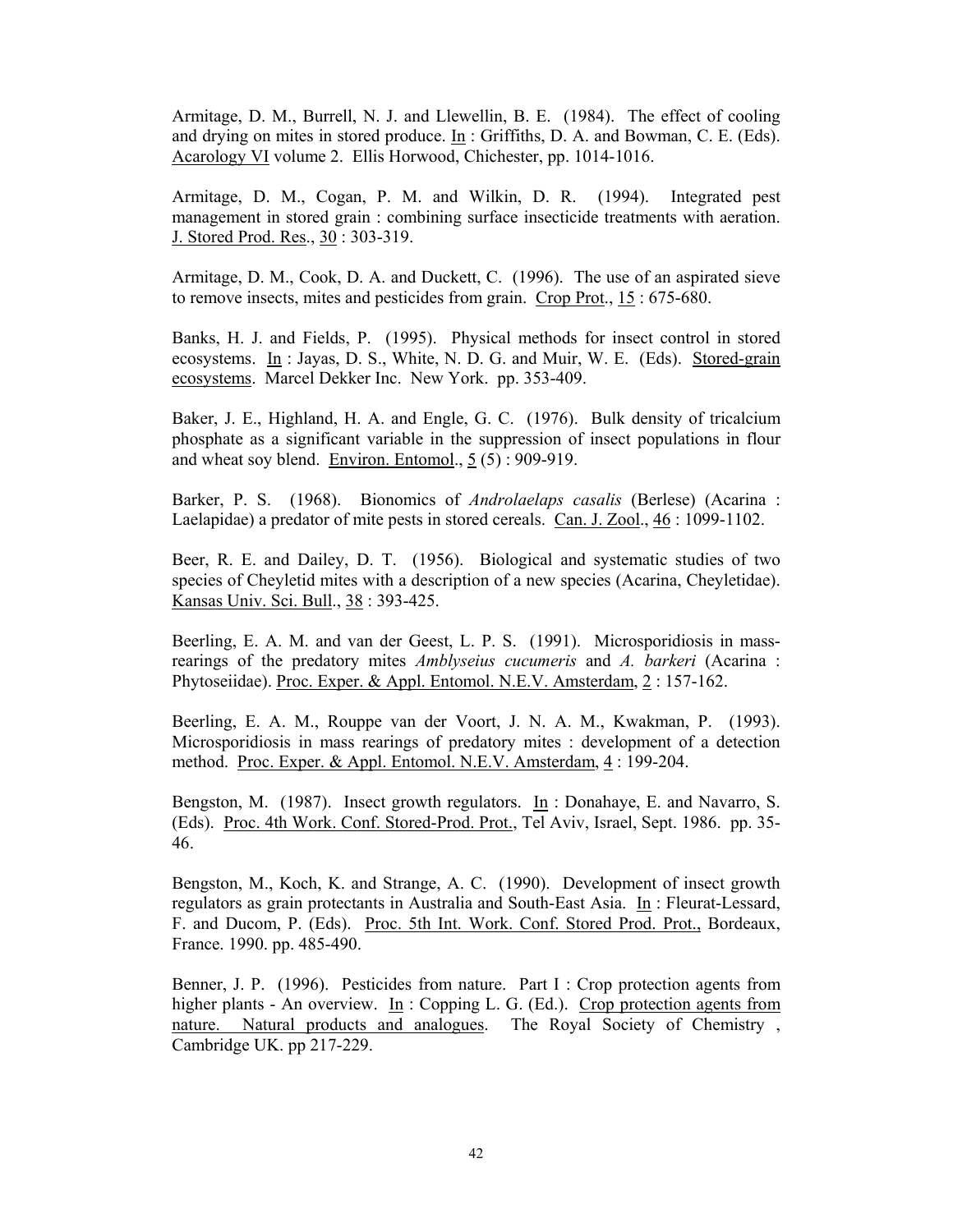Armitage, D. M., Burrell, N. J. and Llewellin, B. E. (1984). The effect of cooling and drying on mites in stored produce. In : Griffiths, D. A. and Bowman, C. E. (Eds). Acarology VI volume 2. Ellis Horwood, Chichester, pp. 1014-1016.

Armitage, D. M., Cogan, P. M. and Wilkin, D. R. (1994). Integrated pest management in stored grain : combining surface insecticide treatments with aeration. J. Stored Prod. Res., 30 : 303-319.

Armitage, D. M., Cook, D. A. and Duckett, C. (1996). The use of an aspirated sieve to remove insects, mites and pesticides from grain. Crop Prot., 15 : 675-680.

Banks, H. J. and Fields, P. (1995). Physical methods for insect control in stored ecosystems. In : Jayas, D. S., White, N. D. G. and Muir, W. E. (Eds). Stored-grain ecosystems. Marcel Dekker Inc. New York. pp. 353-409.

Baker, J. E., Highland, H. A. and Engle, G. C. (1976). Bulk density of tricalcium phosphate as a significant variable in the suppression of insect populations in flour and wheat soy blend. Environ. Entomol., 5 (5) : 909-919.

Barker, P. S. (1968). Bionomics of *Androlaelaps casalis* (Berlese) (Acarina : Laelapidae) a predator of mite pests in stored cereals. Can. J. Zool., 46 : 1099-1102.

Beer, R. E. and Dailey, D. T. (1956). Biological and systematic studies of two species of Cheyletid mites with a description of a new species (Acarina, Cheyletidae). Kansas Univ. Sci. Bull., 38 : 393-425.

Beerling, E. A. M. and van der Geest, L. P. S. (1991). Microsporidiosis in mass-rearings of the predatory mites *Amblyseius cucumeris* and *A. barkeri* (Acarina : Phytoseiidae). Proc. Exper. & Appl. Entomol. N.E.V. Amsterdam, 2 : 157-162.

Beerling, E. A. M., Rouppe van der Voort, J. N. A. M., Kwakman, P. (1993). Microsporidiosis in mass rearings of predatory mites : development of a detection method. Proc. Exper. & Appl. Entomol. N.E.V. Amsterdam, 4 : 199-204.

Bengston, M. (1987). Insect growth regulators. In : Donahaye, E. and Navarro, S. (Eds). Proc. 4th Work. Conf. Stored-Prod. Prot., Tel Aviv, Israel, Sept. 1986. pp. 35-46.

Bengston, M., Koch, K. and Strange, A. C. (1990). Development of insect growth regulators as grain protectants in Australia and South-East Asia. In : Fleurat-Lessard, F. and Ducom, P. (Eds). Proc. 5th Int. Work. Conf. Stored Prod. Prot., Bordeaux, France. 1990. pp. 485-490.

Benner, J. P. (1996). Pesticides from nature. Part I : Crop protection agents from higher plants - An overview. In : Copping L. G. (Ed.). Crop protection agents from nature. Natural products and analogues. The Royal Society of Chemistry , Cambridge UK. pp 217-229.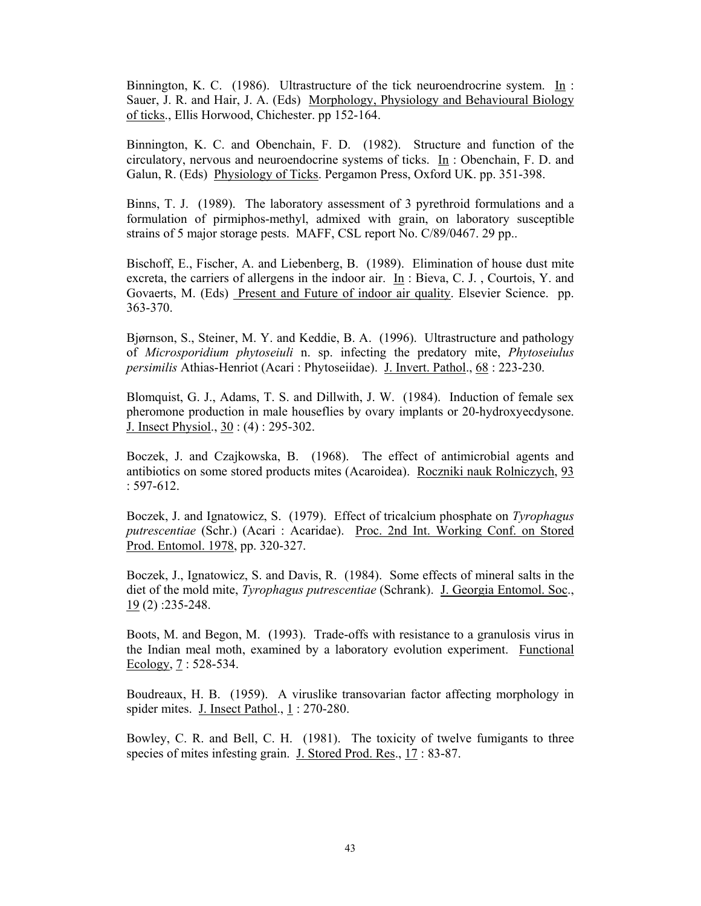Binnington, K. C. (1986). Ultrastructure of the tick neuroendrocrine system. In : Sauer, J. R. and Hair, J. A. (Eds) Morphology, Physiology and Behavioural Biology of ticks., Ellis Horwood, Chichester. pp 152-164.

Binnington, K. C. and Obenchain, F. D. (1982). Structure and function of the circulatory, nervous and neuroendocrine systems of ticks. In : Obenchain, F. D. and Galun, R. (Eds) Physiology of Ticks. Pergamon Press, Oxford UK. pp. 351-398.

Binns, T. J. (1989). The laboratory assessment of 3 pyrethroid formulations and a formulation of pirmiphos-methyl, admixed with grain, on laboratory susceptible strains of 5 major storage pests. MAFF, CSL report No. C/89/0467. 29 pp..

Bischoff, E., Fischer, A. and Liebenberg, B. (1989). Elimination of house dust mite excreta, the carriers of allergens in the indoor air. In : Bieva, C. J. , Courtois, Y. and Govaerts, M. (Eds) Present and Future of indoor air quality. Elsevier Science. pp. 363-370.

Bjørnson, S., Steiner, M. Y. and Keddie, B. A. (1996). Ultrastructure and pathology of *Microsporidium phytoseiuli* n. sp. infecting the predatory mite, *Phytoseiulus persimilis* Athias-Henriot (Acari : Phytoseiidae). J. Invert. Pathol., 68 : 223-230.

Blomquist, G. J., Adams, T. S. and Dillwith, J. W. (1984). Induction of female sex pheromone production in male houseflies by ovary implants or 20-hydroxyecdysone. J. Insect Physiol., 30 : (4) : 295-302.

Boczek, J. and Czajkowska, B. (1968). The effect of antimicrobial agents and antibiotics on some stored products mites (Acaroidea). Roczniki nauk Rolniczych, 93 : 597-612.

Boczek, J. and Ignatowicz, S. (1979). Effect of tricalcium phosphate on *Tyrophagus putrescentiae* (Schr.) (Acari : Acaridae). Proc. 2nd Int. Working Conf. on Stored Prod. Entomol. 1978, pp. 320-327.

Boczek, J., Ignatowicz, S. and Davis, R. (1984). Some effects of mineral salts in the diet of the mold mite, *Tyrophagus putrescentiae* (Schrank). J. Georgia Entomol. Soc., 19 (2) :235-248.

Boots, M. and Begon, M. (1993). Trade-offs with resistance to a granulosis virus in the Indian meal moth, examined by a laboratory evolution experiment. Functional Ecology, 7 : 528-534.

Boudreaux, H. B. (1959). A viruslike transovarian factor affecting morphology in spider mites. J. Insect Pathol., 1 : 270-280.

Bowley, C. R. and Bell, C. H. (1981). The toxicity of twelve fumigants to three species of mites infesting grain. J. Stored Prod. Res., 17 : 83-87.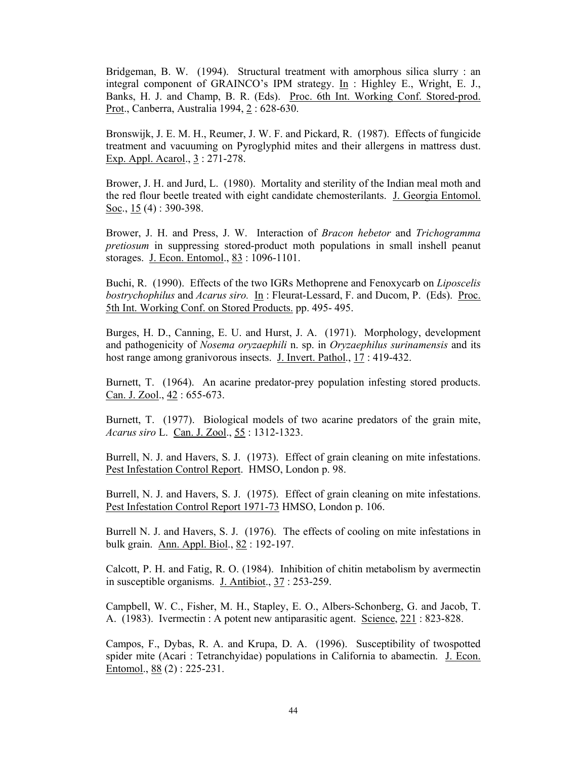Bridgeman, B. W. (1994). Structural treatment with amorphous silica slurry : an integral component of GRAINCO's IPM strategy. In : Highley E., Wright, E. J., Banks, H. J. and Champ, B. R. (Eds). Proc. 6th Int. Working Conf. Stored-prod. Prot., Canberra, Australia 1994, 2 : 628-630.

Bronswijk, J. E. M. H., Reumer, J. W. F. and Pickard, R. (1987). Effects of fungicide treatment and vacuuming on Pyroglyphid mites and their allergens in mattress dust. Exp. Appl. Acarol., 3 : 271-278.

Brower, J. H. and Jurd, L. (1980). Mortality and sterility of the Indian meal moth and the red flour beetle treated with eight candidate chemosterilants. J. Georgia Entomol. Soc., 15 (4) : 390-398.

Brower, J. H. and Press, J. W. Interaction of *Bracon hebetor* and *Trichogramma pretiosum* in suppressing stored-product moth populations in small inshell peanut storages. J. Econ. Entomol., 83 : 1096-1101.

Buchi, R. (1990). Effects of the two IGRs Methoprene and Fenoxycarb on *Liposcelis bostrychophilus* and *Acarus siro.* In : Fleurat-Lessard, F. and Ducom, P. (Eds). Proc. 5th Int. Working Conf. on Stored Products. pp. 495- 495.

Burges, H. D., Canning, E. U. and Hurst, J. A. (1971). Morphology, development and pathogenicity of *Nosema oryzaephili* n. sp. in *Oryzaephilus surinamensis* and its host range among granivorous insects. J. Invert. Pathol., 17 : 419-432.

Burnett, T. (1964). An acarine predator-prey population infesting stored products. Can. J. Zool., 42 : 655-673.

Burnett, T. (1977). Biological models of two acarine predators of the grain mite, *Acarus siro* L. Can. J. Zool., 55 : 1312-1323.

Burrell, N. J. and Havers, S. J. (1973). Effect of grain cleaning on mite infestations. Pest Infestation Control Report. HMSO, London p. 98.

Burrell, N. J. and Havers, S. J. (1975). Effect of grain cleaning on mite infestations. Pest Infestation Control Report 1971-73 HMSO, London p. 106.

Burrell N. J. and Havers, S. J. (1976). The effects of cooling on mite infestations in bulk grain. Ann. Appl. Biol., 82 : 192-197.

Calcott, P. H. and Fatig, R. O. (1984). Inhibition of chitin metabolism by avermectin in susceptible organisms. J. Antibiot., 37 : 253-259.

Campbell, W. C., Fisher, M. H., Stapley, E. O., Albers-Schonberg, G. and Jacob, T. A. (1983). Ivermectin : A potent new antiparasitic agent. Science, 221 : 823-828.

Campos, F., Dybas, R. A. and Krupa, D. A. (1996). Susceptibility of twospotted spider mite (Acari : Tetranchyidae) populations in California to abamectin. J. Econ. Entomol., 88 (2) : 225-231.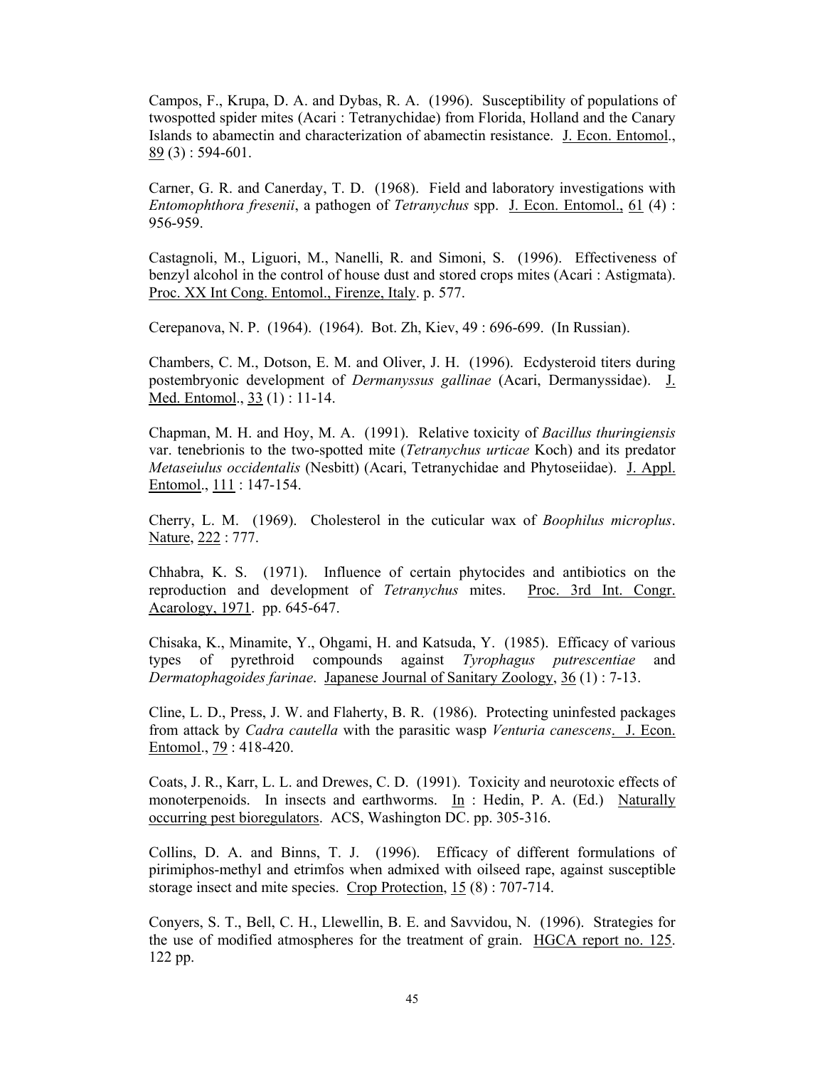Campos, F., Krupa, D. A. and Dybas, R. A. (1996). Susceptibility of populations of twospotted spider mites (Acari : Tetranychidae) from Florida, Holland and the Canary Islands to abamectin and characterization of abamectin resistance. J. Econ. Entomol., 89 (3) : 594-601.

Carner, G. R. and Canerday, T. D. (1968). Field and laboratory investigations with *Entomophthora fresenii*, a pathogen of *Tetranychus* spp. J. Econ. Entomol., 61 (4) : 956-959.

Castagnoli, M., Liguori, M., Nanelli, R. and Simoni, S. (1996). Effectiveness of benzyl alcohol in the control of house dust and stored crops mites (Acari : Astigmata). Proc. XX Int Cong. Entomol., Firenze, Italy. p. 577.

Cerepanova, N. P. (1964). (1964). Bot. Zh, Kiev, 49 : 696-699. (In Russian).

Chambers, C. M., Dotson, E. M. and Oliver, J. H. (1996). Ecdysteroid titers during postembryonic development of *Dermanyssus gallinae* (Acari, Dermanyssidae). J. Med. Entomol., 33 (1) : 11-14.

Chapman, M. H. and Hoy, M. A. (1991). Relative toxicity of *Bacillus thuringiensis* var. tenebrionis to the two-spotted mite (*Tetranychus urticae* Koch) and its predator *Metaseiulus occidentalis* (Nesbitt) (Acari, Tetranychidae and Phytoseiidae). J. Appl. Entomol., 111 : 147-154.

Cherry, L. M. (1969). Cholesterol in the cuticular wax of *Boophilus microplus*. Nature, 222 : 777.

Chhabra, K. S. (1971). Influence of certain phytocides and antibiotics on the reproduction and development of *Tetranychus* mites. Proc. 3rd Int. Congr. Acarology, 1971. pp. 645-647.

Chisaka, K., Minamite, Y., Ohgami, H. and Katsuda, Y. (1985). Efficacy of various types of pyrethroid compounds against *Tyrophagus putrescentiae* and *Dermatophagoides farinae*. Japanese Journal of Sanitary Zoology, 36 (1) : 7-13.

Cline, L. D., Press, J. W. and Flaherty, B. R. (1986). Protecting uninfested packages from attack by *Cadra cautella* with the parasitic wasp *Venturia canescens*. J. Econ. Entomol., 79 : 418-420.

Coats, J. R., Karr, L. L. and Drewes, C. D. (1991). Toxicity and neurotoxic effects of monoterpenoids. In insects and earthworms. In : Hedin, P. A. (Ed.) Naturally occurring pest bioregulators. ACS, Washington DC. pp. 305-316.

Collins, D. A. and Binns, T. J. (1996). Efficacy of different formulations of pirimiphos-methyl and etrimfos when admixed with oilseed rape, against susceptible storage insect and mite species. Crop Protection, 15 (8) : 707-714.

Conyers, S. T., Bell, C. H., Llewellin, B. E. and Savvidou, N. (1996). Strategies for the use of modified atmospheres for the treatment of grain. HGCA report no. 125. 122 pp.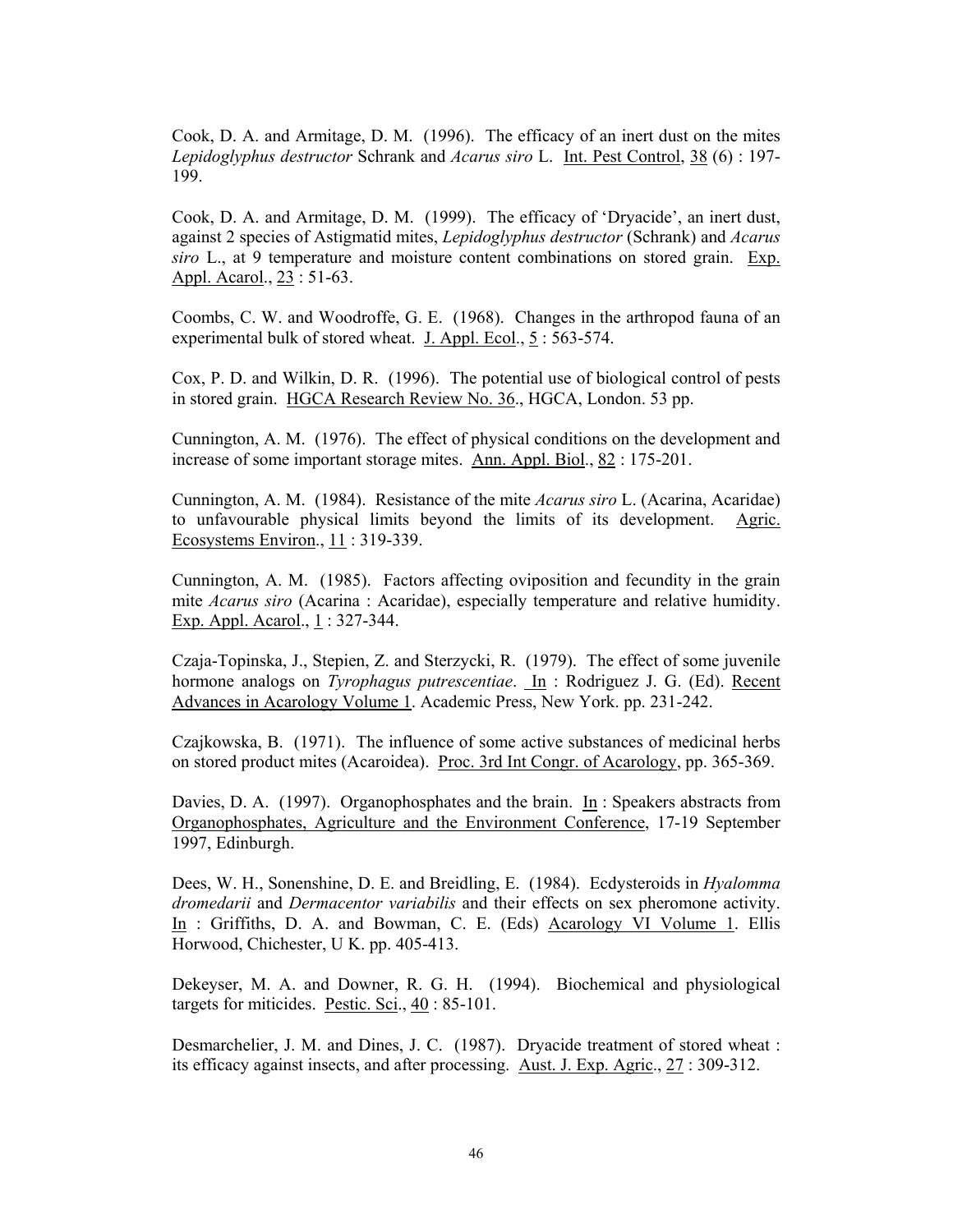Cook, D. A. and Armitage, D. M. (1996). The efficacy of an inert dust on the mites *Lepidoglyphus destructor* Schrank and *Acarus siro* L. Int. Pest Control, 38 (6) : 197-199.

Cook, D. A. and Armitage, D. M. (1999). The efficacy of 'Dryacide', an inert dust, against 2 species of Astigmatid mites, *Lepidoglyphus destructor* (Schrank) and *Acarus siro* L., at 9 temperature and moisture content combinations on stored grain. Exp. Appl. Acarol., 23 : 51-63.

Coombs, C. W. and Woodroffe, G. E. (1968). Changes in the arthropod fauna of an experimental bulk of stored wheat. J. Appl. Ecol., 5 : 563-574.

Cox, P. D. and Wilkin, D. R. (1996). The potential use of biological control of pests in stored grain. HGCA Research Review No. 36., HGCA, London. 53 pp.

Cunnington, A. M. (1976). The effect of physical conditions on the development and increase of some important storage mites. Ann. Appl. Biol., 82 : 175-201.

Cunnington, A. M. (1984). Resistance of the mite *Acarus siro* L. (Acarina, Acaridae) to unfavourable physical limits beyond the limits of its development. Agric. Ecosystems Environ., 11 : 319-339.

Cunnington, A. M. (1985). Factors affecting oviposition and fecundity in the grain mite *Acarus siro* (Acarina : Acaridae), especially temperature and relative humidity. Exp. Appl. Acarol., 1 : 327-344.

Czaja-Topinska, J., Stepien, Z. and Sterzycki, R. (1979). The effect of some juvenile hormone analogs on *Tyrophagus putrescentiae*. In : Rodriguez J. G. (Ed). Recent Advances in Acarology Volume 1. Academic Press, New York. pp. 231-242.

Czajkowska, B. (1971). The influence of some active substances of medicinal herbs on stored product mites (Acaroidea). Proc. 3rd Int Congr. of Acarology, pp. 365-369.

Davies, D. A. (1997). Organophosphates and the brain. In : Speakers abstracts from Organophosphates, Agriculture and the Environment Conference, 17-19 September 1997, Edinburgh.

Dees, W. H., Sonenshine, D. E. and Breidling, E. (1984). Ecdysteroids in *Hyalomma dromedarii* and *Dermacentor variabilis* and their effects on sex pheromone activity. In : Griffiths, D. A. and Bowman, C. E. (Eds) Acarology VI Volume 1. Ellis Horwood, Chichester, U K. pp. 405-413.

Dekeyser, M. A. and Downer, R. G. H. (1994). Biochemical and physiological targets for miticides. Pestic. Sci., 40 : 85-101.

Desmarchelier, J. M. and Dines, J. C. (1987). Dryacide treatment of stored wheat : its efficacy against insects, and after processing. Aust. J. Exp. Agric., 27 : 309-312.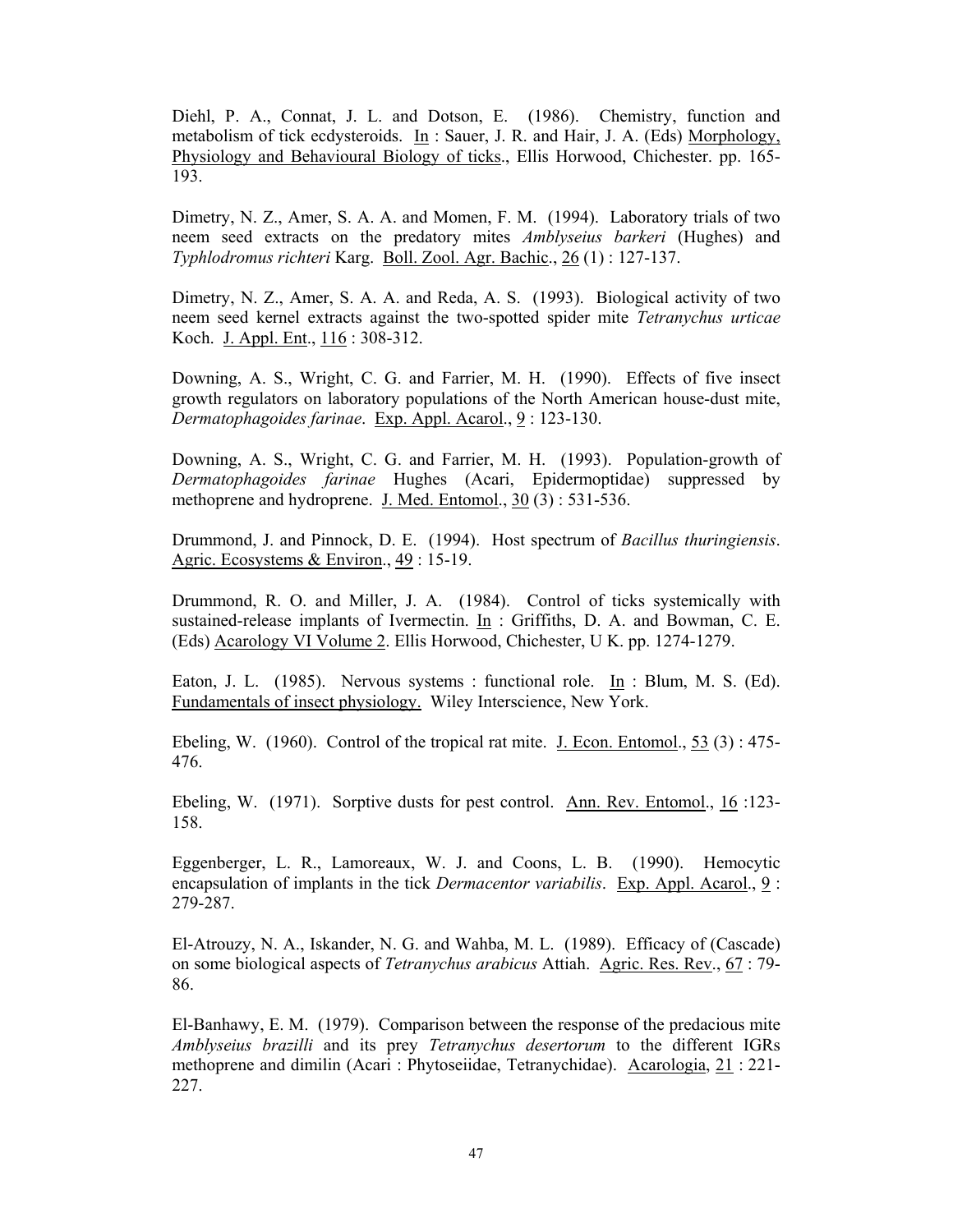Diehl, P. A., Connat, J. L. and Dotson, E. (1986). Chemistry, function and metabolism of tick ecdysteroids. In : Sauer, J. R. and Hair, J. A. (Eds) Morphology, Physiology and Behavioural Biology of ticks., Ellis Horwood, Chichester. pp. 165-193.

Dimetry, N. Z., Amer, S. A. A. and Momen, F. M. (1994). Laboratory trials of two neem seed extracts on the predatory mites *Amblyseius barkeri* (Hughes) and *Typhlodromus richteri* Karg. Boll. Zool. Agr. Bachic., 26 (1) : 127-137.

Dimetry, N. Z., Amer, S. A. A. and Reda, A. S. (1993). Biological activity of two neem seed kernel extracts against the two-spotted spider mite *Tetranychus urticae* Koch. J. Appl. Ent., 116 : 308-312.

Downing, A. S., Wright, C. G. and Farrier, M. H. (1990). Effects of five insect growth regulators on laboratory populations of the North American house-dust mite, *Dermatophagoides farinae*. Exp. Appl. Acarol., 9 : 123-130.

Downing, A. S., Wright, C. G. and Farrier, M. H. (1993). Population-growth of *Dermatophagoides farinae* Hughes (Acari, Epidermoptidae) suppressed by methoprene and hydroprene. J. Med. Entomol., 30 (3) : 531-536.

Drummond, J. and Pinnock, D. E. (1994). Host spectrum of *Bacillus thuringiensis*. Agric. Ecosystems & Environ., 49 : 15-19.

Drummond, R. O. and Miller, J. A. (1984). Control of ticks systemically with sustained-release implants of Ivermectin. In : Griffiths, D. A. and Bowman, C. E. (Eds) Acarology VI Volume 2. Ellis Horwood, Chichester, U K. pp. 1274-1279.

Eaton, J. L. (1985). Nervous systems : functional role. In : Blum, M. S. (Ed). Fundamentals of insect physiology. Wiley Interscience, New York.

Ebeling, W. (1960). Control of the tropical rat mite. J. Econ. Entomol., 53 (3) : 475-476.

Ebeling, W. (1971). Sorptive dusts for pest control. Ann. Rev. Entomol., 16 :123-158.

Eggenberger, L. R., Lamoreaux, W. J. and Coons, L. B. (1990). Hemocytic encapsulation of implants in the tick *Dermacentor variabilis*. Exp. Appl. Acarol., 9 : 279-287.

El-Atrouzy, N. A., Iskander, N. G. and Wahba, M. L. (1989). Efficacy of (Cascade) on some biological aspects of *Tetranychus arabicus* Attiah. Agric. Res. Rev., 67 : 79-86.

El-Banhawy, E. M. (1979). Comparison between the response of the predacious mite *Amblyseius brazilli* and its prey *Tetranychus desertorum* to the different IGRs methoprene and dimilin (Acari : Phytoseiidae, Tetranychidae). Acarologia, 21 : 221-227.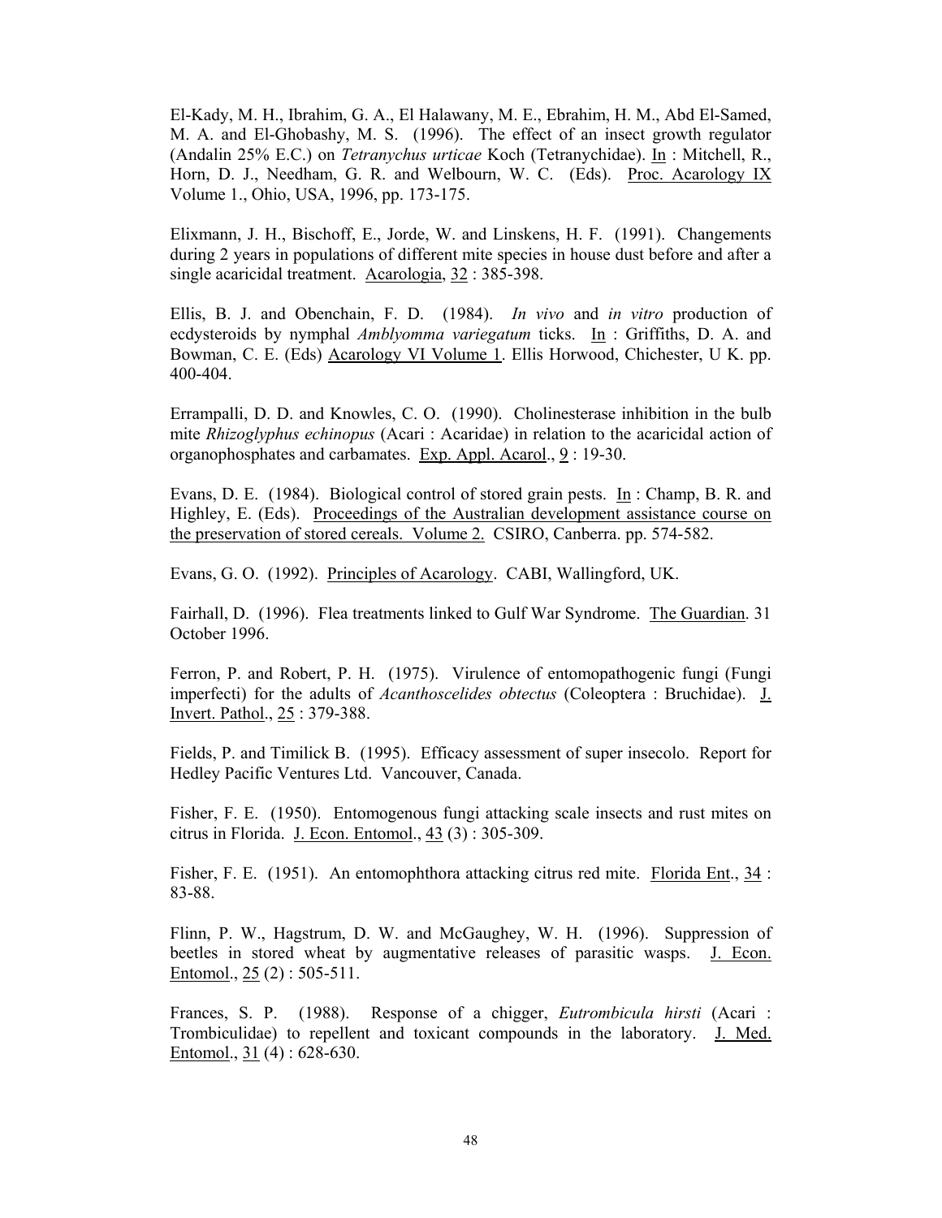El-Kady, M. H., Ibrahim, G. A., El Halawany, M. E., Ebrahim, H. M., Abd El-Samed, M. A. and El-Ghobashy, M. S. (1996). The effect of an insect growth regulator (Andalin 25% E.C.) on *Tetranychus urticae* Koch (Tetranychidae). In : Mitchell, R., Horn, D. J., Needham, G. R. and Welbourn, W. C. (Eds). Proc. Acarology IX Volume 1., Ohio, USA, 1996, pp. 173-175.

Elixmann, J. H., Bischoff, E., Jorde, W. and Linskens, H. F. (1991). Changements during 2 years in populations of different mite species in house dust before and after a single acaricidal treatment. Acarologia, 32 : 385-398.

Ellis, B. J. and Obenchain, F. D. (1984). *In vivo* and *in vitro* production of ecdysteroids by nymphal *Amblyomma variegatum* ticks. In : Griffiths, D. A. and Bowman, C. E. (Eds) Acarology VI Volume 1. Ellis Horwood, Chichester, U K. pp. 400-404.

Errampalli, D. D. and Knowles, C. O. (1990). Cholinesterase inhibition in the bulb mite *Rhizoglyphus echinopus* (Acari : Acaridae) in relation to the acaricidal action of organophosphates and carbamates. Exp. Appl. Acarol., 9 : 19-30.

Evans, D. E. (1984). Biological control of stored grain pests. In : Champ, B. R. and Highley, E. (Eds). Proceedings of the Australian development assistance course on the preservation of stored cereals. Volume 2. CSIRO, Canberra. pp. 574-582.

Evans, G. O. (1992). Principles of Acarology. CABI, Wallingford, UK.

Fairhall, D. (1996). Flea treatments linked to Gulf War Syndrome. The Guardian. 31 October 1996.

Ferron, P. and Robert, P. H. (1975). Virulence of entomopathogenic fungi (Fungi imperfecti) for the adults of *Acanthoscelides obtectus* (Coleoptera : Bruchidae). J. Invert. Pathol., 25 : 379-388.

Fields, P. and Timilick B. (1995). Efficacy assessment of super insecolo. Report for Hedley Pacific Ventures Ltd. Vancouver, Canada.

Fisher, F. E. (1950). Entomogenous fungi attacking scale insects and rust mites on citrus in Florida. J. Econ. Entomol., 43 (3) : 305-309.

Fisher, F. E. (1951). An entomophthora attacking citrus red mite. Florida Ent., 34 : 83-88.

Flinn, P. W., Hagstrum, D. W. and McGaughey, W. H. (1996). Suppression of beetles in stored wheat by augmentative releases of parasitic wasps. J. Econ. Entomol., 25 (2) : 505-511.

Frances, S. P. (1988). Response of a chigger, *Eutrombicula hirsti* (Acari : Trombiculidae) to repellent and toxicant compounds in the laboratory. J. Med. Entomol., 31 (4) : 628-630.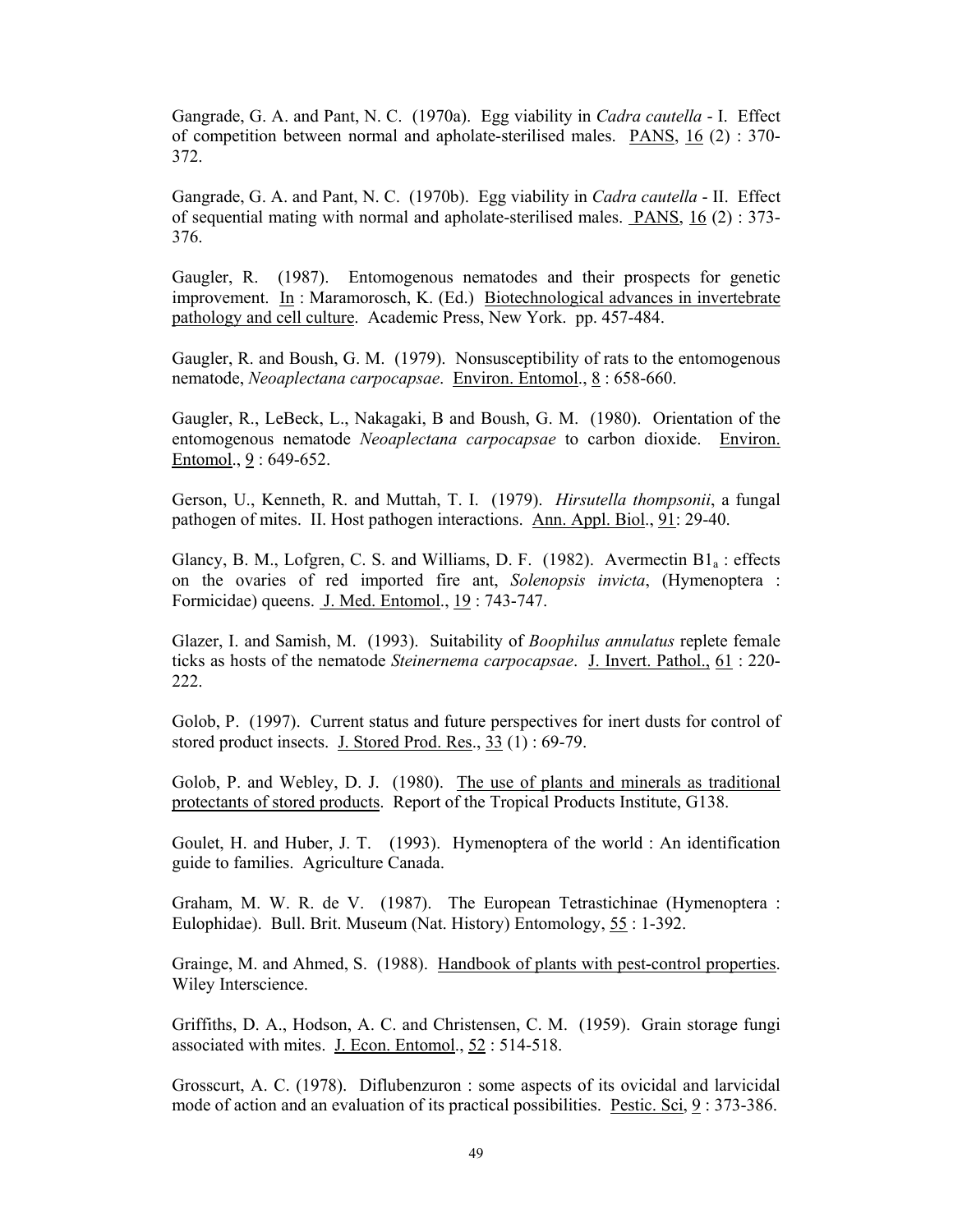Gangrade, G. A. and Pant, N. C. (1970a). Egg viability in *Cadra cautella* - I. Effect of competition between normal and apholate-sterilised males. PANS, 16 (2) : 370-372.

Gangrade, G. A. and Pant, N. C. (1970b). Egg viability in *Cadra cautella* - II. Effect of sequential mating with normal and apholate-sterilised males. PANS, 16 (2) : 373-376.

Gaugler, R. (1987). Entomogenous nematodes and their prospects for genetic improvement. In : Maramorosch, K. (Ed.) Biotechnological advances in invertebrate pathology and cell culture. Academic Press, New York. pp. 457-484.

Gaugler, R. and Boush, G. M. (1979). Nonsusceptibility of rats to the entomogenous nematode, *Neoaplectana carpocapsae*. Environ. Entomol., 8 : 658-660.

Gaugler, R., LeBeck, L., Nakagaki, B and Boush, G. M. (1980). Orientation of the entomogenous nematode *Neoaplectana carpocapsae* to carbon dioxide. Environ. Entomol., 9 : 649-652.

Gerson, U., Kenneth, R. and Muttah, T. I. (1979). *Hirsutella thompsonii*, a fungal pathogen of mites. II. Host pathogen interactions. Ann. Appl. Biol., 91: 29-40.

Glancy, B. M., Lofgren, C. S. and Williams, D. F. (1982). Avermectin $B1_a$ : effects on the ovaries of red imported fire ant, *Solenopsis invicta*, (Hymenoptera : Formicidae) queens. J. Med. Entomol., 19 : 743-747.

Glazer, I. and Samish, M. (1993). Suitability of *Boophilus annulatus* replete female ticks as hosts of the nematode *Steinernema carpocapsae*. J. Invert. Pathol., 61 : 220-222.

Golob, P. (1997). Current status and future perspectives for inert dusts for control of stored product insects. J. Stored Prod. Res., 33 (1) : 69-79.

Golob, P. and Webley, D. J. (1980). The use of plants and minerals as traditional protectants of stored products. Report of the Tropical Products Institute, G138.

Goulet, H. and Huber, J. T. (1993). Hymenoptera of the world : An identification guide to families. Agriculture Canada.

Graham, M. W. R. de V. (1987). The European Tetrastichinae (Hymenoptera : Eulophidae). Bull. Brit. Museum (Nat. History) Entomology, 55 : 1-392.

Grainge, M. and Ahmed, S. (1988). Handbook of plants with pest-control properties. Wiley Interscience.

Griffiths, D. A., Hodson, A. C. and Christensen, C. M. (1959). Grain storage fungi associated with mites. J. Econ. Entomol., 52 : 514-518.

Grosscurt, A. C. (1978). Diflubenzuron : some aspects of its ovicidal and larvicidal mode of action and an evaluation of its practical possibilities. Pestic. Sci, 9 : 373-386.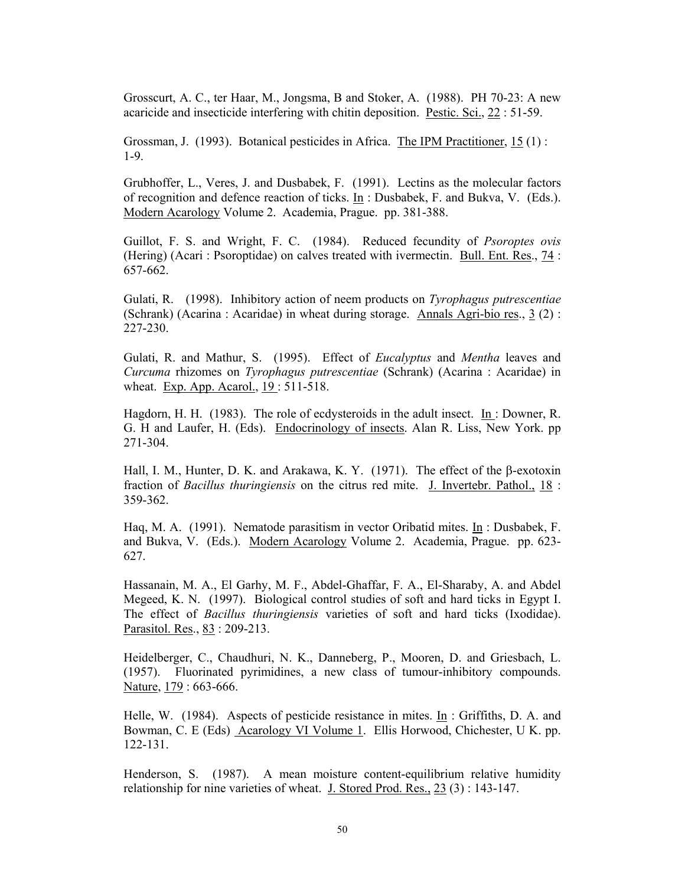Grosscurt, A. C., ter Haar, M., Jongsma, B and Stoker, A. (1988). PH 70-23: A new acaricide and insecticide interfering with chitin deposition. Pestic. Sci., 22 : 51-59.

Grossman, J. (1993). Botanical pesticides in Africa. The IPM Practitioner, 15 (1) : 1-9.

Grubhoffer, L., Veres, J. and Dusbabek, F. (1991). Lectins as the molecular factors of recognition and defence reaction of ticks. In : Dusbabek, F. and Bukva, V. (Eds.). Modern Acarology Volume 2. Academia, Prague. pp. 381-388.

Guillot, F. S. and Wright, F. C. (1984). Reduced fecundity of *Psoroptes ovis* (Hering) (Acari : Psoroptidae) on calves treated with ivermectin. Bull. Ent. Res., 74 : 657-662.

Gulati, R. (1998). Inhibitory action of neem products on *Tyrophagus putrescentiae* (Schrank) (Acarina : Acaridae) in wheat during storage. Annals Agri-bio res., 3 (2) : 227-230.

Gulati, R. and Mathur, S. (1995). Effect of *Eucalyptus* and *Mentha* leaves and *Curcuma* rhizomes on *Tyrophagus putrescentiae* (Schrank) (Acarina : Acaridae) in wheat. Exp. App. Acarol., 19 : 511-518.

Hagdorn, H. H. (1983). The role of ecdysteroids in the adult insect. In : Downer, R. G. H and Laufer, H. (Eds). Endocrinology of insects. Alan R. Liss, New York. pp 271-304.

Hall, I. M., Hunter, D. K. and Arakawa, K. Y. (1971). The effect of the β-exotoxin fraction of *Bacillus thuringiensis* on the citrus red mite. J. Invertebr. Pathol., 18 : 359-362.

Haq, M. A. (1991). Nematode parasitism in vector Oribatid mites. In : Dusbabek, F. and Bukva, V. (Eds.). Modern Acarology Volume 2. Academia, Prague. pp. 623-627.

Hassanain, M. A., El Garhy, M. F., Abdel-Ghaffar, F. A., El-Sharaby, A. and Abdel Megeed, K. N. (1997). Biological control studies of soft and hard ticks in Egypt I. The effect of *Bacillus thuringiensis* varieties of soft and hard ticks (Ixodidae). Parasitol. Res., 83 : 209-213.

Heidelberger, C., Chaudhuri, N. K., Danneberg, P., Mooren, D. and Griesbach, L. (1957). Fluorinated pyrimidines, a new class of tumour-inhibitory compounds. Nature, 179 : 663-666.

Helle, W. (1984). Aspects of pesticide resistance in mites. In : Griffiths, D. A. and Bowman, C. E (Eds) Acarology VI Volume 1. Ellis Horwood, Chichester, U K. pp. 122-131.

Henderson, S. (1987). A mean moisture content-equilibrium relative humidity relationship for nine varieties of wheat. J. Stored Prod. Res., 23 (3) : 143-147.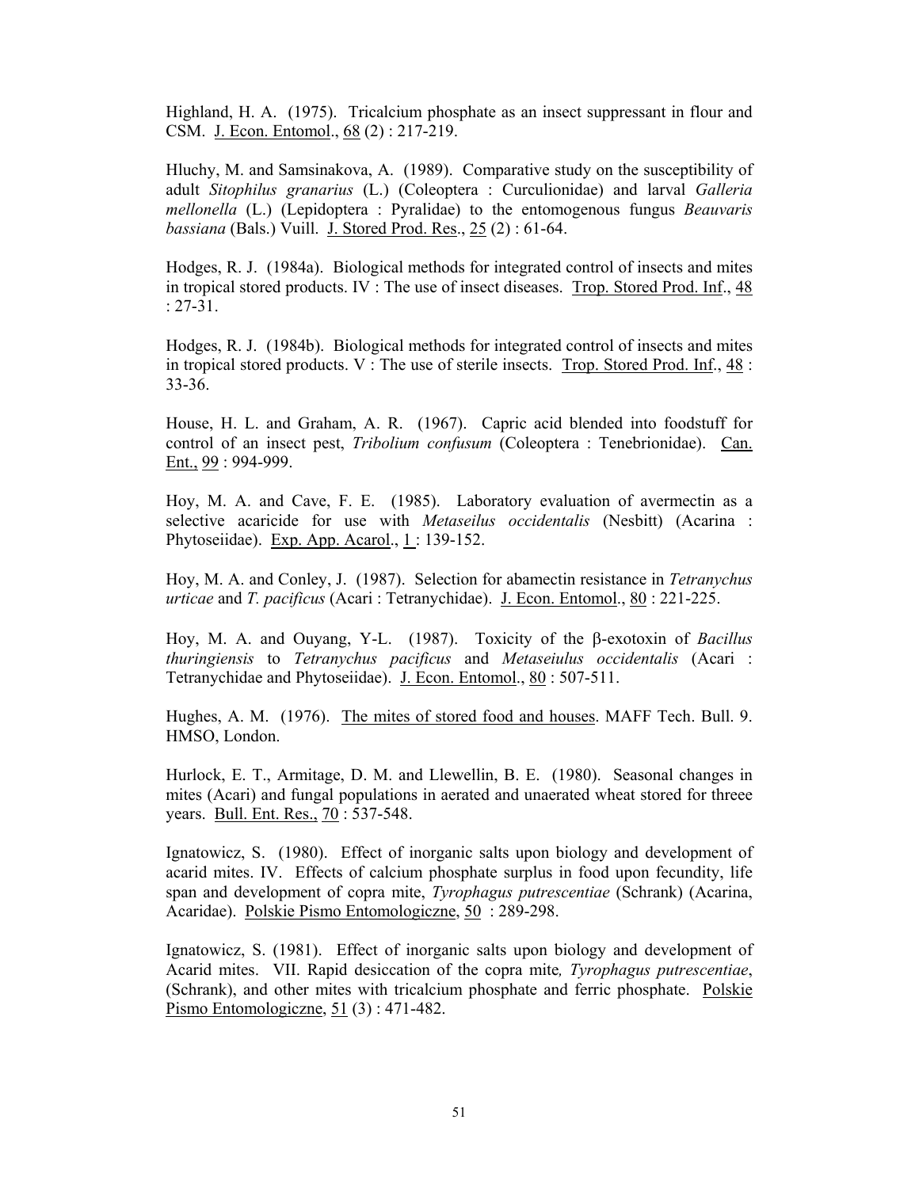Highland, H. A. (1975). Tricalcium phosphate as an insect suppressant in flour and CSM. J. Econ. Entomol., 68 (2) : 217-219.

Hluchy, M. and Samsinakova, A. (1989). Comparative study on the susceptibility of adult *Sitophilus granarius* (L.) (Coleoptera : Curculionidae) and larval *Galleria mellonella* (L.) (Lepidoptera : Pyralidae) to the entomogenous fungus *Beauvaris bassiana* (Bals.) Vuill. J. Stored Prod. Res., 25 (2) : 61-64.

Hodges, R. J. (1984a). Biological methods for integrated control of insects and mites in tropical stored products. IV : The use of insect diseases. Trop. Stored Prod. Inf., 48 : 27-31.

Hodges, R. J. (1984b). Biological methods for integrated control of insects and mites in tropical stored products. V : The use of sterile insects. Trop. Stored Prod. Inf., 48 : 33-36.

House, H. L. and Graham, A. R. (1967). Capric acid blended into foodstuff for control of an insect pest, *Tribolium confusum* (Coleoptera : Tenebrionidae). Can. Ent., 99 : 994-999.

Hoy, M. A. and Cave, F. E. (1985). Laboratory evaluation of avermectin as a selective acaricide for use with *Metaseilus occidentalis* (Nesbitt) (Acarina : Phytoseiidae). Exp. App. Acarol., 1 : 139-152.

Hoy, M. A. and Conley, J. (1987). Selection for abamectin resistance in *Tetranychus urticae* and *T. pacificus* (Acari : Tetranychidae). J. Econ. Entomol., 80 : 221-225.

Hoy, M. A. and Ouyang, Y-L. (1987). Toxicity of the β-exotoxin of *Bacillus thuringiensis* to *Tetranychus pacificus* and *Metaseiulus occidentalis* (Acari : Tetranychidae and Phytoseiidae). J. Econ. Entomol., 80 : 507-511.

Hughes, A. M. (1976). The mites of stored food and houses. MAFF Tech. Bull. 9. HMSO, London.

Hurlock, E. T., Armitage, D. M. and Llewellin, B. E. (1980). Seasonal changes in mites (Acari) and fungal populations in aerated and unaerated wheat stored for threee years. Bull. Ent. Res., 70 : 537-548.

Ignatowicz, S. (1980). Effect of inorganic salts upon biology and development of acarid mites. IV. Effects of calcium phosphate surplus in food upon fecundity, life span and development of copra mite, *Tyrophagus putrescentiae* (Schrank) (Acarina, Acaridae). Polskie Pismo Entomologiczne, 50 : 289-298.

Ignatowicz, S. (1981). Effect of inorganic salts upon biology and development of Acarid mites. VII. Rapid desiccation of the copra mite, *Tyrophagus putrescentiae*, (Schrank), and other mites with tricalcium phosphate and ferric phosphate. Polskie Pismo Entomologiczne, 51 (3) : 471-482.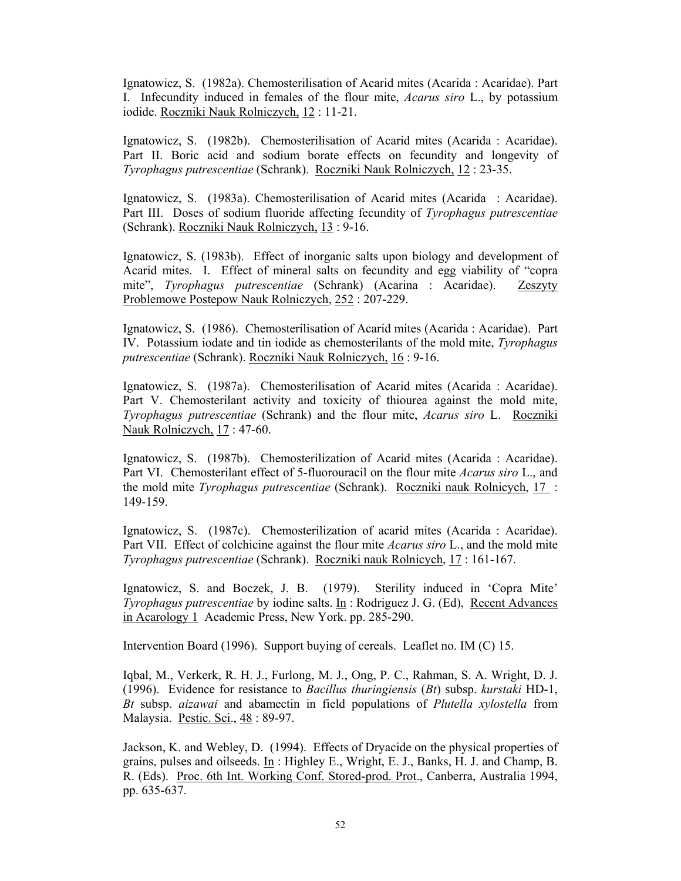Ignatowicz, S. (1982a). Chemosterilisation of Acarid mites (Acarida : Acaridae). Part I. Infecundity induced in females of the flour mite, *Acarus siro* L., by potassium iodide. Roczniki Nauk Rolniczych, 12 : 11-21.

Ignatowicz, S. (1982b). Chemosterilisation of Acarid mites (Acarida : Acaridae). Part II. Boric acid and sodium borate effects on fecundity and longevity of *Tyrophagus putrescentiae* (Schrank). Roczniki Nauk Rolniczych, 12 : 23-35.

Ignatowicz, S. (1983a). Chemosterilisation of Acarid mites (Acarida : Acaridae). Part III. Doses of sodium fluoride affecting fecundity of *Tyrophagus putrescentiae* (Schrank). Roczniki Nauk Rolniczych, 13 : 9-16.

Ignatowicz, S. (1983b). Effect of inorganic salts upon biology and development of Acarid mites. I. Effect of mineral salts on fecundity and egg viability of "copra mite", *Tyrophagus putrescentiae* (Schrank) (Acarina : Acaridae). Zeszyty Problemowe Postepow Nauk Rolniczych, 252 : 207-229.

Ignatowicz, S. (1986). Chemosterilisation of Acarid mites (Acarida : Acaridae). Part IV. Potassium iodate and tin iodide as chemosterilants of the mold mite, *Tyrophagus putrescentiae* (Schrank). Roczniki Nauk Rolniczych, 16 : 9-16.

Ignatowicz, S. (1987a). Chemosterilisation of Acarid mites (Acarida : Acaridae). Part V. Chemosterilant activity and toxicity of thiourea against the mold mite, *Tyrophagus putrescentiae* (Schrank) and the flour mite, *Acarus siro* L. Roczniki Nauk Rolniczych, 17 : 47-60.

Ignatowicz, S. (1987b). Chemosterilization of Acarid mites (Acarida : Acaridae). Part VI. Chemosterilant effect of 5-fluorouracil on the flour mite *Acarus siro* L., and the mold mite *Tyrophagus putrescentiae* (Schrank). Roczniki nauk Rolnicych, 17 : 149-159.

Ignatowicz, S. (1987c). Chemosterilization of acarid mites (Acarida : Acaridae). Part VII. Effect of colchicine against the flour mite *Acarus siro* L., and the mold mite *Tyrophagus putrescentiae* (Schrank). Roczniki nauk Rolnicych, 17 : 161-167.

Ignatowicz, S. and Boczek, J. B. (1979). Sterility induced in 'Copra Mite' *Tyrophagus putrescentiae* by iodine salts. In : Rodriguez J. G. (Ed), Recent Advances in Acarology 1 Academic Press, New York. pp. 285-290.

Intervention Board (1996). Support buying of cereals. Leaflet no. IM (C) 15.

Iqbal, M., Verkerk, R. H. J., Furlong, M. J., Ong, P. C., Rahman, S. A. Wright, D. J. (1996). Evidence for resistance to *Bacillus thuringiensis* (*Bt*) subsp. *kurstaki* HD-1, *Bt* subsp. *aizawai* and abamectin in field populations of *Plutella xylostella* from Malaysia. Pestic. Sci., 48 : 89-97.

Jackson, K. and Webley, D. (1994). Effects of Dryacide on the physical properties of grains, pulses and oilseeds. In : Highley E., Wright, E. J., Banks, H. J. and Champ, B. R. (Eds). Proc. 6th Int. Working Conf. Stored-prod. Prot., Canberra, Australia 1994, pp. 635-637.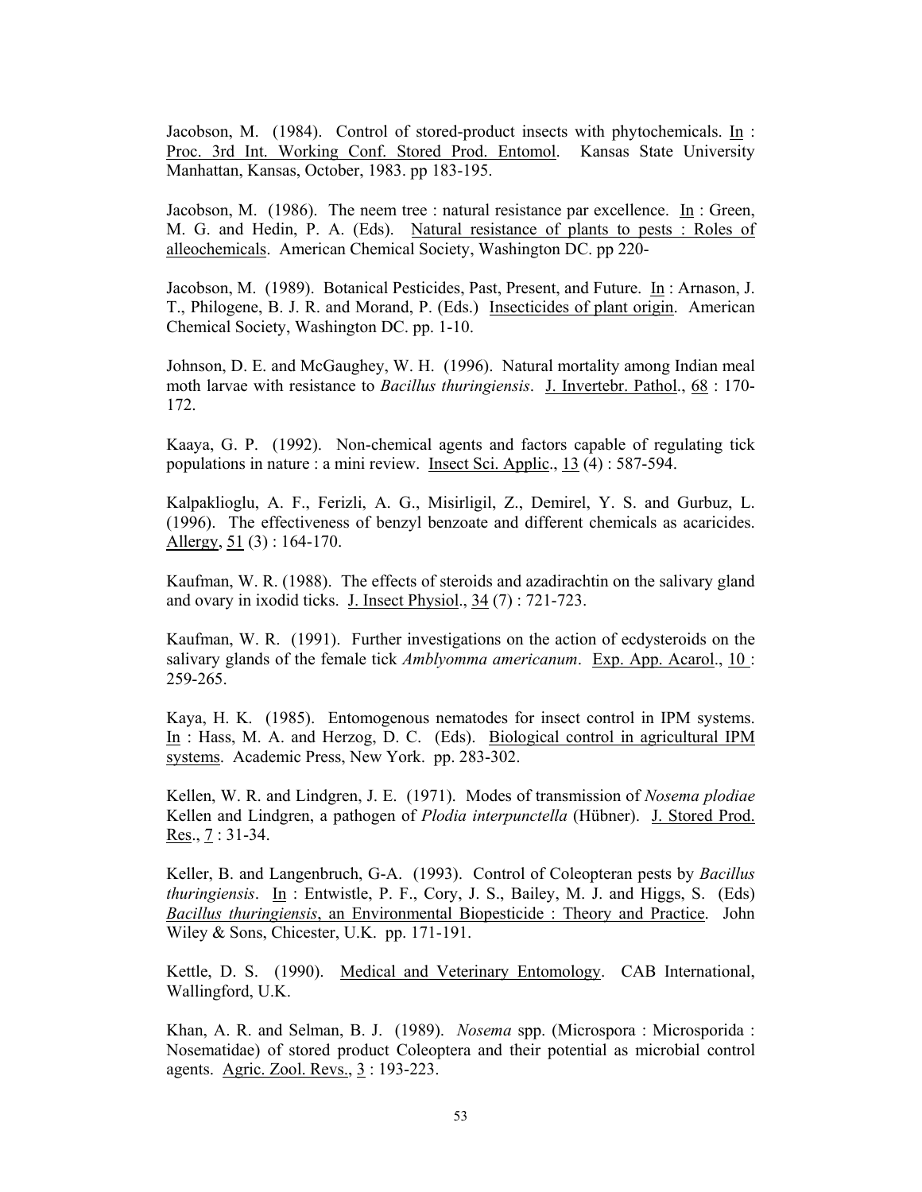Jacobson, M. (1984). Control of stored-product insects with phytochemicals. In : Proc. 3rd Int. Working Conf. Stored Prod. Entomol. Kansas State University Manhattan, Kansas, October, 1983. pp 183-195.

Jacobson, M. (1986). The neem tree : natural resistance par excellence. In : Green, M. G. and Hedin, P. A. (Eds). Natural resistance of plants to pests : Roles of alleochemicals. American Chemical Society, Washington DC. pp 220-

Jacobson, M. (1989). Botanical Pesticides, Past, Present, and Future. In : Arnason, J. T., Philogene, B. J. R. and Morand, P. (Eds.) Insecticides of plant origin. American Chemical Society, Washington DC. pp. 1-10.

Johnson, D. E. and McGaughey, W. H. (1996). Natural mortality among Indian meal moth larvae with resistance to *Bacillus thuringiensis*. J. Invertebr. Pathol., 68 : 170-172.

Kaaya, G. P. (1992). Non-chemical agents and factors capable of regulating tick populations in nature : a mini review. Insect Sci. Applic., 13 (4) : 587-594.

Kalpaklioglu, A. F., Ferizli, A. G., Misirligil, Z., Demirel, Y. S. and Gurbuz, L. (1996). The effectiveness of benzyl benzoate and different chemicals as acaricides. Allergy, 51 (3) : 164-170.

Kaufman, W. R. (1988). The effects of steroids and azadirachtin on the salivary gland and ovary in ixodid ticks. J. Insect Physiol., 34 (7) : 721-723.

Kaufman, W. R. (1991). Further investigations on the action of ecdysteroids on the salivary glands of the female tick *Amblyomma americanum*. Exp. App. Acarol., 10 : 259-265.

Kaya, H. K. (1985). Entomogenous nematodes for insect control in IPM systems. In : Hass, M. A. and Herzog, D. C. (Eds). Biological control in agricultural IPM systems. Academic Press, New York. pp. 283-302.

Kellen, W. R. and Lindgren, J. E. (1971). Modes of transmission of *Nosema plodiae* Kellen and Lindgren, a pathogen of *Plodia interpunctella* (Hübner). J. Stored Prod. Res., 7 : 31-34.

Keller, B. and Langenbruch, G-A. (1993). Control of Coleopteran pests by *Bacillus thuringiensis*. In : Entwistle, P. F., Cory, J. S., Bailey, M. J. and Higgs, S. (Eds) *Bacillus thuringiensis*, an Environmental Biopesticide : Theory and Practice. John Wiley & Sons, Chicester, U.K. pp. 171-191.

Kettle, D. S. (1990). Medical and Veterinary Entomology. CAB International, Wallingford, U.K.

Khan, A. R. and Selman, B. J. (1989). *Nosema* spp. (Microspora : Microsporida : Nosematidae) of stored product Coleoptera and their potential as microbial control agents. Agric. Zool. Revs., 3 : 193-223.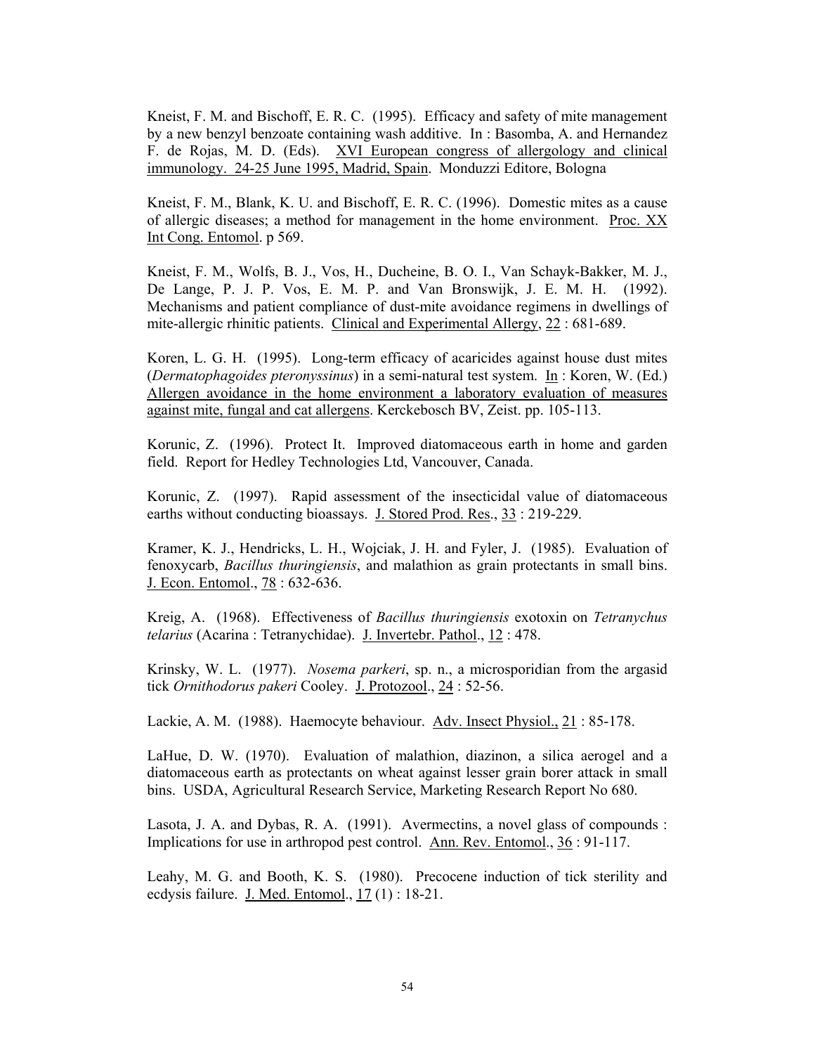Kneist, F. M. and Bischoff, E. R. C. (1995). Efficacy and safety of mite management by a new benzyl benzoate containing wash additive. In : Basomba, A. and Hernandez F. de Rojas, M. D. (Eds). XVI European congress of allergology and clinical immunology. 24-25 June 1995, Madrid, Spain. Monduzzi Editore, Bologna

Kneist, F. M., Blank, K. U. and Bischoff, E. R. C. (1996). Domestic mites as a cause of allergic diseases; a method for management in the home environment. Proc. XX Int Cong. Entomol. p 569.

Kneist, F. M., Wolfs, B. J., Vos, H., Ducheine, B. O. I., Van Schayk-Bakker, M. J., De Lange, P. J. P. Vos, E. M. P. and Van Bronswijk, J. E. M. H. (1992). Mechanisms and patient compliance of dust-mite avoidance regimens in dwellings of mite-allergic rhinitic patients. Clinical and Experimental Allergy, 22 : 681-689.

Koren, L. G. H. (1995). Long-term efficacy of acaricides against house dust mites (*Dermatophagoides pteronyssinus*) in a semi-natural test system. In : Koren, W. (Ed.) Allergen avoidance in the home environment a laboratory evaluation of measures against mite, fungal and cat allergens. Kerckebosch BV, Zeist. pp. 105-113.

Korunic, Z. (1996). Protect It. Improved diatomaceous earth in home and garden field. Report for Hedley Technologies Ltd, Vancouver, Canada.

Korunic, Z. (1997). Rapid assessment of the insecticidal value of diatomaceous earths without conducting bioassays. J. Stored Prod. Res., 33 : 219-229.

Kramer, K. J., Hendricks, L. H., Wojciak, J. H. and Fyler, J. (1985). Evaluation of fenoxycarb, *Bacillus thuringiensis*, and malathion as grain protectants in small bins. J. Econ. Entomol., 78 : 632-636.

Kreig, A. (1968). Effectiveness of *Bacillus thuringiensis* exotoxin on *Tetranychus telarius* (Acarina : Tetranychidae). J. Invertebr. Pathol., 12 : 478.

Krinsky, W. L. (1977). *Nosema parkeri*, sp. n., a microsporidian from the argasid tick *Ornithodorus pakeri* Cooley. J. Protozool., 24 : 52-56.

Lackie, A. M. (1988). Haemocyte behaviour. Adv. Insect Physiol., 21 : 85-178.

LaHue, D. W. (1970). Evaluation of malathion, diazinon, a silica aerogel and a diatomaceous earth as protectants on wheat against lesser grain borer attack in small bins. USDA, Agricultural Research Service, Marketing Research Report No 680.

Lasota, J. A. and Dybas, R. A. (1991). Avermectins, a novel glass of compounds : Implications for use in arthropod pest control. Ann. Rev. Entomol., 36 : 91-117.

Leahy, M. G. and Booth, K. S. (1980). Precocene induction of tick sterility and ecdysis failure. J. Med. Entomol., 17 (1) : 18-21.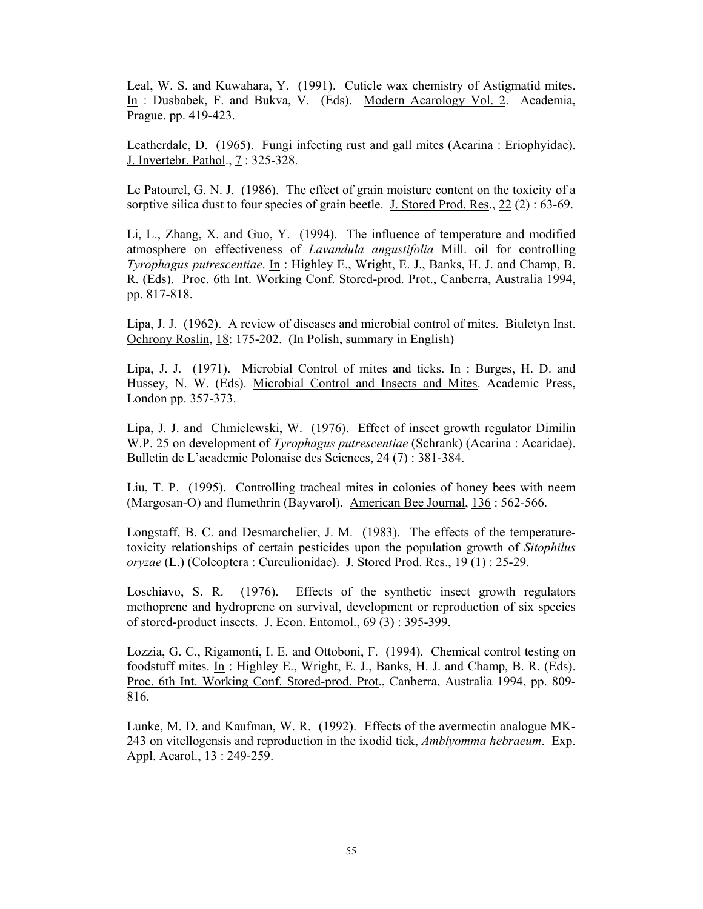Leal, W. S. and Kuwahara, Y. (1991). Cuticle wax chemistry of Astigmatid mites. In : Dusbabek, F. and Bukva, V. (Eds). Modern Acarology Vol. 2. Academia, Prague. pp. 419-423.

Leatherdale, D. (1965). Fungi infecting rust and gall mites (Acarina : Eriophyidae). J. Invertebr. Pathol., 7 : 325-328.

Le Patourel, G. N. J. (1986). The effect of grain moisture content on the toxicity of a sorptive silica dust to four species of grain beetle. J. Stored Prod. Res., 22 (2) : 63-69.

Li, L., Zhang, X. and Guo, Y. (1994). The influence of temperature and modified atmosphere on effectiveness of *Lavandula angustifolia* Mill. oil for controlling *Tyrophagus putrescentiae*. In : Highley E., Wright, E. J., Banks, H. J. and Champ, B. R. (Eds). Proc. 6th Int. Working Conf. Stored-prod. Prot., Canberra, Australia 1994, pp. 817-818.

Lipa, J. J. (1962). A review of diseases and microbial control of mites. Biuletyn Inst. Ochrony Roslin, 18: 175-202. (In Polish, summary in English)

Lipa, J. J. (1971). Microbial Control of mites and ticks. In : Burges, H. D. and Hussey, N. W. (Eds). Microbial Control and Insects and Mites. Academic Press, London pp. 357-373.

Lipa, J. J. and Chmielewski, W. (1976). Effect of insect growth regulator Dimilin W.P. 25 on development of *Tyrophagus putrescentiae* (Schrank) (Acarina : Acaridae). Bulletin de L'academie Polonaise des Sciences, 24 (7) : 381-384.

Liu, T. P. (1995). Controlling tracheal mites in colonies of honey bees with neem (Margosan-O) and flumethrin (Bayvarol). American Bee Journal, 136 : 562-566.

Longstaff, B. C. and Desmarchelier, J. M. (1983). The effects of the temperature-toxicity relationships of certain pesticides upon the population growth of *Sitophilus oryzae* (L.) (Coleoptera : Curculionidae). J. Stored Prod. Res., 19 (1) : 25-29.

Loschiavo, S. R. (1976). Effects of the synthetic insect growth regulators methoprene and hydroprene on survival, development or reproduction of six species of stored-product insects. J. Econ. Entomol., 69 (3) : 395-399.

Lozzia, G. C., Rigamonti, I. E. and Ottoboni, F. (1994). Chemical control testing on foodstuff mites. In : Highley E., Wright, E. J., Banks, H. J. and Champ, B. R. (Eds). Proc. 6th Int. Working Conf. Stored-prod. Prot., Canberra, Australia 1994, pp. 809-816.

Lunke, M. D. and Kaufman, W. R. (1992). Effects of the avermectin analogue MK-243 on vitellogensis and reproduction in the ixodid tick, *Amblyomma hebraeum*. Exp. Appl. Acarol., 13 : 249-259.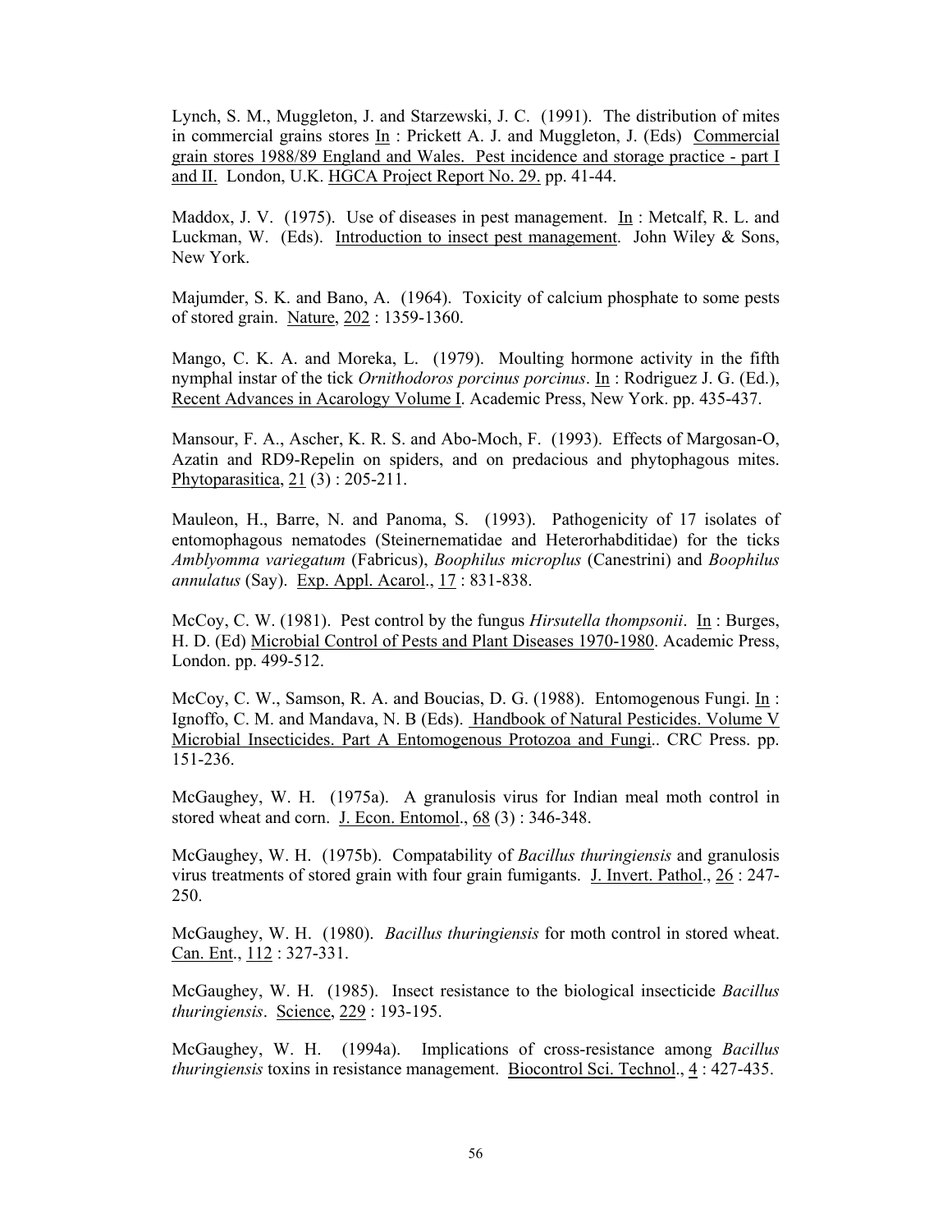Lynch, S. M., Muggleton, J. and Starzewski, J. C. (1991). The distribution of mites in commercial grains stores In : Prickett A. J. and Muggleton, J. (Eds) Commercial grain stores 1988/89 England and Wales. Pest incidence and storage practice - part I and II. London, U.K. HGCA Project Report No. 29. pp. 41-44.

Maddox, J. V. (1975). Use of diseases in pest management. In : Metcalf, R. L. and Luckman, W. (Eds). Introduction to insect pest management. John Wiley & Sons, New York.

Majumder, S. K. and Bano, A. (1964). Toxicity of calcium phosphate to some pests of stored grain. Nature, 202 : 1359-1360.

Mango, C. K. A. and Moreka, L. (1979). Moulting hormone activity in the fifth nymphal instar of the tick *Ornithodoros porcinus porcinus*. In : Rodriguez J. G. (Ed.), Recent Advances in Acarology Volume I. Academic Press, New York. pp. 435-437.

Mansour, F. A., Ascher, K. R. S. and Abo-Moch, F. (1993). Effects of Margosan-O, Azatin and RD9-Repelin on spiders, and on predacious and phytophagous mites. Phytoparasitica, 21 (3) : 205-211.

Mauleon, H., Barre, N. and Panoma, S. (1993). Pathogenicity of 17 isolates of entomophagous nematodes (Steinernematidae and Heterorhabditidae) for the ticks *Amblyomma variegatum* (Fabricus), *Boophilus microplus* (Canestrini) and *Boophilus annulatus* (Say). Exp. Appl. Acarol., 17 : 831-838.

McCoy, C. W. (1981). Pest control by the fungus *Hirsutella thompsonii*. In : Burges, H. D. (Ed) Microbial Control of Pests and Plant Diseases 1970-1980. Academic Press, London. pp. 499-512.

McCoy, C. W., Samson, R. A. and Boucias, D. G. (1988). Entomogenous Fungi. In : Ignoffo, C. M. and Mandava, N. B (Eds). Handbook of Natural Pesticides. Volume V Microbial Insecticides. Part A Entomogenous Protozoa and Fungi.. CRC Press. pp. 151-236.

McGaughey, W. H. (1975a). A granulosis virus for Indian meal moth control in stored wheat and corn. J. Econ. Entomol., 68 (3) : 346-348.

McGaughey, W. H. (1975b). Compatability of *Bacillus thuringiensis* and granulosis virus treatments of stored grain with four grain fumigants. J. Invert. Pathol., 26 : 247-250.

McGaughey, W. H. (1980). *Bacillus thuringiensis* for moth control in stored wheat. Can. Ent., 112 : 327-331.

McGaughey, W. H. (1985). Insect resistance to the biological insecticide *Bacillus thuringiensis*. Science, 229 : 193-195.

McGaughey, W. H. (1994a). Implications of cross-resistance among *Bacillus thuringiensis* toxins in resistance management. Biocontrol Sci. Technol., 4 : 427-435.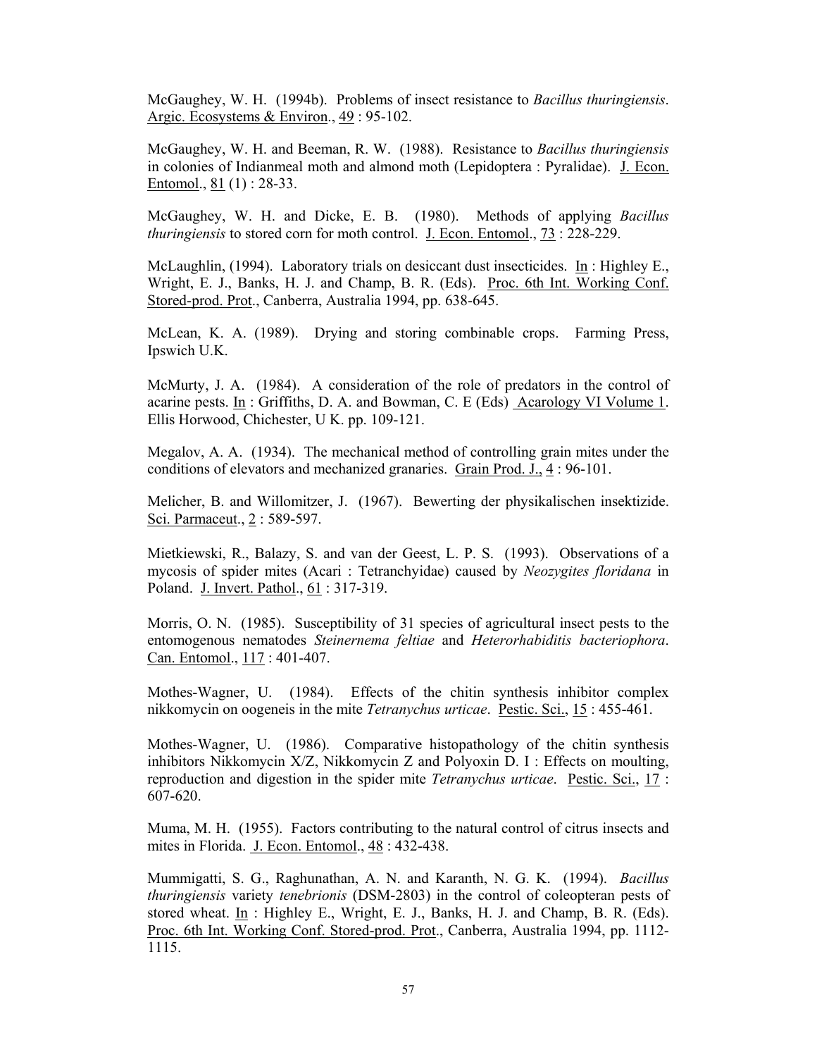McGaughey, W. H. (1994b). Problems of insect resistance to *Bacillus thuringiensis*. Argic. Ecosystems & Environ., 49 : 95-102.

McGaughey, W. H. and Beeman, R. W. (1988). Resistance to *Bacillus thuringiensis* in colonies of Indianmeal moth and almond moth (Lepidoptera : Pyralidae). J. Econ. Entomol., 81 (1) : 28-33.

McGaughey, W. H. and Dicke, E. B. (1980). Methods of applying *Bacillus thuringiensis* to stored corn for moth control. J. Econ. Entomol., 73 : 228-229.

McLaughlin, (1994). Laboratory trials on desiccant dust insecticides. In : Highley E., Wright, E. J., Banks, H. J. and Champ, B. R. (Eds). Proc. 6th Int. Working Conf. Stored-prod. Prot., Canberra, Australia 1994, pp. 638-645.

McLean, K. A. (1989). Drying and storing combinable crops. Farming Press, Ipswich U.K.

McMurty, J. A. (1984). A consideration of the role of predators in the control of acarine pests. In : Griffiths, D. A. and Bowman, C. E (Eds) Acarology VI Volume 1. Ellis Horwood, Chichester, U K. pp. 109-121.

Megalov, A. A. (1934). The mechanical method of controlling grain mites under the conditions of elevators and mechanized granaries. Grain Prod. J., 4 : 96-101.

Melicher, B. and Willomitzer, J. (1967). Bewerting der physikalischen insektizide. Sci. Parmaceut., 2 : 589-597.

Mietkiewski, R., Balazy, S. and van der Geest, L. P. S. (1993). Observations of a mycosis of spider mites (Acari : Tetranchyidae) caused by *Neozygites floridana* in Poland. J. Invert. Pathol., 61 : 317-319.

Morris, O. N. (1985). Susceptibility of 31 species of agricultural insect pests to the entomogenous nematodes *Steinernema feltiae* and *Heterorhabiditis bacteriophora*. Can. Entomol., 117 : 401-407.

Mothes-Wagner, U. (1984). Effects of the chitin synthesis inhibitor complex nikkomycin on oogeneis in the mite *Tetranychus urticae*. Pestic. Sci., 15 : 455-461.

Mothes-Wagner, U. (1986). Comparative histopathology of the chitin synthesis inhibitors Nikkomycin X/Z, Nikkomycin Z and Polyoxin D. I : Effects on moulting, reproduction and digestion in the spider mite *Tetranychus urticae*. Pestic. Sci., 17 : 607-620.

Muma, M. H. (1955). Factors contributing to the natural control of citrus insects and mites in Florida. J. Econ. Entomol., 48 : 432-438.

Mummigatti, S. G., Raghunathan, A. N. and Karanth, N. G. K. (1994). *Bacillus thuringiensis* variety *tenebrionis* (DSM-2803) in the control of coleopteran pests of stored wheat. In : Highley E., Wright, E. J., Banks, H. J. and Champ, B. R. (Eds). Proc. 6th Int. Working Conf. Stored-prod. Prot., Canberra, Australia 1994, pp. 1112-1115.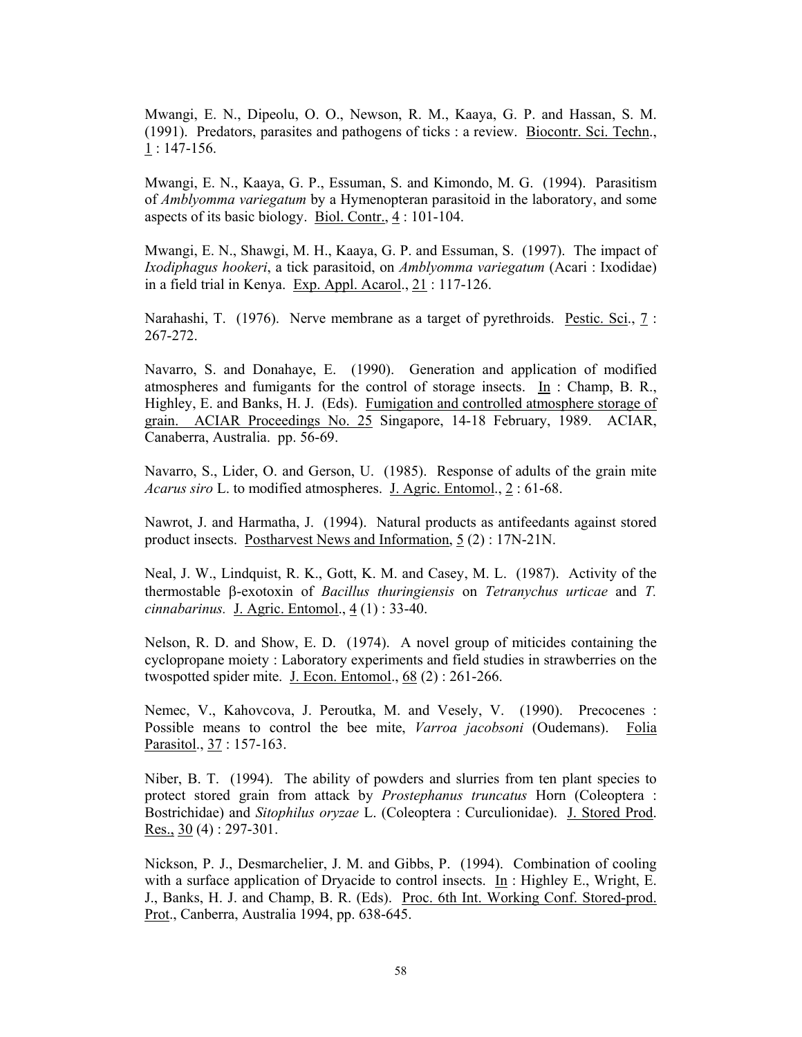Mwangi, E. N., Dipeolu, O. O., Newson, R. M., Kaaya, G. P. and Hassan, S. M. (1991). Predators, parasites and pathogens of ticks : a review. Biocontr. Sci. Techn., 1 : 147-156.

Mwangi, E. N., Kaaya, G. P., Essuman, S. and Kimondo, M. G. (1994). Parasitism of *Amblyomma variegatum* by a Hymenopteran parasitoid in the laboratory, and some aspects of its basic biology. Biol. Contr., 4 : 101-104.

Mwangi, E. N., Shawgi, M. H., Kaaya, G. P. and Essuman, S. (1997). The impact of *Ixodiphagus hookeri*, a tick parasitoid, on *Amblyomma variegatum* (Acari : Ixodidae) in a field trial in Kenya. Exp. Appl. Acarol., 21 : 117-126.

Narahashi, T. (1976). Nerve membrane as a target of pyrethroids. Pestic. Sci., 7 : 267-272.

Navarro, S. and Donahaye, E. (1990). Generation and application of modified atmospheres and fumigants for the control of storage insects. In : Champ, B. R., Highley, E. and Banks, H. J. (Eds). Fumigation and controlled atmosphere storage of grain. ACIAR Proceedings No. 25 Singapore, 14-18 February, 1989. ACIAR, Canaberra, Australia. pp. 56-69.

Navarro, S., Lider, O. and Gerson, U. (1985). Response of adults of the grain mite *Acarus siro* L. to modified atmospheres. J. Agric. Entomol., 2 : 61-68.

Nawrot, J. and Harmatha, J. (1994). Natural products as antifeedants against stored product insects. Postharvest News and Information, 5 (2) : 17N-21N.

Neal, J. W., Lindquist, R. K., Gott, K. M. and Casey, M. L. (1987). Activity of the thermostable β-exotoxin of *Bacillus thuringiensis* on *Tetranychus urticae* and *T. cinnabarinus*. J. Agric. Entomol., 4 (1) : 33-40.

Nelson, R. D. and Show, E. D. (1974). A novel group of miticides containing the cyclopropane moiety : Laboratory experiments and field studies in strawberries on the twospotted spider mite. J. Econ. Entomol., 68 (2) : 261-266.

Nemec, V., Kahovcova, J. Peroutka, M. and Vesely, V. (1990). Precocenes : Possible means to control the bee mite, *Varroa jacobsoni* (Oudemans). Folia Parasitol., 37 : 157-163.

Niber, B. T. (1994). The ability of powders and slurries from ten plant species to protect stored grain from attack by *Prostephanus truncatus* Horn (Coleoptera : Bostrichidae) and *Sitophilus oryzae* L. (Coleoptera : Curculionidae). J. Stored Prod. Res., 30 (4) : 297-301.

Nickson, P. J., Desmarchelier, J. M. and Gibbs, P. (1994). Combination of cooling with a surface application of Dryacide to control insects. In : Highley E., Wright, E. J., Banks, H. J. and Champ, B. R. (Eds). Proc. 6th Int. Working Conf. Stored-prod. Prot., Canberra, Australia 1994, pp. 638-645.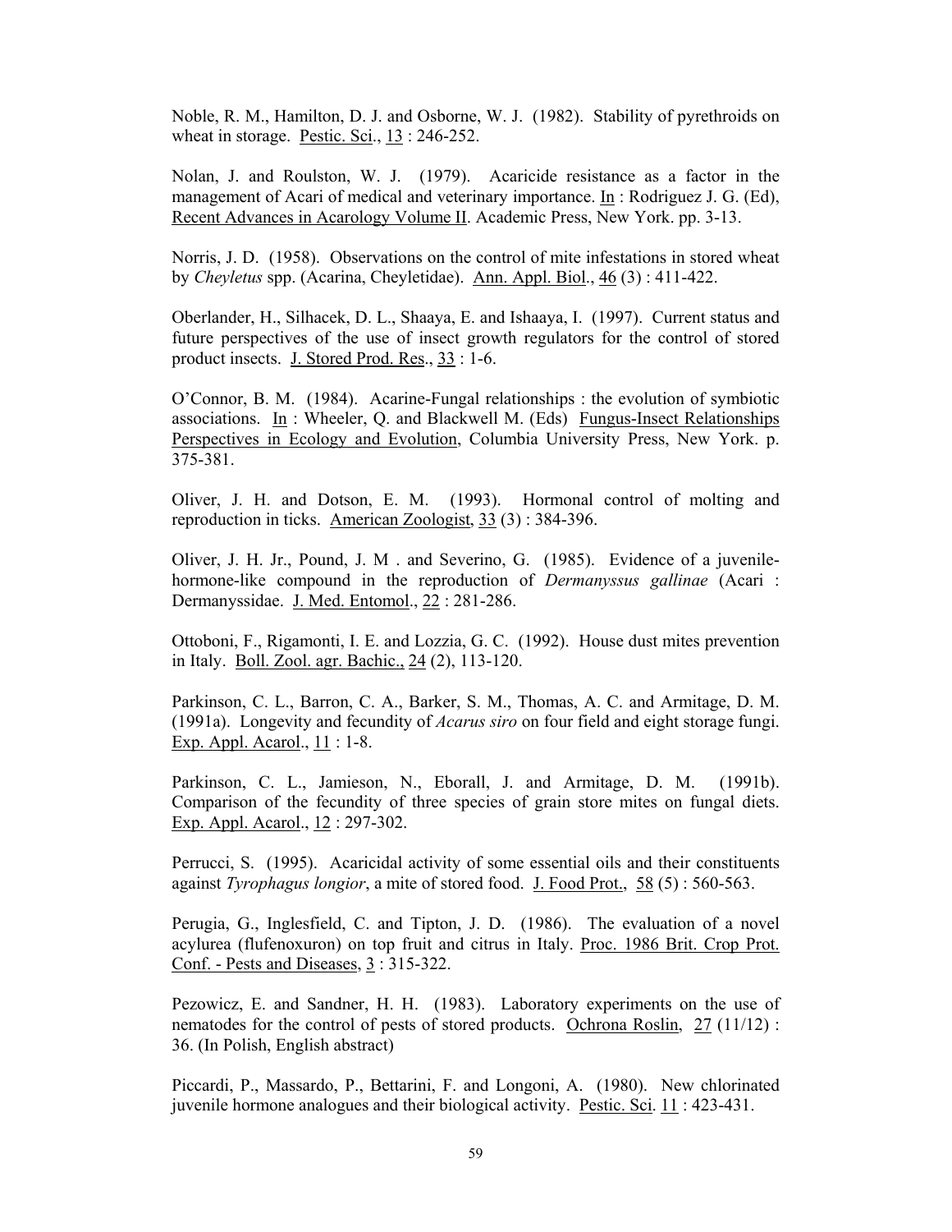Noble, R. M., Hamilton, D. J. and Osborne, W. J. (1982). Stability of pyrethroids on wheat in storage. Pestic. Sci., 13 : 246-252.

Nolan, J. and Roulston, W. J. (1979). Acaricide resistance as a factor in the management of Acari of medical and veterinary importance. In : Rodriguez J. G. (Ed), Recent Advances in Acarology Volume II. Academic Press, New York. pp. 3-13.

Norris, J. D. (1958). Observations on the control of mite infestations in stored wheat by *Cheyletus* spp. (Acarina, Cheyletidae). Ann. Appl. Biol., 46 (3) : 411-422.

Oberlander, H., Silhacek, D. L., Shaaya, E. and Ishaaya, I. (1997). Current status and future perspectives of the use of insect growth regulators for the control of stored product insects. J. Stored Prod. Res., 33 : 1-6.

O'Connor, B. M. (1984). Acarine-Fungal relationships : the evolution of symbiotic associations. In : Wheeler, Q. and Blackwell M. (Eds) Fungus-Insect Relationships Perspectives in Ecology and Evolution, Columbia University Press, New York. p. 375-381.

Oliver, J. H. and Dotson, E. M. (1993). Hormonal control of molting and reproduction in ticks. American Zoologist, 33 (3) : 384-396.

Oliver, J. H. Jr., Pound, J. M . and Severino, G. (1985). Evidence of a juvenile-hormone-like compound in the reproduction of *Dermanyssus gallinae* (Acari : Dermanyssidae. J. Med. Entomol., 22 : 281-286.

Ottoboni, F., Rigamonti, I. E. and Lozzia, G. C. (1992). House dust mites prevention in Italy. Boll. Zool. agr. Bachic., 24 (2), 113-120.

Parkinson, C. L., Barron, C. A., Barker, S. M., Thomas, A. C. and Armitage, D. M. (1991a). Longevity and fecundity of *Acarus siro* on four field and eight storage fungi. Exp. Appl. Acarol., 11 : 1-8.

Parkinson, C. L., Jamieson, N., Eborall, J. and Armitage, D. M. (1991b). Comparison of the fecundity of three species of grain store mites on fungal diets. Exp. Appl. Acarol., 12 : 297-302.

Perrucci, S. (1995). Acaricidal activity of some essential oils and their constituents against *Tyrophagus longior*, a mite of stored food. J. Food Prot., 58 (5) : 560-563.

Perugia, G., Inglesfield, C. and Tipton, J. D. (1986). The evaluation of a novel acylurea (flufenoxuron) on top fruit and citrus in Italy. Proc. 1986 Brit. Crop Prot. Conf. - Pests and Diseases, 3 : 315-322.

Pezowicz, E. and Sandner, H. H. (1983). Laboratory experiments on the use of nematodes for the control of pests of stored products. Ochrona Roslin, 27 (11/12) : 36. (In Polish, English abstract)

Piccardi, P., Massardo, P., Bettarini, F. and Longoni, A. (1980). New chlorinated juvenile hormone analogues and their biological activity. Pestic. Sci. 11 : 423-431.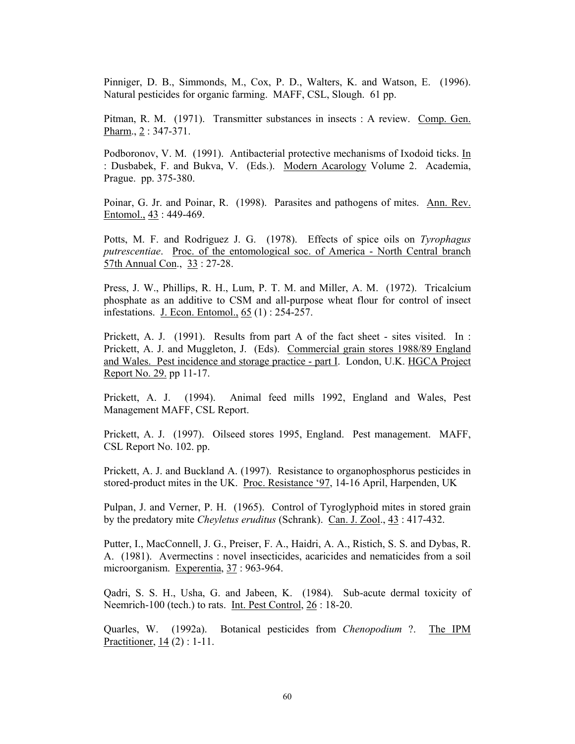Pinniger, D. B., Simmonds, M., Cox, P. D., Walters, K. and Watson, E. (1996). Natural pesticides for organic farming. MAFF, CSL, Slough. 61 pp.

Pitman, R. M. (1971). Transmitter substances in insects : A review. Comp. Gen. Pharm., 2 : 347-371.

Podboronov, V. M. (1991). Antibacterial protective mechanisms of Ixodoid ticks. In : Dusbabek, F. and Bukva, V. (Eds.). Modern Acarology Volume 2. Academia, Prague. pp. 375-380.

Poinar, G. Jr. and Poinar, R. (1998). Parasites and pathogens of mites. Ann. Rev. Entomol., 43 : 449-469.

Potts, M. F. and Rodriguez J. G. (1978). Effects of spice oils on *Tyrophagus putrescentiae*. Proc. of the entomological soc. of America - North Central branch 57th Annual Con., 33 : 27-28.

Press, J. W., Phillips, R. H., Lum, P. T. M. and Miller, A. M. (1972). Tricalcium phosphate as an additive to CSM and all-purpose wheat flour for control of insect infestations. J. Econ. Entomol., 65 (1) : 254-257.

Prickett, A. J. (1991). Results from part A of the fact sheet - sites visited. In : Prickett, A. J. and Muggleton, J. (Eds). Commercial grain stores 1988/89 England and Wales. Pest incidence and storage practice - part I. London, U.K. HGCA Project Report No. 29. pp 11-17.

Prickett, A. J. (1994). Animal feed mills 1992, England and Wales, Pest Management MAFF, CSL Report.

Prickett, A. J. (1997). Oilseed stores 1995, England. Pest management. MAFF, CSL Report No. 102. pp.

Prickett, A. J. and Buckland A. (1997). Resistance to organophosphorus pesticides in stored-product mites in the UK. Proc. Resistance '97, 14-16 April, Harpenden, UK

Pulpan, J. and Verner, P. H. (1965). Control of Tyroglyphoid mites in stored grain by the predatory mite *Cheyletus eruditus* (Schrank). Can. J. Zool., 43 : 417-432.

Putter, I., MacConnell, J. G., Preiser, F. A., Haidri, A. A., Ristich, S. S. and Dybas, R. A. (1981). Avermectins : novel insecticides, acaricides and nematicides from a soil microorganism. Experentia, 37 : 963-964.

Qadri, S. S. H., Usha, G. and Jabeen, K. (1984). Sub-acute dermal toxicity of Neemrich-100 (tech.) to rats. Int. Pest Control, 26 : 18-20.

Quarles, W. (1992a). Botanical pesticides from *Chenopodium* ?. The IPM Practitioner, 14 (2) : 1-11.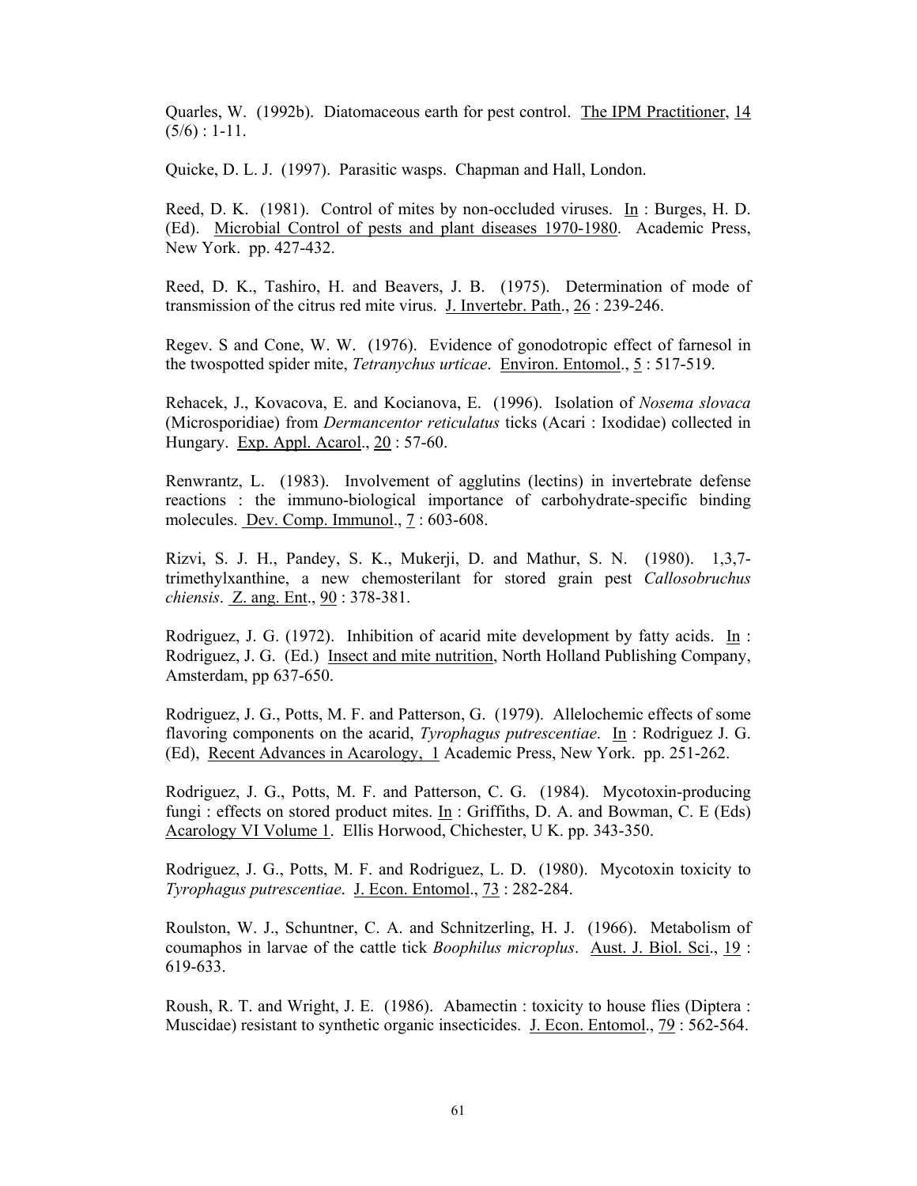Quarles, W. (1992b). Diatomaceous earth for pest control. The IPM Practitioner, 14 (5/6) : 1-11.

Quicke, D. L. J. (1997). Parasitic wasps. Chapman and Hall, London.

Reed, D. K. (1981). Control of mites by non-occluded viruses. In : Burges, H. D. (Ed). Microbial Control of pests and plant diseases 1970-1980. Academic Press, New York. pp. 427-432.

Reed, D. K., Tashiro, H. and Beavers, J. B. (1975). Determination of mode of transmission of the citrus red mite virus. J. Invertebr. Path., 26 : 239-246.

Regev. S and Cone, W. W. (1976). Evidence of gonodotropic effect of farnesol in the twospotted spider mite, *Tetranychus urticae*. Environ. Entomol., 5 : 517-519.

Rehacek, J., Kovacova, E. and Kocianova, E. (1996). Isolation of *Nosema slovaca* (Microsporidiae) from *Dermancentor reticulatus* ticks (Acari : Ixodidae) collected in Hungary. Exp. Appl. Acarol., 20 : 57-60.

Renwrantz, L. (1983). Involvement of agglutins (lectins) in invertebrate defense reactions : the immuno-biological importance of carbohydrate-specific binding molecules. Dev. Comp. Immunol., 7 : 603-608.

Rizvi, S. J. H., Pandey, S. K., Mukerji, D. and Mathur, S. N. (1980). 1,3,7-trimethylxanthine, a new chemosterilant for stored grain pest *Callosobruchus chiensis*. Z. ang. Ent., 90 : 378-381.

Rodriguez, J. G. (1972). Inhibition of acarid mite development by fatty acids. In : Rodriguez, J. G. (Ed.) Insect and mite nutrition, North Holland Publishing Company, Amsterdam, pp 637-650.

Rodriguez, J. G., Potts, M. F. and Patterson, G. (1979). Allelochemic effects of some flavoring components on the acarid, *Tyrophagus putrescentiae*. In : Rodriguez J. G. (Ed), Recent Advances in Acarology, 1 Academic Press, New York. pp. 251-262.

Rodriguez, J. G., Potts, M. F. and Patterson, C. G. (1984). Mycotoxin-producing fungi : effects on stored product mites. In : Griffiths, D. A. and Bowman, C. E (Eds) Acarology VI Volume 1. Ellis Horwood, Chichester, U K. pp. 343-350.

Rodriguez, J. G., Potts, M. F. and Rodriguez, L. D. (1980). Mycotoxin toxicity to *Tyrophagus putrescentiae*. J. Econ. Entomol., 73 : 282-284.

Roulston, W. J., Schuntner, C. A. and Schnitzerling, H. J. (1966). Metabolism of coumaphos in larvae of the cattle tick *Boophilus microplus*. Aust. J. Biol. Sci., 19 : 619-633.

Roush, R. T. and Wright, J. E. (1986). Abamectin : toxicity to house flies (Diptera : Muscidae) resistant to synthetic organic insecticides. J. Econ. Entomol., 79 : 562-564.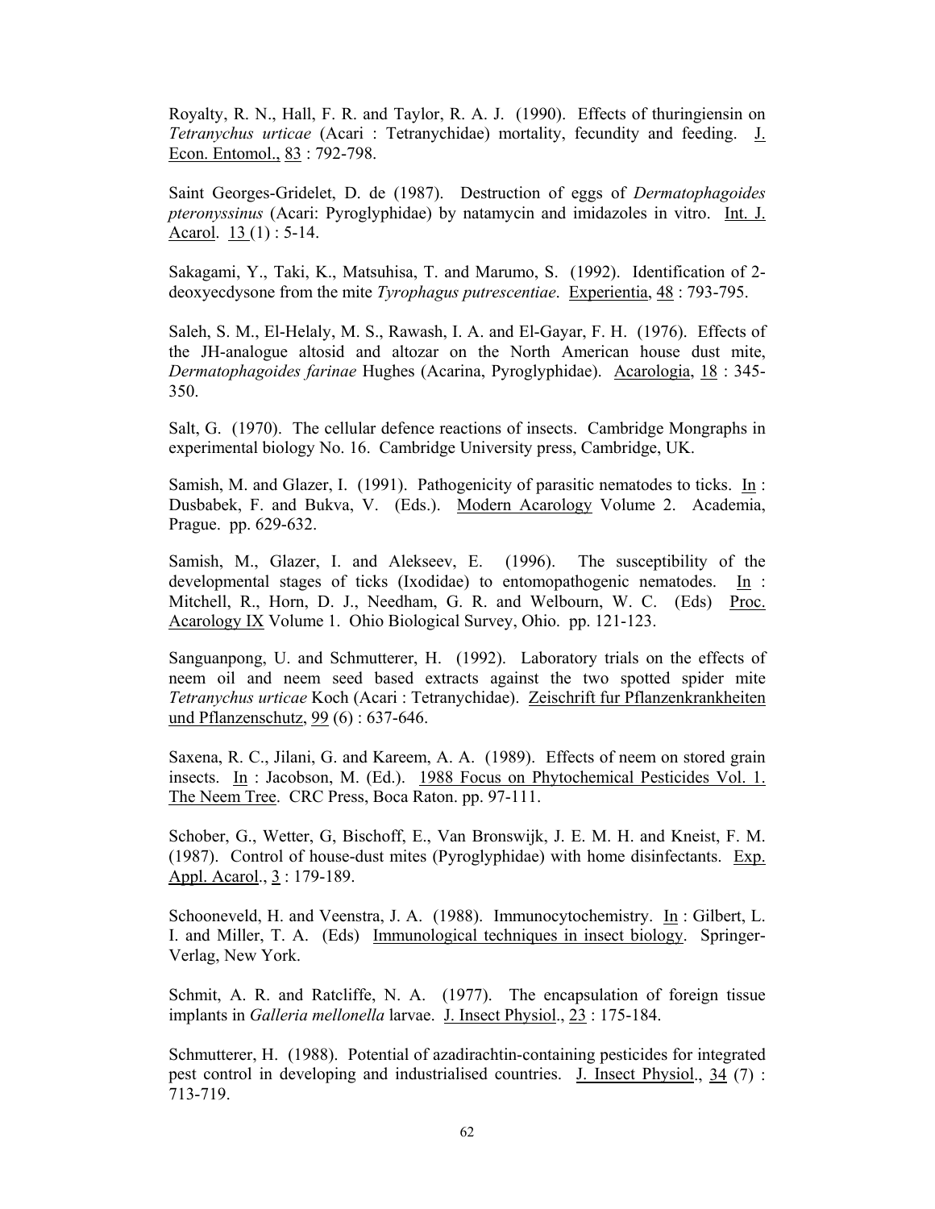Royalty, R. N., Hall, F. R. and Taylor, R. A. J. (1990). Effects of thuringiensin on *Tetranychus urticae* (Acari : Tetranychidae) mortality, fecundity and feeding. J. Econ. Entomol., 83 : 792-798.

Saint Georges-Gridelet, D. de (1987). Destruction of eggs of *Dermatophagoides pteronyssinus* (Acari: Pyroglyphidae) by natamycin and imidazoles in vitro. Int. J. Acarol. 13 (1) : 5-14.

Sakagami, Y., Taki, K., Matsuhisa, T. and Marumo, S. (1992). Identification of 2-deoxyecdysone from the mite *Tyrophagus putrescentiae*. Experientia, 48 : 793-795.

Saleh, S. M., El-Helaly, M. S., Rawash, I. A. and El-Gayar, F. H. (1976). Effects of the JH-analogue altosid and altozar on the North American house dust mite, *Dermatophagoides farinae* Hughes (Acarina, Pyroglyphidae). Acarologia, 18 : 345-350.

Salt, G. (1970). The cellular defence reactions of insects. Cambridge Mongraphs in experimental biology No. 16. Cambridge University press, Cambridge, UK.

Samish, M. and Glazer, I. (1991). Pathogenicity of parasitic nematodes to ticks. In : Dusbabek, F. and Bukva, V. (Eds.). Modern Acarology Volume 2. Academia, Prague. pp. 629-632.

Samish, M., Glazer, I. and Alekseev, E. (1996). The susceptibility of the developmental stages of ticks (Ixodidae) to entomopathogenic nematodes. In : Mitchell, R., Horn, D. J., Needham, G. R. and Welbourn, W. C. (Eds) Proc. Acarology IX Volume 1. Ohio Biological Survey, Ohio. pp. 121-123.

Sanguanpong, U. and Schmutterer, H. (1992). Laboratory trials on the effects of neem oil and neem seed based extracts against the two spotted spider mite *Tetranychus urticae* Koch (Acari : Tetranychidae). Zeischrift fur Pflanzenkrankheiten und Pflanzenschutz, 99 (6) : 637-646.

Saxena, R. C., Jilani, G. and Kareem, A. A. (1989). Effects of neem on stored grain insects. In : Jacobson, M. (Ed.). 1988 Focus on Phytochemical Pesticides Vol. 1. The Neem Tree. CRC Press, Boca Raton. pp. 97-111.

Schober, G., Wetter, G, Bischoff, E., Van Bronswijk, J. E. M. H. and Kneist, F. M. (1987). Control of house-dust mites (Pyroglyphidae) with home disinfectants. Exp. Appl. Acarol., 3 : 179-189.

Schooneveld, H. and Veenstra, J. A. (1988). Immunocytochemistry. In : Gilbert, L. I. and Miller, T. A. (Eds) Immunological techniques in insect biology. Springer-Verlag, New York.

Schmit, A. R. and Ratcliffe, N. A. (1977). The encapsulation of foreign tissue implants in *Galleria mellonella* larvae. J. Insect Physiol., 23 : 175-184.

Schmutterer, H. (1988). Potential of azadirachtin-containing pesticides for integrated pest control in developing and industrialised countries. J. Insect Physiol., 34 (7) : 713-719.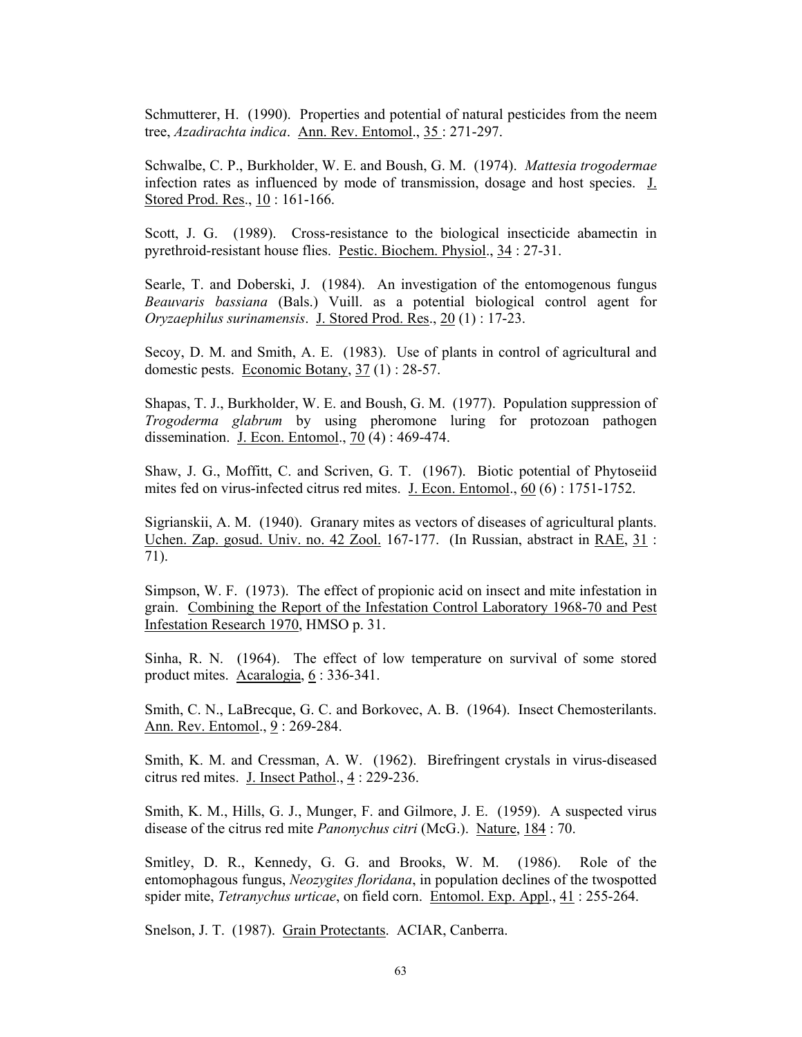Schmutterer, H. (1990). Properties and potential of natural pesticides from the neem tree, *Azadirachta indica*. Ann. Rev. Entomol., 35 : 271-297.

Schwalbe, C. P., Burkholder, W. E. and Boush, G. M. (1974). *Mattesia trogodermae* infection rates as influenced by mode of transmission, dosage and host species. J. Stored Prod. Res., 10 : 161-166.

Scott, J. G. (1989). Cross-resistance to the biological insecticide abamectin in pyrethroid-resistant house flies. Pestic. Biochem. Physiol., 34 : 27-31.

Searle, T. and Doberski, J. (1984). An investigation of the entomogenous fungus *Beauvaris bassiana* (Bals.) Vuill. as a potential biological control agent for *Oryzaephilus surinamensis*. J. Stored Prod. Res., 20 (1) : 17-23.

Secoy, D. M. and Smith, A. E. (1983). Use of plants in control of agricultural and domestic pests. Economic Botany, 37 (1) : 28-57.

Shapas, T. J., Burkholder, W. E. and Boush, G. M. (1977). Population suppression of *Trogoderma glabrum* by using pheromone luring for protozoan pathogen dissemination. J. Econ. Entomol., 70 (4) : 469-474.

Shaw, J. G., Moffitt, C. and Scriven, G. T. (1967). Biotic potential of Phytoseiid mites fed on virus-infected citrus red mites. J. Econ. Entomol., 60 (6) : 1751-1752.

Sigrianskii, A. M. (1940). Granary mites as vectors of diseases of agricultural plants. Uchen. Zap. gosud. Univ. no. 42 Zool. 167-177. (In Russian, abstract in RAE, 31 : 71).

Simpson, W. F. (1973). The effect of propionic acid on insect and mite infestation in grain. Combining the Report of the Infestation Control Laboratory 1968-70 and Pest Infestation Research 1970, HMSO p. 31.

Sinha, R. N. (1964). The effect of low temperature on survival of some stored product mites. Acaralogia, 6 : 336-341.

Smith, C. N., LaBrecque, G. C. and Borkovec, A. B. (1964). Insect Chemosterilants. Ann. Rev. Entomol., 9 : 269-284.

Smith, K. M. and Cressman, A. W. (1962). Birefringent crystals in virus-diseased citrus red mites. J. Insect Pathol., 4 : 229-236.

Smith, K. M., Hills, G. J., Munger, F. and Gilmore, J. E. (1959). A suspected virus disease of the citrus red mite *Panonychus citri* (McG.). Nature, 184 : 70.

Smitley, D. R., Kennedy, G. G. and Brooks, W. M. (1986). Role of the entomophagous fungus, *Neozygites floridana*, in population declines of the twospotted spider mite, *Tetranychus urticae*, on field corn. Entomol. Exp. Appl., 41 : 255-264.

Snelson, J. T. (1987). Grain Protectants. ACIAR, Canberra.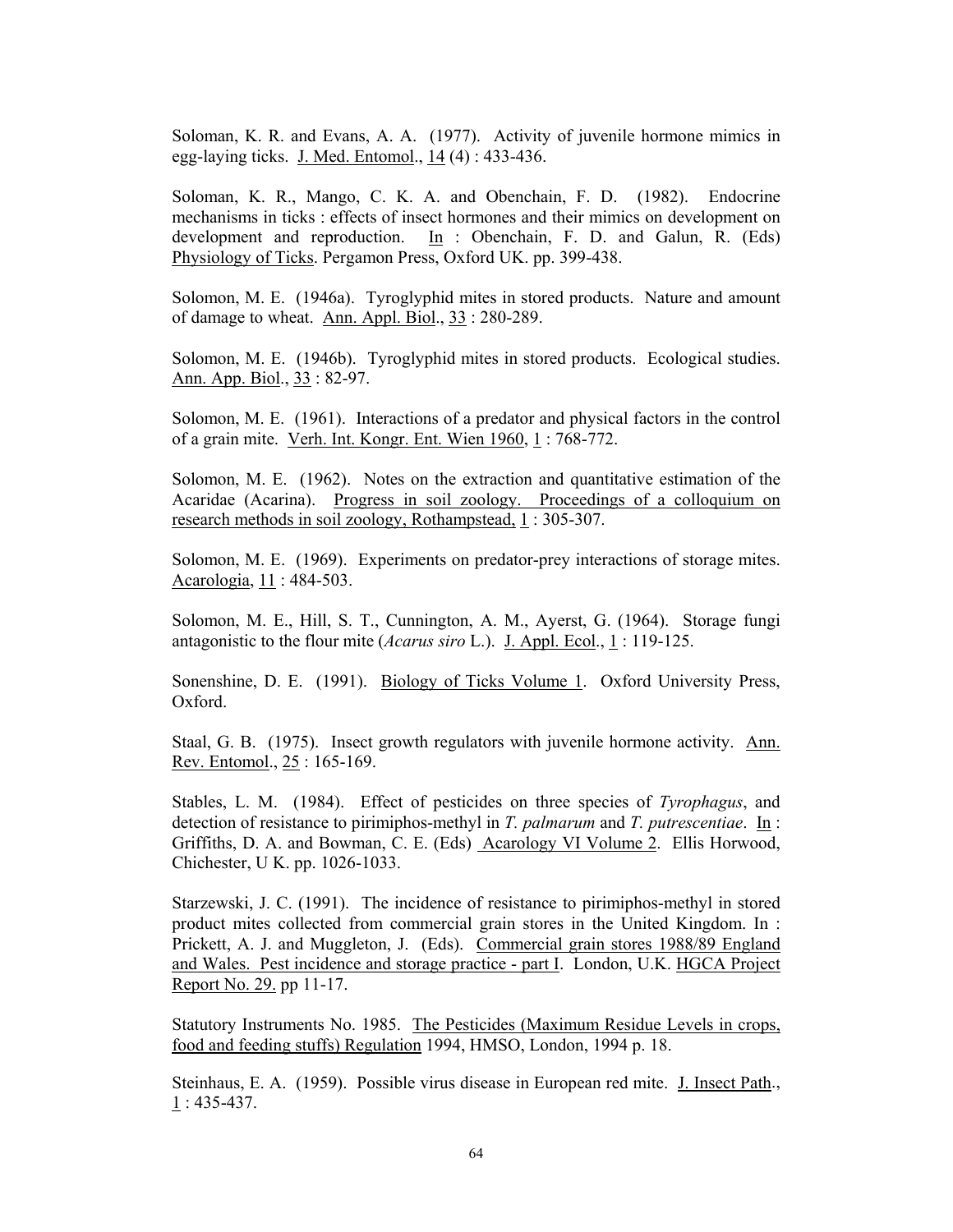Soloman, K. R. and Evans, A. A. (1977). Activity of juvenile hormone mimics in egg-laying ticks. J. Med. Entomol., 14 (4) : 433-436.

Soloman, K. R., Mango, C. K. A. and Obenchain, F. D. (1982). Endocrine mechanisms in ticks : effects of insect hormones and their mimics on development on development and reproduction. In : Obenchain, F. D. and Galun, R. (Eds) Physiology of Ticks. Pergamon Press, Oxford UK. pp. 399-438.

Solomon, M. E. (1946a). Tyroglyphid mites in stored products. Nature and amount of damage to wheat. Ann. Appl. Biol., 33 : 280-289.

Solomon, M. E. (1946b). Tyroglyphid mites in stored products. Ecological studies. Ann. App. Biol., 33 : 82-97.

Solomon, M. E. (1961). Interactions of a predator and physical factors in the control of a grain mite. Verh. Int. Kongr. Ent. Wien 1960, 1 : 768-772.

Solomon, M. E. (1962). Notes on the extraction and quantitative estimation of the Acaridae (Acarina). Progress in soil zoology. Proceedings of a colloquium on research methods in soil zoology, Rothampstead, 1 : 305-307.

Solomon, M. E. (1969). Experiments on predator-prey interactions of storage mites. Acarologia, 11 : 484-503.

Solomon, M. E., Hill, S. T., Cunnington, A. M., Ayerst, G. (1964). Storage fungi antagonistic to the flour mite (*Acarus siro* L.). J. Appl. Ecol., 1 : 119-125.

Sonenshine, D. E. (1991). Biology of Ticks Volume 1. Oxford University Press, Oxford.

Staal, G. B. (1975). Insect growth regulators with juvenile hormone activity. Ann. Rev. Entomol., 25 : 165-169.

Stables, L. M. (1984). Effect of pesticides on three species of *Tyrophagus*, and detection of resistance to pirimiphos-methyl in *T. palmarum* and *T. putrescentiae*. In : Griffiths, D. A. and Bowman, C. E. (Eds) Acarology VI Volume 2. Ellis Horwood, Chichester, U K. pp. 1026-1033.

Starzewski, J. C. (1991). The incidence of resistance to pirimiphos-methyl in stored product mites collected from commercial grain stores in the United Kingdom. In : Prickett, A. J. and Muggleton, J. (Eds). Commercial grain stores 1988/89 England and Wales. Pest incidence and storage practice - part I. London, U.K. HGCA Project Report No. 29. pp 11-17.

Statutory Instruments No. 1985. The Pesticides (Maximum Residue Levels in crops, food and feeding stuffs) Regulation 1994, HMSO, London, 1994 p. 18.

Steinhaus, E. A. (1959). Possible virus disease in European red mite. J. Insect Path., 1 : 435-437.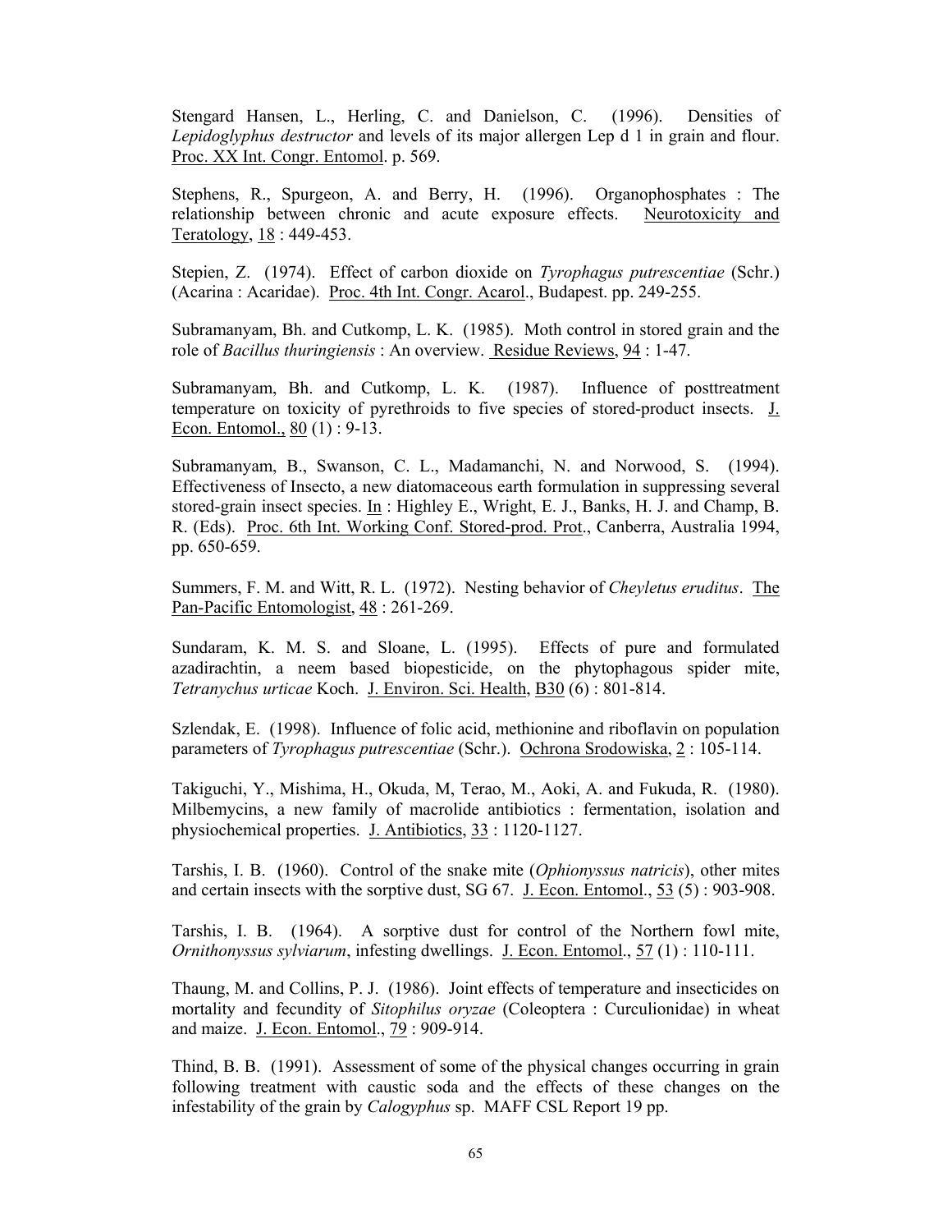Stengard Hansen, L., Herling, C. and Danielson, C. (1996). Densities of *Lepidoglyphus destructor* and levels of its major allergen Lep d 1 in grain and flour. Proc. XX Int. Congr. Entomol. p. 569.

Stephens, R., Spurgeon, A. and Berry, H. (1996). Organophosphates : The relationship between chronic and acute exposure effects. Neurotoxicity and Teratology, 18 : 449-453.

Stepien, Z. (1974). Effect of carbon dioxide on *Tyrophagus putrescentiae* (Schr.) (Acarina : Acaridae). Proc. 4th Int. Congr. Acarol., Budapest. pp. 249-255.

Subramanyam, Bh. and Cutkomp, L. K. (1985). Moth control in stored grain and the role of *Bacillus thuringiensis* : An overview. Residue Reviews, 94 : 1-47.

Subramanyam, Bh. and Cutkomp, L. K. (1987). Influence of posttreatment temperature on toxicity of pyrethroids to five species of stored-product insects. J. Econ. Entomol., 80 (1) : 9-13.

Subramanyam, B., Swanson, C. L., Madamanchi, N. and Norwood, S. (1994). Effectiveness of Insecto, a new diatomaceous earth formulation in suppressing several stored-grain insect species. In : Highley E., Wright, E. J., Banks, H. J. and Champ, B. R. (Eds). Proc. 6th Int. Working Conf. Stored-prod. Prot., Canberra, Australia 1994, pp. 650-659.

Summers, F. M. and Witt, R. L. (1972). Nesting behavior of *Cheyletus eruditus*. The Pan-Pacific Entomologist, 48 : 261-269.

Sundaram, K. M. S. and Sloane, L. (1995). Effects of pure and formulated azadirachtin, a neem based biopesticide, on the phytophagous spider mite, *Tetranychus urticae* Koch. J. Environ. Sci. Health, B30 (6) : 801-814.

Szlendak, E. (1998). Influence of folic acid, methionine and riboflavin on population parameters of *Tyrophagus putrescentiae* (Schr.). Ochrona Srodowiska, 2 : 105-114.

Takiguchi, Y., Mishima, H., Okuda, M, Terao, M., Aoki, A. and Fukuda, R. (1980). Milbemycins, a new family of macrolide antibiotics : fermentation, isolation and physiochemical properties. J. Antibiotics, 33 : 1120-1127.

Tarshis, I. B. (1960). Control of the snake mite (*Ophionyssus natricis*), other mites and certain insects with the sorptive dust, SG 67. J. Econ. Entomol., 53 (5) : 903-908.

Tarshis, I. B. (1964). A sorptive dust for control of the Northern fowl mite, *Ornithonyssus sylviarum*, infesting dwellings. J. Econ. Entomol., 57 (1) : 110-111.

Thaung, M. and Collins, P. J. (1986). Joint effects of temperature and insecticides on mortality and fecundity of *Sitophilus oryzae* (Coleoptera : Curculionidae) in wheat and maize. J. Econ. Entomol., 79 : 909-914.

Thind, B. B. (1991). Assessment of some of the physical changes occurring in grain following treatment with caustic soda and the effects of these changes on the infestability of the grain by *Calogyphus* sp. MAFF CSL Report 19 pp.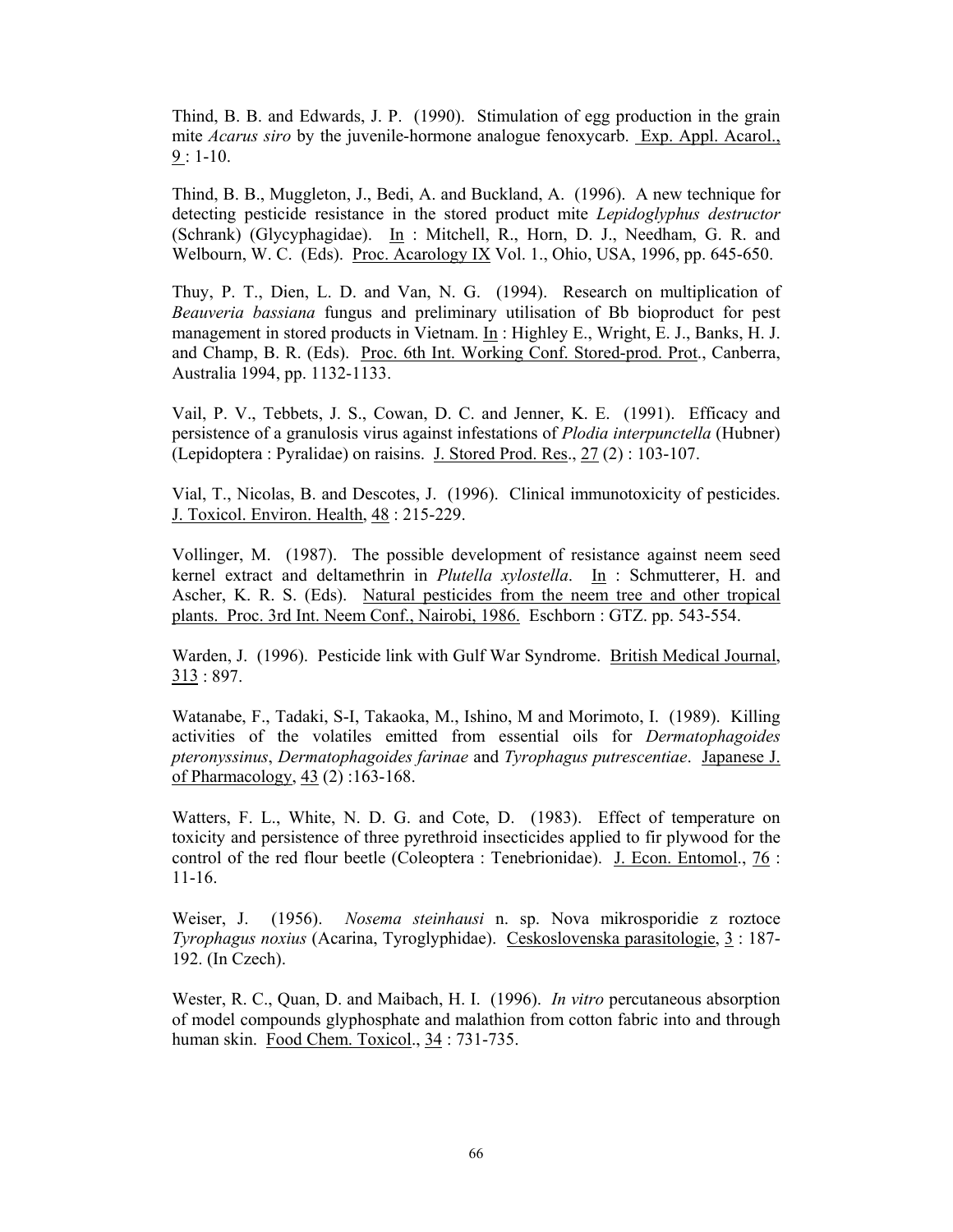Thind, B. B. and Edwards, J. P. (1990). Stimulation of egg production in the grain mite *Acarus siro* by the juvenile-hormone analogue fenoxycarb. Exp. Appl. Acarol., 9 : 1-10.

Thind, B. B., Muggleton, J., Bedi, A. and Buckland, A. (1996). A new technique for detecting pesticide resistance in the stored product mite *Lepidoglyphus destructor* (Schrank) (Glycyphagidae). In : Mitchell, R., Horn, D. J., Needham, G. R. and Welbourn, W. C. (Eds). Proc. Acarology IX Vol. 1., Ohio, USA, 1996, pp. 645-650.

Thuy, P. T., Dien, L. D. and Van, N. G. (1994). Research on multiplication of *Beauveria bassiana* fungus and preliminary utilisation of Bb bioproduct for pest management in stored products in Vietnam. In : Highley E., Wright, E. J., Banks, H. J. and Champ, B. R. (Eds). Proc. 6th Int. Working Conf. Stored-prod. Prot., Canberra, Australia 1994, pp. 1132-1133.

Vail, P. V., Tebbets, J. S., Cowan, D. C. and Jenner, K. E. (1991). Efficacy and persistence of a granulosis virus against infestations of *Plodia interpunctella* (Hubner) (Lepidoptera : Pyralidae) on raisins. J. Stored Prod. Res., 27 (2) : 103-107.

Vial, T., Nicolas, B. and Descotes, J. (1996). Clinical immunotoxicity of pesticides. J. Toxicol. Environ. Health, 48 : 215-229.

Vollinger, M. (1987). The possible development of resistance against neem seed kernel extract and deltamethrin in *Plutella xylostella*. In : Schmutterer, H. and Ascher, K. R. S. (Eds). Natural pesticides from the neem tree and other tropical plants. Proc. 3rd Int. Neem Conf., Nairobi, 1986. Eschborn : GTZ. pp. 543-554.

Warden, J. (1996). Pesticide link with Gulf War Syndrome. British Medical Journal, 313 : 897.

Watanabe, F., Tadaki, S-I, Takaoka, M., Ishino, M and Morimoto, I. (1989). Killing activities of the volatiles emitted from essential oils for *Dermatophagoides pteronyssinus*, *Dermatophagoides farinae* and *Tyrophagus putrescentiae*. Japanese J. of Pharmacology, 43 (2) :163-168.

Watters, F. L., White, N. D. G. and Cote, D. (1983). Effect of temperature on toxicity and persistence of three pyrethroid insecticides applied to fir plywood for the control of the red flour beetle (Coleoptera : Tenebrionidae). J. Econ. Entomol., 76 : 11-16.

Weiser, J. (1956). *Nosema steinhausi* n. sp. Nova mikrosporidie z roztoce *Tyrophagus noxius* (Acarina, Tyroglyphidae). Ceskoslovenska parasitologie, 3 : 187-192. (In Czech).

Wester, R. C., Quan, D. and Maibach, H. I. (1996). *In vitro* percutaneous absorption of model compounds glyphosphate and malathion from cotton fabric into and through human skin. Food Chem. Toxicol., 34 : 731-735.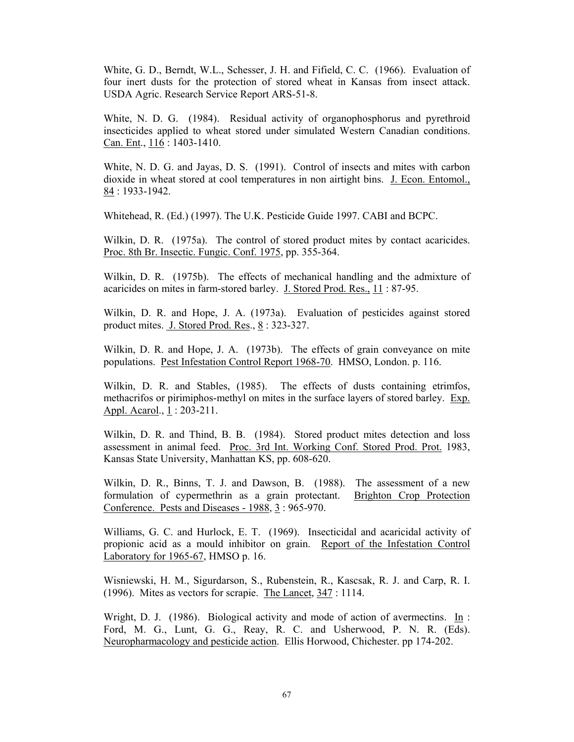White, G. D., Berndt, W.L., Schesser, J. H. and Fifield, C. C. (1966). Evaluation of four inert dusts for the protection of stored wheat in Kansas from insect attack. USDA Agric. Research Service Report ARS-51-8.

White, N. D. G. (1984). Residual activity of organophosphorus and pyrethroid insecticides applied to wheat stored under simulated Western Canadian conditions. Can. Ent., 116 : 1403-1410.

White, N. D. G. and Jayas, D. S. (1991). Control of insects and mites with carbon dioxide in wheat stored at cool temperatures in non airtight bins. J. Econ. Entomol., 84 : 1933-1942.

Whitehead, R. (Ed.) (1997). The U.K. Pesticide Guide 1997. CABI and BCPC.

Wilkin, D. R. (1975a). The control of stored product mites by contact acaricides. Proc. 8th Br. Insectic. Fungic. Conf. 1975, pp. 355-364.

Wilkin, D. R. (1975b). The effects of mechanical handling and the admixture of acaricides on mites in farm-stored barley. J. Stored Prod. Res., 11 : 87-95.

Wilkin, D. R. and Hope, J. A. (1973a). Evaluation of pesticides against stored product mites. J. Stored Prod. Res., 8 : 323-327.

Wilkin, D. R. and Hope, J. A. (1973b). The effects of grain conveyance on mite populations. Pest Infestation Control Report 1968-70. HMSO, London. p. 116.

Wilkin, D. R. and Stables, (1985). The effects of dusts containing etrimfos, methacrifos or pirimiphos-methyl on mites in the surface layers of stored barley. Exp. Appl. Acarol., 1 : 203-211.

Wilkin, D. R. and Thind, B. B. (1984). Stored product mites detection and loss assessment in animal feed. Proc. 3rd Int. Working Conf. Stored Prod. Prot. 1983, Kansas State University, Manhattan KS, pp. 608-620.

Wilkin, D. R., Binns, T. J. and Dawson, B. (1988). The assessment of a new formulation of cypermethrin as a grain protectant. Brighton Crop Protection Conference. Pests and Diseases - 1988, 3 : 965-970.

Williams, G. C. and Hurlock, E. T. (1969). Insecticidal and acaricidal activity of propionic acid as a mould inhibitor on grain. Report of the Infestation Control Laboratory for 1965-67, HMSO p. 16.

Wisniewski, H. M., Sigurdarson, S., Rubenstein, R., Kascsak, R. J. and Carp, R. I. (1996). Mites as vectors for scrapie. The Lancet, 347 : 1114.

Wright, D. J. (1986). Biological activity and mode of action of avermectins. In : Ford, M. G., Lunt, G. G., Reay, R. C. and Usherwood, P. N. R. (Eds). Neuropharmacology and pesticide action. Ellis Horwood, Chichester. pp 174-202.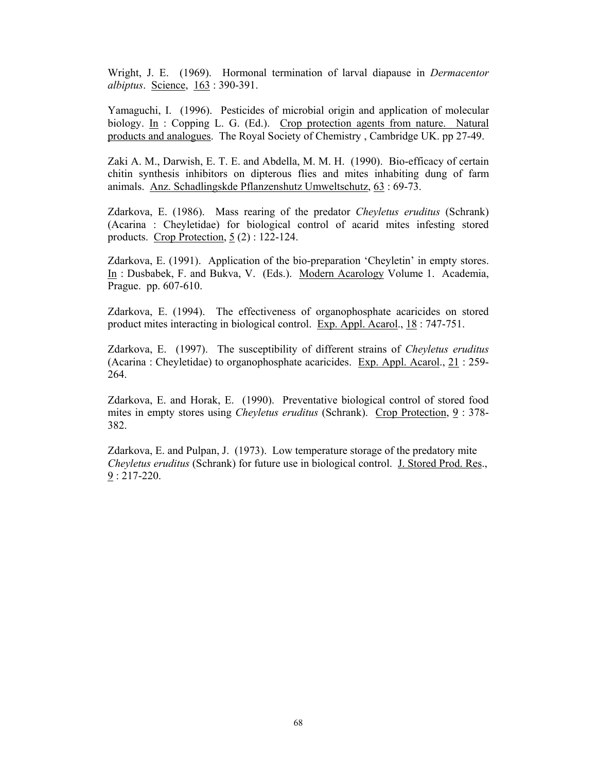Wright, J. E. (1969). Hormonal termination of larval diapause in *Dermacentor albiptus*. Science, 163 : 390-391.

Yamaguchi, I. (1996). Pesticides of microbial origin and application of molecular biology. In : Copping L. G. (Ed.). Crop protection agents from nature. Natural products and analogues. The Royal Society of Chemistry , Cambridge UK. pp 27-49.

Zaki A. M., Darwish, E. T. E. and Abdella, M. M. H. (1990). Bio-efficacy of certain chitin synthesis inhibitors on dipterous flies and mites inhabiting dung of farm animals. Anz. Schadlingskde Pflanzenshutz Umweltschutz, 63 : 69-73.

Zdarkova, E. (1986). Mass rearing of the predator *Cheyletus eruditus* (Schrank) (Acarina : Cheyletidae) for biological control of acarid mites infesting stored products. Crop Protection, 5 (2) : 122-124.

Zdarkova, E. (1991). Application of the bio-preparation 'Cheyletin' in empty stores. In : Dusbabek, F. and Bukva, V. (Eds.). Modern Acarology Volume 1. Academia, Prague. pp. 607-610.

Zdarkova, E. (1994). The effectiveness of organophosphate acaricides on stored product mites interacting in biological control. Exp. Appl. Acarol., 18 : 747-751.

Zdarkova, E. (1997). The susceptibility of different strains of *Cheyletus eruditus* (Acarina : Cheyletidae) to organophosphate acaricides. Exp. Appl. Acarol., 21 : 259-264.

Zdarkova, E. and Horak, E. (1990). Preventative biological control of stored food mites in empty stores using *Cheyletus eruditus* (Schrank). Crop Protection, 9 : 378-382.

Zdarkova, E. and Pulpan, J. (1973). Low temperature storage of the predatory mite *Cheyletus eruditus* (Schrank) for future use in biological control. J. Stored Prod. Res., 9 : 217-220.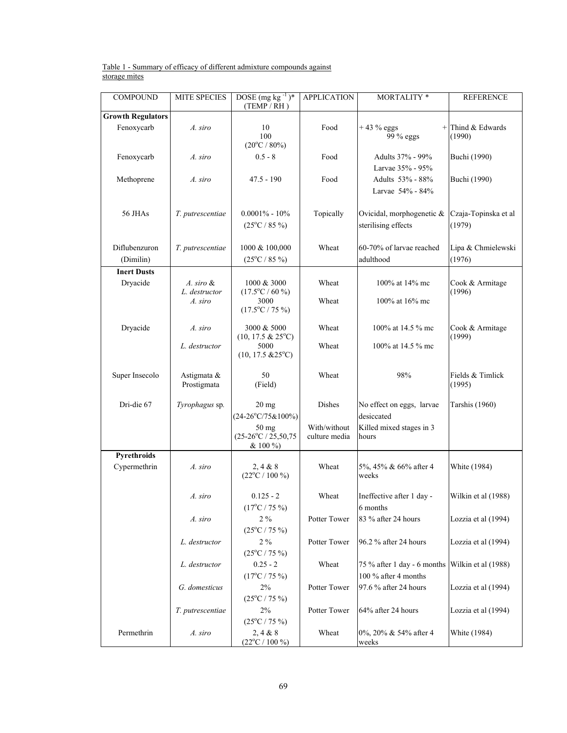Table 1 - Summary of efficacy of different admixture compounds against storage mites

| COMPOUND | MITE SPECIES | DOSE (mg $kg^{-1}$)* (TEMP / RH) | APPLICATION | MORTALITY * | REFERENCE |
|---|---|---|---|---|---|
| **Growth Regulators** | | | | | |
| Fenoxycarb | *A. siro* | 10<br>100<br>(20°C / 80%) | Food | + 43 % eggs<br>99 % eggs | + Thind & Edwards (1990) |
| Fenoxycarb | *A. siro* | 0.5 - 8 | Food | Adults 37% - 99%<br>Larvae 35% - 95% | Buchi (1990) |
| Methoprene | *A. siro* | 47.5 - 190 | Food | Adults 53% - 88%<br>Larvae 54% - 84% | Buchi (1990) |
| 56 JHAs | *T. putrescentiae* | 0.0001% - 10%<br>(25°C / 85 %) | Topically | Ovicidal, morphogenetic & sterilising effects | Czaja-Topinska et al (1979) |
| Diflubenzuron (Dimilin) | *T. putrescentiae* | 1000 & 100,000<br>(25°C / 85 %) | Wheat | 60-70% of larvae reached adulthood | Lipa & Chmielewski (1976) |
| **Inert Dusts** | | | | | |
| Dryacide | *A. siro* & *L. destructor* | 1000 & 3000<br>(17.5°C / 60 %) | Wheat | 100% at 14% mc | Cook & Armitage (1996) |
| | *A. siro* | 3000<br>(17.5°C / 75 %) | Wheat | 100% at 16% mc | |
| Dryacide | *A. siro* | 3000 & 5000<br>(10, 17.5 & 25°C) | Wheat | 100% at 14.5 % mc | Cook & Armitage (1999) |
| | *L. destructor* | 5000<br>(10, 17.5 &25°C) | Wheat | 100% at 14.5 % mc | |
| Super Insecolo | Astigmata & Prostigmata | 50<br>(Field) | Wheat | 98% | Fields & Timlick (1995) |
| Dri-die 67 | *Tyrophagus* sp. | 20 mg<br>(24-26°C/75&100%) | Dishes | No effect on eggs, larvae desiccated | Tarshis (1960) |
| | | 50 mg<br>(25-26°C / 25,50,75 & 100 %) | With/without culture media | Killed mixed stages in 3 hours | |
| **Pyrethroids** | | | | | |
| Cypermethrin | *A. siro* | 2, 4 & 8<br>(22°C / 100 %) | Wheat | 5%, 45% & 66% after 4 weeks | White (1984) |
| | *A. siro* | 0.125 - 2<br>(17°C / 75 %) | Wheat | Ineffective after 1 day - 6 months | Wilkin et al (1988) |
| | *A. siro* | 2 %<br>(25°C / 75 %) | Potter Tower | 83 % after 24 hours | Lozzia et al (1994) |
| | *L. destructor* | 2 %<br>(25°C / 75 %) | Potter Tower | 96.2 % after 24 hours | Lozzia et al (1994) |
| | *L. destructor* | 0.25 - 2<br>(17°C / 75 %) | Wheat | 75 % after 1 day - 6 months<br>100 % after 4 months | Wilkin et al (1988) |
| | *G. domesticus* | 2%<br>(25°C / 75 %) | Potter Tower | 97.6 % after 24 hours | Lozzia et al (1994) |
| | *T. putrescentiae* | 2%<br>(25°C / 75 %) | Potter Tower | 64% after 24 hours | Lozzia et al (1994) |
| Permethrin | *A. siro* | 2, 4 & 8<br>(22°C / 100 %) | Wheat | 0%, 20% & 54% after 4 weeks | White (1984) |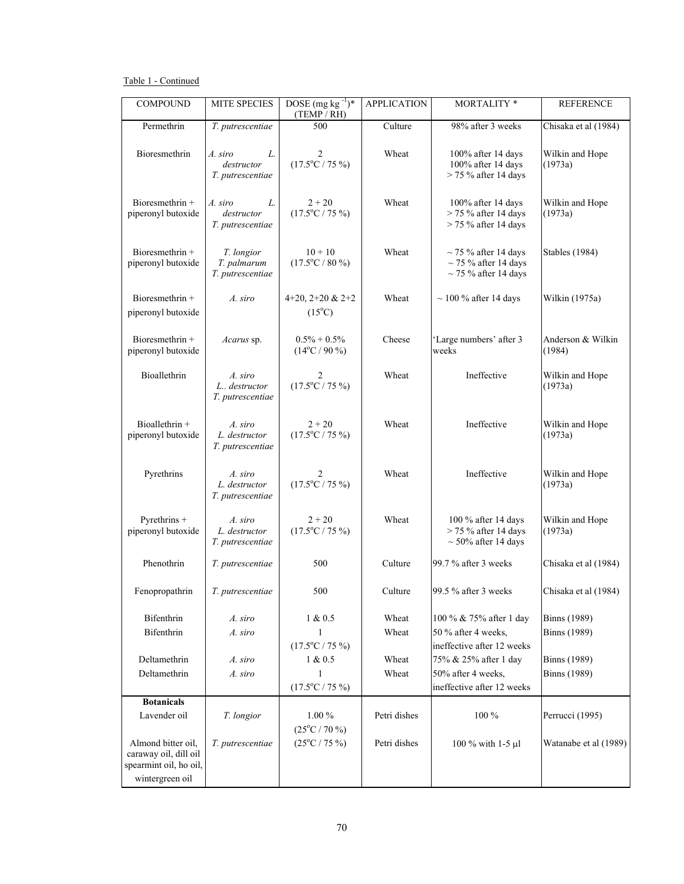Table 1 - Continued

| COMPOUND | MITE SPECIES | DOSE (mg kg $^{-1}$)* (TEMP / RH) | APPLICATION | MORTALITY * | REFERENCE |
|---|---|---|---|---|---|
| Permethrin | *T. putrescentiae* | 500 | Culture | 98% after 3 weeks | Chisaka et al (1984) |
| Bioresmethrin | *A. siro* *L. destructor* *T. putrescentiae* | 2 (17.5°C / 75 %) | Wheat | 100% after 14 days 100% after 14 days > 75 % after 14 days | Wilkin and Hope (1973a) |
| Bioresmethrin + piperonyl butoxide | *A. siro* *L. destructor* *T. putrescentiae* | 2 + 20 (17.5°C / 75 %) | Wheat | 100% after 14 days > 75 % after 14 days > 75 % after 14 days | Wilkin and Hope (1973a) |
| Bioresmethrin + piperonyl butoxide | *T. longior* *T. palmarum* *T. putrescentiae* | 10 + 10 (17.5°C / 80 %) | Wheat | ~ 75 % after 14 days ~ 75 % after 14 days ~ 75 % after 14 days | Stables (1984) |
| Bioresmethrin + piperonyl butoxide | *A. siro* | 4+20, 2+20 & 2+2 (15°C) | Wheat | ~ 100 % after 14 days | Wilkin (1975a) |
| Bioresmethrin + piperonyl butoxide | *Acarus* sp. | 0.5% + 0.5% (14°C / 90 %) | Cheese | 'Large numbers' after 3 weeks | Anderson & Wilkin (1984) |
| Bioallethrin | *A. siro* *L.. destructor* *T. putrescentiae* | 2 (17.5°C / 75 %) | Wheat | Ineffective | Wilkin and Hope (1973a) |
| Bioallethrin + piperonyl butoxide | *A. siro* *L. destructor* *T. putrescentiae* | 2 + 20 (17.5°C / 75 %) | Wheat | Ineffective | Wilkin and Hope (1973a) |
| Pyrethrins | *A. siro* *L. destructor* *T. putrescentiae* | 2 (17.5°C / 75 %) | Wheat | Ineffective | Wilkin and Hope (1973a) |
| Pyrethrins + piperonyl butoxide | *A. siro* *L. destructor* *T. putrescentiae* | 2 + 20 (17.5°C / 75 %) | Wheat | 100 % after 14 days > 75 % after 14 days ~ 50% after 14 days | Wilkin and Hope (1973a) |
| Phenothrin | *T. putrescentiae* | 500 | Culture | 99.7 % after 3 weeks | Chisaka et al (1984) |
| Fenopropathrin | *T. putrescentiae* | 500 | Culture | 99.5 % after 3 weeks | Chisaka et al (1984) |
| Bifenthrin | *A. siro* | 1 & 0.5 | Wheat | 100 % & 75% after 1 day | Binns (1989) |
| Bifenthrin | *A. siro* | 1 (17.5°C / 75 %) | Wheat | 50 % after 4 weeks, ineffective after 12 weeks | Binns (1989) |
| Deltamethrin | *A. siro* | 1 & 0.5 | Wheat | 75% & 25% after 1 day | Binns (1989) |
| Deltamethrin | *A. siro* | 1 (17.5°C / 75 %) | Wheat | 50% after 4 weeks, ineffective after 12 weeks | Binns (1989) |
| **Botanicals** | | | | | |
| Lavender oil | *T. longior* | 1.00 % (25°C / 70 %) | Petri dishes | 100 % | Perrucci (1995) |
| Almond bitter oil, caraway oil, dill oil spearmint oil, ho oil, wintergreen oil | *T. putrescentiae* | (25°C / 75 %) | Petri dishes | 100 % with 1-5 μl | Watanabe et al (1989) |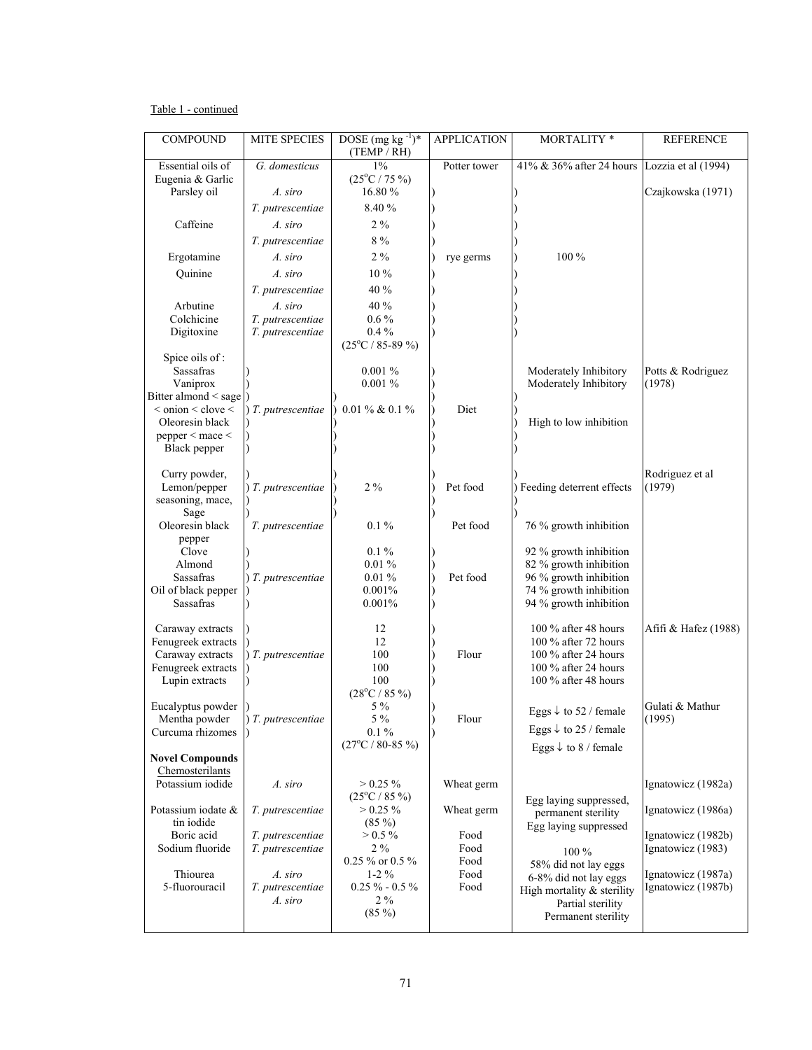Table 1 - continued

| COMPOUND | MITE SPECIES | DOSE (mg kg$^{-1}$)* (TEMP / RH) | APPLICATION | MORTALITY * | REFERENCE |
|---|---|---|---|---|---|
| Essential oils of Eugenia & Garlic | *G. domesticus* | 1% (25°C / 75 %) | Potter tower | 41% & 36% after 24 hours | Lozzia et al (1994) |
| Parsley oil | *A. siro* | 16.80 % | rye germs | 100 % | Czajkowska (1971) |
| | *T. putrescentiae* | 8.40 % | | | |
| Caffeine | *A. siro* | 2 % | | | |
| | *T. putrescentiae* | 8 % | | | |
| Ergotamine | *A. siro* | 2 % | | | |
| Quinine | *A. siro* | 10 % | | | |
| | *T. putrescentiae* | 40 % | | | |
| Arbutine | *A. siro* | 40 % | | | |
| Colchicine | *T. putrescentiae* | 0.6 % | | | |
| Digitoxine | *T. putrescentiae* | 0.4 % (25°C / 85-89 %) | | | |
| Spice oils of : | | | | | |
| Sassafras | *T. putrescentiae* | 0.001 % | Diet | Moderately Inhibitory | Potts & Rodriguez (1978) |
| Vaniprox | | 0.001 % | | Moderately Inhibitory | |
| Bitter almond < sage < onion < clove < Oleoresin black pepper < mace < Black pepper | | 0.01 % & 0.1 % | | High to low inhibition | |
| Curry powder, Lemon/pepper seasoning, mace, Sage | *T. putrescentiae* | 2 % | Pet food | Feeding deterrent effects | Rodriguez et al (1979) |
| Oleoresin black pepper | *T. putrescentiae* | 0.1 % | Pet food | 76 % growth inhibition | |
| Clove | *T. putrescentiae* | 0.1 % | Pet food | 92 % growth inhibition | |
| Almond | | 0.01 % | | 82 % growth inhibition | |
| Sassafras | | 0.01 % | | 96 % growth inhibition | |
| Oil of black pepper | | 0.001% | | 74 % growth inhibition | |
| Sassafras | | 0.001% | | 94 % growth inhibition | |
| Caraway extracts | *T. putrescentiae* | 12 | Flour | 100 % after 48 hours | Afifi & Hafez (1988) |
| Fenugreek extracts | | 12 | | 100 % after 72 hours | |
| Caraway extracts | | 100 | | 100 % after 24 hours | |
| Fenugreek extracts | | 100 | | 100 % after 24 hours | |
| Lupin extracts | | 100 (28°C / 85 %) | | 100 % after 48 hours | |
| Eucalyptus powder | *T. putrescentiae* | 5 % | Flour | Eggs ↓ to 52 / female | Gulati & Mathur (1995) |
| Mentha powder | | 5 % | | Eggs ↓ to 25 / female | |
| Curcuma rhizomes | | 0.1 % (27°C / 80-85 %) | | Eggs ↓ to 8 / female | |
| **Novel Compounds** | | | | | |
| Chemosterilants | | | | | |
| Potassium iodide | *A. siro* | > 0.25 % (25°C / 85 %) | Wheat germ | Egg laying suppressed, permanent sterility | Ignatowicz (1982a) |
| Potassium iodate & tin iodide | *T. putrescentiae* | > 0.25 % (85 %) | Wheat germ | Egg laying suppressed | Ignatowicz (1986a) |
| Boric acid | *T. putrescentiae* | > 0.5 % | Food | | Ignatowicz (1982b) |
| Sodium fluoride | *T. putrescentiae* | 2 % | Food | 100 % | Ignatowicz (1983) |
| | | 0.25 % or 0.5 % | Food | 58% did not lay eggs | |
| Thiourea | *A. siro* | 1-2 % | Food | 6-8% did not lay eggs | Ignatowicz (1987a) |
| 5-fluorouracil | *T. putrescentiae* | 0.25 % - 0.5 % | Food | High mortality & sterility | Ignatowicz (1987b) |
| | *A. siro* | 2 % (85 %) | | Partial sterility Permanent sterility | |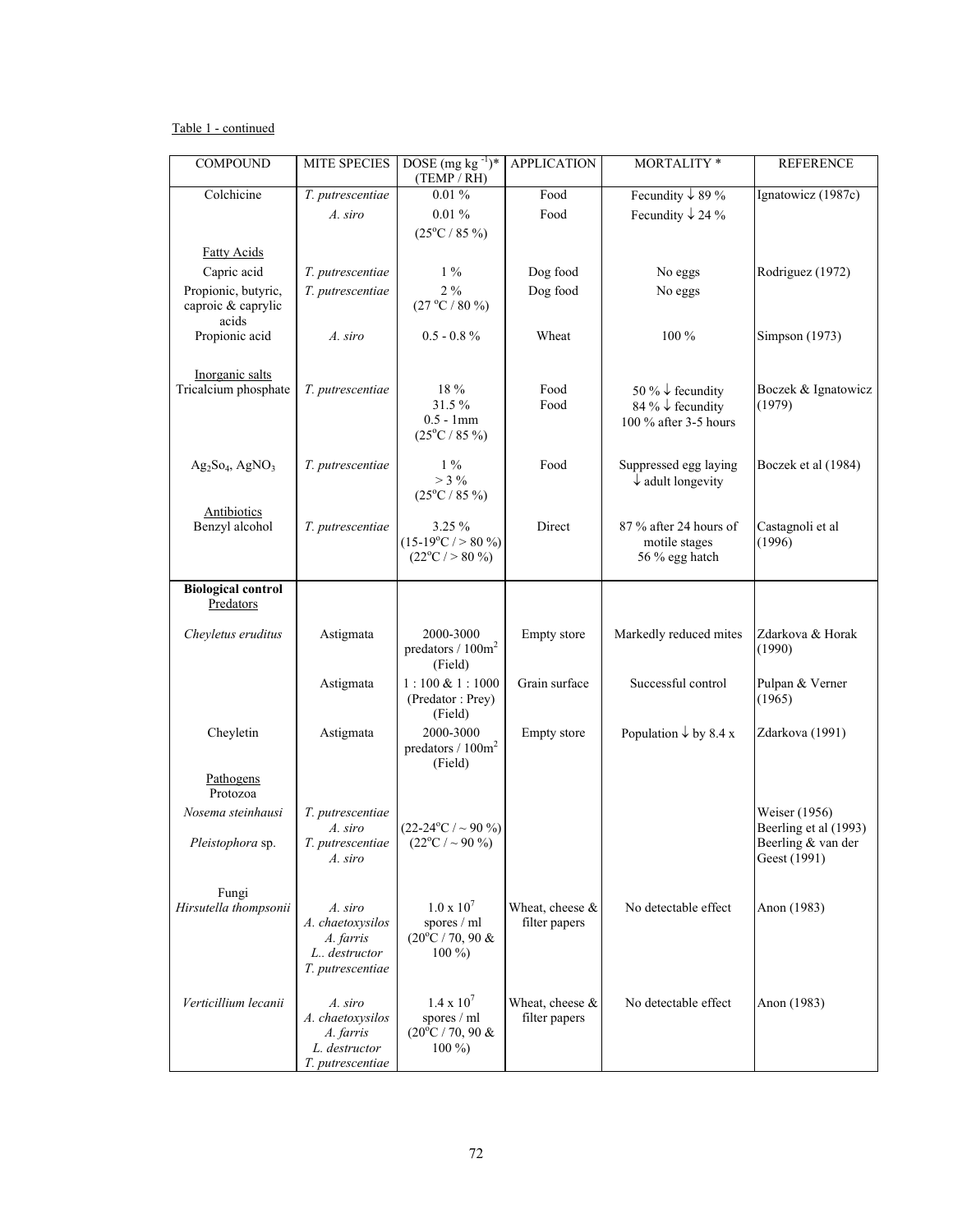Table 1 - continued

| COMPOUND | MITE SPECIES | DOSE (mg kg $^{-1}$)* (TEMP / RH) | APPLICATION | MORTALITY * | REFERENCE |
|---|---|---|---|---|---|
| Colchicine | *T. putrescentiae* | 0.01 % | Food | Fecundity ↓ 89 % | Ignatowicz (1987c) |
| | *A. siro* | 0.01 % (25°C / 85 %) | Food | Fecundity ↓ 24 % | |
| Fatty Acids | | | | | |
| Capric acid | *T. putrescentiae* | 1 % | Dog food | No eggs | Rodriguez (1972) |
| Propionic, butyric, caproic & caprylic acids | *T. putrescentiae* | 2 % (27 °C / 80 %) | Dog food | No eggs | |
| Propionic acid | *A. siro* | 0.5 - 0.8 % | Wheat | 100 % | Simpson (1973) |
| Inorganic salts | | | | | |
| Tricalcium phosphate | *T. putrescentiae* | 18 % 31.5 % 0.5 - 1mm (25°C / 85 %) | Food Food | 50 % ↓ fecundity 84 % ↓ fecundity 100 % after 3-5 hours | Boczek & Ignatowicz (1979) |
| $Ag_2So_4$, $AgNO_3$ | *T. putrescentiae* | 1 % > 3 % (25°C / 85 %) | Food | Suppressed egg laying ↓ adult longevity | Boczek et al (1984) |
| Antibiotics | | | | | |
| Benzyl alcohol | *T. putrescentiae* | 3.25 % (15-19°C / > 80 %) (22°C / > 80 %) | Direct | 87 % after 24 hours of motile stages 56 % egg hatch | Castagnoli et al (1996) |
| **Biological control** Predators | | | | | |
| *Cheyletus eruditus* | Astigmata | 2000-3000 predators / 100m$^2$ (Field) | Empty store | Markedly reduced mites | Zdarkova & Horak (1990) |
| | Astigmata | 1 : 100 & 1 : 1000 (Predator : Prey) (Field) | Grain surface | Successful control | Pulpan & Verner (1965) |
| Cheyletin | Astigmata | 2000-3000 predators / 100m$^2$ (Field) | Empty store | Population ↓ by 8.4 x | Zdarkova (1991) |
| Pathogens Protozoa | | | | | |
| *Nosema steinhausi* | *T. putrescentiae* *A. siro* | (22-24°C / ~ 90 %) | | | Weiser (1956) Beerling et al (1993) |
| *Pleistophora* sp. | *T. putrescentiae* *A. siro* | (22°C / ~ 90 %) | | | Beerling & van der Geest (1991) |
| Fungi | | | | | |
| *Hirsutella thompsonii* | *A. siro* *A. chaetoxysilos* *A. farris* *L.. destructor* *T. putrescentiae* | 1.0 x 10$^7$ spores / ml (20°C / 70, 90 & 100 %) | Wheat, cheese & filter papers | No detectable effect | Anon (1983) |
| *Verticillium lecanii* | *A. siro* *A. chaetoxysilos* *A. farris* *L. destructor* *T. putrescentiae* | 1.4 x 10$^7$ spores / ml (20°C / 70, 90 & 100 %) | Wheat, cheese & filter papers | No detectable effect | Anon (1983) |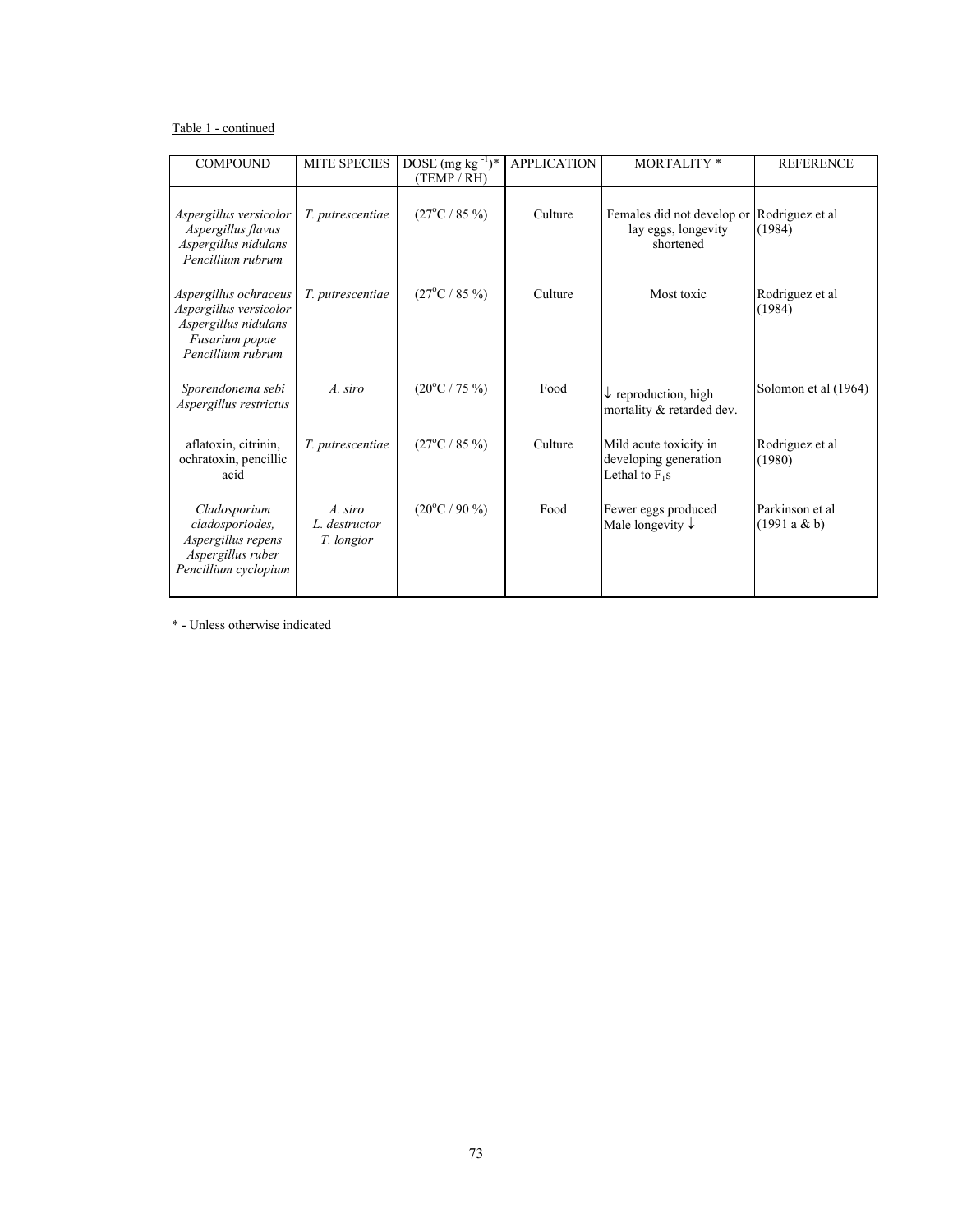Table 1 - continued

| COMPOUND | MITE SPECIES | DOSE (mg kg $^{-1}$)* (TEMP / RH) | APPLICATION | MORTALITY * | REFERENCE |
|---|---|---|---|---|---|
| *Aspergillus versicolor* *Aspergillus flavus* *Aspergillus nidulans* *Pencillium rubrum* | *T. putrescentiae* | (27°C / 85 %) | Culture | Females did not develop or lay eggs, longevity shortened | Rodriguez et al (1984) |
| *Aspergillus ochraceus* *Aspergillus versicolor* *Aspergillus nidulans* *Fusarium popae* *Pencillium rubrum* | *T. putrescentiae* | (27°C / 85 %) | Culture | Most toxic | Rodriguez et al (1984) |
| *Sporendonema sebi* *Aspergillus restrictus* | *A. siro* | (20°C / 75 %) | Food | ↓ reproduction, high mortality & retarded dev. | Solomon et al (1964) |
| aflatoxin, citrinin, ochratoxin, pencillic acid | *T. putrescentiae* | (27°C / 85 %) | Culture | Mild acute toxicity in developing generation Lethal to $F_1$s | Rodriguez et al (1980) |
| *Cladosporium cladosporiodes,* *Aspergillus repens* *Aspergillus ruber* *Pencillium cyclopium* | *A. siro* *L. destructor* *T. longior* | (20°C / 90 %) | Food | Fewer eggs produced Male longevity ↓ | Parkinson et al (1991 a & b) |

* - Unless otherwise indicated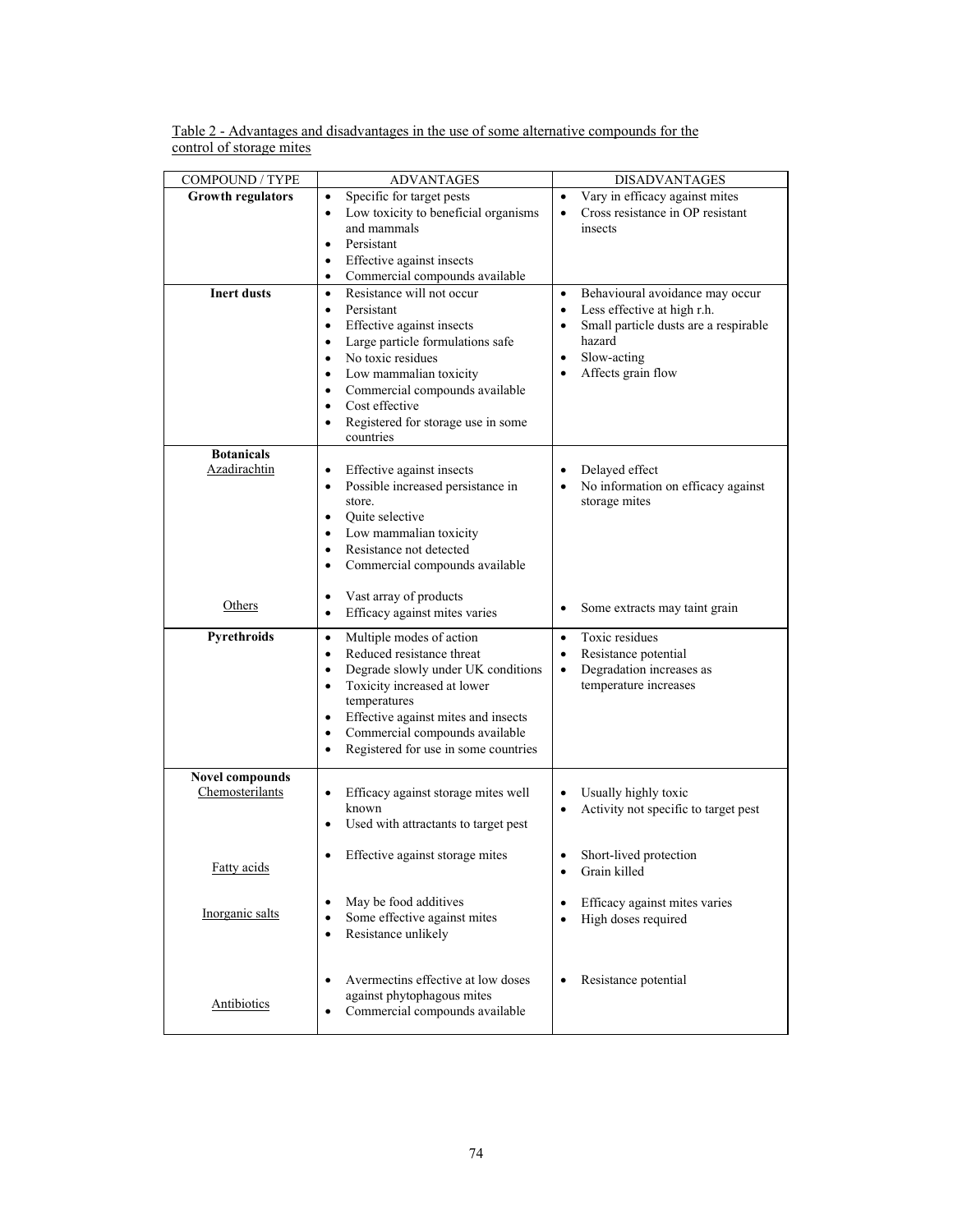Table 2 - Advantages and disadvantages in the use of some alternative compounds for the control of storage mites

| COMPOUND / TYPE | ADVANTAGES | DISADVANTAGES |
|---|---|---|
| **Growth regulators** | • Specific for target pests<br>• Low toxicity to beneficial organisms and mammals<br>• Persistant<br>• Effective against insects<br>• Commercial compounds available | • Vary in efficacy against mites<br>• Cross resistance in OP resistant insects |
| **Inert dusts** | • Resistance will not occur<br>• Persistant<br>• Effective against insects<br>• Large particle formulations safe<br>• No toxic residues<br>• Low mammalian toxicity<br>• Commercial compounds available<br>• Cost effective<br>• Registered for storage use in some countries | • Behavioural avoidance may occur<br>• Less effective at high r.h.<br>• Small particle dusts are a respirable hazard<br>• Slow-acting<br>• Affects grain flow |
| **Botanicals**<br>Azadirachtin | • Effective against insects<br>• Possible increased persistance in store.<br>• Quite selective<br>• Low mammalian toxicity<br>• Resistance not detected<br>• Commercial compounds available | • Delayed effect<br>• No information on efficacy against storage mites |
| Others | • Vast array of products<br>• Efficacy against mites varies | • Some extracts may taint grain |
| **Pyrethroids** | • Multiple modes of action<br>• Reduced resistance threat<br>• Degrade slowly under UK conditions<br>• Toxicity increased at lower temperatures<br>• Effective against mites and insects<br>• Commercial compounds available<br>• Registered for use in some countries | • Toxic residues<br>• Resistance potential<br>• Degradation increases as temperature increases |
| **Novel compounds**<br>Chemosterilants | • Efficacy against storage mites well known<br>• Used with attractants to target pest | • Usually highly toxic<br>• Activity not specific to target pest |
| Fatty acids | • Effective against storage mites | • Short-lived protection<br>• Grain killed |
| Inorganic salts | • May be food additives<br>• Some effective against mites<br>• Resistance unlikely | • Efficacy against mites varies<br>• High doses required |
| Antibiotics | • Avermectins effective at low doses against phytophagous mites<br>• Commercial compounds available | • Resistance potential |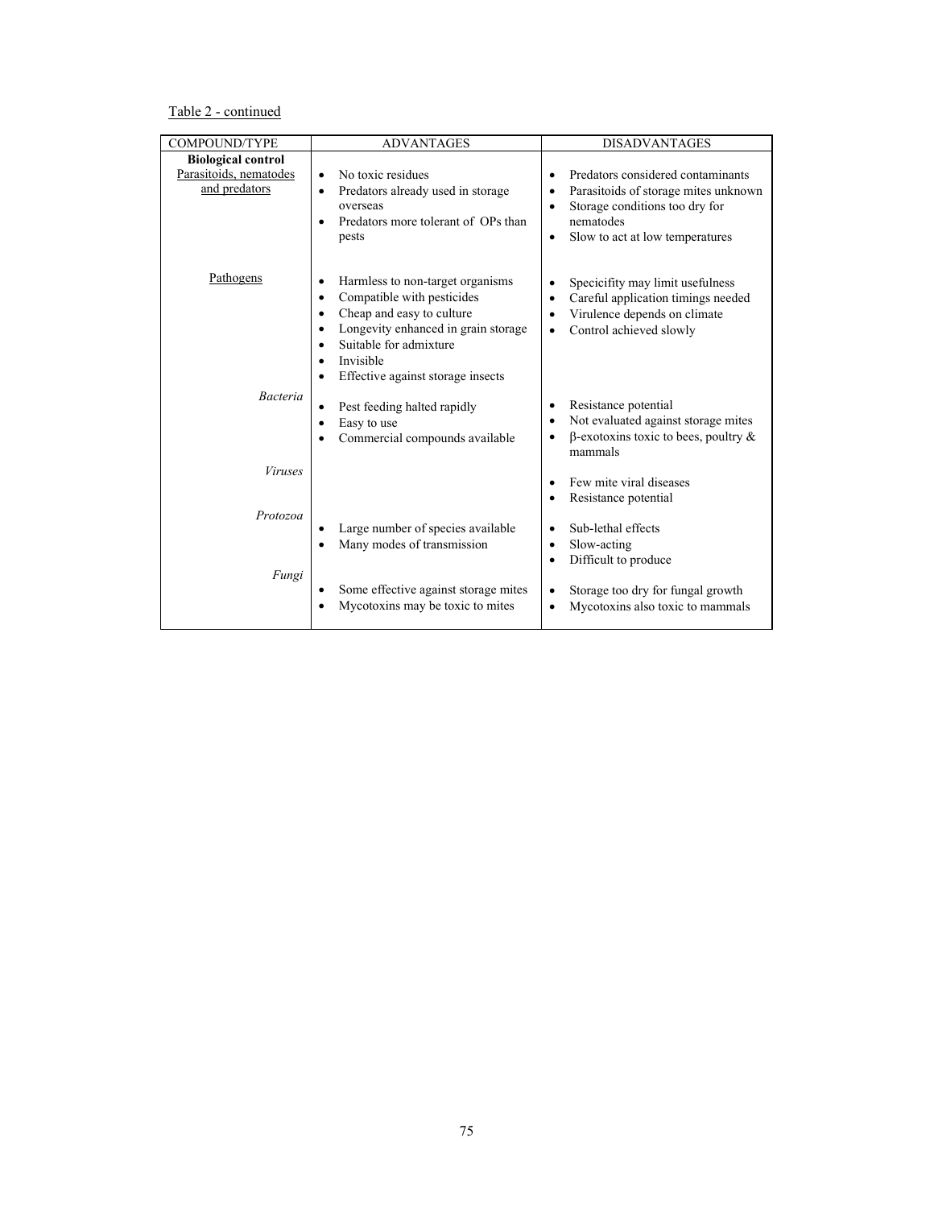Table 2 - continued

| COMPOUND/TYPE | ADVANTAGES | DISADVANTAGES |
|---|---|---|
| **Biological control** | | |
| Parasitoids, nematodes and predators | • No toxic residues<br>• Predators already used in storage overseas<br>• Predators more tolerant of OPs than pests | • Predators considered contaminants<br>• Parasitoids of storage mites unknown<br>• Storage conditions too dry for nematodes<br>• Slow to act at low temperatures |
| Pathogens | • Harmless to non-target organisms<br>• Compatible with pesticides<br>• Cheap and easy to culture<br>• Longevity enhanced in grain storage<br>• Suitable for admixture<br>• Invisible<br>• Effective against storage insects | • Specicifity may limit usefulness<br>• Careful application timings needed<br>• Virulence depends on climate<br>• Control achieved slowly |
| *Bacteria* | • Pest feeding halted rapidly<br>• Easy to use<br>• Commercial compounds available | • Resistance potential<br>• Not evaluated against storage mites<br>• β-exotoxins toxic to bees, poultry & mammals |
| *Viruses* | | • Few mite viral diseases<br>• Resistance potential |
| *Protozoa* | • Large number of species available<br>• Many modes of transmission | • Sub-lethal effects<br>• Slow-acting<br>• Difficult to produce |
| *Fungi* | • Some effective against storage mites<br>• Mycotoxins may be toxic to mites | • Storage too dry for fungal growth<br>• Mycotoxins also toxic to mammals |